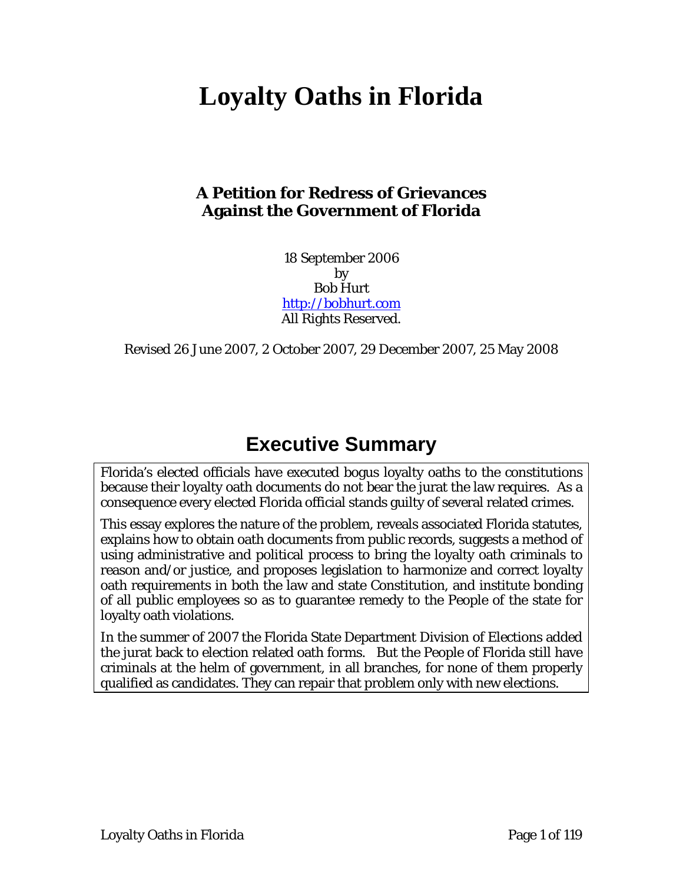# Loyalty Oaths in Florida

### A Petition for Redress of Grievances Against the Government of Florida

18 September 2006
by
Bob Hurt
[http://bobhurt.com](http://bobhurt.com)
All Rights Reserved.

Revised 26 June 2007, 2 October 2007, 29 December 2007, 25 May 2008

## Executive Summary

Florida's elected officials have executed bogus loyalty oaths to the constitutions because their loyalty oath documents do not bear the jurat the law requires. As a consequence every elected Florida official stands guilty of several related crimes.

This essay explores the nature of the problem, reveals associated Florida statutes, explains how to obtain oath documents from public records, suggests a method of using administrative and political process to bring the loyalty oath criminals to reason and/or justice, and proposes legislation to harmonize and correct loyalty oath requirements in both the law and state Constitution, and institute bonding of all public employees so as to guarantee remedy to the People of the state for loyalty oath violations.

In the summer of 2007 the Florida State Department Division of Elections added the jurat back to election related oath forms. But the People of Florida still have criminals at the helm of government, in all branches, for none of them properly qualified as candidates. They can repair that problem only with new elections.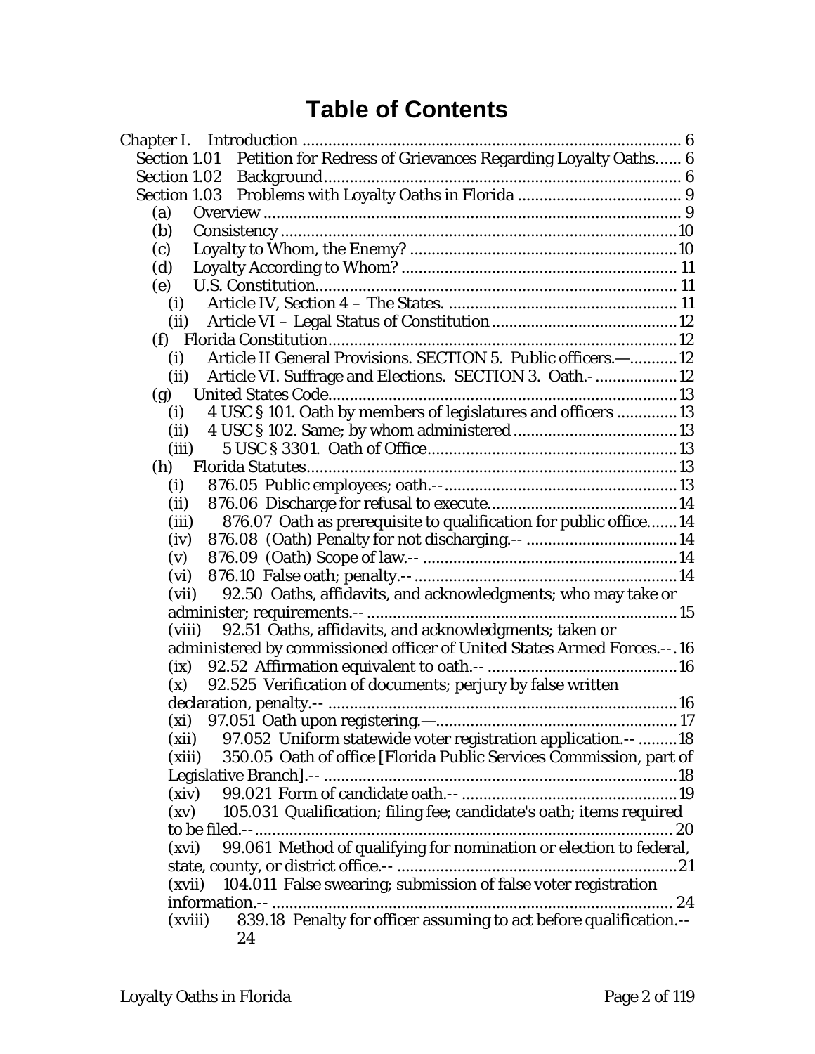# Table of Contents

- Chapter I. Introduction ........ 6
  - Section 1.01 Petition for Redress of Grievances Regarding Loyalty Oaths...... 6
  - Section 1.02 Background........ 6
  - Section 1.03 Problems with Loyalty Oaths in Florida ........ 9
    - (a) Overview ........ 9
    - (b) Consistency ........ 10
    - (c) Loyalty to Whom, the Enemy? ........ 10
    - (d) Loyalty According to Whom? ........ 11
    - (e) U.S. Constitution........ 11
      - (i) Article IV, Section 4 – The States. ........ 11
      - (ii) Article VI – Legal Status of Constitution ........ 12
    - (f) Florida Constitution........ 12
      - (i) Article II General Provisions. SECTION 5. Public officers.—........ 12
      - (ii) Article VI. Suffrage and Elections. SECTION 3. Oath.- ........ 12
    - (g) United States Code........ 13
      - (i) 4 USC § 101. Oath by members of legislatures and officers ........ 13
      - (ii) 4 USC § 102. Same; by whom administered ........ 13
      - (iii) 5 USC § 3301. Oath of Office........ 13
    - (h) Florida Statutes........ 13
      - (i) 876.05 Public employees; oath.-- ........ 13
      - (ii) 876.06 Discharge for refusal to execute........ 14
      - (iii) 876.07 Oath as prerequisite to qualification for public office....... 14
      - (iv) 876.08 (Oath) Penalty for not discharging.-- ........ 14
      - (v) 876.09 (Oath) Scope of law.-- ........ 14
      - (vi) 876.10 False oath; penalty.-- ........ 14
      - (vii) 92.50 Oaths, affidavits, and acknowledgments; who may take or administer; requirements.-- ........ 15
      - (viii) 92.51 Oaths, affidavits, and acknowledgments; taken or administered by commissioned officer of United States Armed Forces.-- . 16
      - (ix) 92.52 Affirmation equivalent to oath.-- ........ 16
      - (x) 92.525 Verification of documents; perjury by false written declaration, penalty.-- ........ 16
      - (xi) 97.051 Oath upon registering.—........ 17
      - (xii) 97.052 Uniform statewide voter registration application.-- ........ 18
      - (xiii) 350.05 Oath of office [Florida Public Services Commission, part of Legislative Branch].-- ........ 18
      - (xiv) 99.021 Form of candidate oath.-- ........ 19
      - (xv) 105.031 Qualification; filing fee; candidate's oath; items required to be filed.-- ........ 20
      - (xvi) 99.061 Method of qualifying for nomination or election to federal, state, county, or district office.-- ........ 21
      - (xvii) 104.011 False swearing; submission of false voter registration information.-- ........ 24
      - (xviii) 839.18 Penalty for officer assuming to act before qualification.-- 24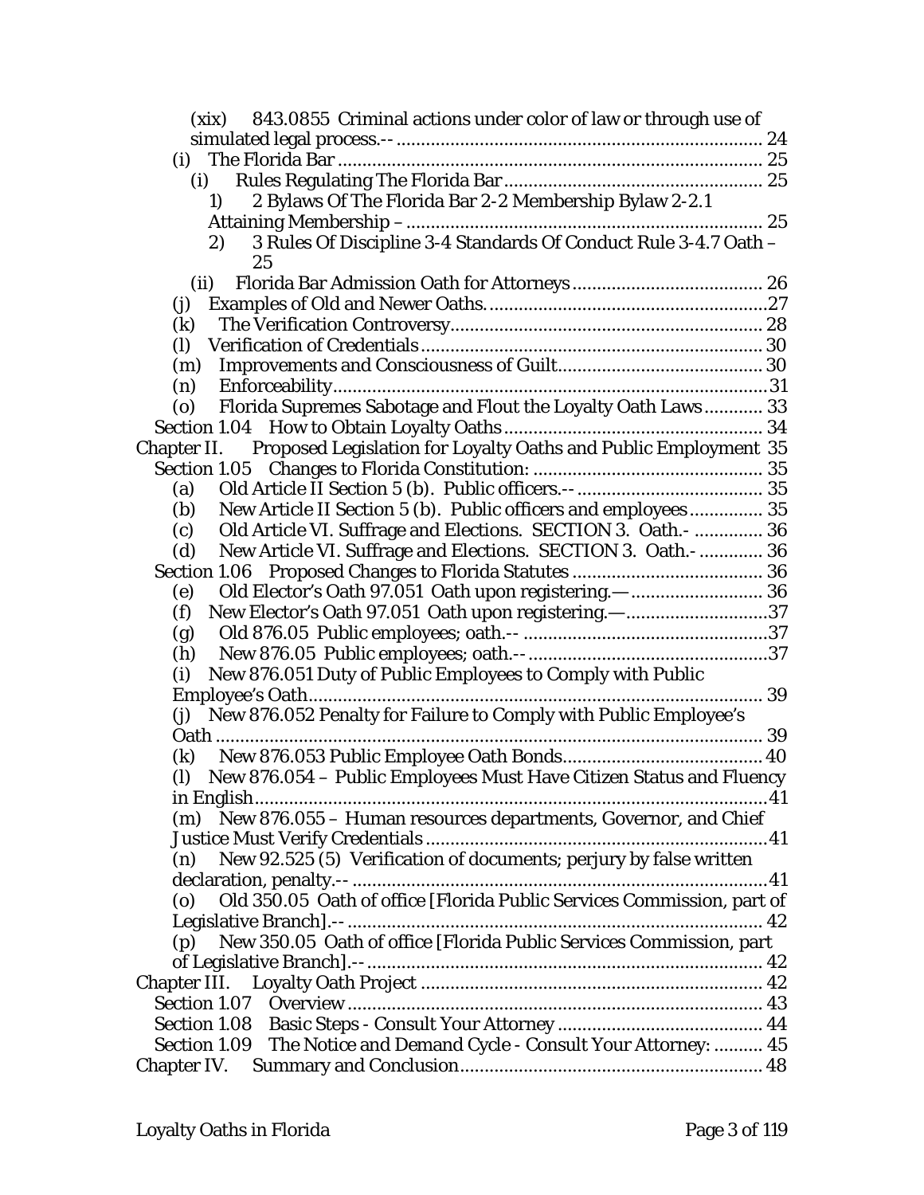(xix) 843.0855 Criminal actions under color of law or through use of simulated legal process.-- 24

(i) The Florida Bar 25

(i) Rules Regulating The Florida Bar 25

1) 2 Bylaws Of The Florida Bar 2-2 Membership Bylaw 2-2.1 Attaining Membership – 25

2) 3 Rules Of Discipline 3-4 Standards Of Conduct Rule 3-4.7 Oath – 25

(ii) Florida Bar Admission Oath for Attorneys 26

(j) Examples of Old and Newer Oaths. 27

(k) The Verification Controversy 28

(l) Verification of Credentials 30

(m) Improvements and Consciousness of Guilt 30

(n) Enforceability 31

(o) Florida Supremes Sabotage and Flout the Loyalty Oath Laws 33

Section 1.04 How to Obtain Loyalty Oaths 34

Chapter II. Proposed Legislation for Loyalty Oaths and Public Employment 35

Section 1.05 Changes to Florida Constitution: 35

(a) Old Article II Section 5 (b). Public officers.-- 35

(b) New Article II Section 5 (b). Public officers and employees 35

(c) Old Article VI. Suffrage and Elections. SECTION 3. Oath.- 36

(d) New Article VI. Suffrage and Elections. SECTION 3. Oath.- 36

Section 1.06 Proposed Changes to Florida Statutes 36

(e) Old Elector's Oath 97.051 Oath upon registering.— 36

(f) New Elector's Oath 97.051 Oath upon registering.— 37

(g) Old 876.05 Public employees; oath.-- 37

(h) New 876.05 Public employees; oath.-- 37

(i) New 876.051 Duty of Public Employees to Comply with Public Employee's Oath 39

(j) New 876.052 Penalty for Failure to Comply with Public Employee's Oath 39

(k) New 876.053 Public Employee Oath Bonds 40

(l) New 876.054 – Public Employees Must Have Citizen Status and Fluency in English 41

(m) New 876.055 – Human resources departments, Governor, and Chief Justice Must Verify Credentials 41

(n) New 92.525 (5) Verification of documents; perjury by false written declaration, penalty.-- 41

(o) Old 350.05 Oath of office [Florida Public Services Commission, part of Legislative Branch].-- 42

(p) New 350.05 Oath of office [Florida Public Services Commission, part of Legislative Branch].-- 42

Chapter III. Loyalty Oath Project 42

Section 1.07 Overview 43

Section 1.08 Basic Steps - Consult Your Attorney 44

Section 1.09 The Notice and Demand Cycle - Consult Your Attorney: 45

Chapter IV. Summary and Conclusion 48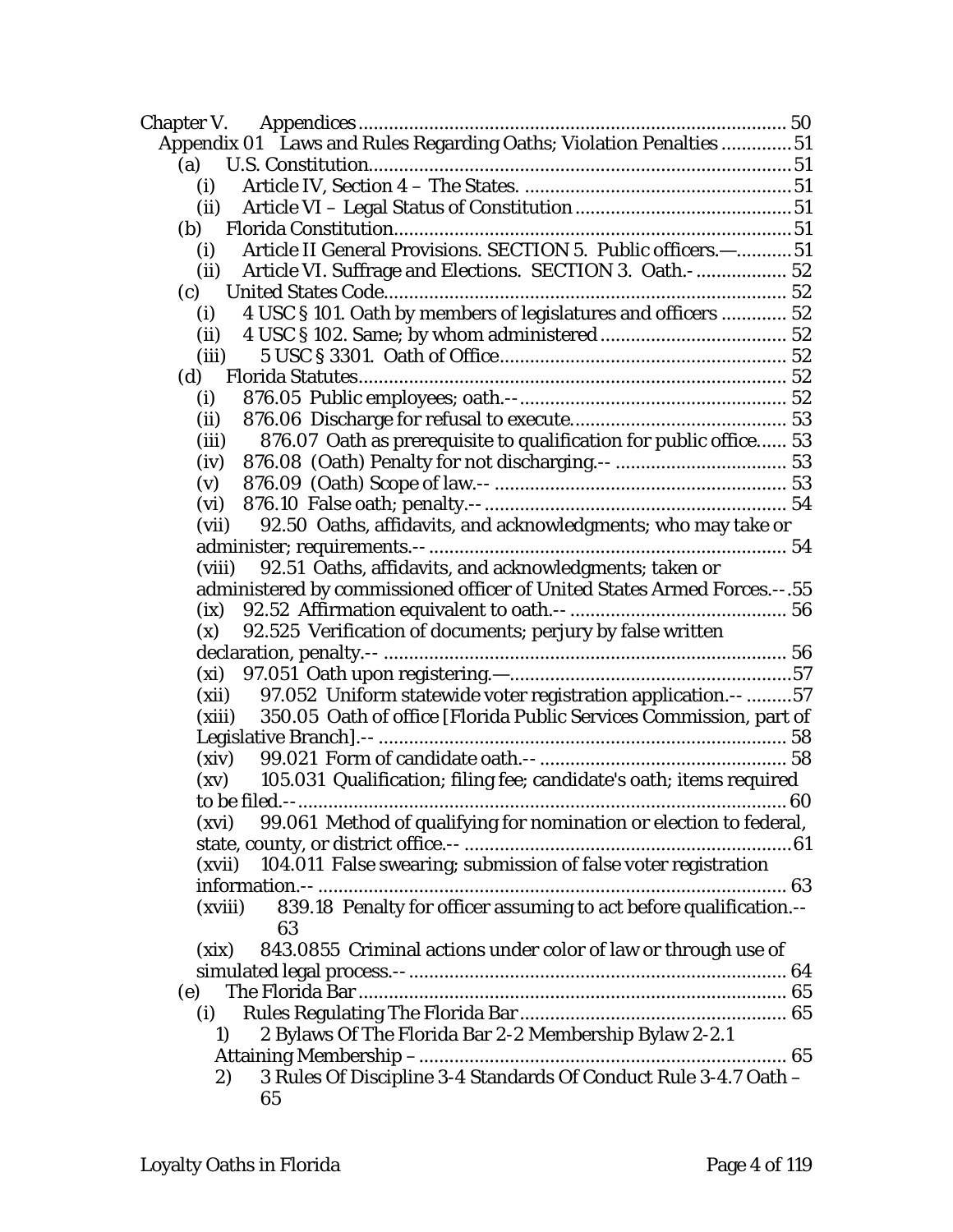- Chapter V. Appendices .......... 50
  - Appendix 01 Laws and Rules Regarding Oaths; Violation Penalties .......... 51
    - (a) U.S. Constitution .......... 51
      - (i) Article IV, Section 4 – The States. .......... 51
      - (ii) Article VI – Legal Status of Constitution .......... 51
    - (b) Florida Constitution .......... 51
      - (i) Article II General Provisions. SECTION 5. Public officers.— .......... 51
      - (ii) Article VI. Suffrage and Elections. SECTION 3. Oath.- .......... 52
    - (c) United States Code .......... 52
      - (i) 4 USC § 101. Oath by members of legislatures and officers .......... 52
      - (ii) 4 USC § 102. Same; by whom administered .......... 52
      - (iii) 5 USC § 3301. Oath of Office .......... 52
    - (d) Florida Statutes .......... 52
      - (i) 876.05 Public employees; oath.-- .......... 52
      - (ii) 876.06 Discharge for refusal to execute. .......... 53
      - (iii) 876.07 Oath as prerequisite to qualification for public office. .......... 53
      - (iv) 876.08 (Oath) Penalty for not discharging.-- .......... 53
      - (v) 876.09 (Oath) Scope of law.-- .......... 53
      - (vi) 876.10 False oath; penalty.-- .......... 54
      - (vii) 92.50 Oaths, affidavits, and acknowledgments; who may take or administer; requirements.-- .......... 54
      - (viii) 92.51 Oaths, affidavits, and acknowledgments; taken or administered by commissioned officer of United States Armed Forces.-- .......... 55
      - (ix) 92.52 Affirmation equivalent to oath.-- .......... 56
      - (x) 92.525 Verification of documents; perjury by false written declaration, penalty.-- .......... 56
      - (xi) 97.051 Oath upon registering.— .......... 57
      - (xii) 97.052 Uniform statewide voter registration application.-- .......... 57
      - (xiii) 350.05 Oath of office [Florida Public Services Commission, part of Legislative Branch].-- .......... 58
      - (xiv) 99.021 Form of candidate oath.-- .......... 58
      - (xv) 105.031 Qualification; filing fee; candidate's oath; items required to be filed.-- .......... 60
      - (xvi) 99.061 Method of qualifying for nomination or election to federal, state, county, or district office.-- .......... 61
      - (xvii) 104.011 False swearing; submission of false voter registration information.-- .......... 63
      - (xviii) 839.18 Penalty for officer assuming to act before qualification.-- 63
      - (xix) 843.0855 Criminal actions under color of law or through use of simulated legal process.-- .......... 64
    - (e) The Florida Bar .......... 65
      - (i) Rules Regulating The Florida Bar .......... 65
        1) 2 Bylaws Of The Florida Bar 2-2 Membership Bylaw 2-2.1 Attaining Membership – .......... 65
        2) 3 Rules Of Discipline 3-4 Standards Of Conduct Rule 3-4.7 Oath – 65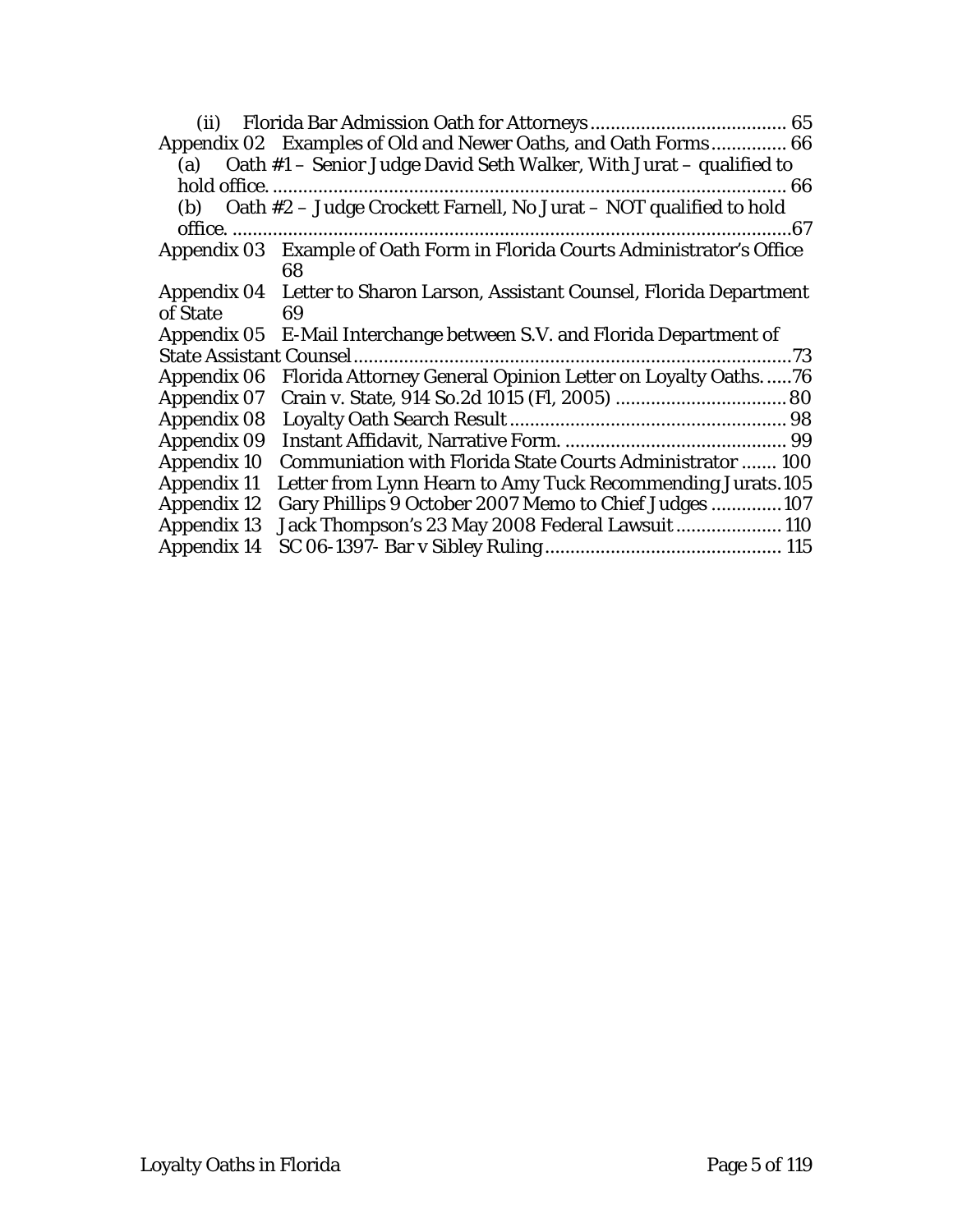(ii) Florida Bar Admission Oath for Attorneys ...................................... 65

Appendix 02 Examples of Old and Newer Oaths, and Oath Forms .............. 66

(a) Oath #1 – Senior Judge David Seth Walker, With Jurat – qualified to hold office. ...................................................................................................... 66

(b) Oath #2 – Judge Crockett Farnell, No Jurat – NOT qualified to hold office. ..............................................................................................................67

Appendix 03 Example of Oath Form in Florida Courts Administrator's Office 68

Appendix 04 Letter to Sharon Larson, Assistant Counsel, Florida Department of State 69

Appendix 05 E-Mail Interchange between S.V. and Florida Department of State Assistant Counsel .....................................................................................73

Appendix 06 Florida Attorney General Opinion Letter on Loyalty Oaths......76

Appendix 07 Crain v. State, 914 So.2d 1015 (Fl, 2005) .................................. 80

Appendix 08 Loyalty Oath Search Result ....................................................... 98

Appendix 09 Instant Affidavit, Narrative Form. ............................................ 99

Appendix 10 Communiation with Florida State Courts Administrator ....... 100

Appendix 11 Letter from Lynn Hearn to Amy Tuck Recommending Jurats.105

Appendix 12 Gary Phillips 9 October 2007 Memo to Chief Judges ..............107

Appendix 13 Jack Thompson's 23 May 2008 Federal Lawsuit ..................... 110

Appendix 14 SC 06-1397- Bar v Sibley Ruling .............................................. 115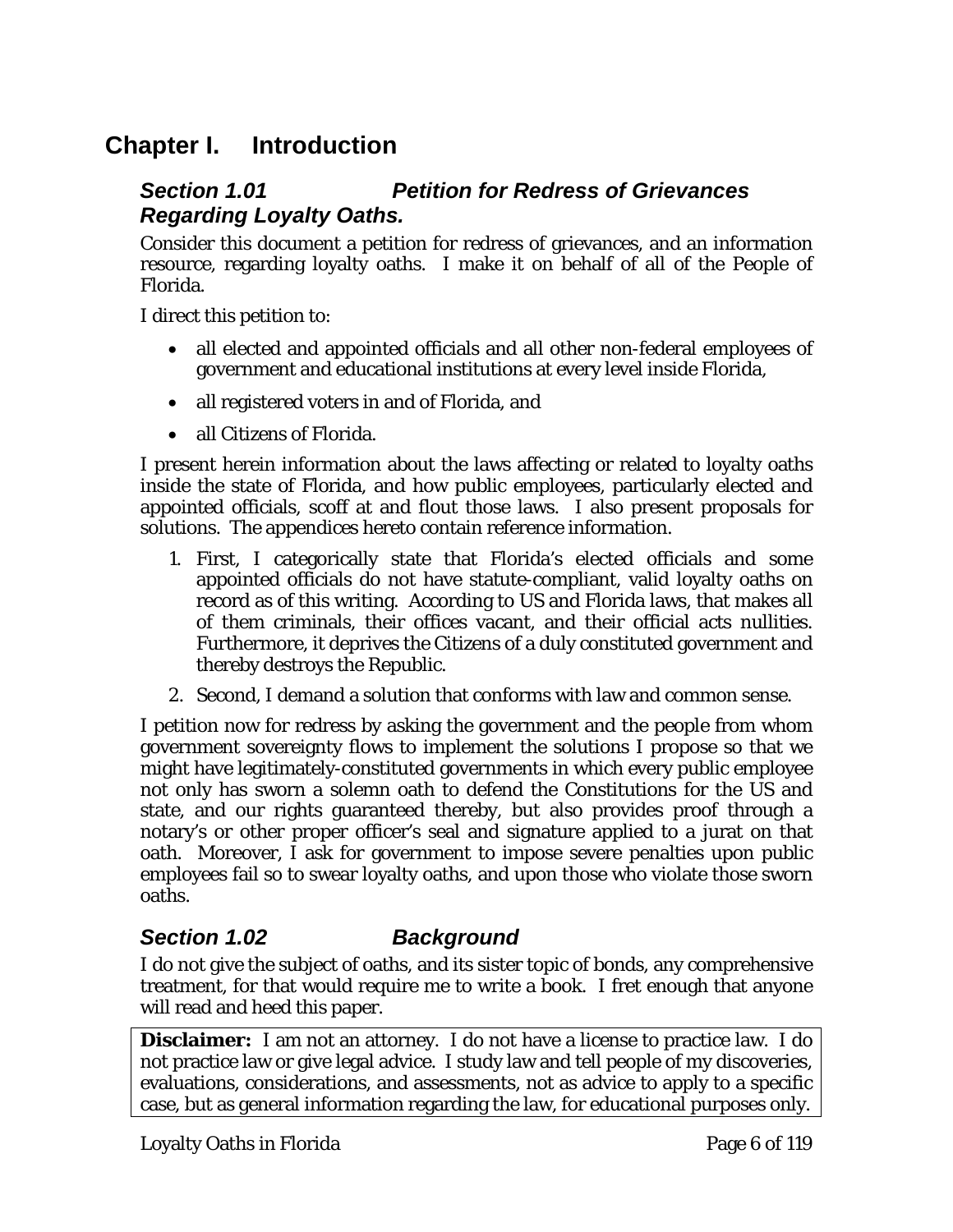# Chapter I. Introduction

## *Section 1.01 Petition for Redress of Grievances Regarding Loyalty Oaths.*

Consider this document a petition for redress of grievances, and an information resource, regarding loyalty oaths. I make it on behalf of all of the People of Florida.

I direct this petition to:

- all elected and appointed officials and all other non-federal employees of government and educational institutions at every level inside Florida,
- all registered voters in and of Florida, and
- all Citizens of Florida.

I present herein information about the laws affecting or related to loyalty oaths inside the state of Florida, and how public employees, particularly elected and appointed officials, scoff at and flout those laws. I also present proposals for solutions. The appendices hereto contain reference information.

1. First, I categorically state that Florida's elected officials and some appointed officials do not have statute-compliant, valid loyalty oaths on record as of this writing. According to US and Florida laws, that makes all of them criminals, their offices vacant, and their official acts nullities. Furthermore, it deprives the Citizens of a duly constituted government and thereby destroys the Republic.
2. Second, I demand a solution that conforms with law and common sense.

I petition now for redress by asking the government and the people from whom government sovereignty flows to implement the solutions I propose so that we might have legitimately-constituted governments in which every public employee not only has sworn a solemn oath to defend the Constitutions for the US and state, and our rights guaranteed thereby, but also provides proof through a notary's or other proper officer's seal and signature applied to a jurat on that oath. Moreover, I ask for government to impose severe penalties upon public employees fail so to swear loyalty oaths, and upon those who violate those sworn oaths.

## *Section 1.02 Background*

I do not give the subject of oaths, and its sister topic of bonds, any comprehensive treatment, for that would require me to write a book. I fret enough that anyone will read and heed this paper.

**Disclaimer:** I am not an attorney. I do not have a license to practice law. I do not practice law or give legal advice. I study law and tell people of my discoveries, evaluations, considerations, and assessments, not as advice to apply to a specific case, but as general information regarding the law, for educational purposes only.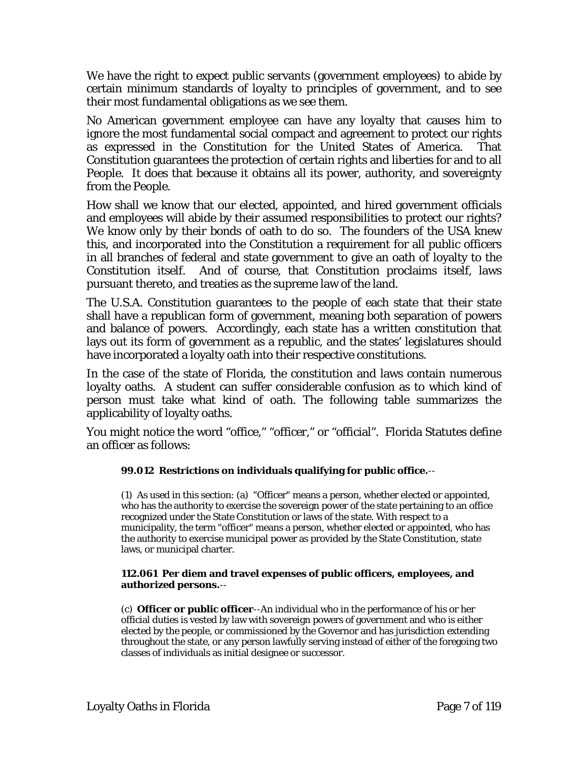We have the right to expect public servants (government employees) to abide by certain minimum standards of loyalty to principles of government, and to see their most fundamental obligations as we see them.

No American government employee can have any loyalty that causes him to ignore the most fundamental social compact and agreement to protect our rights as expressed in the Constitution for the United States of America. That Constitution guarantees the protection of certain rights and liberties for and to all People. It does that because it obtains all its power, authority, and sovereignty from the People.

How shall we know that our elected, appointed, and hired government officials and employees will abide by their assumed responsibilities to protect our rights? We know only by their bonds of oath to do so. The founders of the USA knew this, and incorporated into the Constitution a requirement for all public officers in all branches of federal and state government to give an oath of loyalty to the Constitution itself. And of course, that Constitution proclaims itself, laws pursuant thereto, and treaties as the supreme law of the land.

The U.S.A. Constitution guarantees to the people of each state that their state shall have a republican form of government, meaning both separation of powers and balance of powers. Accordingly, each state has a written constitution that lays out its form of government as a republic, and the states' legislatures should have incorporated a loyalty oath into their respective constitutions.

In the case of the state of Florida, the constitution and laws contain numerous loyalty oaths. A student can suffer considerable confusion as to which kind of person must take what kind of oath. The following table summarizes the applicability of loyalty oaths.

You might notice the word "office," "officer," or "official". Florida Statutes define an officer as follows:

> **99.012 Restrictions on individuals qualifying for public office.**--
>
> (1) As used in this section: (a) "Officer" means a person, whether elected or appointed, who has the authority to exercise the sovereign power of the state pertaining to an office recognized under the State Constitution or laws of the state. With respect to a municipality, the term "officer" means a person, whether elected or appointed, who has the authority to exercise municipal power as provided by the State Constitution, state laws, or municipal charter.
>
> **112.061 Per diem and travel expenses of public officers, employees, and authorized persons.**--
>
> (c) **Officer or public officer**--An individual who in the performance of his or her official duties is vested by law with sovereign powers of government and who is either elected by the people, or commissioned by the Governor and has jurisdiction extending throughout the state, or any person lawfully serving instead of either of the foregoing two classes of individuals as initial designee or successor.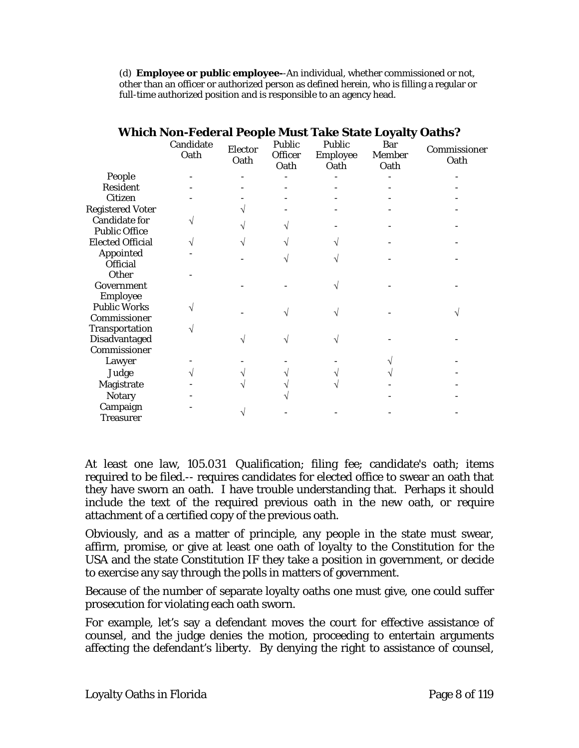(d) **Employee or public employee**--An individual, whether commissioned or not, other than an officer or authorized person as defined herein, who is filling a regular or full-time authorized position and is responsible to an agency head.

## Which Non-Federal People Must Take State Loyalty Oaths?

| | Candidate Oath | Elector Oath | Public Officer Oath | Public Employee Oath | Bar Member Oath | Commissioner Oath |
|---|---|---|---|---|---|---|
| People | - | - | - | - | - | - |
| Resident | - | - | - | - | - | - |
| Citizen | - | - | - | - | - | - |
| Registered Voter | | √ | - | - | - | - |
| Candidate for Public Office | √ | √ | √ | - | - | - |
| Elected Official | √ | √ | √ | √ | - | - |
| Appointed Official | - | - | √ | √ | - | - |
| Other Government Employee | - | - | - | √ | - | - |
| Public Works Commissioner | √ | - | √ | √ | - | √ |
| Transportation Disadvantaged Commissioner | √ | √ | √ | √ | - | - |
| Lawyer | - | - | - | - | √ | - |
| Judge | √ | √ | √ | √ | √ | - |
| Magistrate | - | √ | √ | √ | - | - |
| Notary | - | | √ | | - | - |
| Campaign Treasurer | - | √ | - | - | - | - |

At least one law, 105.031 Qualification; filing fee; candidate's oath; items required to be filed.-- requires candidates for elected office to swear an oath that they have sworn an oath. I have trouble understanding that. Perhaps it should include the text of the required previous oath in the new oath, or require attachment of a certified copy of the previous oath.

Obviously, and as a matter of principle, any people in the state must swear, affirm, promise, or give at least one oath of loyalty to the Constitution for the USA and the state Constitution IF they take a position in government, or decide to exercise any say through the polls in matters of government.

Because of the number of separate loyalty oaths one must give, one could suffer prosecution for violating each oath sworn.

For example, let's say a defendant moves the court for effective assistance of counsel, and the judge denies the motion, proceeding to entertain arguments affecting the defendant's liberty. By denying the right to assistance of counsel,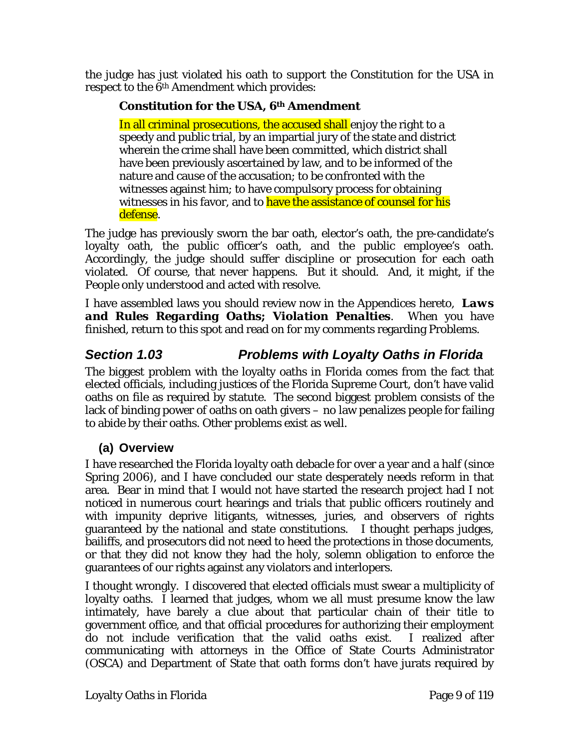the judge has just violated his oath to support the Constitution for the USA in respect to the 6th Amendment which provides:

> **Constitution for the USA, 6th Amendment**
>
> In all criminal prosecutions, the accused shall enjoy the right to a speedy and public trial, by an impartial jury of the state and district wherein the crime shall have been committed, which district shall have been previously ascertained by law, and to be informed of the nature and cause of the accusation; to be confronted with the witnesses against him; to have compulsory process for obtaining witnesses in his favor, and to have the assistance of counsel for his defense.

The judge has previously sworn the bar oath, elector's oath, the pre-candidate's loyalty oath, the public officer's oath, and the public employee's oath. Accordingly, the judge should suffer discipline or prosecution for each oath violated. Of course, that never happens. But it should. And, it might, if the People only understood and acted with resolve.

I have assembled laws you should review now in the Appendices hereto, ***Laws and Rules Regarding Oaths; Violation Penalties***. When you have finished, return to this spot and read on for my comments regarding Problems.

## *Section 1.03 Problems with Loyalty Oaths in Florida*

The biggest problem with the loyalty oaths in Florida comes from the fact that elected officials, including justices of the Florida Supreme Court, don't have valid oaths on file as required by statute. The second biggest problem consists of the lack of binding power of oaths on oath givers – no law penalizes people for failing to abide by their oaths. Other problems exist as well.

### (a) Overview

I have researched the Florida loyalty oath debacle for over a year and a half (since Spring 2006), and I have concluded our state desperately needs reform in that area. Bear in mind that I would not have started the research project had I not noticed in numerous court hearings and trials that public officers routinely and with impunity deprive litigants, witnesses, juries, and observers of rights guaranteed by the national and state constitutions. I thought perhaps judges, bailiffs, and prosecutors did not need to heed the protections in those documents, or that they did not know they had the holy, solemn obligation to enforce the guarantees of our rights against any violators and interlopers.

I thought wrongly. I discovered that elected officials must swear a multiplicity of loyalty oaths. I learned that judges, whom we all must presume know the law intimately, have barely a clue about that particular chain of their title to government office, and that official procedures for authorizing their employment do not include verification that the valid oaths exist. I realized after communicating with attorneys in the Office of State Courts Administrator (OSCA) and Department of State that oath forms don't have jurats required by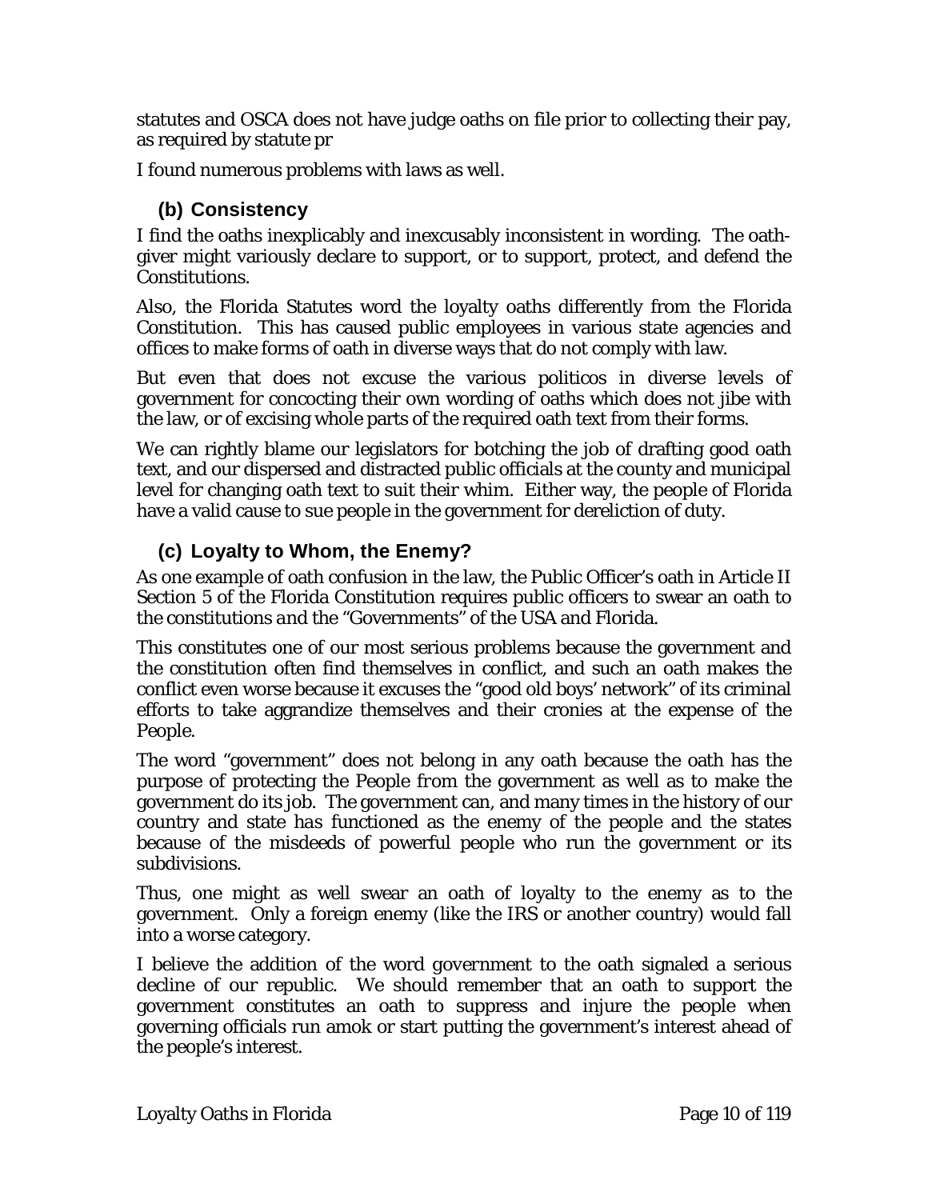statutes and OSCA does not have judge oaths on file prior to collecting their pay, as required by statute pr

I found numerous problems with laws as well.

### (b) Consistency

I find the oaths inexplicably and inexcusably inconsistent in wording. The oath-giver might variously declare to support, or to support, protect, and defend the Constitutions.

Also, the Florida Statutes word the loyalty oaths differently from the Florida Constitution. This has caused public employees in various state agencies and offices to make forms of oath in diverse ways that do not comply with law.

But even that does not excuse the various politicos in diverse levels of government for concocting their own wording of oaths which does not jibe with the law, or of excising whole parts of the required oath text from their forms.

We can rightly blame our legislators for botching the job of drafting good oath text, and our dispersed and distracted public officials at the county and municipal level for changing oath text to suit their whim. Either way, the people of Florida have a valid cause to sue people in the government for dereliction of duty.

### (c) Loyalty to Whom, the Enemy?

As one example of oath confusion in the law, the Public Officer's oath in Article II Section 5 of the Florida Constitution requires public officers to swear an oath to *the constitutions and the "Governments"* of the USA and Florida.

This constitutes one of our most serious problems because the government and the constitution often find themselves in conflict, and such an oath makes the conflict even worse because it excuses the "good old boys' network" of its criminal efforts to take aggrandize themselves and their cronies at the expense of the People.

The word "government" does not belong in any oath because the oath has the purpose of protecting the People *from* the government as well as to make the government do its job. The government can, and many times in the history of our country and state has functioned as the enemy of the people and the states because of the misdeeds of powerful people who run the government or its subdivisions.

Thus, one might as well swear an oath of loyalty to the enemy as to the government. Only a foreign enemy (like the IRS or another country) would fall into a worse category.

I believe the addition of the word government to the oath signaled a serious decline of our republic. We should remember that an oath to support the government constitutes an oath to suppress and injure the people when governing officials run amok or start putting the government's interest ahead of the people's interest.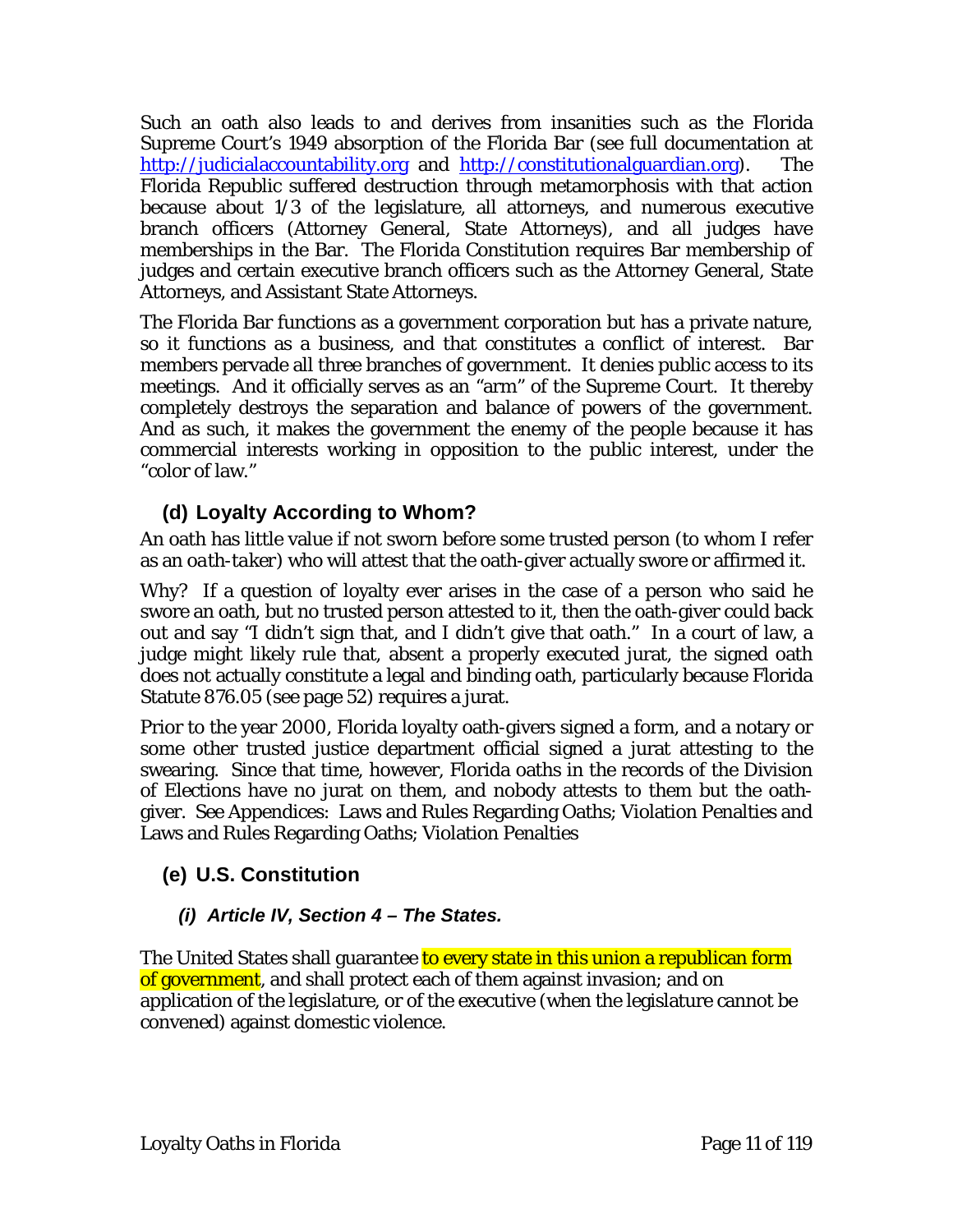Such an oath also leads to and derives from insanities such as the Florida Supreme Court's 1949 absorption of the Florida Bar (see full documentation at http://judicialaccountability.org and http://constitutionalguardian.org). The Florida Republic suffered destruction through metamorphosis with that action because about 1/3 of the legislature, all attorneys, and numerous executive branch officers (Attorney General, State Attorneys), and all judges have memberships in the Bar. The Florida Constitution requires Bar membership of judges and certain executive branch officers such as the Attorney General, State Attorneys, and Assistant State Attorneys.

The Florida Bar functions as a government corporation but has a private nature, so it functions as a business, and that constitutes a conflict of interest. Bar members pervade all three branches of government. It denies public access to its meetings. And it officially serves as an "arm" of the Supreme Court. It thereby completely destroys the separation and balance of powers of the government. And as such, it makes the government the enemy of the people because it has commercial interests working in opposition to the public interest, under the "color of law."

### (d) Loyalty According to Whom?

An oath has little value if not sworn before some trusted person (to whom I refer as an *oath-taker*) who will attest that the oath-giver actually swore or affirmed it.

Why? If a question of loyalty ever arises in the case of a person who said he swore an oath, but no trusted person attested to it, then the oath-giver could back out and say "I didn't sign that, and I didn't give that oath." In a court of law, a judge might likely rule that, absent a properly executed jurat, the signed oath does not actually constitute a legal and binding oath, particularly because Florida Statute 876.05 (see page 52) requires a jurat.

Prior to the year 2000, Florida loyalty oath-givers signed a form, and a notary or some other trusted justice department official signed a jurat attesting to the swearing. Since that time, however, Florida oaths in the records of the Division of Elections have no jurat on them, and nobody attests to them but the oath-giver. See Appendices: Laws and Rules Regarding Oaths; Violation Penalties and Laws and Rules Regarding Oaths; Violation Penalties

### (e) U.S. Constitution

#### *(i) Article IV, Section 4 – The States.*

The United States shall guarantee to every state in this union a republican form of government, and shall protect each of them against invasion; and on application of the legislature, or of the executive (when the legislature cannot be convened) against domestic violence.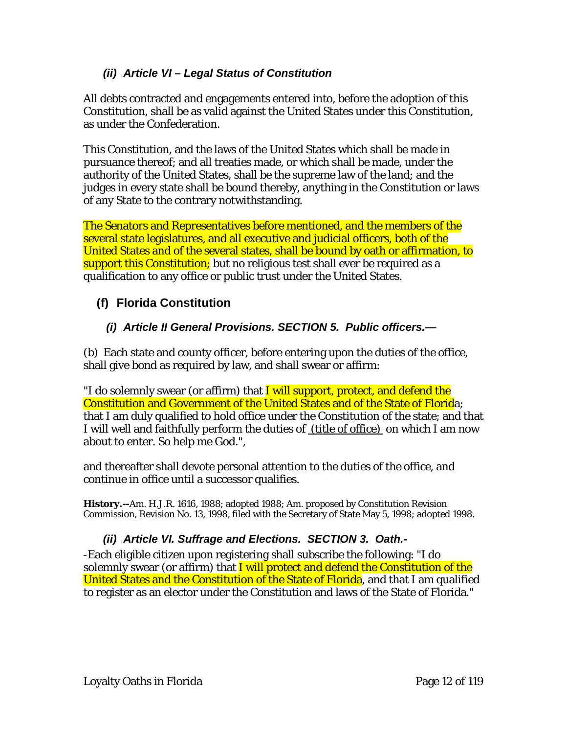#### *(ii) Article VI – Legal Status of Constitution*

All debts contracted and engagements entered into, before the adoption of this Constitution, shall be as valid against the United States under this Constitution, as under the Confederation.

This Constitution, and the laws of the United States which shall be made in pursuance thereof; and all treaties made, or which shall be made, under the authority of the United States, shall be the supreme law of the land; and the judges in every state shall be bound thereby, anything in the Constitution or laws of any State to the contrary notwithstanding.

The Senators and Representatives before mentioned, and the members of the several state legislatures, and all executive and judicial officers, both of the United States and of the several states, shall be bound by oath or affirmation, to support this Constitution; but no religious test shall ever be required as a qualification to any office or public trust under the United States.

### (f) Florida Constitution

#### *(i) Article II General Provisions. SECTION 5. Public officers.—*

(b) Each state and county officer, before entering upon the duties of the office, shall give bond as required by law, and shall swear or affirm:

"I do solemnly swear (or affirm) that I will support, protect, and defend the Constitution and Government of the United States and of the State of Florida; that I am duly qualified to hold office under the Constitution of the state; and that I will well and faithfully perform the duties of <u>(title of office)</u> on which I am now about to enter. So help me God.",

and thereafter shall devote personal attention to the duties of the office, and continue in office until a successor qualifies.

**History.--**Am. H.J.R. 1616, 1988; adopted 1988; Am. proposed by Constitution Revision Commission, Revision No. 13, 1998, filed with the Secretary of State May 5, 1998; adopted 1998.

#### *(ii) Article VI. Suffrage and Elections. SECTION 3. Oath.-*

-Each eligible citizen upon registering shall subscribe the following: "I do solemnly swear (or affirm) that I will protect and defend the Constitution of the United States and the Constitution of the State of Florida, and that I am qualified to register as an elector under the Constitution and laws of the State of Florida."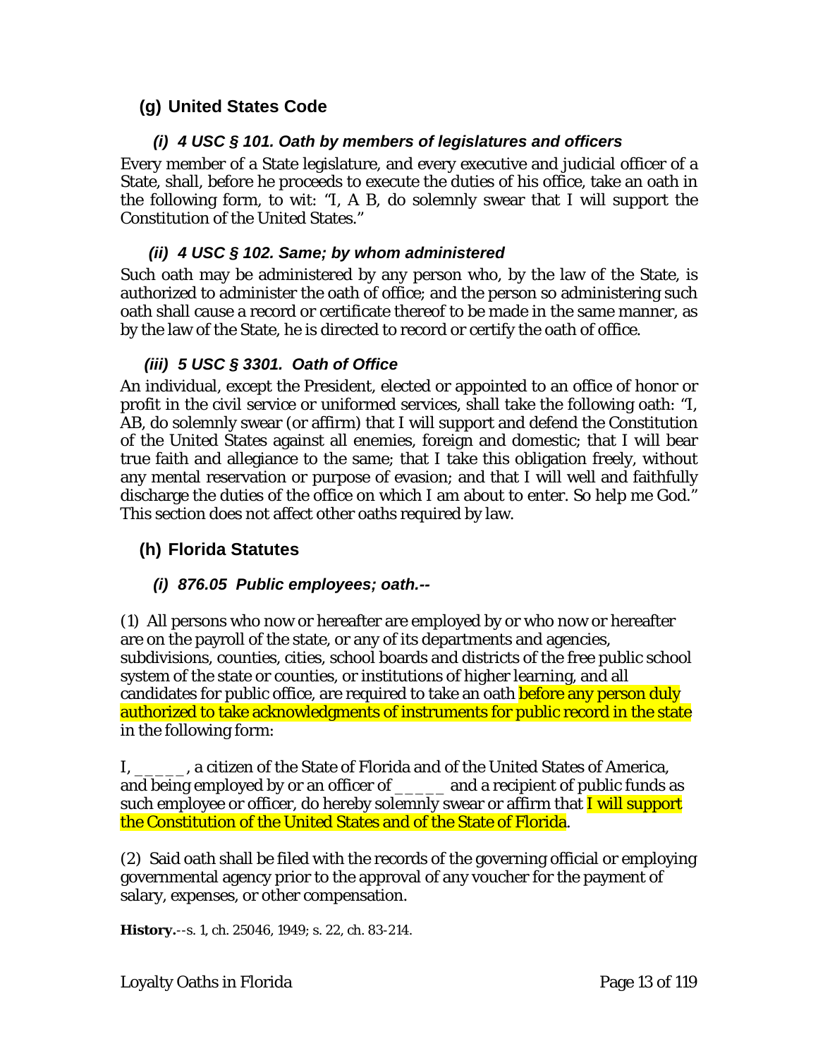## (g) United States Code

### *(i) 4 USC § 101. Oath by members of legislatures and officers*

Every member of a State legislature, and every executive and judicial officer of a State, shall, before he proceeds to execute the duties of his office, take an oath in the following form, to wit: "I, A B, do solemnly swear that I will support the Constitution of the United States."

### *(ii) 4 USC § 102. Same; by whom administered*

Such oath may be administered by any person who, by the law of the State, is authorized to administer the oath of office; and the person so administering such oath shall cause a record or certificate thereof to be made in the same manner, as by the law of the State, he is directed to record or certify the oath of office.

### *(iii) 5 USC § 3301. Oath of Office*

An individual, except the President, elected or appointed to an office of honor or profit in the civil service or uniformed services, shall take the following oath: "I, AB, do solemnly swear (or affirm) that I will support and defend the Constitution of the United States against all enemies, foreign and domestic; that I will bear true faith and allegiance to the same; that I take this obligation freely, without any mental reservation or purpose of evasion; and that I will well and faithfully discharge the duties of the office on which I am about to enter. So help me God." This section does not affect other oaths required by law.

## (h) Florida Statutes

### *(i) 876.05 Public employees; oath.--*

(1) All persons who now or hereafter are employed by or who now or hereafter are on the payroll of the state, or any of its departments and agencies, subdivisions, counties, cities, school boards and districts of the free public school system of the state or counties, or institutions of higher learning, and all candidates for public office, are required to take an oath before any person duly authorized to take acknowledgments of instruments for public record in the state in the following form:

I, _____, a citizen of the State of Florida and of the United States of America, and being employed by or an officer of _____ and a recipient of public funds as such employee or officer, do hereby solemnly swear or affirm that I will support the Constitution of the United States and of the State of Florida.

(2) Said oath shall be filed with the records of the governing official or employing governmental agency prior to the approval of any voucher for the payment of salary, expenses, or other compensation.

**History.**--s. 1, ch. 25046, 1949; s. 22, ch. 83-214.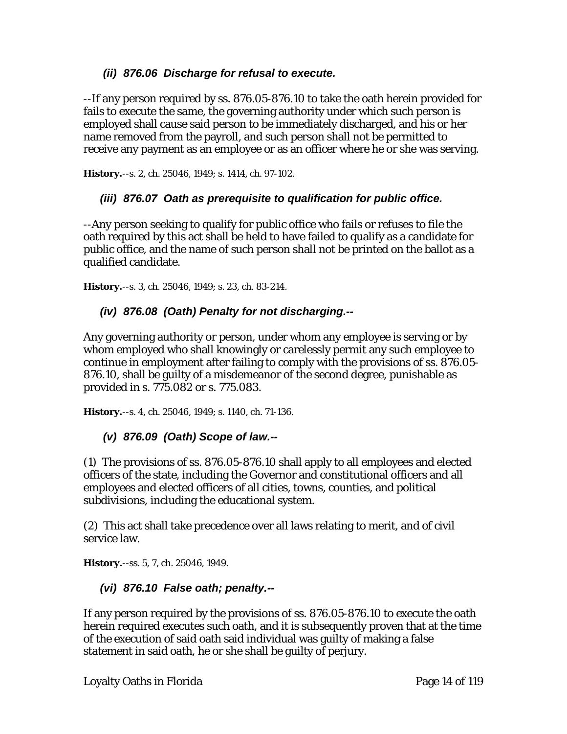### *(ii) 876.06 Discharge for refusal to execute.*

--If any person required by ss. 876.05-876.10 to take the oath herein provided for fails to execute the same, the governing authority under which such person is employed shall cause said person to be immediately discharged, and his or her name removed from the payroll, and such person shall not be permitted to receive any payment as an employee or as an officer where he or she was serving.

**History.**--s. 2, ch. 25046, 1949; s. 1414, ch. 97-102.

### *(iii) 876.07 Oath as prerequisite to qualification for public office.*

--Any person seeking to qualify for public office who fails or refuses to file the oath required by this act shall be held to have failed to qualify as a candidate for public office, and the name of such person shall not be printed on the ballot as a qualified candidate.

**History.**--s. 3, ch. 25046, 1949; s. 23, ch. 83-214.

### *(iv) 876.08 (Oath) Penalty for not discharging.--*

Any governing authority or person, under whom any employee is serving or by whom employed who shall knowingly or carelessly permit any such employee to continue in employment after failing to comply with the provisions of ss. 876.05-876.10, shall be guilty of a misdemeanor of the second degree, punishable as provided in s. 775.082 or s. 775.083.

**History.**--s. 4, ch. 25046, 1949; s. 1140, ch. 71-136.

### *(v) 876.09 (Oath) Scope of law.--*

(1) The provisions of ss. 876.05-876.10 shall apply to all employees and elected officers of the state, including the Governor and constitutional officers and all employees and elected officers of all cities, towns, counties, and political subdivisions, including the educational system.

(2) This act shall take precedence over all laws relating to merit, and of civil service law.

**History.**--ss. 5, 7, ch. 25046, 1949.

### *(vi) 876.10 False oath; penalty.--*

If any person required by the provisions of ss. 876.05-876.10 to execute the oath herein required executes such oath, and it is subsequently proven that at the time of the execution of said oath said individual was guilty of making a false statement in said oath, he or she shall be guilty of perjury.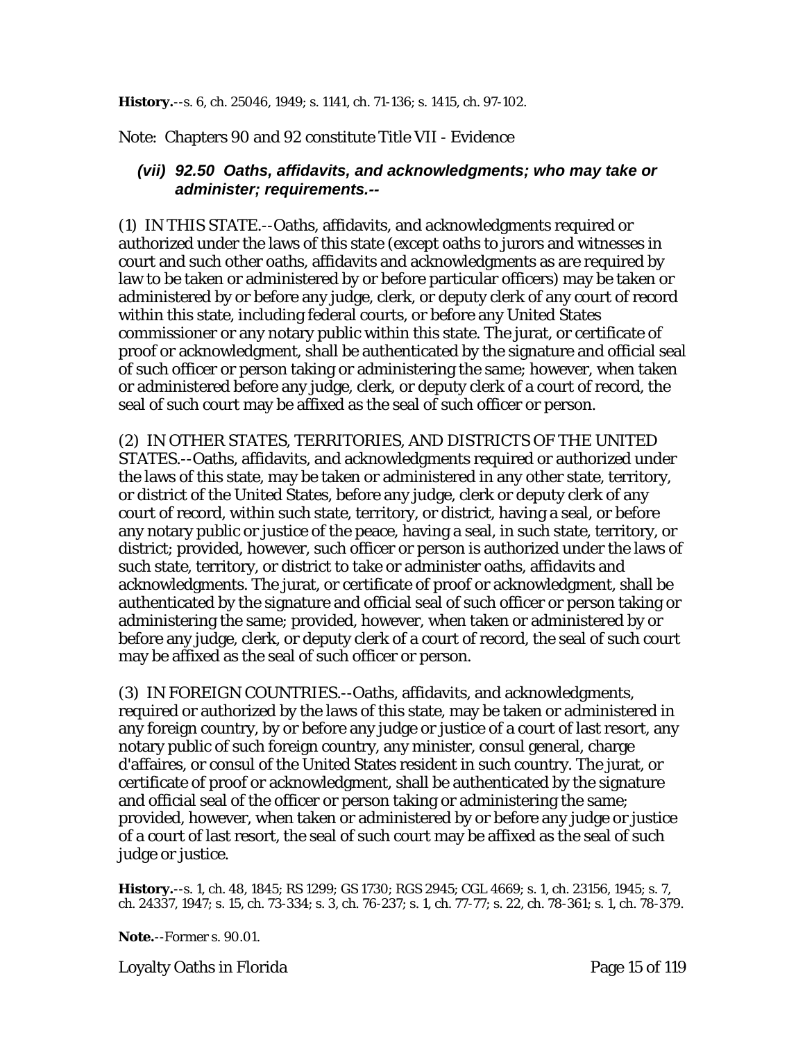**History.**--s. 6, ch. 25046, 1949; s. 1141, ch. 71-136; s. 1415, ch. 97-102.

Note: Chapters 90 and 92 constitute Title VII - Evidence

### *(vii) 92.50 Oaths, affidavits, and acknowledgments; who may take or administer; requirements.--*

(1) IN THIS STATE.--Oaths, affidavits, and acknowledgments required or authorized under the laws of this state (except oaths to jurors and witnesses in court and such other oaths, affidavits and acknowledgments as are required by law to be taken or administered by or before particular officers) may be taken or administered by or before any judge, clerk, or deputy clerk of any court of record within this state, including federal courts, or before any United States commissioner or any notary public within this state. The jurat, or certificate of proof or acknowledgment, shall be authenticated by the signature and official seal of such officer or person taking or administering the same; however, when taken or administered before any judge, clerk, or deputy clerk of a court of record, the seal of such court may be affixed as the seal of such officer or person.

(2) IN OTHER STATES, TERRITORIES, AND DISTRICTS OF THE UNITED STATES.--Oaths, affidavits, and acknowledgments required or authorized under the laws of this state, may be taken or administered in any other state, territory, or district of the United States, before any judge, clerk or deputy clerk of any court of record, within such state, territory, or district, having a seal, or before any notary public or justice of the peace, having a seal, in such state, territory, or district; provided, however, such officer or person is authorized under the laws of such state, territory, or district to take or administer oaths, affidavits and acknowledgments. The jurat, or certificate of proof or acknowledgment, shall be authenticated by the signature and official seal of such officer or person taking or administering the same; provided, however, when taken or administered by or before any judge, clerk, or deputy clerk of a court of record, the seal of such court may be affixed as the seal of such officer or person.

(3) IN FOREIGN COUNTRIES.--Oaths, affidavits, and acknowledgments, required or authorized by the laws of this state, may be taken or administered in any foreign country, by or before any judge or justice of a court of last resort, any notary public of such foreign country, any minister, consul general, charge d'affaires, or consul of the United States resident in such country. The jurat, or certificate of proof or acknowledgment, shall be authenticated by the signature and official seal of the officer or person taking or administering the same; provided, however, when taken or administered by or before any judge or justice of a court of last resort, the seal of such court may be affixed as the seal of such judge or justice.

**History.**--s. 1, ch. 48, 1845; RS 1299; GS 1730; RGS 2945; CGL 4669; s. 1, ch. 23156, 1945; s. 7, ch. 24337, 1947; s. 15, ch. 73-334; s. 3, ch. 76-237; s. 1, ch. 77-77; s. 22, ch. 78-361; s. 1, ch. 78-379.

**Note.**--Former s. 90.01.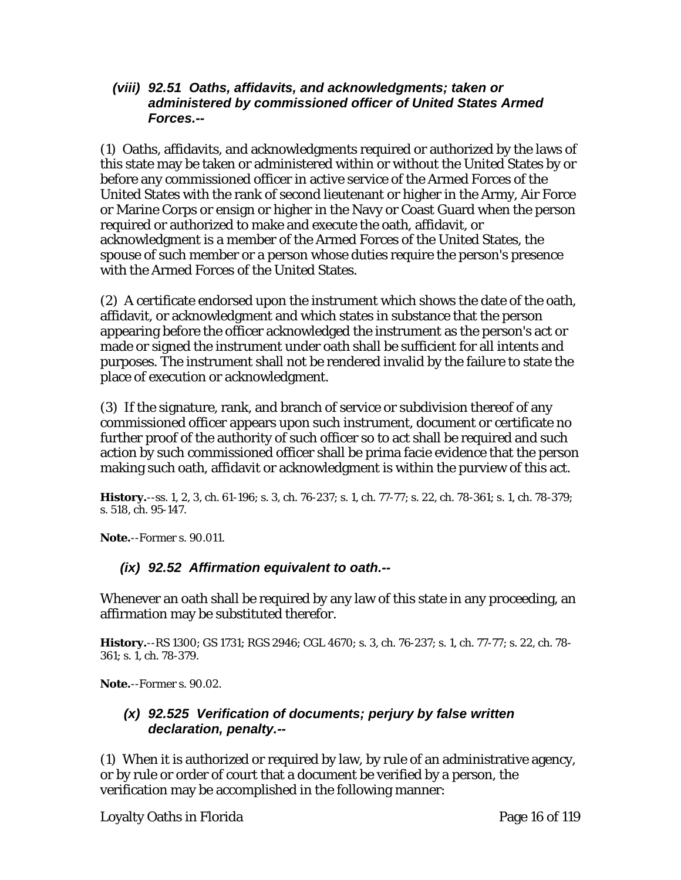### *(viii) 92.51 Oaths, affidavits, and acknowledgments; taken or administered by commissioned officer of United States Armed Forces.--*

(1) Oaths, affidavits, and acknowledgments required or authorized by the laws of this state may be taken or administered within or without the United States by or before any commissioned officer in active service of the Armed Forces of the United States with the rank of second lieutenant or higher in the Army, Air Force or Marine Corps or ensign or higher in the Navy or Coast Guard when the person required or authorized to make and execute the oath, affidavit, or acknowledgment is a member of the Armed Forces of the United States, the spouse of such member or a person whose duties require the person's presence with the Armed Forces of the United States.

(2) A certificate endorsed upon the instrument which shows the date of the oath, affidavit, or acknowledgment and which states in substance that the person appearing before the officer acknowledged the instrument as the person's act or made or signed the instrument under oath shall be sufficient for all intents and purposes. The instrument shall not be rendered invalid by the failure to state the place of execution or acknowledgment.

(3) If the signature, rank, and branch of service or subdivision thereof of any commissioned officer appears upon such instrument, document or certificate no further proof of the authority of such officer so to act shall be required and such action by such commissioned officer shall be prima facie evidence that the person making such oath, affidavit or acknowledgment is within the purview of this act.

**History.**--ss. 1, 2, 3, ch. 61-196; s. 3, ch. 76-237; s. 1, ch. 77-77; s. 22, ch. 78-361; s. 1, ch. 78-379; s. 518, ch. 95-147.

**Note.**--Former s. 90.011.

### *(ix) 92.52 Affirmation equivalent to oath.--*

Whenever an oath shall be required by any law of this state in any proceeding, an affirmation may be substituted therefor.

**History.**--RS 1300; GS 1731; RGS 2946; CGL 4670; s. 3, ch. 76-237; s. 1, ch. 77-77; s. 22, ch. 78-361; s. 1, ch. 78-379.

**Note.**--Former s. 90.02.

### *(x) 92.525 Verification of documents; perjury by false written declaration, penalty.--*

(1) When it is authorized or required by law, by rule of an administrative agency, or by rule or order of court that a document be verified by a person, the verification may be accomplished in the following manner: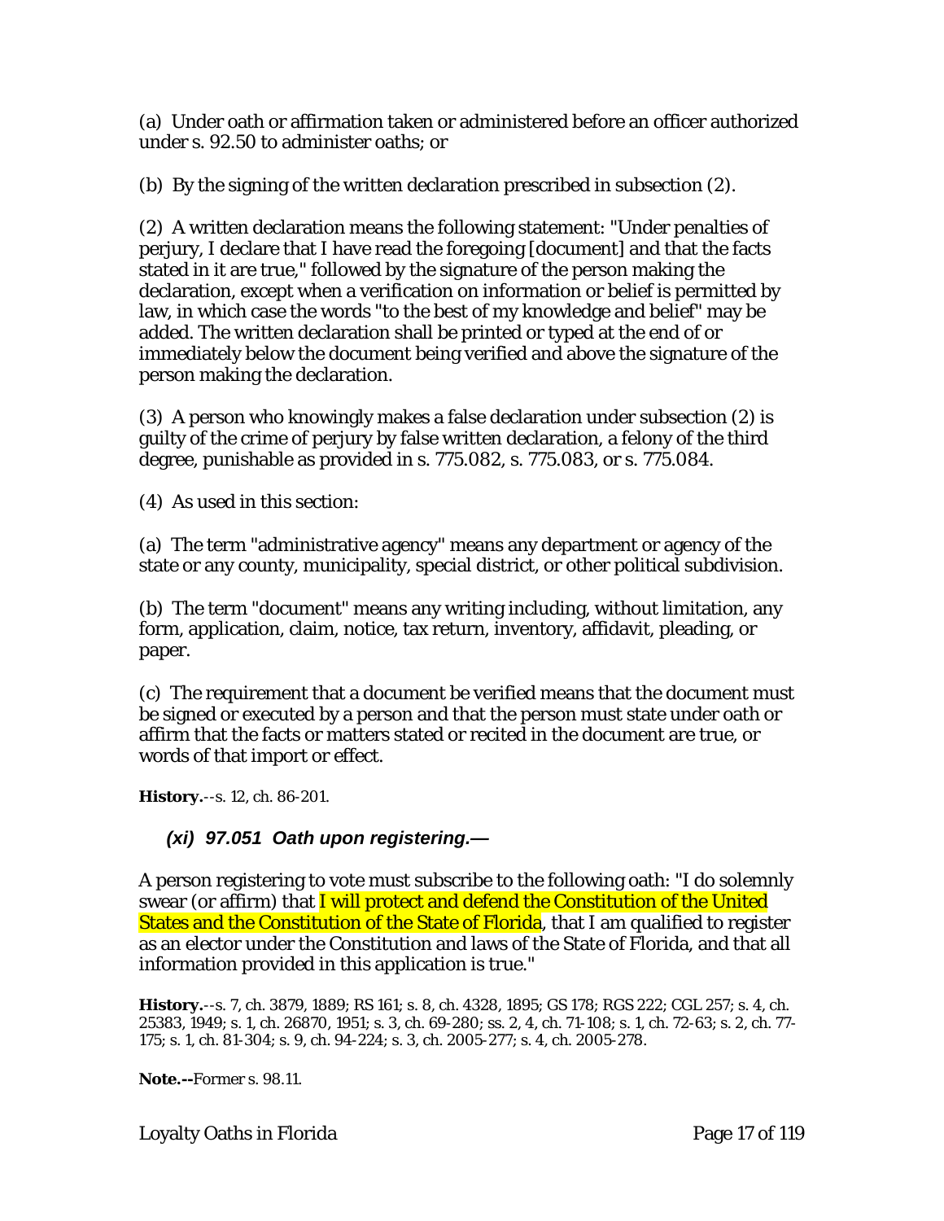(a) Under oath or affirmation taken or administered before an officer authorized under s. 92.50 to administer oaths; or

(b) By the signing of the written declaration prescribed in subsection (2).

(2) A written declaration means the following statement: "Under penalties of perjury, I declare that I have read the foregoing [document] and that the facts stated in it are true," followed by the signature of the person making the declaration, except when a verification on information or belief is permitted by law, in which case the words "to the best of my knowledge and belief" may be added. The written declaration shall be printed or typed at the end of or immediately below the document being verified and above the signature of the person making the declaration.

(3) A person who knowingly makes a false declaration under subsection (2) is guilty of the crime of perjury by false written declaration, a felony of the third degree, punishable as provided in s. 775.082, s. 775.083, or s. 775.084.

(4) As used in this section:

(a) The term "administrative agency" means any department or agency of the state or any county, municipality, special district, or other political subdivision.

(b) The term "document" means any writing including, without limitation, any form, application, claim, notice, tax return, inventory, affidavit, pleading, or paper.

(c) The requirement that a document be verified means that the document must be signed or executed by a person and that the person must state under oath or affirm that the facts or matters stated or recited in the document are true, or words of that import or effect.

**History.**--s. 12, ch. 86-201.

### *(xi) 97.051 Oath upon registering.—*

A person registering to vote must subscribe to the following oath: "I do solemnly swear (or affirm) that I will protect and defend the Constitution of the United States and the Constitution of the State of Florida, that I am qualified to register as an elector under the Constitution and laws of the State of Florida, and that all information provided in this application is true."

**History.**--s. 7, ch. 3879, 1889; RS 161; s. 8, ch. 4328, 1895; GS 178; RGS 222; CGL 257; s. 4, ch. 25383, 1949; s. 1, ch. 26870, 1951; s. 3, ch. 69-280; ss. 2, 4, ch. 71-108; s. 1, ch. 72-63; s. 2, ch. 77-175; s. 1, ch. 81-304; s. 9, ch. 94-224; s. 3, ch. 2005-277; s. 4, ch. 2005-278.

**Note.--**Former s. 98.11.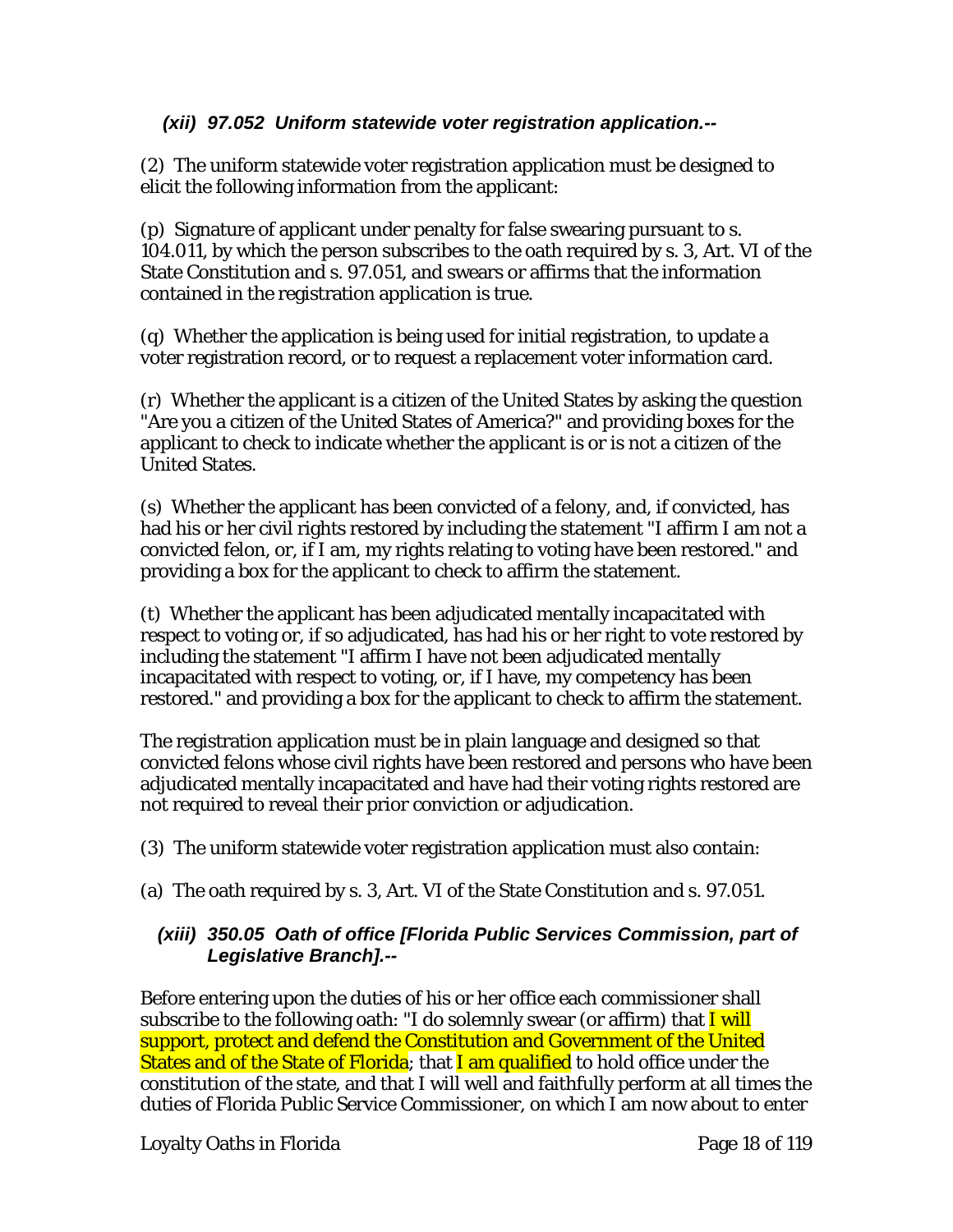### *(xii) 97.052 Uniform statewide voter registration application.--*

(2) The uniform statewide voter registration application must be designed to elicit the following information from the applicant:

(p) Signature of applicant under penalty for false swearing pursuant to s. 104.011, by which the person subscribes to the oath required by s. 3, Art. VI of the State Constitution and s. 97.051, and swears or affirms that the information contained in the registration application is true.

(q) Whether the application is being used for initial registration, to update a voter registration record, or to request a replacement voter information card.

(r) Whether the applicant is a citizen of the United States by asking the question "Are you a citizen of the United States of America?" and providing boxes for the applicant to check to indicate whether the applicant is or is not a citizen of the United States.

(s) Whether the applicant has been convicted of a felony, and, if convicted, has had his or her civil rights restored by including the statement "I affirm I am not a convicted felon, or, if I am, my rights relating to voting have been restored." and providing a box for the applicant to check to affirm the statement.

(t) Whether the applicant has been adjudicated mentally incapacitated with respect to voting or, if so adjudicated, has had his or her right to vote restored by including the statement "I affirm I have not been adjudicated mentally incapacitated with respect to voting, or, if I have, my competency has been restored." and providing a box for the applicant to check to affirm the statement.

The registration application must be in plain language and designed so that convicted felons whose civil rights have been restored and persons who have been adjudicated mentally incapacitated and have had their voting rights restored are not required to reveal their prior conviction or adjudication.

(3) The uniform statewide voter registration application must also contain:

(a) The oath required by s. 3, Art. VI of the State Constitution and s. 97.051.

### *(xiii) 350.05 Oath of office [Florida Public Services Commission, part of Legislative Branch].--*

Before entering upon the duties of his or her office each commissioner shall subscribe to the following oath: "I do solemnly swear (or affirm) that I will support, protect and defend the Constitution and Government of the United States and of the State of Florida; that I am qualified to hold office under the constitution of the state, and that I will well and faithfully perform at all times the duties of Florida Public Service Commissioner, on which I am now about to enter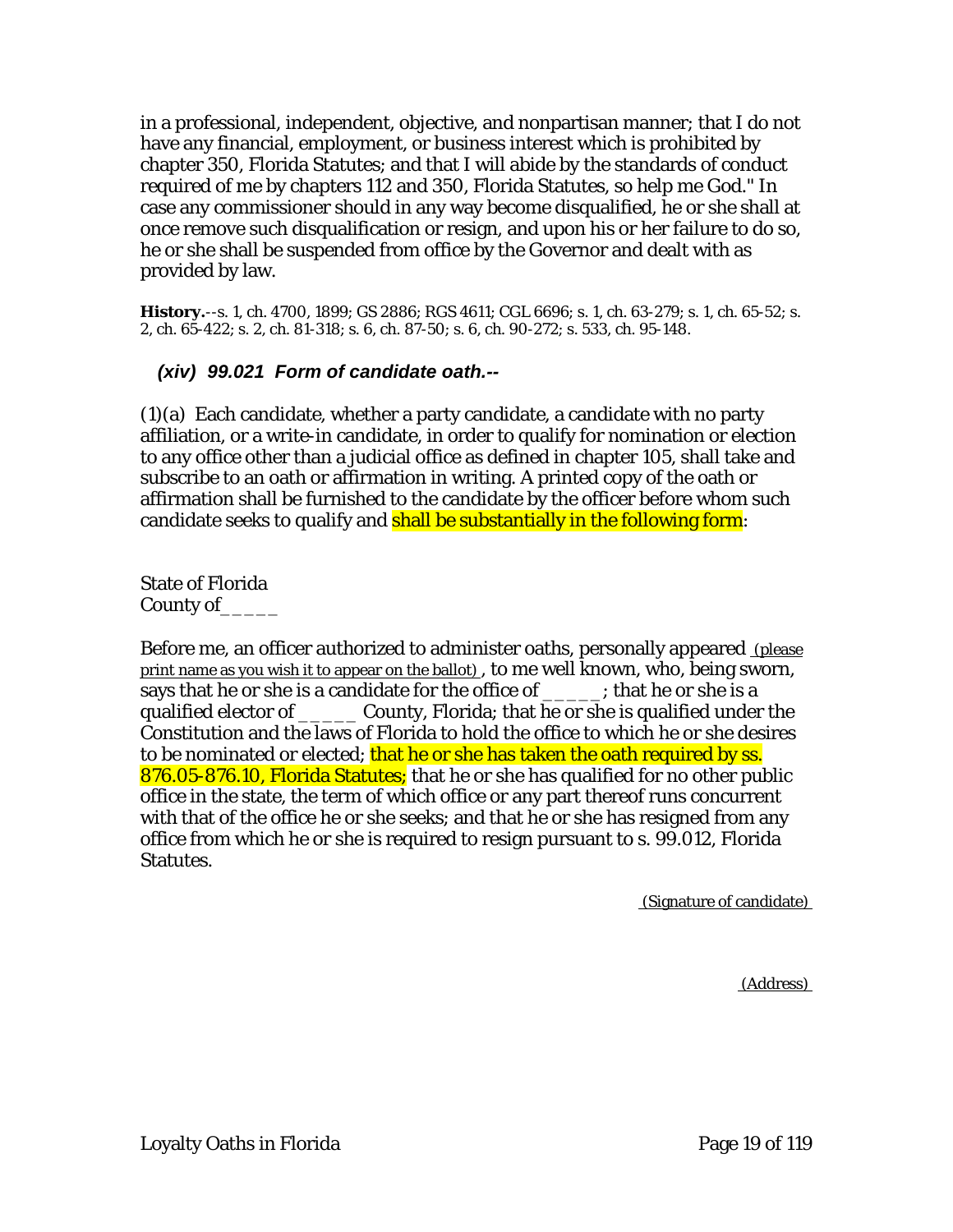in a professional, independent, objective, and nonpartisan manner; that I do not have any financial, employment, or business interest which is prohibited by chapter 350, Florida Statutes; and that I will abide by the standards of conduct required of me by chapters 112 and 350, Florida Statutes, so help me God." In case any commissioner should in any way become disqualified, he or she shall at once remove such disqualification or resign, and upon his or her failure to do so, he or she shall be suspended from office by the Governor and dealt with as provided by law.

**History.**--s. 1, ch. 4700, 1899; GS 2886; RGS 4611; CGL 6696; s. 1, ch. 63-279; s. 1, ch. 65-52; s. 2, ch. 65-422; s. 2, ch. 81-318; s. 6, ch. 87-50; s. 6, ch. 90-272; s. 533, ch. 95-148.

### *(xiv) 99.021 Form of candidate oath.--*

(1)(a) Each candidate, whether a party candidate, a candidate with no party affiliation, or a write-in candidate, in order to qualify for nomination or election to any office other than a judicial office as defined in chapter 105, shall take and subscribe to an oath or affirmation in writing. A printed copy of the oath or affirmation shall be furnished to the candidate by the officer before whom such candidate seeks to qualify and shall be substantially in the following form:

State of Florida
County of_____

Before me, an officer authorized to administer oaths, personally appeared (please print name as you wish it to appear on the ballot), to me well known, who, being sworn, says that he or she is a candidate for the office of _____; that he or she is a qualified elector of _____ County, Florida; that he or she is qualified under the Constitution and the laws of Florida to hold the office to which he or she desires to be nominated or elected; that he or she has taken the oath required by ss. 876.05-876.10, Florida Statutes; that he or she has qualified for no other public office in the state, the term of which office or any part thereof runs concurrent with that of the office he or she seeks; and that he or she has resigned from any office from which he or she is required to resign pursuant to s. 99.012, Florida Statutes.

(Signature of candidate)

(Address)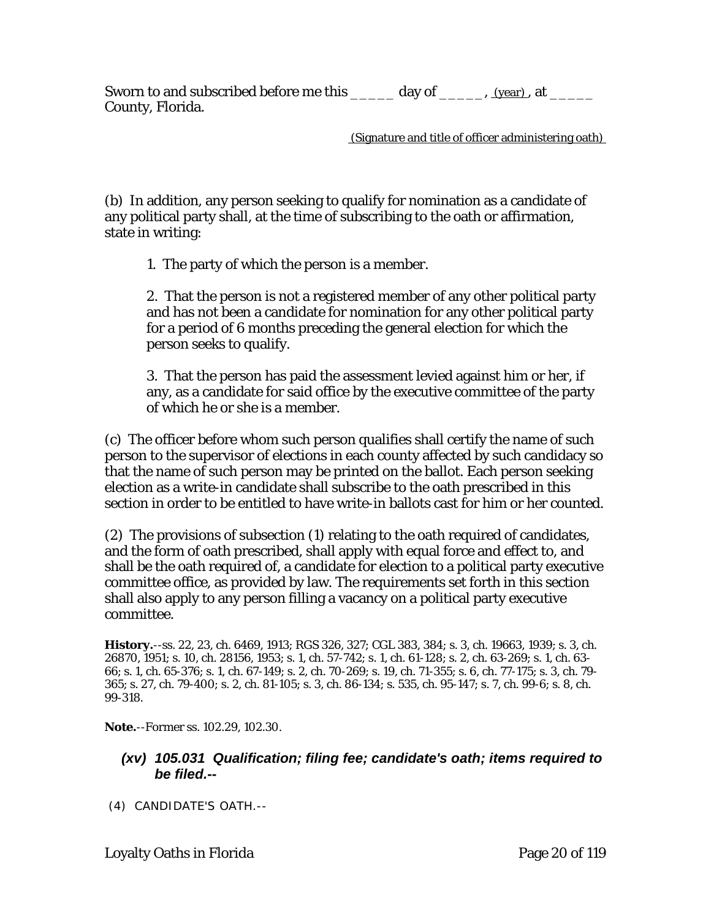Sworn to and subscribed before me this _____ day of _____, (year), at _____ County, Florida.

(Signature and title of officer administering oath)

(b) In addition, any person seeking to qualify for nomination as a candidate of any political party shall, at the time of subscribing to the oath or affirmation, state in writing:

1. The party of which the person is a member.

2. That the person is not a registered member of any other political party and has not been a candidate for nomination for any other political party for a period of 6 months preceding the general election for which the person seeks to qualify.

3. That the person has paid the assessment levied against him or her, if any, as a candidate for said office by the executive committee of the party of which he or she is a member.

(c) The officer before whom such person qualifies shall certify the name of such person to the supervisor of elections in each county affected by such candidacy so that the name of such person may be printed on the ballot. Each person seeking election as a write-in candidate shall subscribe to the oath prescribed in this section in order to be entitled to have write-in ballots cast for him or her counted.

(2) The provisions of subsection (1) relating to the oath required of candidates, and the form of oath prescribed, shall apply with equal force and effect to, and shall be the oath required of, a candidate for election to a political party executive committee office, as provided by law. The requirements set forth in this section shall also apply to any person filling a vacancy on a political party executive committee.

**History.**--ss. 22, 23, ch. 6469, 1913; RGS 326, 327; CGL 383, 384; s. 3, ch. 19663, 1939; s. 3, ch. 26870, 1951; s. 10, ch. 28156, 1953; s. 1, ch. 57-742; s. 1, ch. 61-128; s. 2, ch. 63-269; s. 1, ch. 63-66; s. 1, ch. 65-376; s. 1, ch. 67-149; s. 2, ch. 70-269; s. 19, ch. 71-355; s. 6, ch. 77-175; s. 3, ch. 79-365; s. 27, ch. 79-400; s. 2, ch. 81-105; s. 3, ch. 86-134; s. 535, ch. 95-147; s. 7, ch. 99-6; s. 8, ch. 99-318.

**Note.**--Former ss. 102.29, 102.30.

### *(xv) 105.031 Qualification; filing fee; candidate's oath; items required to be filed.--*

(4) CANDIDATE'S OATH.--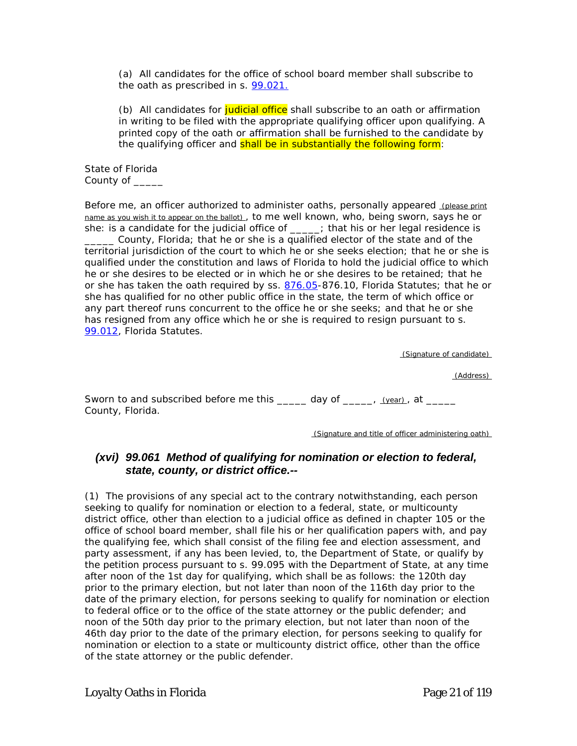(a) All candidates for the office of school board member shall subscribe to the oath as prescribed in s. 99.021.

(b) All candidates for judicial office shall subscribe to an oath or affirmation in writing to be filed with the appropriate qualifying officer upon qualifying. A printed copy of the oath or affirmation shall be furnished to the candidate by the qualifying officer and shall be in substantially the following form:

State of Florida
County of _____

Before me, an officer authorized to administer oaths, personally appeared (please print name as you wish it to appear on the ballot), to me well known, who, being sworn, says he or she: is a candidate for the judicial office of _____; that his or her legal residence is _____ County, Florida; that he or she is a qualified elector of the state and of the territorial jurisdiction of the court to which he or she seeks election; that he or she is qualified under the constitution and laws of Florida to hold the judicial office to which he or she desires to be elected or in which he or she desires to be retained; that he or she has taken the oath required by ss. 876.05-876.10, Florida Statutes; that he or she has qualified for no other public office in the state, the term of which office or any part thereof runs concurrent to the office he or she seeks; and that he or she has resigned from any office which he or she is required to resign pursuant to s. 99.012, Florida Statutes.

(Signature of candidate)

(Address)

Sworn to and subscribed before me this _____ day of _____, (year), at _____ County, Florida.

(Signature and title of officer administering oath)

### *(xvi) 99.061 Method of qualifying for nomination or election to federal, state, county, or district office.--*

(1) The provisions of any special act to the contrary notwithstanding, each person seeking to qualify for nomination or election to a federal, state, or multicounty district office, other than election to a judicial office as defined in chapter 105 or the office of school board member, shall file his or her qualification papers with, and pay the qualifying fee, which shall consist of the filing fee and election assessment, and party assessment, if any has been levied, to, the Department of State, or qualify by the petition process pursuant to s. 99.095 with the Department of State, at any time after noon of the 1st day for qualifying, which shall be as follows: the 120th day prior to the primary election, but not later than noon of the 116th day prior to the date of the primary election, for persons seeking to qualify for nomination or election to federal office or to the office of the state attorney or the public defender; and noon of the 50th day prior to the primary election, but not later than noon of the 46th day prior to the date of the primary election, for persons seeking to qualify for nomination or election to a state or multicounty district office, other than the office of the state attorney or the public defender.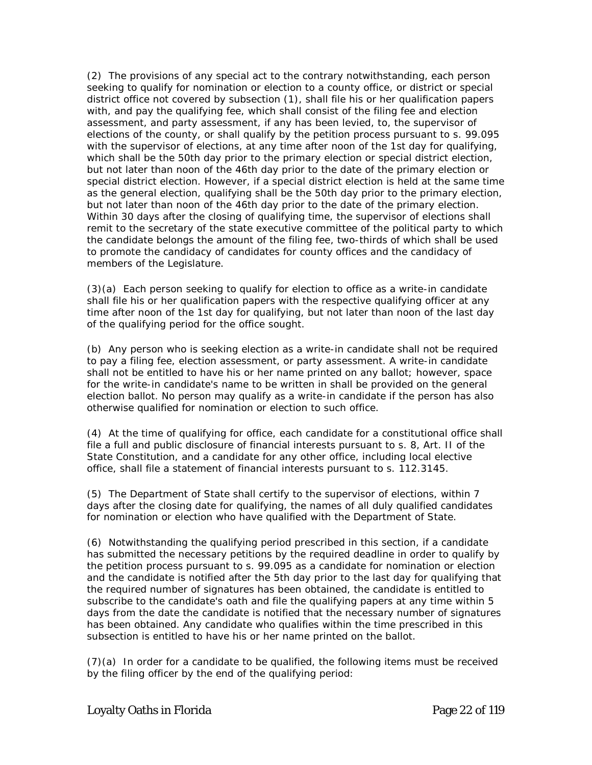(2) The provisions of any special act to the contrary notwithstanding, each person seeking to qualify for nomination or election to a county office, or district or special district office not covered by subsection (1), shall file his or her qualification papers with, and pay the qualifying fee, which shall consist of the filing fee and election assessment, and party assessment, if any has been levied, to, the supervisor of elections of the county, or shall qualify by the petition process pursuant to s. 99.095 with the supervisor of elections, at any time after noon of the 1st day for qualifying, which shall be the 50th day prior to the primary election or special district election, but not later than noon of the 46th day prior to the date of the primary election or special district election. However, if a special district election is held at the same time as the general election, qualifying shall be the 50th day prior to the primary election, but not later than noon of the 46th day prior to the date of the primary election. Within 30 days after the closing of qualifying time, the supervisor of elections shall remit to the secretary of the state executive committee of the political party to which the candidate belongs the amount of the filing fee, two-thirds of which shall be used to promote the candidacy of candidates for county offices and the candidacy of members of the Legislature.

(3)(a) Each person seeking to qualify for election to office as a write-in candidate shall file his or her qualification papers with the respective qualifying officer at any time after noon of the 1st day for qualifying, but not later than noon of the last day of the qualifying period for the office sought.

(b) Any person who is seeking election as a write-in candidate shall not be required to pay a filing fee, election assessment, or party assessment. A write-in candidate shall not be entitled to have his or her name printed on any ballot; however, space for the write-in candidate's name to be written in shall be provided on the general election ballot. No person may qualify as a write-in candidate if the person has also otherwise qualified for nomination or election to such office.

(4) At the time of qualifying for office, each candidate for a constitutional office shall file a full and public disclosure of financial interests pursuant to s. 8, Art. II of the State Constitution, and a candidate for any other office, including local elective office, shall file a statement of financial interests pursuant to s. 112.3145.

(5) The Department of State shall certify to the supervisor of elections, within 7 days after the closing date for qualifying, the names of all duly qualified candidates for nomination or election who have qualified with the Department of State.

(6) Notwithstanding the qualifying period prescribed in this section, if a candidate has submitted the necessary petitions by the required deadline in order to qualify by the petition process pursuant to s. 99.095 as a candidate for nomination or election and the candidate is notified after the 5th day prior to the last day for qualifying that the required number of signatures has been obtained, the candidate is entitled to subscribe to the candidate's oath and file the qualifying papers at any time within 5 days from the date the candidate is notified that the necessary number of signatures has been obtained. Any candidate who qualifies within the time prescribed in this subsection is entitled to have his or her name printed on the ballot.

(7)(a) In order for a candidate to be qualified, the following items must be received by the filing officer by the end of the qualifying period: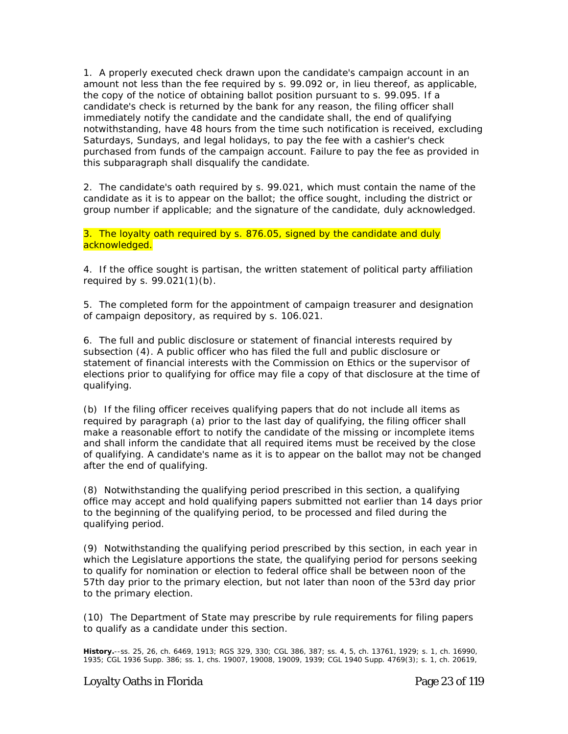1. A properly executed check drawn upon the candidate's campaign account in an amount not less than the fee required by s. 99.092 or, in lieu thereof, as applicable, the copy of the notice of obtaining ballot position pursuant to s. 99.095. If a candidate's check is returned by the bank for any reason, the filing officer shall immediately notify the candidate and the candidate shall, the end of qualifying notwithstanding, have 48 hours from the time such notification is received, excluding Saturdays, Sundays, and legal holidays, to pay the fee with a cashier's check purchased from funds of the campaign account. Failure to pay the fee as provided in this subparagraph shall disqualify the candidate.

2. The candidate's oath required by s. 99.021, which must contain the name of the candidate as it is to appear on the ballot; the office sought, including the district or group number if applicable; and the signature of the candidate, duly acknowledged.

3. The loyalty oath required by s. 876.05, signed by the candidate and duly acknowledged.

4. If the office sought is partisan, the written statement of political party affiliation required by s. 99.021(1)(b).

5. The completed form for the appointment of campaign treasurer and designation of campaign depository, as required by s. 106.021.

6. The full and public disclosure or statement of financial interests required by subsection (4). A public officer who has filed the full and public disclosure or statement of financial interests with the Commission on Ethics or the supervisor of elections prior to qualifying for office may file a copy of that disclosure at the time of qualifying.

(b) If the filing officer receives qualifying papers that do not include all items as required by paragraph (a) prior to the last day of qualifying, the filing officer shall make a reasonable effort to notify the candidate of the missing or incomplete items and shall inform the candidate that all required items must be received by the close of qualifying. A candidate's name as it is to appear on the ballot may not be changed after the end of qualifying.

(8) Notwithstanding the qualifying period prescribed in this section, a qualifying office may accept and hold qualifying papers submitted not earlier than 14 days prior to the beginning of the qualifying period, to be processed and filed during the qualifying period.

(9) Notwithstanding the qualifying period prescribed by this section, in each year in which the Legislature apportions the state, the qualifying period for persons seeking to qualify for nomination or election to federal office shall be between noon of the 57th day prior to the primary election, but not later than noon of the 53rd day prior to the primary election.

(10) The Department of State may prescribe by rule requirements for filing papers to qualify as a candidate under this section.

**History.**--ss. 25, 26, ch. 6469, 1913; RGS 329, 330; CGL 386, 387; ss. 4, 5, ch. 13761, 1929; s. 1, ch. 16990, 1935; CGL 1936 Supp. 386; ss. 1, chs. 19007, 19008, 19009, 1939; CGL 1940 Supp. 4769(3); s. 1, ch. 20619,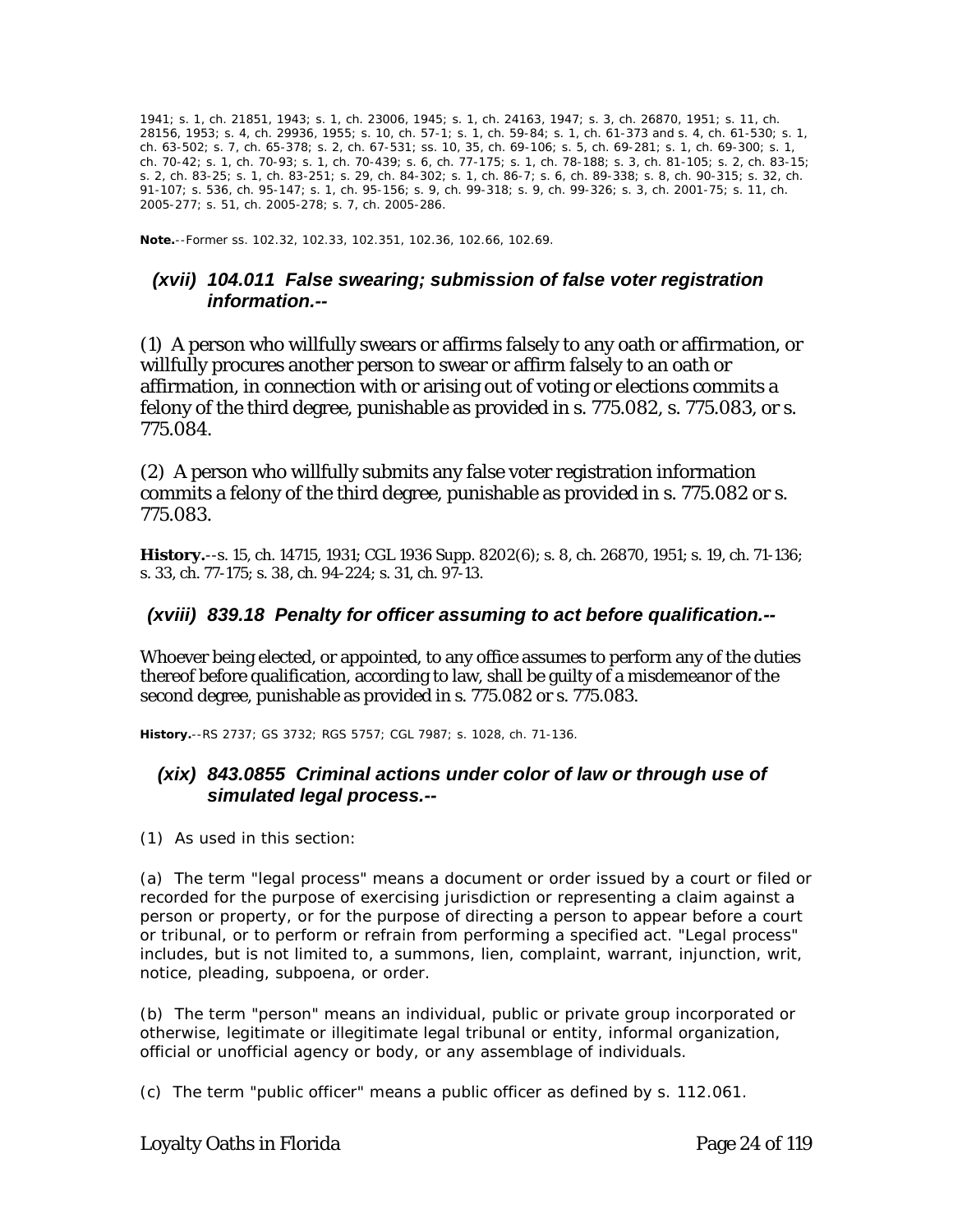1941; s. 1, ch. 21851, 1943; s. 1, ch. 23006, 1945; s. 1, ch. 24163, 1947; s. 3, ch. 26870, 1951; s. 11, ch. 28156, 1953; s. 4, ch. 29936, 1955; s. 10, ch. 57-1; s. 1, ch. 59-84; s. 1, ch. 61-373 and s. 4, ch. 61-530; s. 1, ch. 63-502; s. 7, ch. 65-378; s. 2, ch. 67-531; ss. 10, 35, ch. 69-106; s. 5, ch. 69-281; s. 1, ch. 69-300; s. 1, ch. 70-42; s. 1, ch. 70-93; s. 1, ch. 70-439; s. 6, ch. 77-175; s. 1, ch. 78-188; s. 3, ch. 81-105; s. 2, ch. 83-15; s. 2, ch. 83-25; s. 1, ch. 83-251; s. 29, ch. 84-302; s. 1, ch. 86-7; s. 6, ch. 89-338; s. 8, ch. 90-315; s. 32, ch. 91-107; s. 536, ch. 95-147; s. 1, ch. 95-156; s. 9, ch. 99-318; s. 9, ch. 99-326; s. 3, ch. 2001-75; s. 11, ch. 2005-277; s. 51, ch. 2005-278; s. 7, ch. 2005-286.

**Note.**--Former ss. 102.32, 102.33, 102.351, 102.36, 102.66, 102.69.

### *(xvii) 104.011 False swearing; submission of false voter registration information.--*

(1) A person who willfully swears or affirms falsely to any oath or affirmation, or willfully procures another person to swear or affirm falsely to an oath or affirmation, in connection with or arising out of voting or elections commits a felony of the third degree, punishable as provided in s. 775.082, s. 775.083, or s. 775.084.

(2) A person who willfully submits any false voter registration information commits a felony of the third degree, punishable as provided in s. 775.082 or s. 775.083.

**History.**--s. 15, ch. 14715, 1931; CGL 1936 Supp. 8202(6); s. 8, ch. 26870, 1951; s. 19, ch. 71-136; s. 33, ch. 77-175; s. 38, ch. 94-224; s. 31, ch. 97-13.

### *(xviii) 839.18 Penalty for officer assuming to act before qualification.--*

Whoever being elected, or appointed, to any office assumes to perform any of the duties thereof before qualification, according to law, shall be guilty of a misdemeanor of the second degree, punishable as provided in s. 775.082 or s. 775.083.

**History.**--RS 2737; GS 3732; RGS 5757; CGL 7987; s. 1028, ch. 71-136.

### *(xix) 843.0855 Criminal actions under color of law or through use of simulated legal process.--*

(1) As used in this section:

(a) The term "legal process" means a document or order issued by a court or filed or recorded for the purpose of exercising jurisdiction or representing a claim against a person or property, or for the purpose of directing a person to appear before a court or tribunal, or to perform or refrain from performing a specified act. "Legal process" includes, but is not limited to, a summons, lien, complaint, warrant, injunction, writ, notice, pleading, subpoena, or order.

(b) The term "person" means an individual, public or private group incorporated or otherwise, legitimate or illegitimate legal tribunal or entity, informal organization, official or unofficial agency or body, or any assemblage of individuals.

(c) The term "public officer" means a public officer as defined by s. 112.061.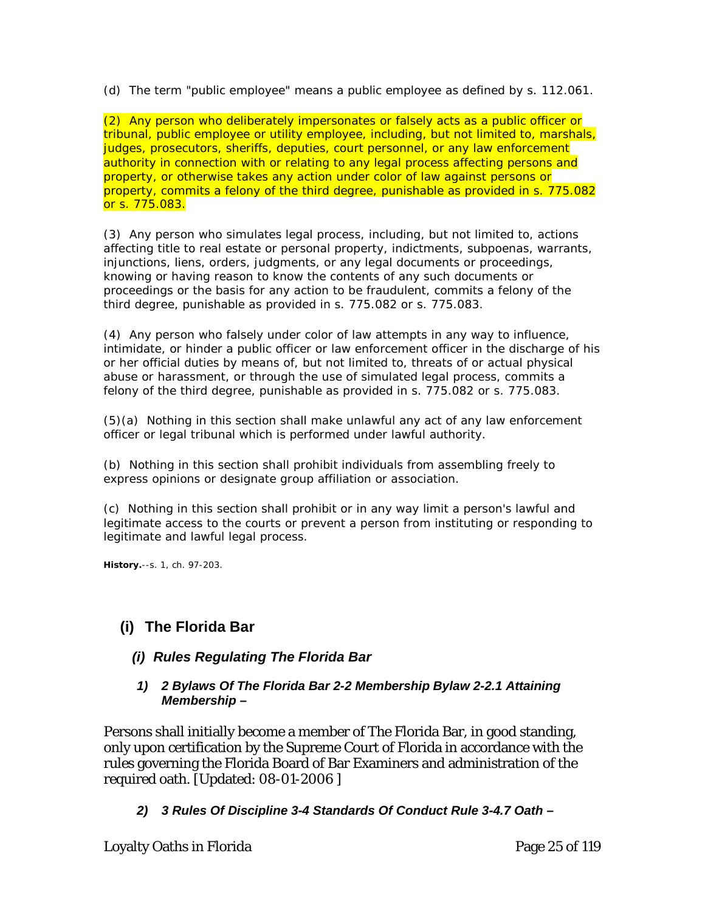(d) The term "public employee" means a public employee as defined by s. 112.061.

(2) Any person who deliberately impersonates or falsely acts as a public officer or tribunal, public employee or utility employee, including, but not limited to, marshals, judges, prosecutors, sheriffs, deputies, court personnel, or any law enforcement authority in connection with or relating to any legal process affecting persons and property, or otherwise takes any action under color of law against persons or property, commits a felony of the third degree, punishable as provided in s. 775.082 or s. 775.083.

(3) Any person who simulates legal process, including, but not limited to, actions affecting title to real estate or personal property, indictments, subpoenas, warrants, injunctions, liens, orders, judgments, or any legal documents or proceedings, knowing or having reason to know the contents of any such documents or proceedings or the basis for any action to be fraudulent, commits a felony of the third degree, punishable as provided in s. 775.082 or s. 775.083.

(4) Any person who falsely under color of law attempts in any way to influence, intimidate, or hinder a public officer or law enforcement officer in the discharge of his or her official duties by means of, but not limited to, threats of or actual physical abuse or harassment, or through the use of simulated legal process, commits a felony of the third degree, punishable as provided in s. 775.082 or s. 775.083.

(5)(a) Nothing in this section shall make unlawful any act of any law enforcement officer or legal tribunal which is performed under lawful authority.

(b) Nothing in this section shall prohibit individuals from assembling freely to express opinions or designate group affiliation or association.

(c) Nothing in this section shall prohibit or in any way limit a person's lawful and legitimate access to the courts or prevent a person from instituting or responding to legitimate and lawful legal process.

**History.**--s. 1, ch. 97-203.

## (i) The Florida Bar

### *(i) Rules Regulating The Florida Bar*

#### *1) 2 Bylaws Of The Florida Bar 2-2 Membership Bylaw 2-2.1 Attaining Membership –*

Persons shall initially become a member of The Florida Bar, in good standing, only upon certification by the Supreme Court of Florida in accordance with the rules governing the Florida Board of Bar Examiners and administration of the required oath. [Updated: 08-01-2006 ]

#### *2) 3 Rules Of Discipline 3-4 Standards Of Conduct Rule 3-4.7 Oath –*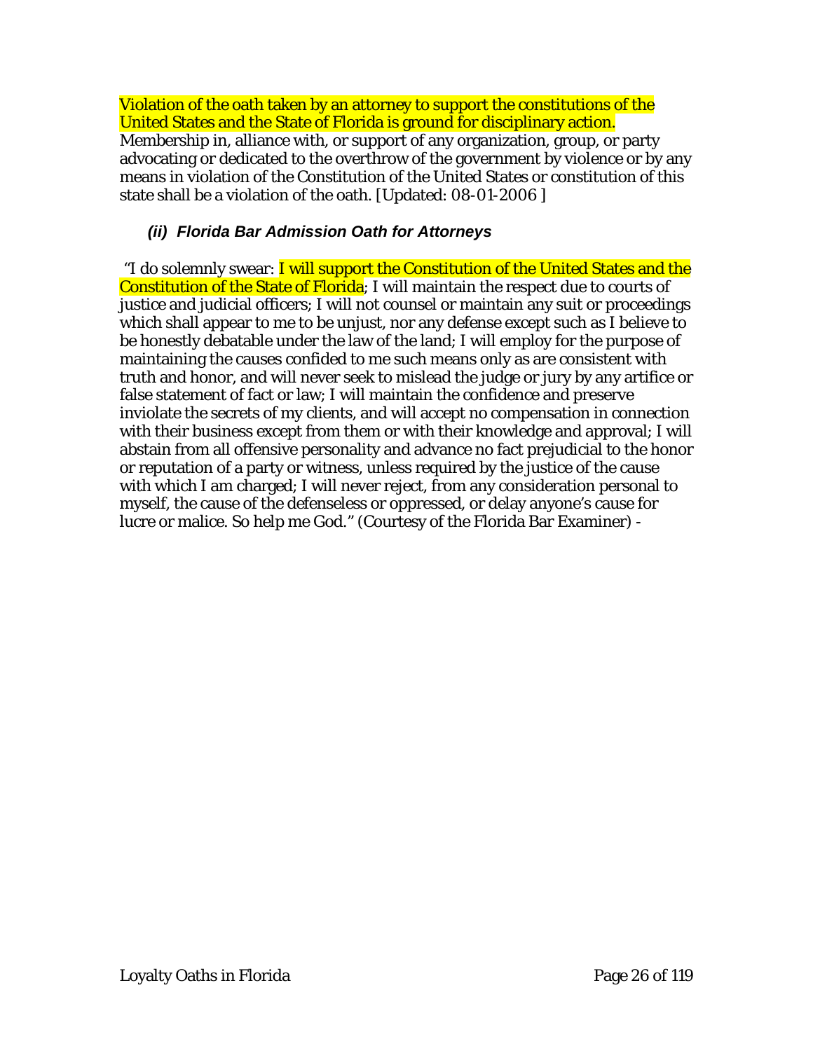Violation of the oath taken by an attorney to support the constitutions of the United States and the State of Florida is ground for disciplinary action. Membership in, alliance with, or support of any organization, group, or party advocating or dedicated to the overthrow of the government by violence or by any means in violation of the Constitution of the United States or constitution of this state shall be a violation of the oath. [Updated: 08-01-2006 ]

### *(ii) Florida Bar Admission Oath for Attorneys*

"I do solemnly swear: I will support the Constitution of the United States and the Constitution of the State of Florida; I will maintain the respect due to courts of justice and judicial officers; I will not counsel or maintain any suit or proceedings which shall appear to me to be unjust, nor any defense except such as I believe to be honestly debatable under the law of the land; I will employ for the purpose of maintaining the causes confided to me such means only as are consistent with truth and honor, and will never seek to mislead the judge or jury by any artifice or false statement of fact or law; I will maintain the confidence and preserve inviolate the secrets of my clients, and will accept no compensation in connection with their business except from them or with their knowledge and approval; I will abstain from all offensive personality and advance no fact prejudicial to the honor or reputation of a party or witness, unless required by the justice of the cause with which I am charged; I will never reject, from any consideration personal to myself, the cause of the defenseless or oppressed, or delay anyone's cause for lucre or malice. So help me God." (Courtesy of the Florida Bar Examiner) -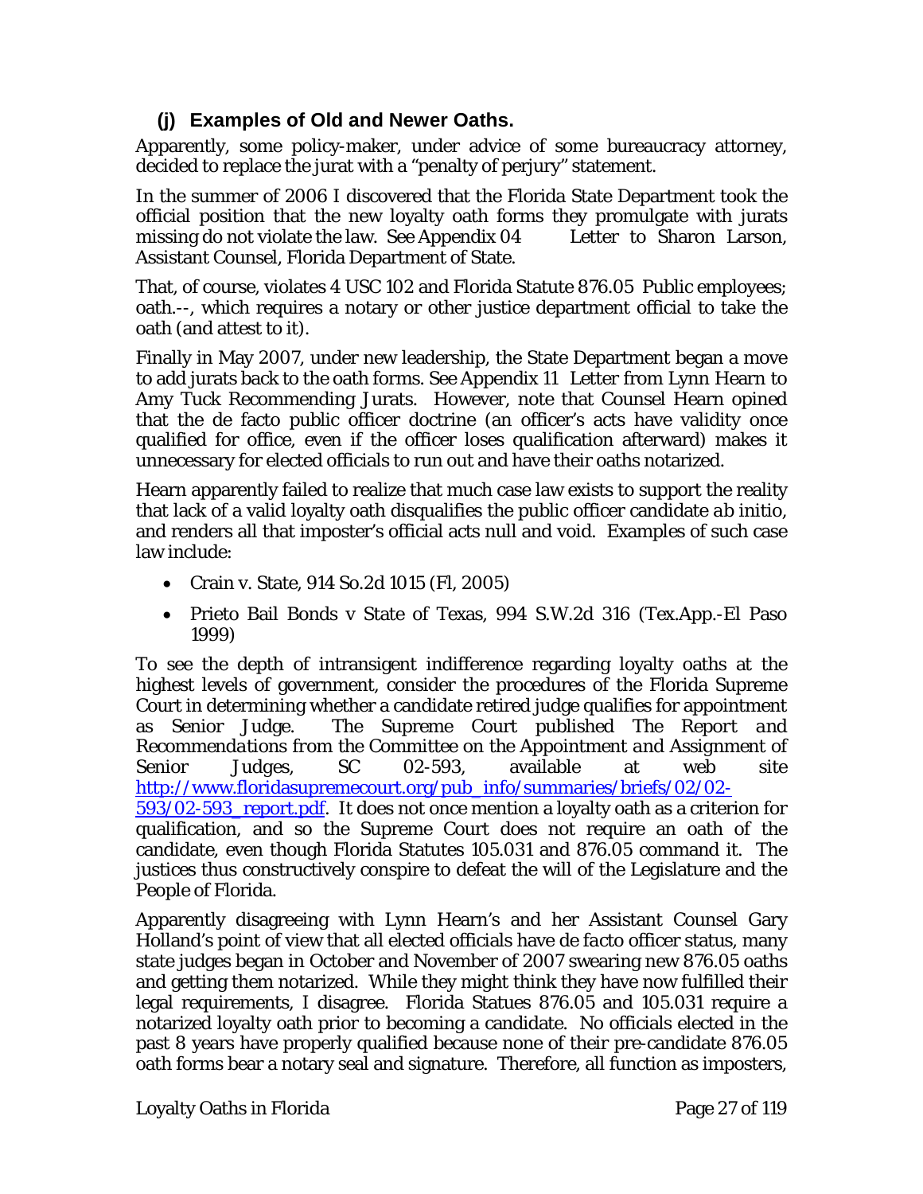### (j) Examples of Old and Newer Oaths.

Apparently, some policy-maker, under advice of some bureaucracy attorney, decided to replace the jurat with a "penalty of perjury" statement.

In the summer of 2006 I discovered that the Florida State Department took the official position that the new loyalty oath forms they promulgate with jurats missing do not violate the law. See Appendix 04 Letter to Sharon Larson, Assistant Counsel, Florida Department of State.

That, of course, violates 4 USC 102 and Florida Statute 876.05 Public employees; oath.--, which requires a notary or other justice department official to take the oath (and attest to it).

Finally in May 2007, under new leadership, the State Department began a move to add jurats back to the oath forms. See Appendix 11 Letter from Lynn Hearn to Amy Tuck Recommending Jurats. However, note that Counsel Hearn opined that the de facto public officer doctrine (an officer's acts have validity once qualified for office, even if the officer loses qualification afterward) makes it unnecessary for elected officials to run out and have their oaths notarized.

Hearn apparently failed to realize that much case law exists to support the reality that lack of a valid loyalty oath disqualifies the public officer candidate *ab initio*, and renders all that imposter's official acts null and void. Examples of such case law include:

- Crain v. State, 914 So.2d 1015 (Fl, 2005)
- Prieto Bail Bonds v State of Texas, 994 S.W.2d 316 (Tex.App.-El Paso 1999)

To see the depth of intransigent indifference regarding loyalty oaths at the highest levels of government, consider the procedures of the Florida Supreme Court in determining whether a candidate retired judge qualifies for appointment as Senior Judge. The Supreme Court published *The Report and Recommendations from the Committee on the Appointment and Assignment of Senior Judges*, SC 02-593, available at web site http://www.floridasupremecourt.org/pub_info/summaries/briefs/02/02-593/02-593_report.pdf. It does not once mention a loyalty oath as a criterion for qualification, and so the Supreme Court does not require an oath of the candidate, even though Florida Statutes 105.031 and 876.05 command it. The justices thus constructively conspire to defeat the will of the Legislature and the People of Florida.

Apparently disagreeing with Lynn Hearn's and her Assistant Counsel Gary Holland's point of view that all elected officials have *de facto* officer status, many state judges began in October and November of 2007 swearing new 876.05 oaths and getting them notarized. While they might think they have now fulfilled their legal requirements, I disagree. Florida Statues 876.05 and 105.031 require a notarized loyalty oath prior to becoming a candidate. No officials elected in the past 8 years have properly qualified because none of their pre-candidate 876.05 oath forms bear a notary seal and signature. Therefore, all function as imposters,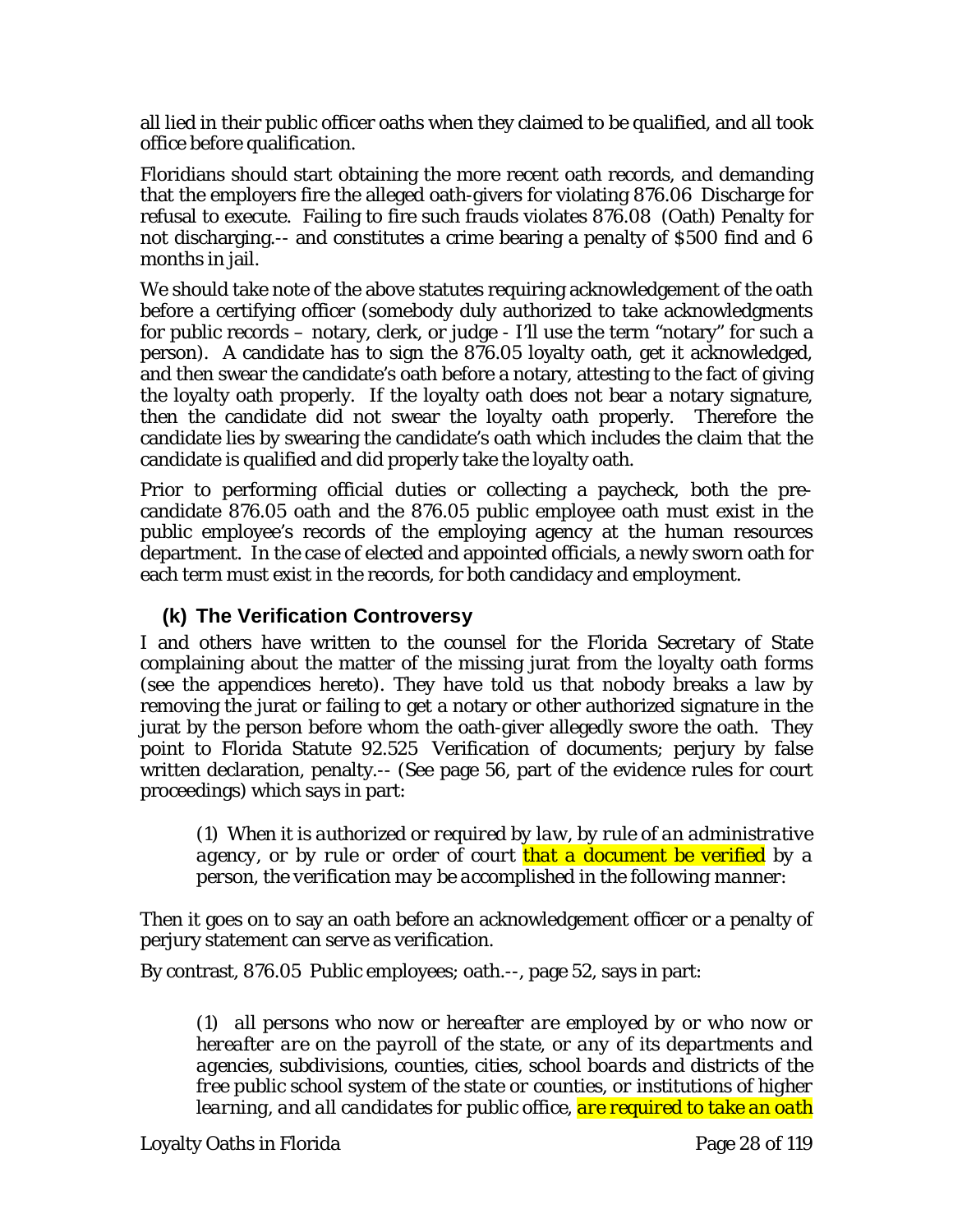all lied in their public officer oaths when they claimed to be qualified, and all took office before qualification.

Floridians should start obtaining the more recent oath records, and demanding that the employers fire the alleged oath-givers for violating 876.06 Discharge for refusal to execute. Failing to fire such frauds violates 876.08 (Oath) Penalty for not discharging.-- and constitutes a crime bearing a penalty of $500 find and 6 months in jail.

We should take note of the above statutes requiring acknowledgement of the oath before a certifying officer (somebody duly authorized to take acknowledgments for public records – notary, clerk, or judge - I'll use the term "notary" for such a person). A candidate has to sign the 876.05 loyalty oath, get it acknowledged, and then swear the candidate's oath before a notary, attesting to the fact of giving the loyalty oath properly. If the loyalty oath does not bear a notary signature, then the candidate did not swear the loyalty oath properly. Therefore the candidate lies by swearing the candidate's oath which includes the claim that the candidate is qualified and did properly take the loyalty oath.

Prior to performing official duties or collecting a paycheck, both the pre-candidate 876.05 oath and the 876.05 public employee oath must exist in the public employee's records of the employing agency at the human resources department. In the case of elected and appointed officials, a newly sworn oath for each term must exist in the records, for both candidacy and employment.

### (k) The Verification Controversy

I and others have written to the counsel for the Florida Secretary of State complaining about the matter of the missing jurat from the loyalty oath forms (see the appendices hereto). They have told us that nobody breaks a law by removing the jurat or failing to get a notary or other authorized signature in the jurat by the person before whom the oath-giver allegedly swore the oath. They point to Florida Statute 92.525 Verification of documents; perjury by false written declaration, penalty.-- (See page 56, part of the evidence rules for court proceedings) which says in part:

> *(1) When it is authorized or required by law, by rule of an administrative agency, or by rule or order of court **that a document be verified** by a person, the verification may be accomplished in the following manner:*

Then it goes on to say an oath before an acknowledgement officer or a penalty of perjury statement can serve as verification.

By contrast, 876.05 Public employees; oath.--, page 52, says in part:

> *(1) all persons who now or hereafter are employed by or who now or hereafter are on the payroll of the state, or any of its departments and agencies, subdivisions, counties, cities, school boards and districts of the free public school system of the state or counties, or institutions of higher learning, and all candidates for public office, **are required to take an oath***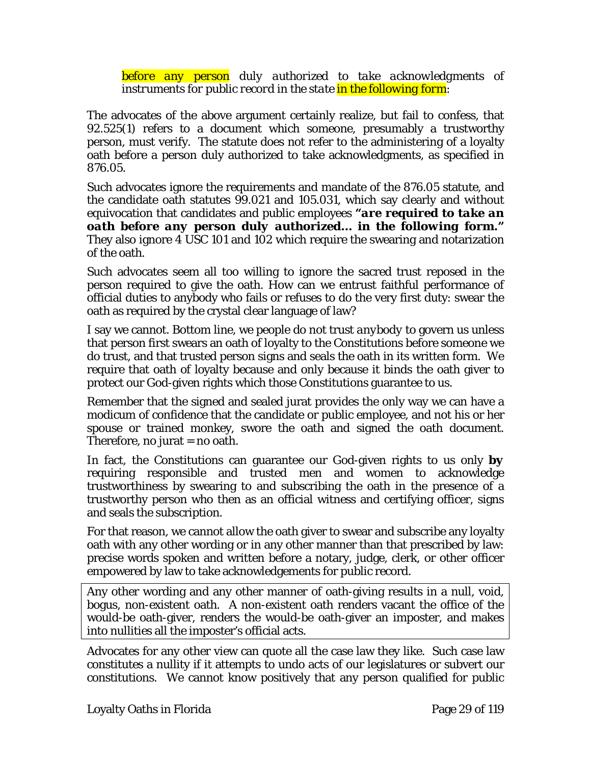> *before any person duly authorized to take acknowledgments of instruments for public record in the state in the following form*:

The advocates of the above argument certainly realize, but fail to confess, that 92.525(1) refers to a document which someone, presumably a trustworthy person, must verify. The statute does not refer to the administering of a loyalty oath before a person duly authorized to take acknowledgments, as specified in 876.05.

Such advocates ignore the requirements and mandate of the 876.05 statute, and the candidate oath statutes 99.021 and 105.031, which say clearly and without equivocation that candidates and public employees ***"are required to take an oath before any person duly authorized… in the following form."*** They also ignore 4 USC 101 and 102 which require the swearing and notarization of the oath.

Such advocates seem all too willing to ignore the sacred trust reposed in the person required to give the oath. How can we entrust faithful performance of official duties to anybody who fails or refuses to do the very first duty: swear the oath as required by the crystal clear language of law?

I say we cannot. Bottom line, we people do not trust *anybody* to govern us unless that person first swears an oath of loyalty to the Constitutions before someone we do trust, and that trusted person signs and seals the oath in its written form. We require that oath of loyalty because and only because it binds the oath giver to protect our God-given rights which those Constitutions guarantee to us.

Remember that the signed and sealed jurat provides the only way we can have a modicum of confidence that the candidate or public employee, and not his or her spouse or trained monkey, swore the oath and signed the oath document. Therefore, no jurat = no oath.

In fact, the Constitutions can guarantee our God-given rights to us only **by** requiring responsible and trusted men and women to acknowledge trustworthiness by swearing to and subscribing the oath in the presence of a trustworthy person who then as an official witness and certifying officer, signs and seals the subscription.

For that reason, we cannot allow the oath giver to swear and subscribe any loyalty oath with any other wording or in any other manner than that prescribed by law: precise words spoken and written before a notary, judge, clerk, or other officer empowered by law to take acknowledgements for public record.

Any other wording and any other manner of oath-giving results in a null, void, bogus, non-existent oath. A non-existent oath renders vacant the office of the would-be oath-giver, renders the would-be oath-giver an imposter, and makes into nullities all the imposter's official acts.

Advocates for any other view can quote all the case law they like. Such case law constitutes a nullity if it attempts to undo acts of our legislatures or subvert our constitutions. We cannot know positively that any person qualified for public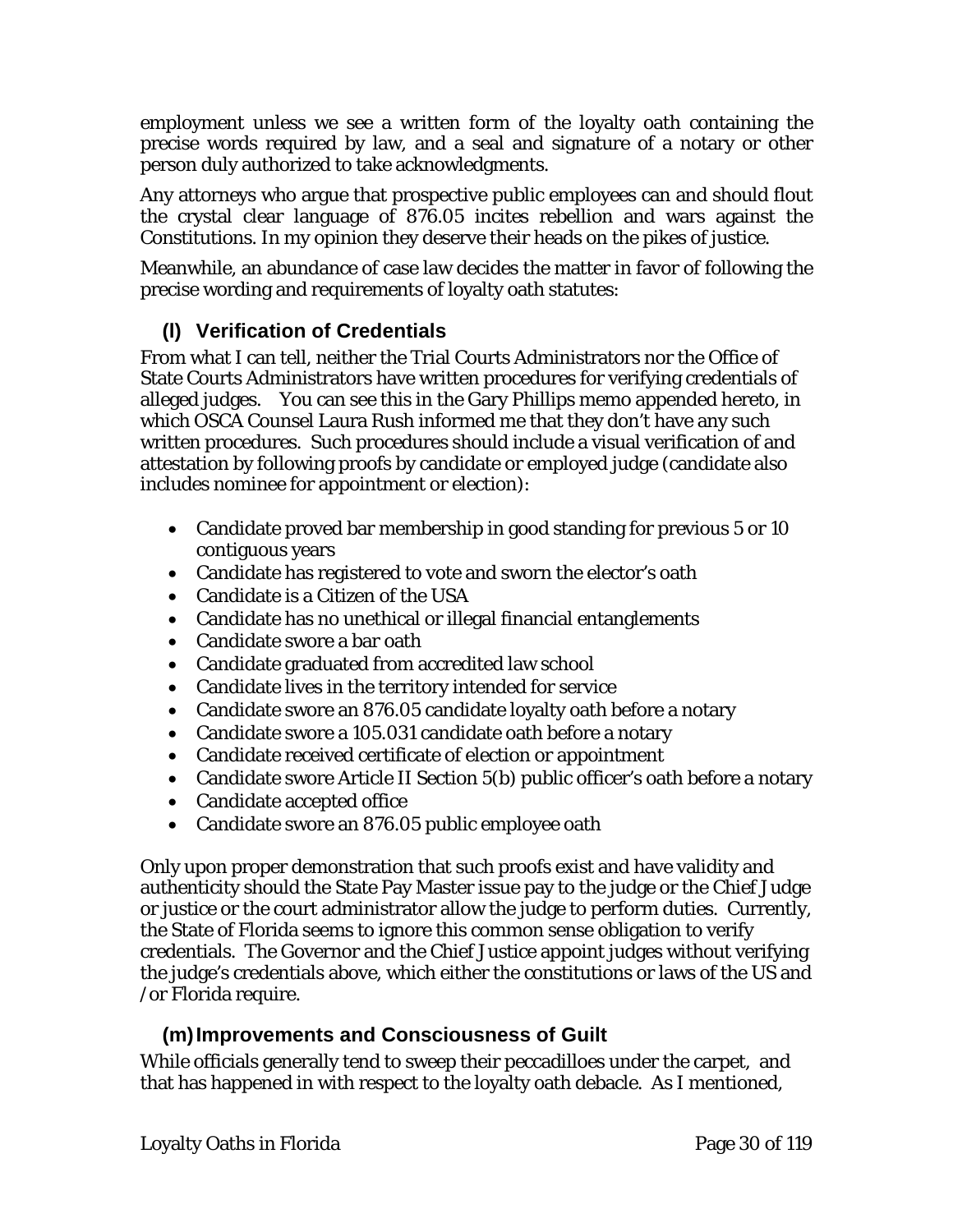employment unless we see a written form of the loyalty oath containing the precise words required by law, and a seal and signature of a notary or other person duly authorized to take acknowledgments.

Any attorneys who argue that prospective public employees can and should flout the crystal clear language of 876.05 incites rebellion and wars against the Constitutions. In my opinion they deserve their heads on the pikes of justice.

Meanwhile, an abundance of case law decides the matter in favor of following the precise wording and requirements of loyalty oath statutes:

### (l) Verification of Credentials

From what I can tell, neither the Trial Courts Administrators nor the Office of State Courts Administrators have written procedures for verifying credentials of alleged judges. You can see this in the Gary Phillips memo appended hereto, in which OSCA Counsel Laura Rush informed me that they don't have any such written procedures. Such procedures should include a visual verification of and attestation by following proofs by candidate or employed judge (candidate also includes nominee for appointment or election):

- Candidate proved bar membership in good standing for previous 5 or 10 contiguous years
- Candidate has registered to vote and sworn the elector's oath
- Candidate is a Citizen of the USA
- Candidate has no unethical or illegal financial entanglements
- Candidate swore a bar oath
- Candidate graduated from accredited law school
- Candidate lives in the territory intended for service
- Candidate swore an 876.05 candidate loyalty oath before a notary
- Candidate swore a 105.031 candidate oath before a notary
- Candidate received certificate of election or appointment
- Candidate swore Article II Section 5(b) public officer's oath before a notary
- Candidate accepted office
- Candidate swore an 876.05 public employee oath

Only upon proper demonstration that such proofs exist and have validity and authenticity should the State Pay Master issue pay to the judge or the Chief Judge or justice or the court administrator allow the judge to perform duties. Currently, the State of Florida seems to ignore this common sense obligation to verify credentials. The Governor and the Chief Justice appoint judges without verifying the judge's credentials above, which either the constitutions or laws of the US and /or Florida require.

### (m) Improvements and Consciousness of Guilt

While officials generally tend to sweep their peccadilloes under the carpet, and that has happened in with respect to the loyalty oath debacle. As I mentioned,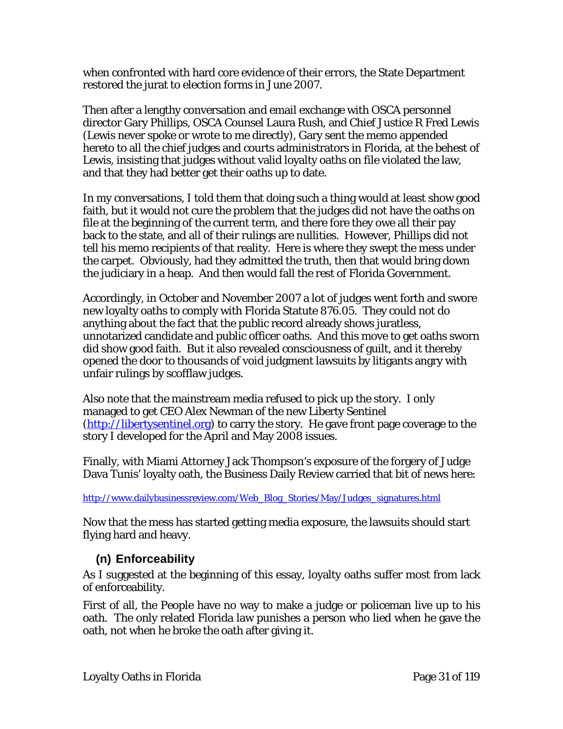when confronted with hard core evidence of their errors, the State Department restored the jurat to election forms in June 2007.

Then after a lengthy conversation and email exchange with OSCA personnel director Gary Phillips, OSCA Counsel Laura Rush, and Chief Justice R Fred Lewis (Lewis never spoke or wrote to me directly), Gary sent the memo appended hereto to all the chief judges and courts administrators in Florida, at the behest of Lewis, insisting that judges without valid loyalty oaths on file violated the law, and that they had better get their oaths up to date.

In my conversations, I told them that doing such a thing would at least show good faith, but it would not cure the problem that the judges did not have the oaths on file at the beginning of the current term, and there fore they owe all their pay back to the state, and all of their rulings are nullities. However, Phillips did not tell his memo recipients of that reality. Here is where they swept the mess under the carpet. Obviously, had they admitted the truth, then that would bring down the judiciary in a heap. And then would fall the rest of Florida Government.

Accordingly, in October and November 2007 a lot of judges went forth and swore new loyalty oaths to comply with Florida Statute 876.05. They could not do anything about the fact that the public record already shows juratless, unnotarized candidate and public officer oaths. And this move to get oaths sworn did show good faith. But it also revealed consciousness of guilt, and it thereby opened the door to thousands of void judgment lawsuits by litigants angry with unfair rulings by scofflaw judges.

Also note that the mainstream media refused to pick up the story. I only managed to get CEO Alex Newman of the new Liberty Sentinel (http://libertysentinel.org) to carry the story. He gave front page coverage to the story I developed for the April and May 2008 issues.

Finally, with Miami Attorney Jack Thompson's exposure of the forgery of Judge Dava Tunis' loyalty oath, the Business Daily Review carried that bit of news here:

http://www.dailybusinessreview.com/Web_Blog_Stories/May/Judges_signatures.html

Now that the mess has started getting media exposure, the lawsuits should start flying hard and heavy.

## (n) Enforceability

As I suggested at the beginning of this essay, loyalty oaths suffer most from lack of enforceability.

First of all, the People have no way to make a judge or policeman live up to his oath. The only related Florida law punishes a person who lied when he gave the oath, not when he broke the oath after giving it.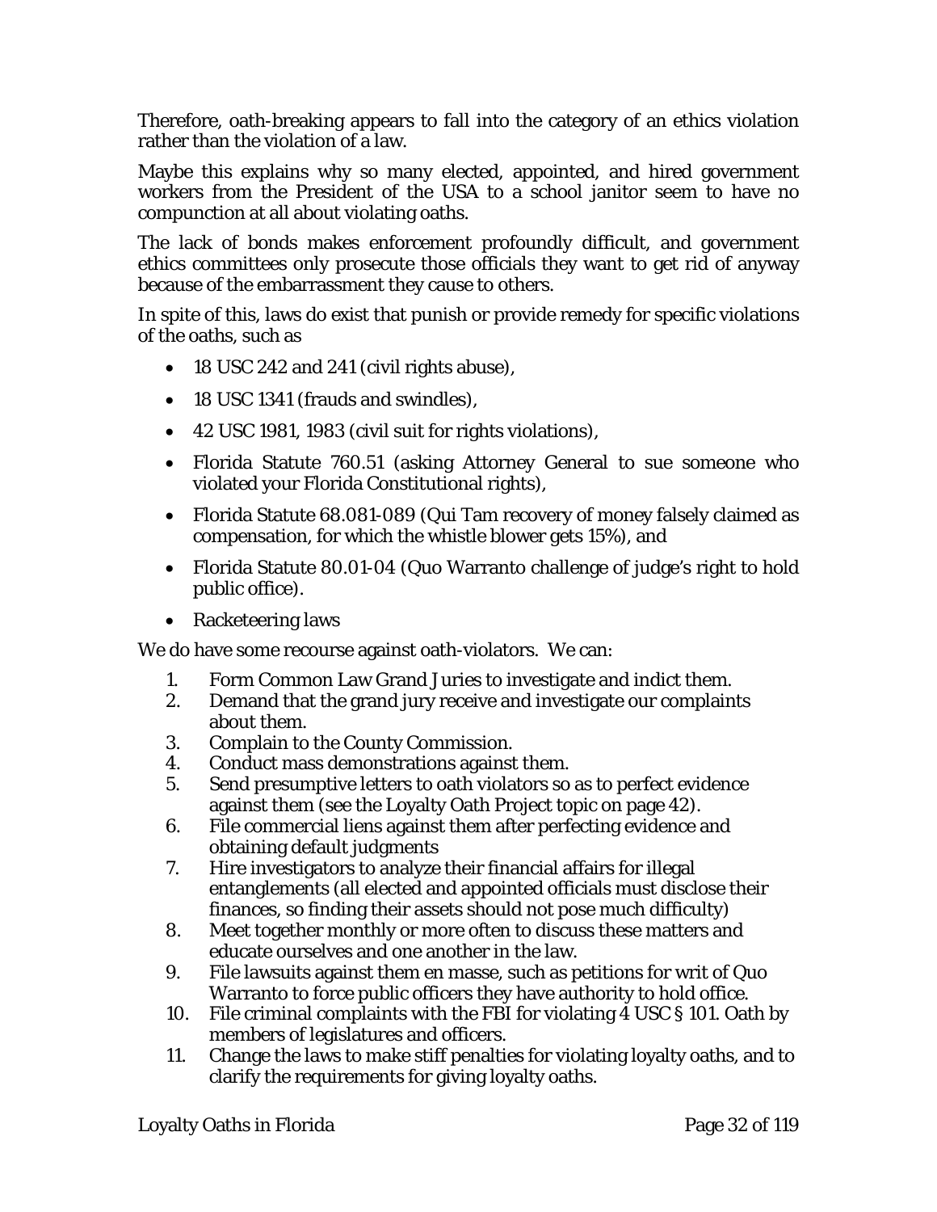Therefore, oath-breaking appears to fall into the category of an ethics violation rather than the violation of a law.

Maybe this explains why so many elected, appointed, and hired government workers from the President of the USA to a school janitor seem to have no compunction at all about violating oaths.

The lack of bonds makes enforcement profoundly difficult, and government ethics committees only prosecute those officials they want to get rid of anyway because of the embarrassment they cause to others.

In spite of this, laws do exist that punish or provide remedy for specific violations of the oaths, such as

- 18 USC 242 and 241 (civil rights abuse),
- 18 USC 1341 (frauds and swindles),
- 42 USC 1981, 1983 (civil suit for rights violations),
- Florida Statute 760.51 (asking Attorney General to sue someone who violated your Florida Constitutional rights),
- Florida Statute 68.081-089 (Qui Tam recovery of money falsely claimed as compensation, for which the whistle blower gets 15%), and
- Florida Statute 80.01-04 (Quo Warranto challenge of judge's right to hold public office).
- Racketeering laws

We do have some recourse against oath-violators. We can:

1. Form Common Law Grand Juries to investigate and indict them.
2. Demand that the grand jury receive and investigate our complaints about them.
3. Complain to the County Commission.
4. Conduct mass demonstrations against them.
5. Send presumptive letters to oath violators so as to perfect evidence against them (see the Loyalty Oath Project topic on page 42).
6. File commercial liens against them after perfecting evidence and obtaining default judgments
7. Hire investigators to analyze their financial affairs for illegal entanglements (all elected and appointed officials must disclose their finances, so finding their assets should not pose much difficulty)
8. Meet together monthly or more often to discuss these matters and educate ourselves and one another in the law.
9. File lawsuits against them en masse, such as petitions for writ of Quo Warranto to force public officers they have authority to hold office.
10. File criminal complaints with the FBI for violating 4 USC § 101. Oath by members of legislatures and officers.
11. Change the laws to make stiff penalties for violating loyalty oaths, and to clarify the requirements for giving loyalty oaths.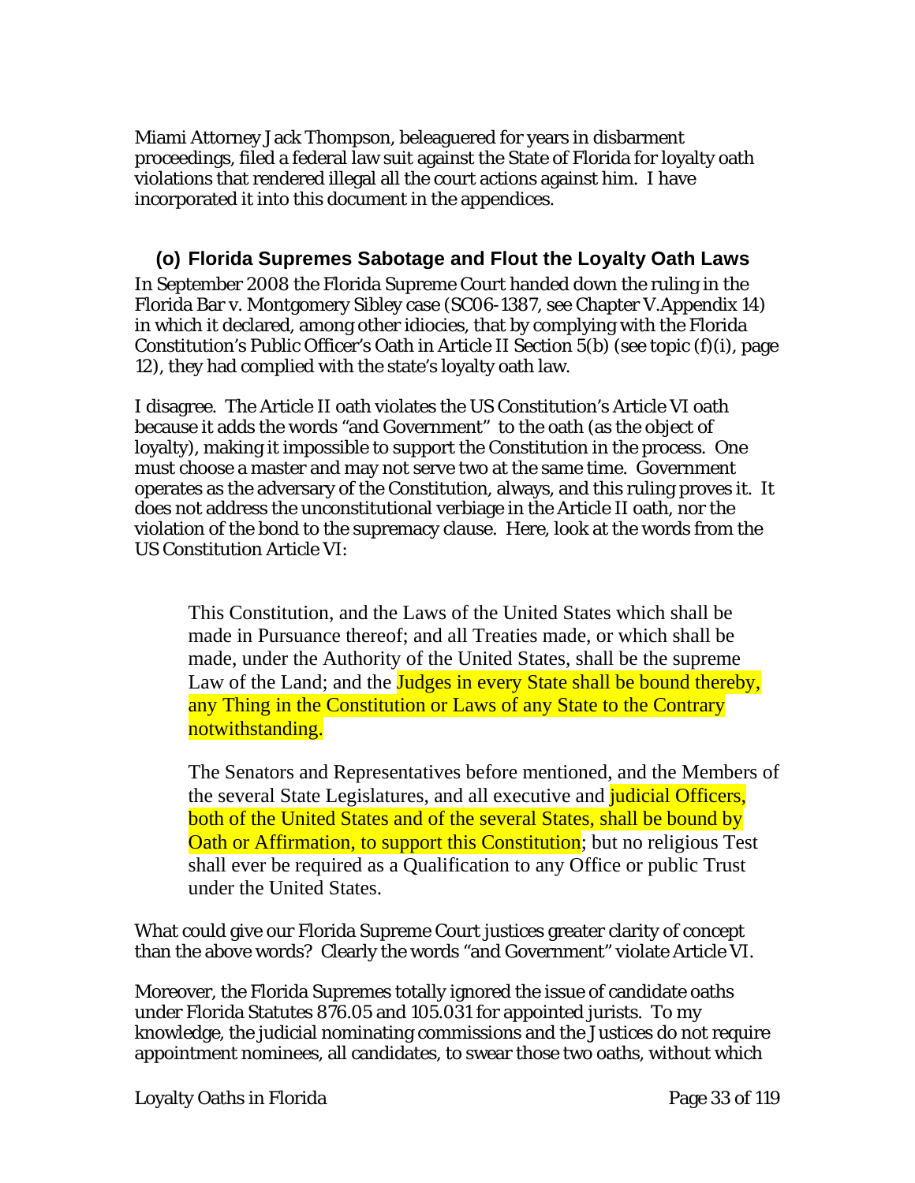Miami Attorney Jack Thompson, beleaguered for years in disbarment proceedings, filed a federal law suit against the State of Florida for loyalty oath violations that rendered illegal all the court actions against him. I have incorporated it into this document in the appendices.

### (o) Florida Supremes Sabotage and Flout the Loyalty Oath Laws

In September 2008 the Florida Supreme Court handed down the ruling in the Florida Bar v. Montgomery Sibley case (SC06-1387, see Chapter V.Appendix 14) in which it declared, among other idiocies, that by complying with the Florida Constitution's Public Officer's Oath in Article II Section 5(b) (see topic (f)(i), page 12), they had complied with the state's loyalty oath law.

I disagree. The Article II oath violates the US Constitution's Article VI oath because it adds the words "and Government" to the oath (as the object of loyalty), making it impossible to support the Constitution in the process. One must choose a master and may not serve two at the same time. Government operates as the adversary of the Constitution, always, and this ruling proves it. It does not address the unconstitutional verbiage in the Article II oath, nor the violation of the bond to the supremacy clause. Here, look at the words from the US Constitution Article VI:

> This Constitution, and the Laws of the United States which shall be made in Pursuance thereof; and all Treaties made, or which shall be made, under the Authority of the United States, shall be the supreme Law of the Land; and the Judges in every State shall be bound thereby, any Thing in the Constitution or Laws of any State to the Contrary notwithstanding.
>
> The Senators and Representatives before mentioned, and the Members of the several State Legislatures, and all executive and judicial Officers, both of the United States and of the several States, shall be bound by Oath or Affirmation, to support this Constitution; but no religious Test shall ever be required as a Qualification to any Office or public Trust under the United States.

What could give our Florida Supreme Court justices greater clarity of concept than the above words? Clearly the words "and Government" violate Article VI.

Moreover, the Florida Supremes totally ignored the issue of candidate oaths under Florida Statutes 876.05 and 105.031 for appointed jurists. To my knowledge, the judicial nominating commissions and the Justices do not require appointment nominees, all candidates, to swear those two oaths, without which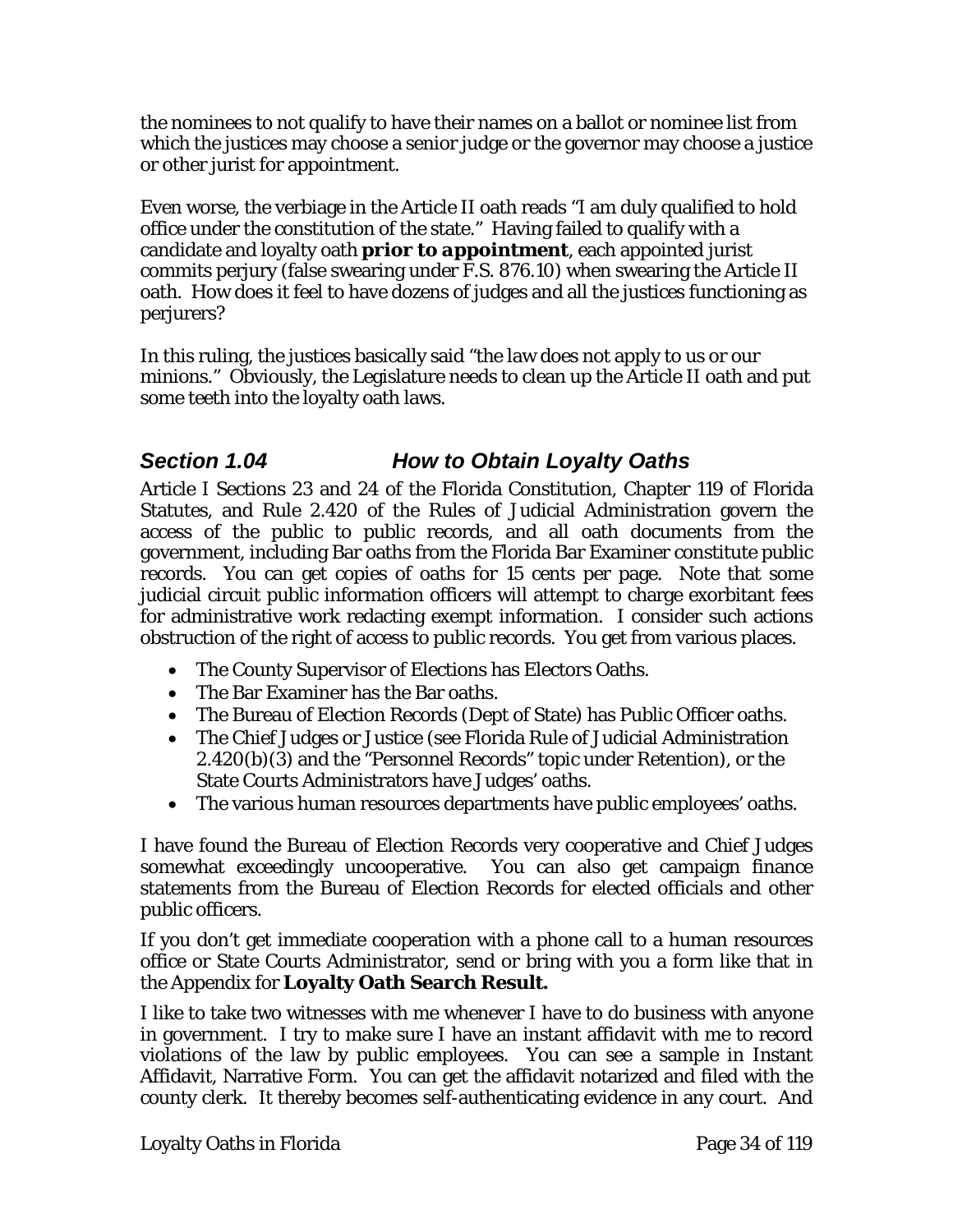the nominees to not qualify to have their names on a ballot or nominee list from which the justices may choose a senior judge or the governor may choose a justice or other jurist for appointment.

Even worse, the verbiage in the Article II oath reads "I am duly qualified to hold office under the constitution of the state." Having failed to qualify with a candidate and loyalty oath ***prior to appointment***, each appointed jurist commits perjury (false swearing under F.S. 876.10) when swearing the Article II oath. How does it feel to have dozens of judges and all the justices functioning as perjurers?

In this ruling, the justices basically said "the law does not apply to us or our minions." Obviously, the Legislature needs to clean up the Article II oath and put some teeth into the loyalty oath laws.

## *Section 1.04 How to Obtain Loyalty Oaths*

Article I Sections 23 and 24 of the Florida Constitution, Chapter 119 of Florida Statutes, and Rule 2.420 of the Rules of Judicial Administration govern the access of the public to public records, and all oath documents from the government, including Bar oaths from the Florida Bar Examiner constitute public records. You can get copies of oaths for 15 cents per page. Note that some judicial circuit public information officers will attempt to charge exorbitant fees for administrative work redacting exempt information. I consider such actions obstruction of the right of access to public records. You get from various places.

- The County Supervisor of Elections has Electors Oaths.
- The Bar Examiner has the Bar oaths.
- The Bureau of Election Records (Dept of State) has Public Officer oaths.
- The Chief Judges or Justice (see Florida Rule of Judicial Administration 2.420(b)(3) and the "Personnel Records" topic under Retention), or the State Courts Administrators have Judges' oaths.
- The various human resources departments have public employees' oaths.

I have found the Bureau of Election Records very cooperative and Chief Judges somewhat exceedingly uncooperative. You can also get campaign finance statements from the Bureau of Election Records for elected officials and other public officers.

If you don't get immediate cooperation with a phone call to a human resources office or State Courts Administrator, send or bring with you a form like that in the Appendix for **Loyalty Oath Search Result.**

I like to take two witnesses with me whenever I have to do business with anyone in government. I try to make sure I have an instant affidavit with me to record violations of the law by public employees. You can see a sample in Instant Affidavit, Narrative Form. You can get the affidavit notarized and filed with the county clerk. It thereby becomes self-authenticating evidence in any court. And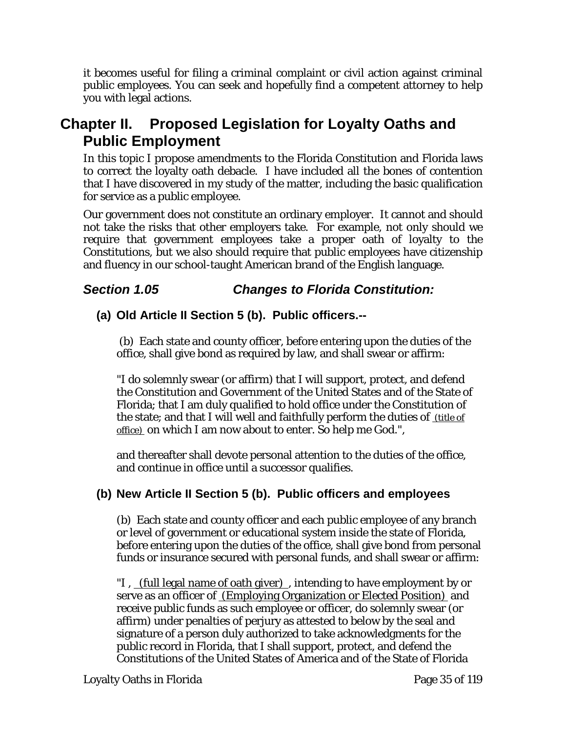it becomes useful for filing a criminal complaint or civil action against criminal public employees. You can seek and hopefully find a competent attorney to help you with legal actions.

# Chapter II. Proposed Legislation for Loyalty Oaths and Public Employment

In this topic I propose amendments to the Florida Constitution and Florida laws to correct the loyalty oath debacle. I have included all the bones of contention that I have discovered in my study of the matter, including the basic qualification for service as a public employee.

Our government does not constitute an ordinary employer. It cannot and should not take the risks that other employers take. For example, not only should we require that government employees take a proper oath of loyalty to the Constitutions, but we also should require that public employees have citizenship and fluency in our school-taught American brand of the English language.

## *Section 1.05 Changes to Florida Constitution:*

### (a) Old Article II Section 5 (b). Public officers.--

(b) Each state and county officer, before entering upon the duties of the office, shall give bond as required by law, and shall swear or affirm:

"I do solemnly swear (or affirm) that I will support, protect, and defend the Constitution and Government of the United States and of the State of Florida; that I am duly qualified to hold office under the Constitution of the state; and that I will well and faithfully perform the duties of (title of office) on which I am now about to enter. So help me God.",

and thereafter shall devote personal attention to the duties of the office, and continue in office until a successor qualifies.

### (b) New Article II Section 5 (b). Public officers and employees

(b) Each state and county officer and each public employee of any branch or level of government or educational system inside the state of Florida, before entering upon the duties of the office, shall give bond from personal funds or insurance secured with personal funds, and shall swear or affirm:

"I , (full legal name of oath giver) , intending to have employment by or serve as an officer of (Employing Organization or Elected Position) and receive public funds as such employee or officer, do solemnly swear (or affirm) under penalties of perjury as attested to below by the seal and signature of a person duly authorized to take acknowledgments for the public record in Florida, that I shall support, protect, and defend the Constitutions of the United States of America and of the State of Florida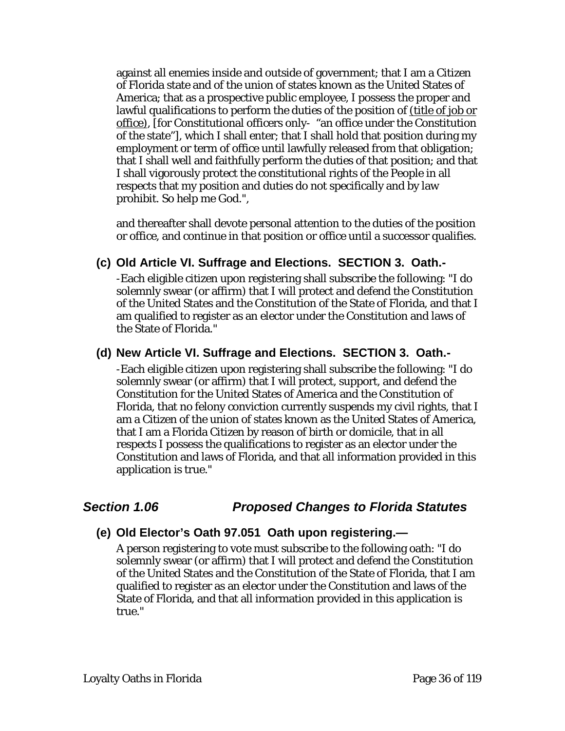against all enemies inside and outside of government; that I am a Citizen of Florida state and of the union of states known as the United States of America; that as a prospective public employee, I possess the proper and lawful qualifications to perform the duties of the position of <u>(title of job or office)</u>, [for Constitutional officers only- "an office under the Constitution of the state"], which I shall enter; that I shall hold that position during my employment or term of office until lawfully released from that obligation; that I shall well and faithfully perform the duties of that position; and that I shall vigorously protect the constitutional rights of the People in all respects that my position and duties do not specifically and by law prohibit. So help me God.",

and thereafter shall devote personal attention to the duties of the position or office, and continue in that position or office until a successor qualifies.

### (c) Old Article VI. Suffrage and Elections. SECTION 3. Oath.-

-Each eligible citizen upon registering shall subscribe the following: "I do solemnly swear (or affirm) that I will protect and defend the Constitution of the United States and the Constitution of the State of Florida, and that I am qualified to register as an elector under the Constitution and laws of the State of Florida."

### (d) New Article VI. Suffrage and Elections. SECTION 3. Oath.-

-Each eligible citizen upon registering shall subscribe the following: "I do solemnly swear (or affirm) that I will protect, support, and defend the Constitution for the United States of America and the Constitution of Florida, that no felony conviction currently suspends my civil rights, that I am a Citizen of the union of states known as the United States of America, that I am a Florida Citizen by reason of birth or domicile, that in all respects I possess the qualifications to register as an elector under the Constitution and laws of Florida, and that all information provided in this application is true."

## *Section 1.06 Proposed Changes to Florida Statutes*

### (e) Old Elector's Oath 97.051 Oath upon registering.—

A person registering to vote must subscribe to the following oath: "I do solemnly swear (or affirm) that I will protect and defend the Constitution of the United States and the Constitution of the State of Florida, that I am qualified to register as an elector under the Constitution and laws of the State of Florida, and that all information provided in this application is true."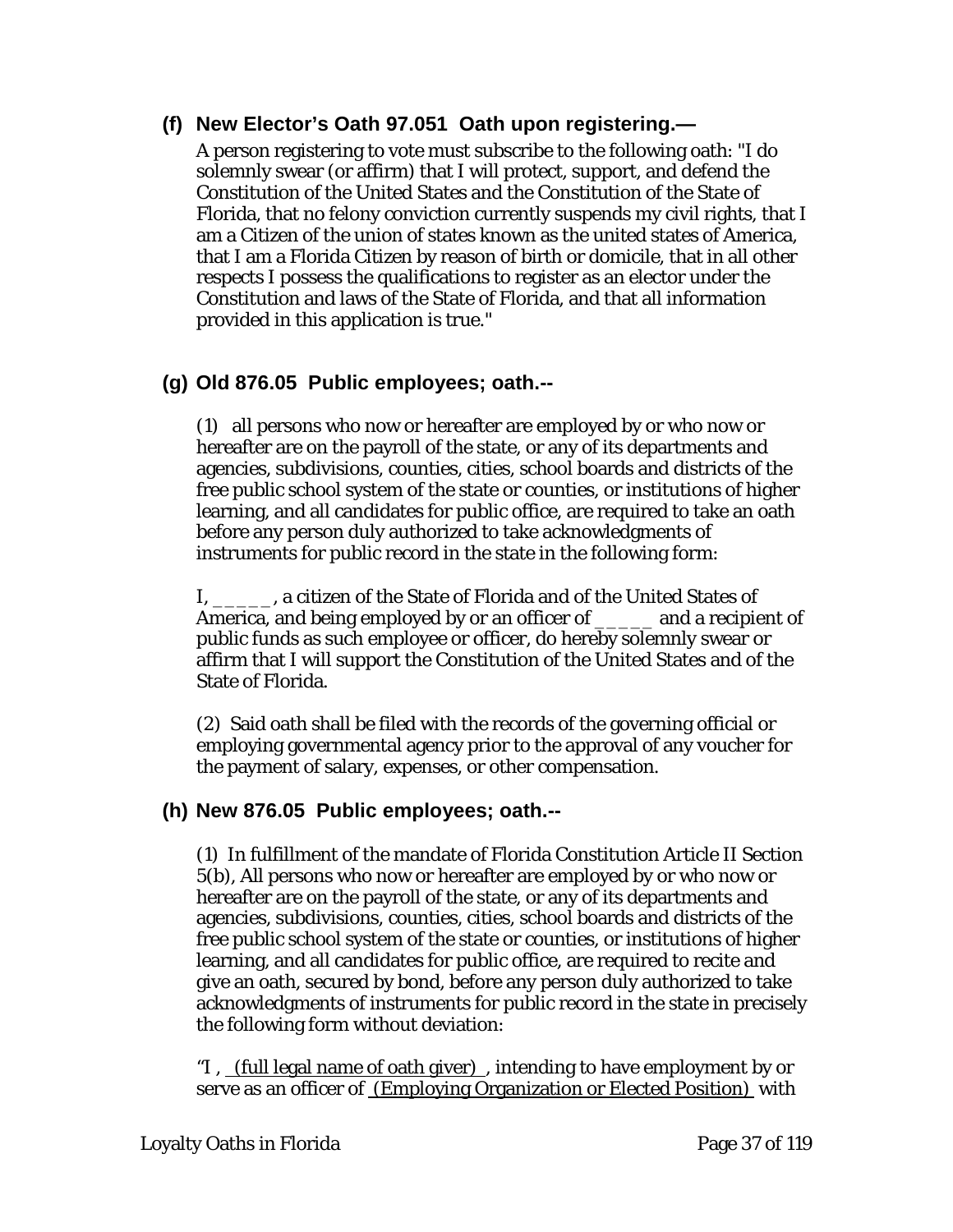### (f) New Elector's Oath 97.051 Oath upon registering.—

A person registering to vote must subscribe to the following oath: "I do solemnly swear (or affirm) that I will protect, support, and defend the Constitution of the United States and the Constitution of the State of Florida, that no felony conviction currently suspends my civil rights, that I am a Citizen of the union of states known as the united states of America, that I am a Florida Citizen by reason of birth or domicile, that in all other respects I possess the qualifications to register as an elector under the Constitution and laws of the State of Florida, and that all information provided in this application is true."

### (g) Old 876.05 Public employees; oath.--

(1) all persons who now or hereafter are employed by or who now or hereafter are on the payroll of the state, or any of its departments and agencies, subdivisions, counties, cities, school boards and districts of the free public school system of the state or counties, or institutions of higher learning, and all candidates for public office, are required to take an oath before any person duly authorized to take acknowledgments of instruments for public record in the state in the following form:

I, _____, a citizen of the State of Florida and of the United States of America, and being employed by or an officer of _____ and a recipient of public funds as such employee or officer, do hereby solemnly swear or affirm that I will support the Constitution of the United States and of the State of Florida.

(2) Said oath shall be filed with the records of the governing official or employing governmental agency prior to the approval of any voucher for the payment of salary, expenses, or other compensation.

### (h) New 876.05 Public employees; oath.--

(1) In fulfillment of the mandate of Florida Constitution Article II Section 5(b), All persons who now or hereafter are employed by or who now or hereafter are on the payroll of the state, or any of its departments and agencies, subdivisions, counties, cities, school boards and districts of the free public school system of the state or counties, or institutions of higher learning, and all candidates for public office, are required to recite and give an oath, secured by bond, before any person duly authorized to take acknowledgments of instruments for public record in the state in precisely the following form without deviation:

"I , (full legal name of oath giver) , intending to have employment by or serve as an officer of (Employing Organization or Elected Position) with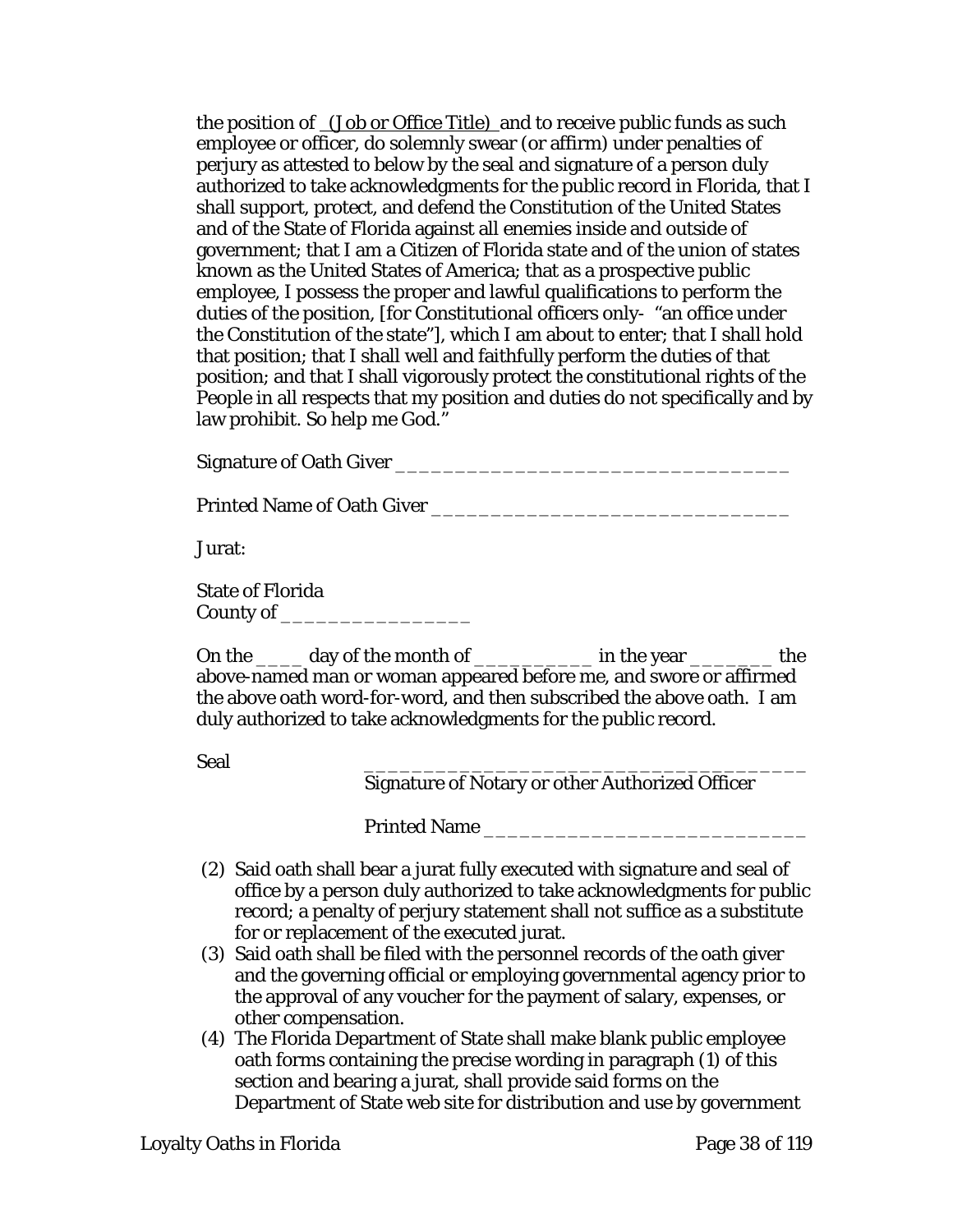the position of <u>(Job or Office Title)</u> and to receive public funds as such employee or officer, do solemnly swear (or affirm) under penalties of perjury as attested to below by the seal and signature of a person duly authorized to take acknowledgments for the public record in Florida, that I shall support, protect, and defend the Constitution of the United States and of the State of Florida against all enemies inside and outside of government; that I am a Citizen of Florida state and of the union of states known as the United States of America; that as a prospective public employee, I possess the proper and lawful qualifications to perform the duties of the position, [for Constitutional officers only- "an office under the Constitution of the state"], which I am about to enter; that I shall hold that position; that I shall well and faithfully perform the duties of that position; and that I shall vigorously protect the constitutional rights of the People in all respects that my position and duties do not specifically and by law prohibit. So help me God."

Signature of Oath Giver _________________________________

Printed Name of Oath Giver ______________________________

Jurat:

State of Florida
County of ________________

On the ____ day of the month of ___________ in the year _______ the above-named man or woman appeared before me, and swore or affirmed the above oath word-for-word, and then subscribed the above oath. I am duly authorized to take acknowledgments for the public record.

Seal

_____________________________________
Signature of Notary or other Authorized Officer

Printed Name ___________________________

(2) Said oath shall bear a jurat fully executed with signature and seal of office by a person duly authorized to take acknowledgments for public record; a penalty of perjury statement shall not suffice as a substitute for or replacement of the executed jurat.
(3) Said oath shall be filed with the personnel records of the oath giver and the governing official or employing governmental agency prior to the approval of any voucher for the payment of salary, expenses, or other compensation.
(4) The Florida Department of State shall make blank public employee oath forms containing the precise wording in paragraph (1) of this section and bearing a jurat, shall provide said forms on the Department of State web site for distribution and use by government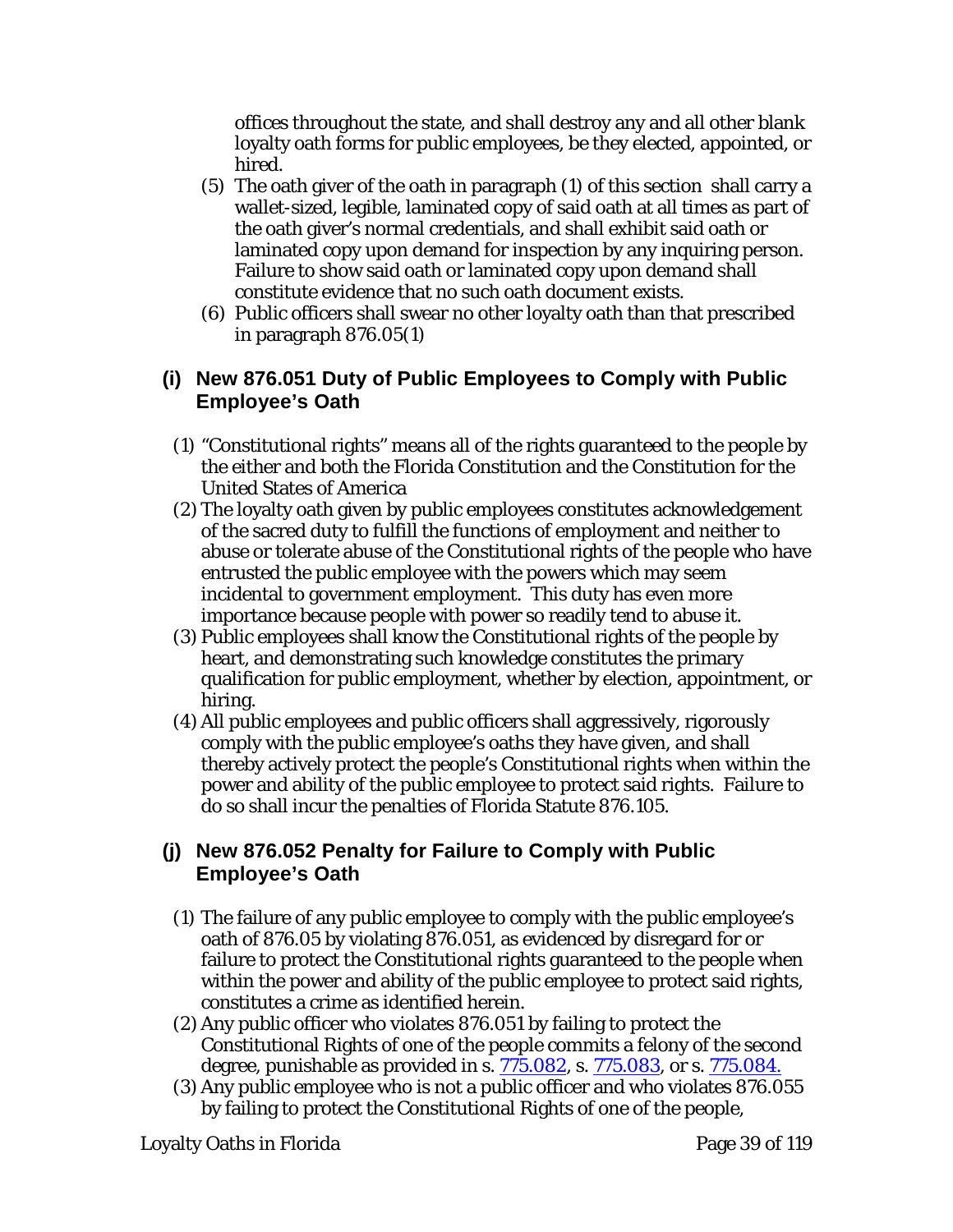offices throughout the state, and shall destroy any and all other blank loyalty oath forms for public employees, be they elected, appointed, or hired.

(5) The oath giver of the oath in paragraph (1) of this section shall carry a wallet-sized, legible, laminated copy of said oath at all times as part of the oath giver's normal credentials, and shall exhibit said oath or laminated copy upon demand for inspection by any inquiring person. Failure to show said oath or laminated copy upon demand shall constitute evidence that no such oath document exists.

(6) Public officers shall swear no other loyalty oath than that prescribed in paragraph 876.05(1)

### (i) New 876.051 Duty of Public Employees to Comply with Public Employee's Oath

(1) "Constitutional rights" means all of the rights guaranteed to the people by the either and both the Florida Constitution and the Constitution for the United States of America

(2) The loyalty oath given by public employees constitutes acknowledgement of the sacred duty to fulfill the functions of employment and neither to abuse or tolerate abuse of the Constitutional rights of the people who have entrusted the public employee with the powers which may seem incidental to government employment. This duty has even more importance because people with power so readily tend to abuse it.

(3) Public employees shall know the Constitutional rights of the people by heart, and demonstrating such knowledge constitutes the primary qualification for public employment, whether by election, appointment, or hiring.

(4) All public employees and public officers shall aggressively, rigorously comply with the public employee's oaths they have given, and shall thereby actively protect the people's Constitutional rights when within the power and ability of the public employee to protect said rights. Failure to do so shall incur the penalties of Florida Statute 876.105.

### (j) New 876.052 Penalty for Failure to Comply with Public Employee's Oath

(1) The failure of any public employee to comply with the public employee's oath of 876.05 by violating 876.051, as evidenced by disregard for or failure to protect the Constitutional rights guaranteed to the people when within the power and ability of the public employee to protect said rights, constitutes a crime as identified herein.

(2) Any public officer who violates 876.051 by failing to protect the Constitutional Rights of one of the people commits a felony of the second degree, punishable as provided in s. 775.082, s. 775.083, or s. 775.084.

(3) Any public employee who is not a public officer and who violates 876.055 by failing to protect the Constitutional Rights of one of the people,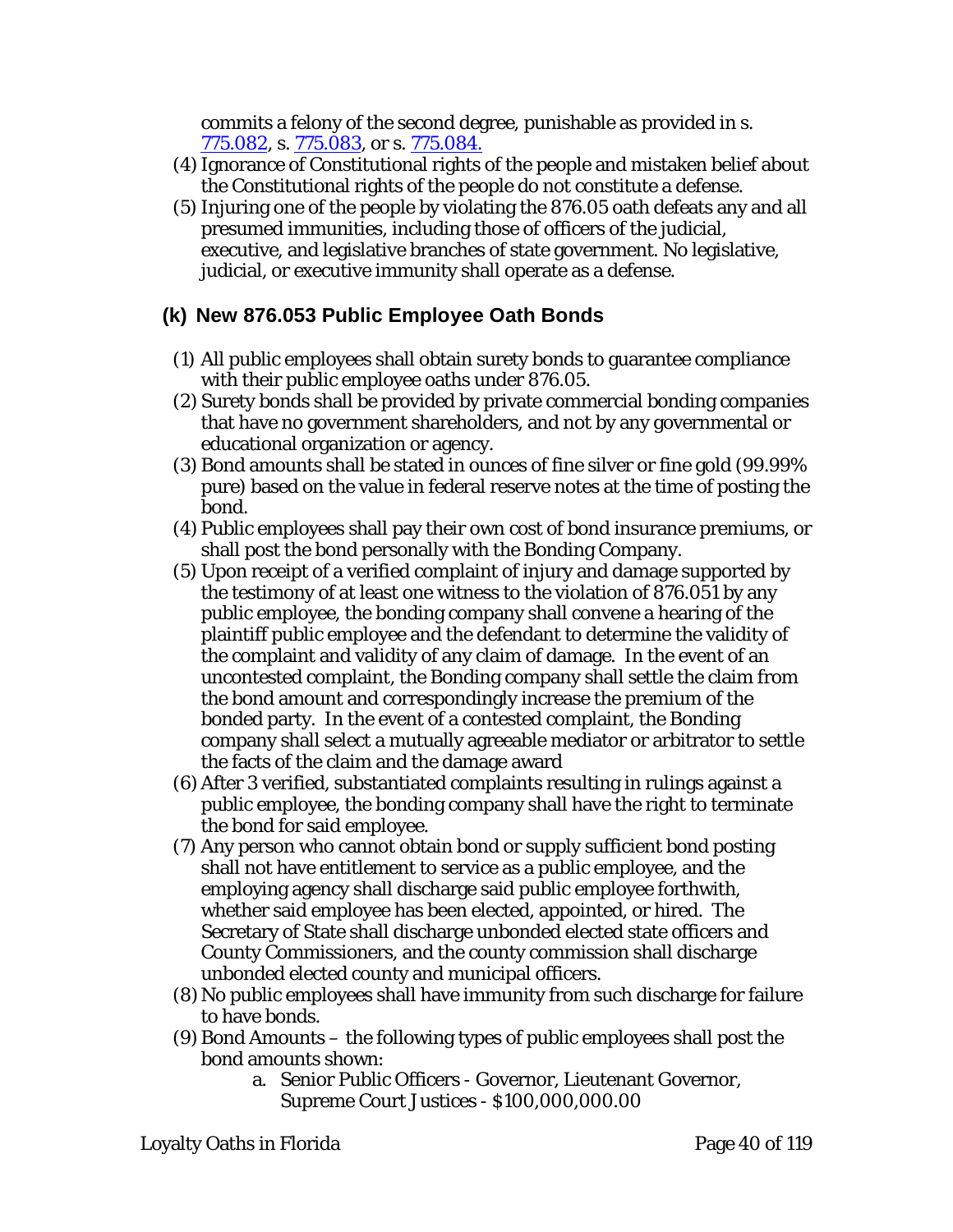commits a felony of the second degree, punishable as provided in s. 775.082, s. 775.083, or s. 775.084.

(4) Ignorance of Constitutional rights of the people and mistaken belief about the Constitutional rights of the people do not constitute a defense.

(5) Injuring one of the people by violating the 876.05 oath defeats any and all presumed immunities, including those of officers of the judicial, executive, and legislative branches of state government. No legislative, judicial, or executive immunity shall operate as a defense.

### (k) New 876.053 Public Employee Oath Bonds

(1) All public employees shall obtain surety bonds to guarantee compliance with their public employee oaths under 876.05.

(2) Surety bonds shall be provided by private commercial bonding companies that have no government shareholders, and not by any governmental or educational organization or agency.

(3) Bond amounts shall be stated in ounces of fine silver or fine gold (99.99% pure) based on the value in federal reserve notes at the time of posting the bond.

(4) Public employees shall pay their own cost of bond insurance premiums, or shall post the bond personally with the Bonding Company.

(5) Upon receipt of a verified complaint of injury and damage supported by the testimony of at least one witness to the violation of 876.051 by any public employee, the bonding company shall convene a hearing of the plaintiff public employee and the defendant to determine the validity of the complaint and validity of any claim of damage. In the event of an uncontested complaint, the Bonding company shall settle the claim from the bond amount and correspondingly increase the premium of the bonded party. In the event of a contested complaint, the Bonding company shall select a mutually agreeable mediator or arbitrator to settle the facts of the claim and the damage award

(6) After 3 verified, substantiated complaints resulting in rulings against a public employee, the bonding company shall have the right to terminate the bond for said employee.

(7) Any person who cannot obtain bond or supply sufficient bond posting shall not have entitlement to service as a public employee, and the employing agency shall discharge said public employee forthwith, whether said employee has been elected, appointed, or hired. The Secretary of State shall discharge unbonded elected state officers and County Commissioners, and the county commission shall discharge unbonded elected county and municipal officers.

(8) No public employees shall have immunity from such discharge for failure to have bonds.

(9) Bond Amounts – the following types of public employees shall post the bond amounts shown:

   a. Senior Public Officers - Governor, Lieutenant Governor, Supreme Court Justices - $100,000,000.00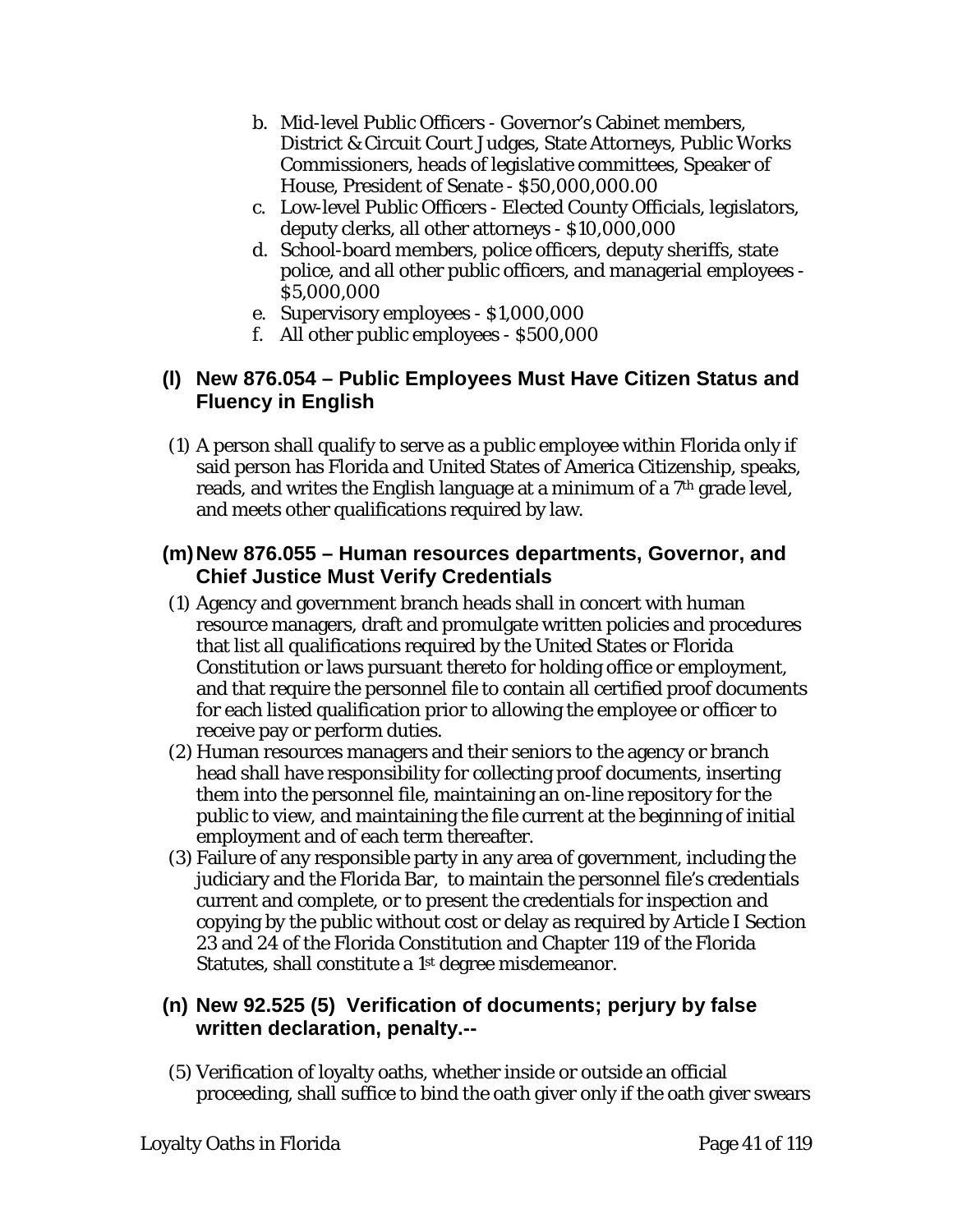b. Mid-level Public Officers - Governor's Cabinet members, District & Circuit Court Judges, State Attorneys, Public Works Commissioners, heads of legislative committees, Speaker of House, President of Senate - $50,000,000.00
c. Low-level Public Officers - Elected County Officials, legislators, deputy clerks, all other attorneys - $10,000,000
d. School-board members, police officers, deputy sheriffs, state police, and all other public officers, and managerial employees - $5,000,000
e. Supervisory employees - $1,000,000
f. All other public employees - $500,000

### (l) New 876.054 – Public Employees Must Have Citizen Status and Fluency in English

(1) A person shall qualify to serve as a public employee within Florida only if said person has Florida and United States of America Citizenship, speaks, reads, and writes the English language at a minimum of a 7th grade level, and meets other qualifications required by law.

### (m) New 876.055 – Human resources departments, Governor, and Chief Justice Must Verify Credentials

(1) Agency and government branch heads shall in concert with human resource managers, draft and promulgate written policies and procedures that list all qualifications required by the United States or Florida Constitution or laws pursuant thereto for holding office or employment, and that require the personnel file to contain all certified proof documents for each listed qualification prior to allowing the employee or officer to receive pay or perform duties.

(2) Human resources managers and their seniors to the agency or branch head shall have responsibility for collecting proof documents, inserting them into the personnel file, maintaining an on-line repository for the public to view, and maintaining the file current at the beginning of initial employment and of each term thereafter.

(3) Failure of any responsible party in any area of government, including the judiciary and the Florida Bar, to maintain the personnel file's credentials current and complete, or to present the credentials for inspection and copying by the public without cost or delay as required by Article I Section 23 and 24 of the Florida Constitution and Chapter 119 of the Florida Statutes, shall constitute a 1st degree misdemeanor.

### (n) New 92.525 (5) Verification of documents; perjury by false written declaration, penalty.--

(5) Verification of loyalty oaths, whether inside or outside an official proceeding, shall suffice to bind the oath giver only if the oath giver swears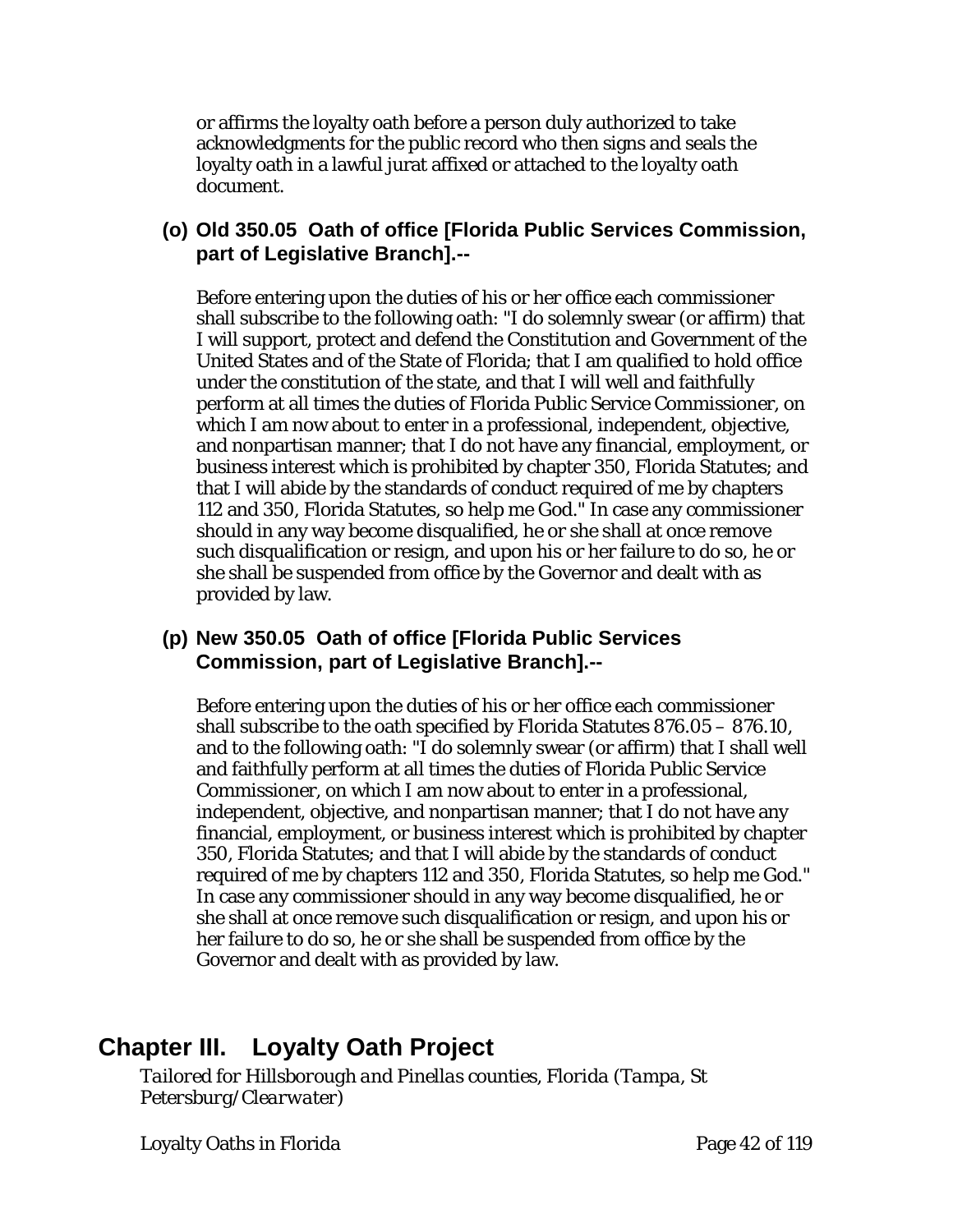or affirms the loyalty oath before a person duly authorized to take acknowledgments for the public record who then signs and seals the loyalty oath in a lawful jurat affixed or attached to the loyalty oath document.

### (o) Old 350.05 Oath of office [Florida Public Services Commission, part of Legislative Branch].--

Before entering upon the duties of his or her office each commissioner shall subscribe to the following oath: "I do solemnly swear (or affirm) that I will support, protect and defend the Constitution and Government of the United States and of the State of Florida; that I am qualified to hold office under the constitution of the state, and that I will well and faithfully perform at all times the duties of Florida Public Service Commissioner, on which I am now about to enter in a professional, independent, objective, and nonpartisan manner; that I do not have any financial, employment, or business interest which is prohibited by chapter 350, Florida Statutes; and that I will abide by the standards of conduct required of me by chapters 112 and 350, Florida Statutes, so help me God." In case any commissioner should in any way become disqualified, he or she shall at once remove such disqualification or resign, and upon his or her failure to do so, he or she shall be suspended from office by the Governor and dealt with as provided by law.

### (p) New 350.05 Oath of office [Florida Public Services Commission, part of Legislative Branch].--

Before entering upon the duties of his or her office each commissioner shall subscribe to the oath specified by Florida Statutes 876.05 – 876.10, and to the following oath: "I do solemnly swear (or affirm) that I shall well and faithfully perform at all times the duties of Florida Public Service Commissioner, on which I am now about to enter in a professional, independent, objective, and nonpartisan manner; that I do not have any financial, employment, or business interest which is prohibited by chapter 350, Florida Statutes; and that I will abide by the standards of conduct required of me by chapters 112 and 350, Florida Statutes, so help me God." In case any commissioner should in any way become disqualified, he or she shall at once remove such disqualification or resign, and upon his or her failure to do so, he or she shall be suspended from office by the Governor and dealt with as provided by law.

# Chapter III. Loyalty Oath Project

*Tailored for Hillsborough and Pinellas counties, Florida (Tampa, St Petersburg/Clearwater)*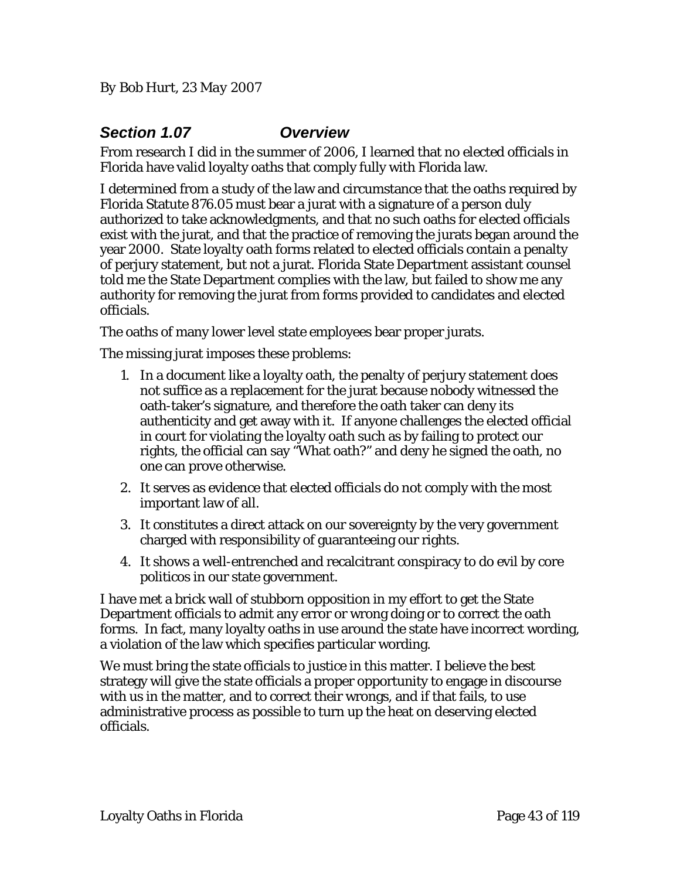By Bob Hurt, 23 May 2007

## *Section 1.07 Overview*

From research I did in the summer of 2006, I learned that no elected officials in Florida have valid loyalty oaths that comply fully with Florida law.

I determined from a study of the law and circumstance that the oaths required by Florida Statute 876.05 must bear a jurat with a signature of a person duly authorized to take acknowledgments, and that no such oaths for elected officials exist with the jurat, and that the practice of removing the jurats began around the year 2000. State loyalty oath forms related to elected officials contain a penalty of perjury statement, but not a jurat. Florida State Department assistant counsel told me the State Department complies with the law, but failed to show me any authority for removing the jurat from forms provided to candidates and elected officials.

The oaths of many lower level state employees bear proper jurats.

The missing jurat imposes these problems:

1. In a document like a loyalty oath, the penalty of perjury statement does not suffice as a replacement for the jurat because nobody witnessed the oath-taker's signature, and therefore the oath taker can deny its authenticity and get away with it. If anyone challenges the elected official in court for violating the loyalty oath such as by failing to protect our rights, the official can say "What oath?" and deny he signed the oath, no one can prove otherwise.
2. It serves as evidence that elected officials do not comply with the most important law of all.
3. It constitutes a direct attack on our sovereignty by the very government charged with responsibility of guaranteeing our rights.
4. It shows a well-entrenched and recalcitrant conspiracy to do evil by core politicos in our state government.

I have met a brick wall of stubborn opposition in my effort to get the State Department officials to admit any error or wrong doing or to correct the oath forms. In fact, many loyalty oaths in use around the state have incorrect wording, a violation of the law which specifies particular wording.

We must bring the state officials to justice in this matter. I believe the best strategy will give the state officials a proper opportunity to engage in discourse with us in the matter, and to correct their wrongs, and if that fails, to use administrative process as possible to turn up the heat on deserving elected officials.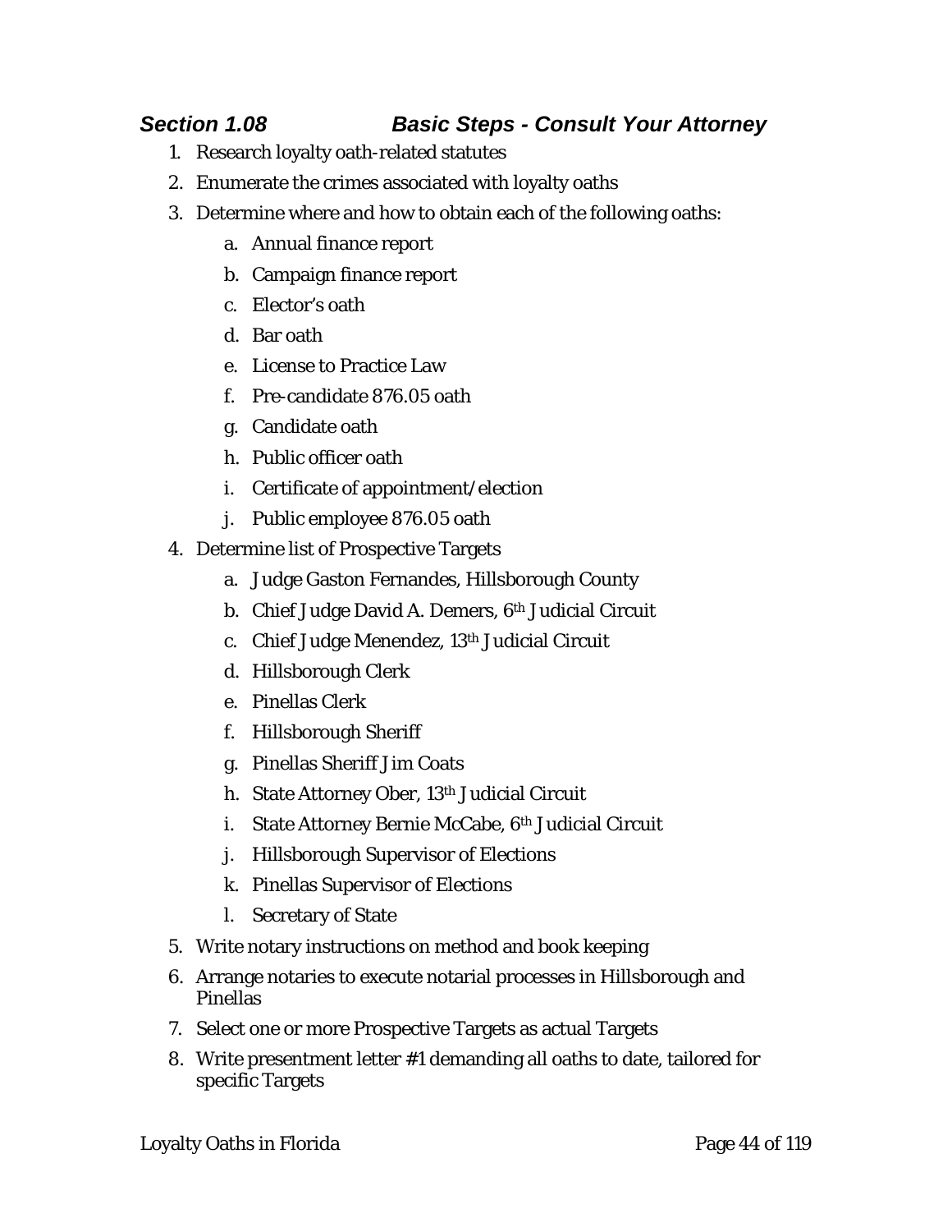### *Section 1.08 Basic Steps - Consult Your Attorney*

1. Research loyalty oath-related statutes
2. Enumerate the crimes associated with loyalty oaths
3. Determine where and how to obtain each of the following oaths:
   a. Annual finance report
   b. Campaign finance report
   c. Elector's oath
   d. Bar oath
   e. License to Practice Law
   f. Pre-candidate 876.05 oath
   g. Candidate oath
   h. Public officer oath
   i. Certificate of appointment/election
   j. Public employee 876.05 oath
4. Determine list of Prospective Targets
   a. Judge Gaston Fernandes, Hillsborough County
   b. Chief Judge David A. Demers, 6th Judicial Circuit
   c. Chief Judge Menendez, 13th Judicial Circuit
   d. Hillsborough Clerk
   e. Pinellas Clerk
   f. Hillsborough Sheriff
   g. Pinellas Sheriff Jim Coats
   h. State Attorney Ober, 13th Judicial Circuit
   i. State Attorney Bernie McCabe, 6th Judicial Circuit
   j. Hillsborough Supervisor of Elections
   k. Pinellas Supervisor of Elections
   l. Secretary of State
5. Write notary instructions on method and book keeping
6. Arrange notaries to execute notarial processes in Hillsborough and Pinellas
7. Select one or more Prospective Targets as actual Targets
8. Write presentment letter #1 demanding all oaths to date, tailored for specific Targets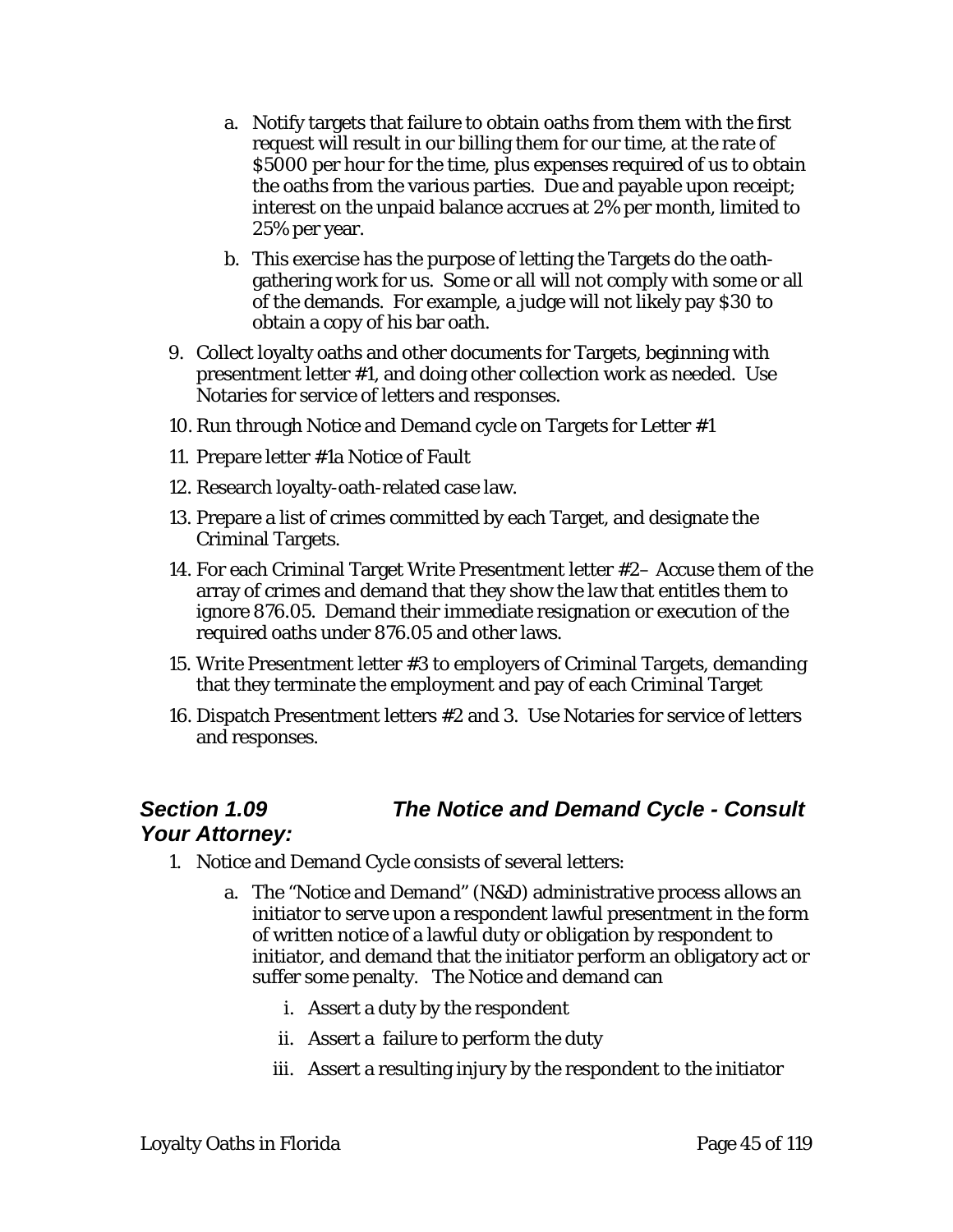a. Notify targets that failure to obtain oaths from them with the first request will result in our billing them for our time, at the rate of $5000 per hour for the time, plus expenses required of us to obtain the oaths from the various parties. Due and payable upon receipt; interest on the unpaid balance accrues at 2% per month, limited to 25% per year.

b. This exercise has the purpose of letting the Targets do the oath-gathering work for us. Some or all will not comply with some or all of the demands. For example, a judge will not likely pay $30 to obtain a copy of his bar oath.

9. Collect loyalty oaths and other documents for Targets, beginning with presentment letter #1, and doing other collection work as needed. Use Notaries for service of letters and responses.
10. Run through Notice and Demand cycle on Targets for Letter #1
11. Prepare letter #1a Notice of Fault
12. Research loyalty-oath-related case law.
13. Prepare a list of crimes committed by each Target, and designate the Criminal Targets.
14. For each Criminal Target Write Presentment letter #2– Accuse them of the array of crimes and demand that they show the law that entitles them to ignore 876.05. Demand their immediate resignation or execution of the required oaths under 876.05 and other laws.
15. Write Presentment letter #3 to employers of Criminal Targets, demanding that they terminate the employment and pay of each Criminal Target
16. Dispatch Presentment letters #2 and 3. Use Notaries for service of letters and responses.

## *Section 1.09 The Notice and Demand Cycle - Consult Your Attorney:*

1. Notice and Demand Cycle consists of several letters:
   a. The "Notice and Demand" (N&D) administrative process allows an initiator to serve upon a respondent lawful presentment in the form of written notice of a lawful duty or obligation by respondent to initiator, and demand that the initiator perform an obligatory act or suffer some penalty. The Notice and demand can
      i. Assert a duty by the respondent
      ii. Assert a failure to perform the duty
      iii. Assert a resulting injury by the respondent to the initiator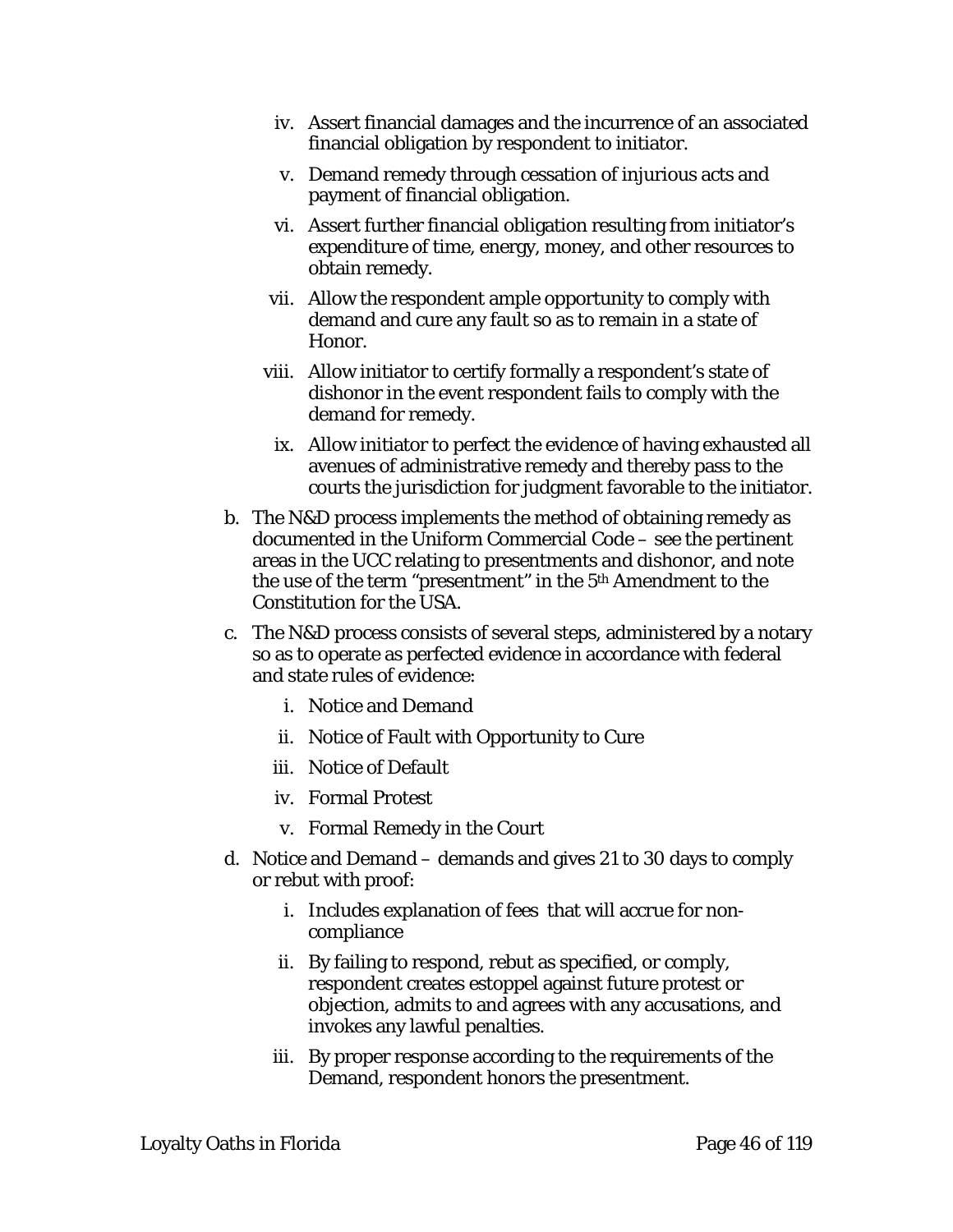iv. Assert financial damages and the incurrence of an associated financial obligation by respondent to initiator.

v. Demand remedy through cessation of injurious acts and payment of financial obligation.

vi. Assert further financial obligation resulting from initiator's expenditure of time, energy, money, and other resources to obtain remedy.

vii. Allow the respondent ample opportunity to comply with demand and cure any fault so as to remain in a state of Honor.

viii. Allow initiator to certify formally a respondent's state of dishonor in the event respondent fails to comply with the demand for remedy.

ix. Allow initiator to perfect the evidence of having exhausted all avenues of administrative remedy and thereby pass to the courts the jurisdiction for judgment favorable to the initiator.

b. The N&D process implements the method of obtaining remedy as documented in the Uniform Commercial Code – see the pertinent areas in the UCC relating to presentments and dishonor, and note the use of the term "presentment" in the 5th Amendment to the Constitution for the USA.

c. The N&D process consists of several steps, administered by a notary so as to operate as perfected evidence in accordance with federal and state rules of evidence:

   i. Notice and Demand
   ii. Notice of Fault with Opportunity to Cure
   iii. Notice of Default
   iv. Formal Protest
   v. Formal Remedy in the Court

d. Notice and Demand – demands and gives 21 to 30 days to comply or rebut with proof:

   i. Includes explanation of fees that will accrue for non-compliance
   ii. By failing to respond, rebut as specified, or comply, respondent creates estoppel against future protest or objection, admits to and agrees with any accusations, and invokes any lawful penalties.
   iii. By proper response according to the requirements of the Demand, respondent honors the presentment.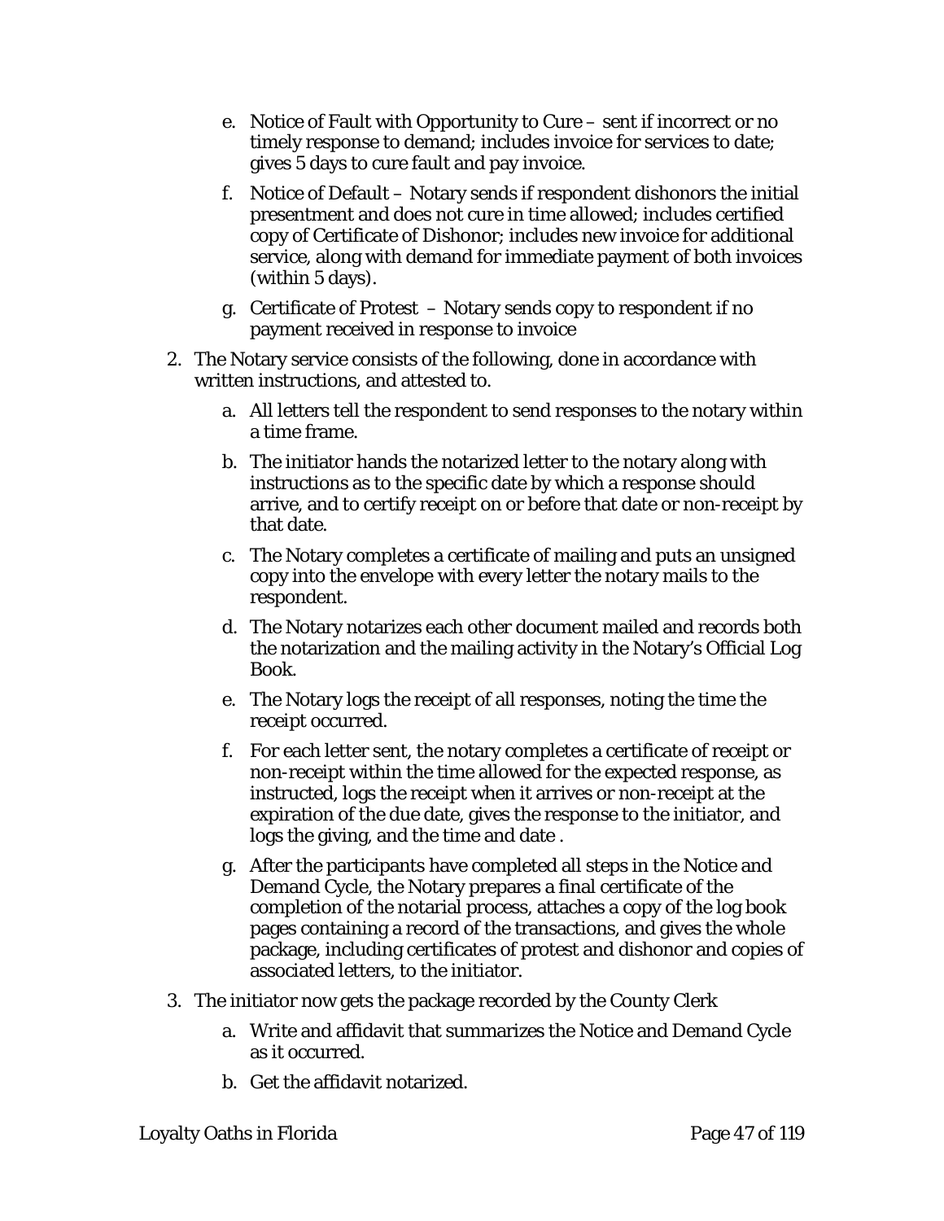e. Notice of Fault with Opportunity to Cure – sent if incorrect or no timely response to demand; includes invoice for services to date; gives 5 days to cure fault and pay invoice.

f. Notice of Default – Notary sends if respondent dishonors the initial presentment and does not cure in time allowed; includes certified copy of Certificate of Dishonor; includes new invoice for additional service, along with demand for immediate payment of both invoices (within 5 days).

g. Certificate of Protest – Notary sends copy to respondent if no payment received in response to invoice

2. The Notary service consists of the following, done in accordance with written instructions, and attested to.

    a. All letters tell the respondent to send responses to the notary within a time frame.

    b. The initiator hands the notarized letter to the notary along with instructions as to the specific date by which a response should arrive, and to certify receipt on or before that date or non-receipt by that date.

    c. The Notary completes a certificate of mailing and puts an unsigned copy into the envelope with every letter the notary mails to the respondent.

    d. The Notary notarizes each other document mailed and records both the notarization and the mailing activity in the Notary's Official Log Book.

    e. The Notary logs the receipt of all responses, noting the time the receipt occurred.

    f. For each letter sent, the notary completes a certificate of receipt or non-receipt within the time allowed for the expected response, as instructed, logs the receipt when it arrives or non-receipt at the expiration of the due date, gives the response to the initiator, and logs the giving, and the time and date .

    g. After the participants have completed all steps in the Notice and Demand Cycle, the Notary prepares a final certificate of the completion of the notarial process, attaches a copy of the log book pages containing a record of the transactions, and gives the whole package, including certificates of protest and dishonor and copies of associated letters, to the initiator.

3. The initiator now gets the package recorded by the County Clerk

    a. Write and affidavit that summarizes the Notice and Demand Cycle as it occurred.

    b. Get the affidavit notarized.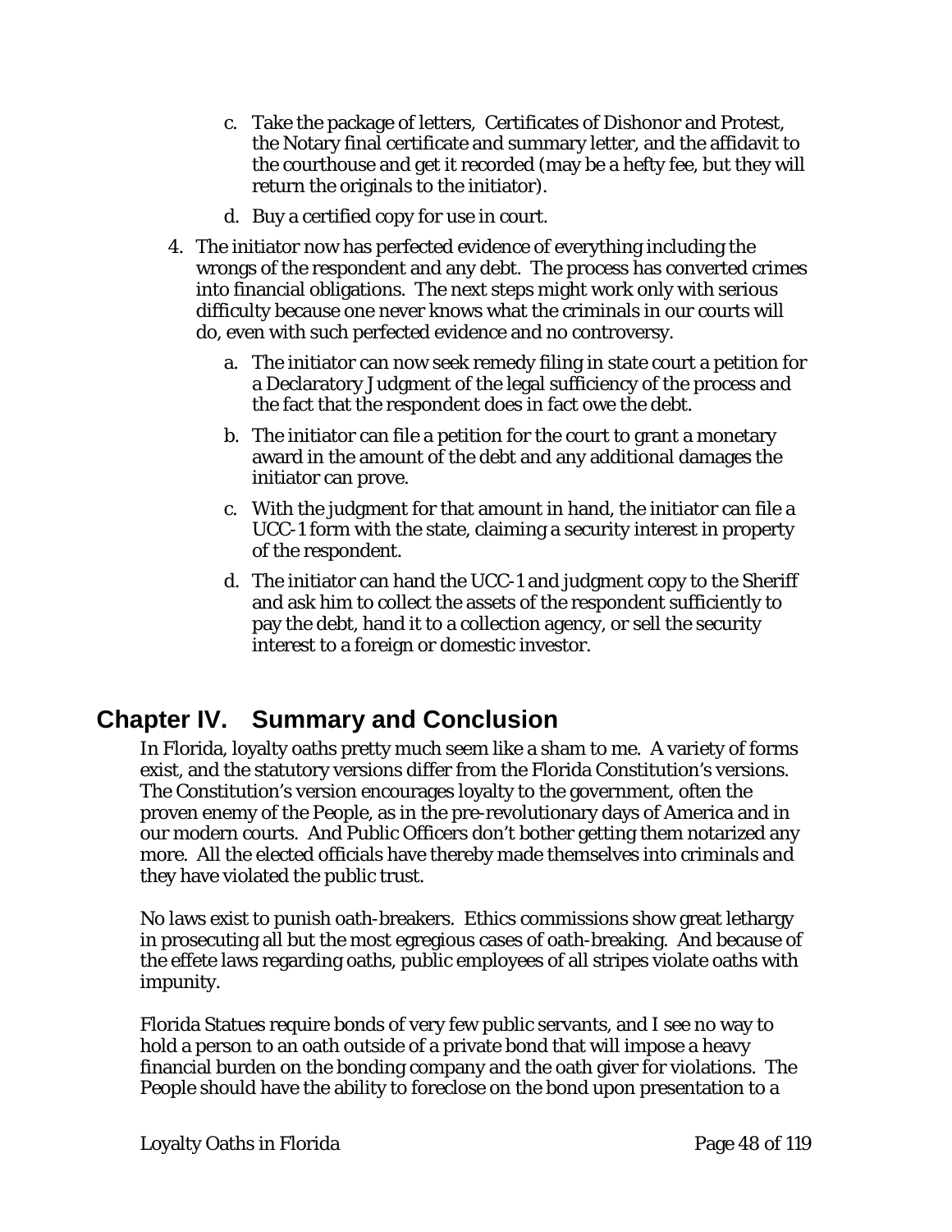c. Take the package of letters, Certificates of Dishonor and Protest, the Notary final certificate and summary letter, and the affidavit to the courthouse and get it recorded (may be a hefty fee, but they will return the originals to the initiator).

   d. Buy a certified copy for use in court.

4. The initiator now has perfected evidence of everything including the wrongs of the respondent and any debt. The process has converted crimes into financial obligations. The next steps might work only with serious difficulty because one never knows what the criminals in our courts will do, even with such perfected evidence and no controversy.

   a. The initiator can now seek remedy filing in state court a petition for a Declaratory Judgment of the legal sufficiency of the process and the fact that the respondent does in fact owe the debt.

   b. The initiator can file a petition for the court to grant a monetary award in the amount of the debt and any additional damages the initiator can prove.

   c. With the judgment for that amount in hand, the initiator can file a UCC-1 form with the state, claiming a security interest in property of the respondent.

   d. The initiator can hand the UCC-1 and judgment copy to the Sheriff and ask him to collect the assets of the respondent sufficiently to pay the debt, hand it to a collection agency, or sell the security interest to a foreign or domestic investor.

# Chapter IV. Summary and Conclusion

In Florida, loyalty oaths pretty much seem like a sham to me. A variety of forms exist, and the statutory versions differ from the Florida Constitution's versions. The Constitution's version encourages loyalty to the government, often the proven enemy of the People, as in the pre-revolutionary days of America and in our modern courts. And Public Officers don't bother getting them notarized any more. All the elected officials have thereby made themselves into criminals and they have violated the public trust.

No laws exist to punish oath-breakers. Ethics commissions show great lethargy in prosecuting all but the most egregious cases of oath-breaking. And because of the effete laws regarding oaths, public employees of all stripes violate oaths with impunity.

Florida Statues require bonds of very few public servants, and I see no way to hold a person to an oath outside of a private bond that will impose a heavy financial burden on the bonding company and the oath giver for violations. The People should have the ability to foreclose on the bond upon presentation to a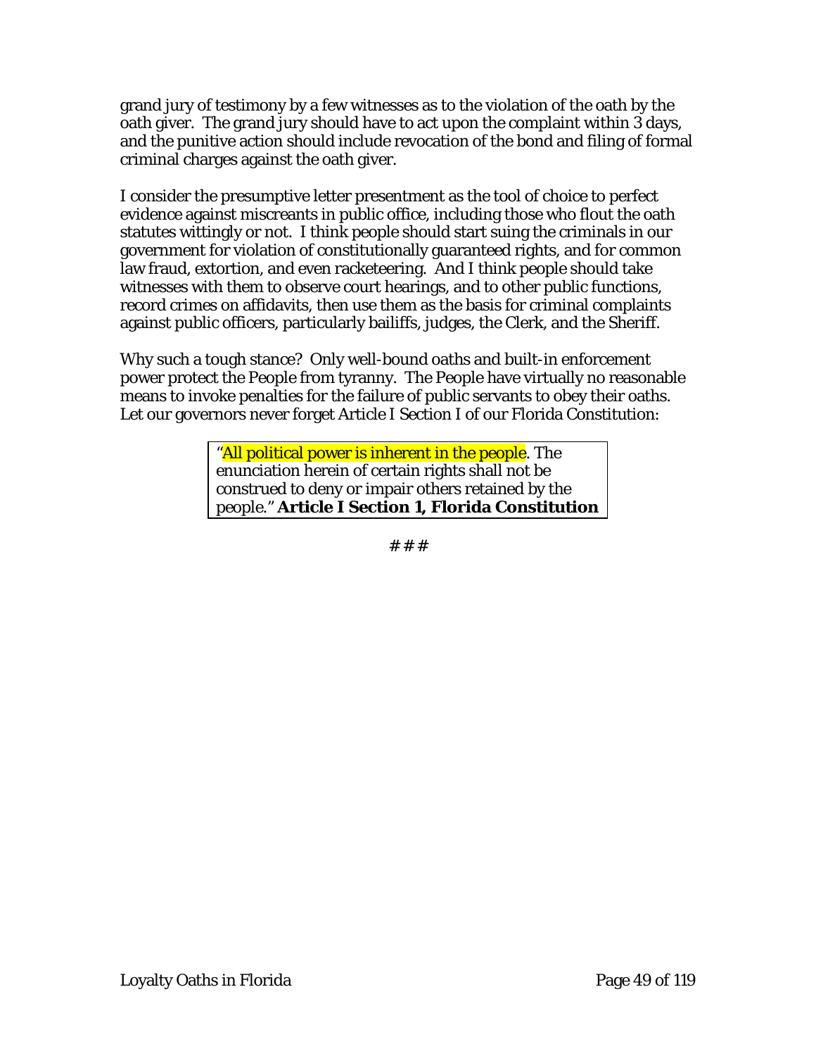grand jury of testimony by a few witnesses as to the violation of the oath by the oath giver. The grand jury should have to act upon the complaint within 3 days, and the punitive action should include revocation of the bond and filing of formal criminal charges against the oath giver.

I consider the presumptive letter presentment as the tool of choice to perfect evidence against miscreants in public office, including those who flout the oath statutes wittingly or not. I think people should start suing the criminals in our government for violation of constitutionally guaranteed rights, and for common law fraud, extortion, and even racketeering. And I think people should take witnesses with them to observe court hearings, and to other public functions, record crimes on affidavits, then use them as the basis for criminal complaints against public officers, particularly bailiffs, judges, the Clerk, and the Sheriff.

Why such a tough stance? Only well-bound oaths and built-in enforcement power protect the People from tyranny. The People have virtually no reasonable means to invoke penalties for the failure of public servants to obey their oaths. Let our governors never forget Article I Section I of our Florida Constitution:

> "All political power is inherent in the people. The enunciation herein of certain rights shall not be construed to deny or impair others retained by the people." **Article I Section 1, Florida Constitution**

# # #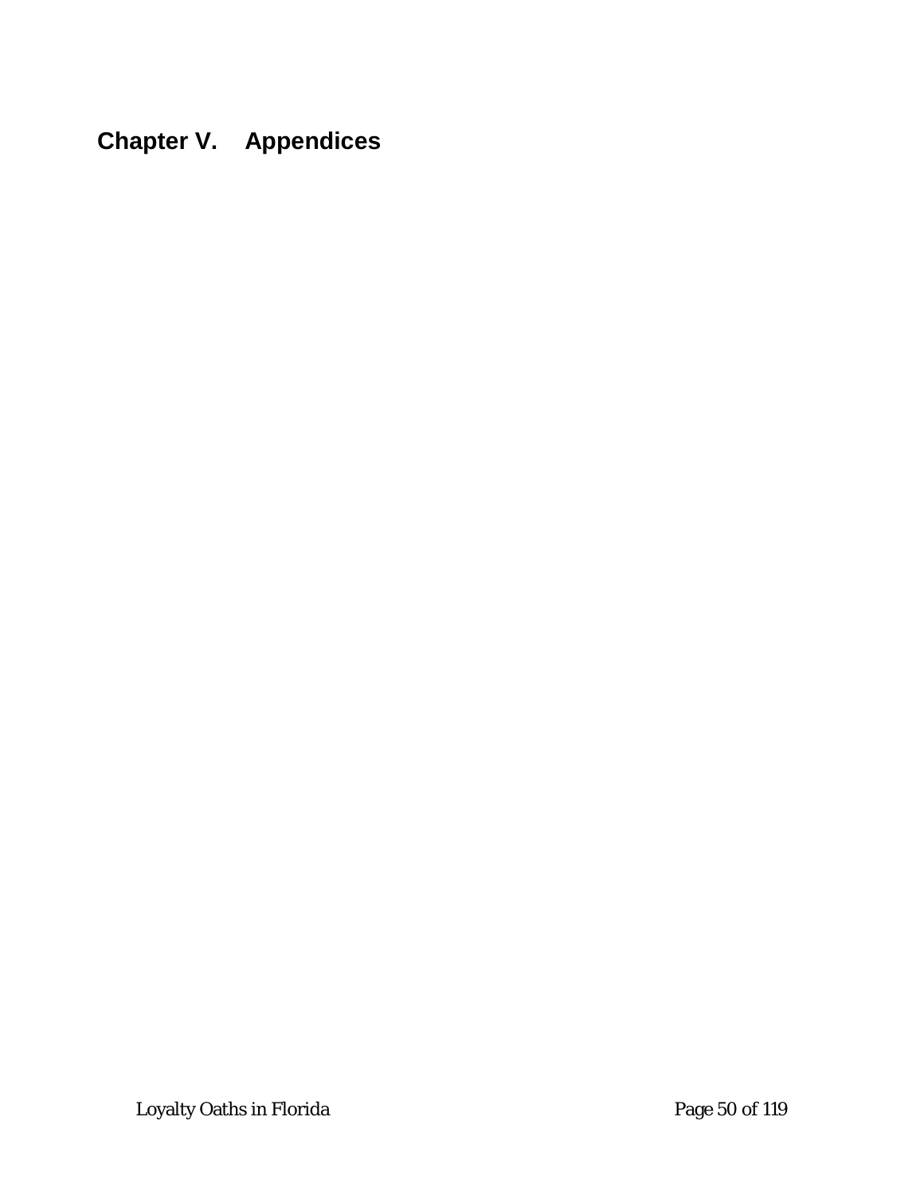# Chapter V. Appendices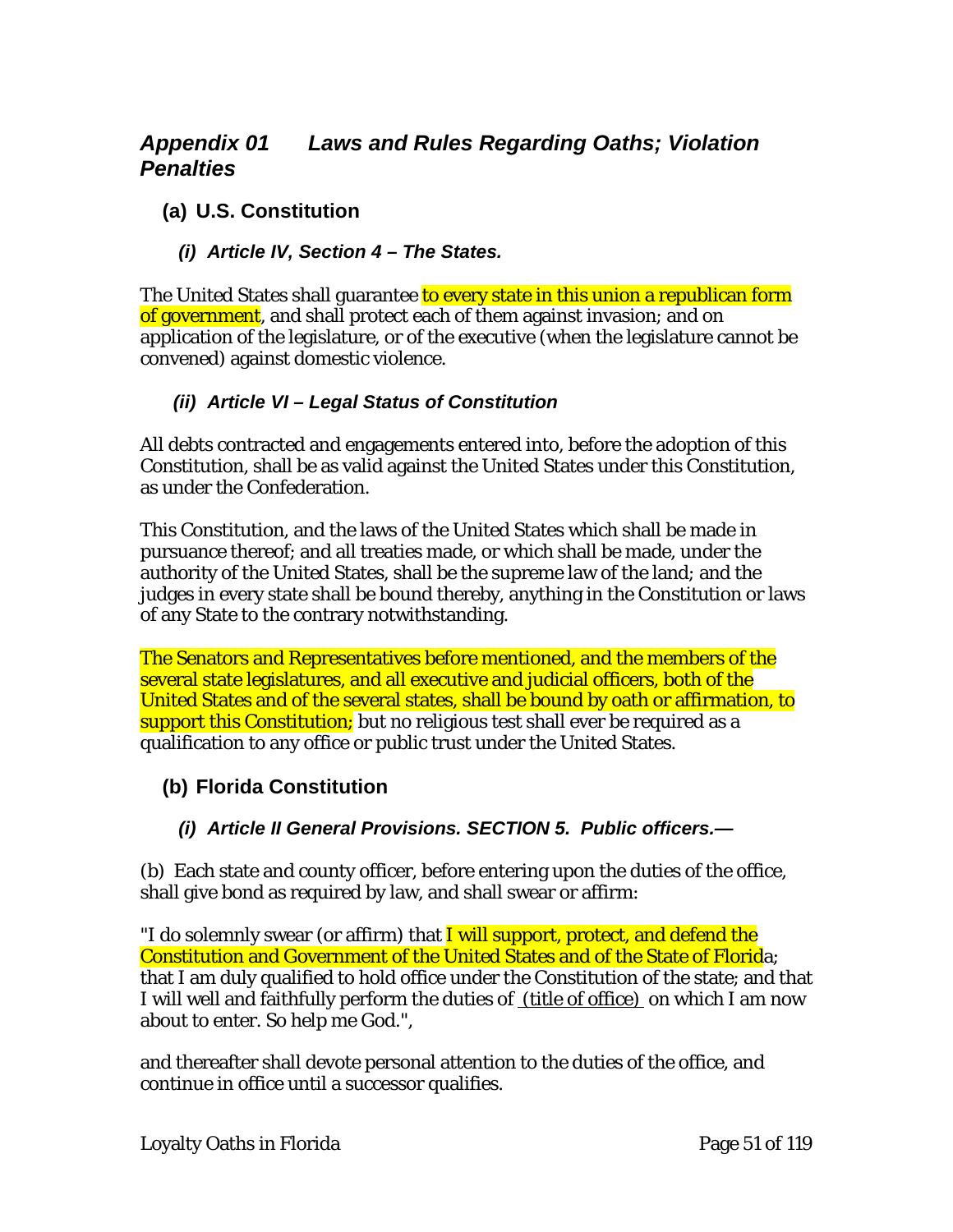## *Appendix 01 Laws and Rules Regarding Oaths; Violation Penalties*

### (a) U.S. Constitution

#### *(i) Article IV, Section 4 – The States.*

The United States shall guarantee to every state in this union a republican form of government, and shall protect each of them against invasion; and on application of the legislature, or of the executive (when the legislature cannot be convened) against domestic violence.

#### *(ii) Article VI – Legal Status of Constitution*

All debts contracted and engagements entered into, before the adoption of this Constitution, shall be as valid against the United States under this Constitution, as under the Confederation.

This Constitution, and the laws of the United States which shall be made in pursuance thereof; and all treaties made, or which shall be made, under the authority of the United States, shall be the supreme law of the land; and the judges in every state shall be bound thereby, anything in the Constitution or laws of any State to the contrary notwithstanding.

The Senators and Representatives before mentioned, and the members of the several state legislatures, and all executive and judicial officers, both of the United States and of the several states, shall be bound by oath or affirmation, to support this Constitution; but no religious test shall ever be required as a qualification to any office or public trust under the United States.

### (b) Florida Constitution

#### *(i) Article II General Provisions. SECTION 5. Public officers.—*

(b) Each state and county officer, before entering upon the duties of the office, shall give bond as required by law, and shall swear or affirm:

"I do solemnly swear (or affirm) that I will support, protect, and defend the Constitution and Government of the United States and of the State of Florida; that I am duly qualified to hold office under the Constitution of the state; and that I will well and faithfully perform the duties of (title of office) on which I am now about to enter. So help me God.",

and thereafter shall devote personal attention to the duties of the office, and continue in office until a successor qualifies.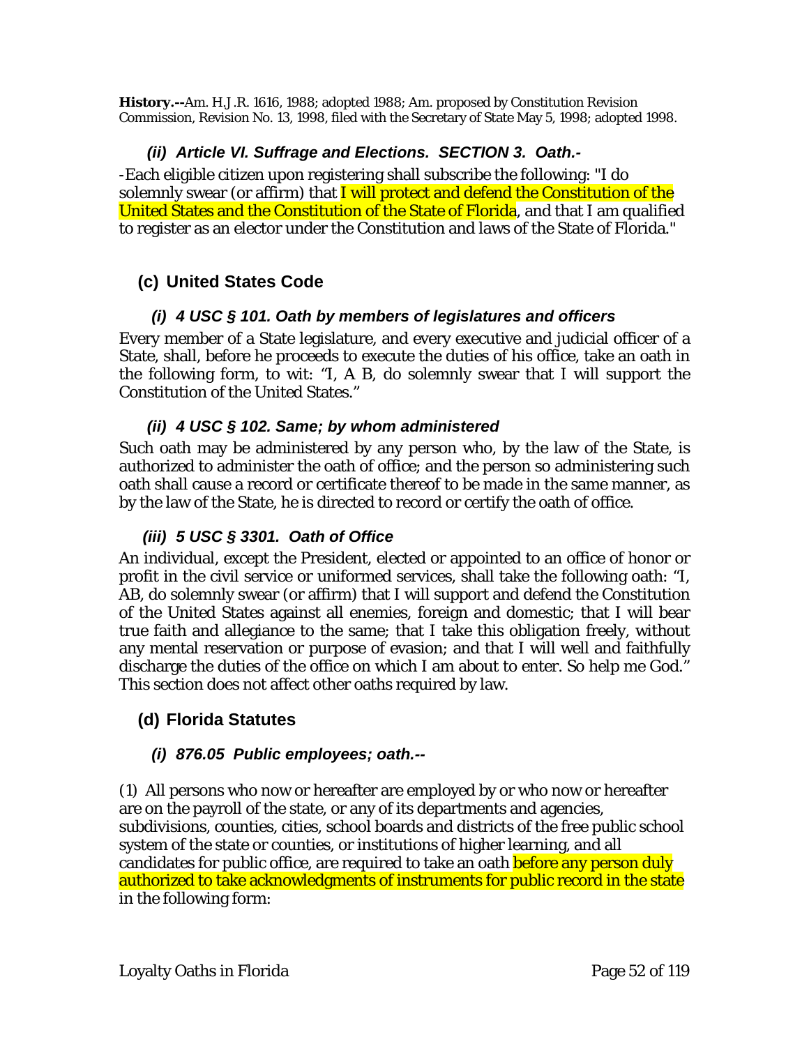**History.--**Am. H.J.R. 1616, 1988; adopted 1988; Am. proposed by Constitution Revision Commission, Revision No. 13, 1998, filed with the Secretary of State May 5, 1998; adopted 1998.

### *(ii) Article VI. Suffrage and Elections. SECTION 3. Oath.-*

-Each eligible citizen upon registering shall subscribe the following: "I do solemnly swear (or affirm) that I will protect and defend the Constitution of the United States and the Constitution of the State of Florida, and that I am qualified to register as an elector under the Constitution and laws of the State of Florida."

## (c) United States Code

### *(i) 4 USC § 101. Oath by members of legislatures and officers*

Every member of a State legislature, and every executive and judicial officer of a State, shall, before he proceeds to execute the duties of his office, take an oath in the following form, to wit: "I, A B, do solemnly swear that I will support the Constitution of the United States."

### *(ii) 4 USC § 102. Same; by whom administered*

Such oath may be administered by any person who, by the law of the State, is authorized to administer the oath of office; and the person so administering such oath shall cause a record or certificate thereof to be made in the same manner, as by the law of the State, he is directed to record or certify the oath of office.

### *(iii) 5 USC § 3301. Oath of Office*

An individual, except the President, elected or appointed to an office of honor or profit in the civil service or uniformed services, shall take the following oath: "I, AB, do solemnly swear (or affirm) that I will support and defend the Constitution of the United States against all enemies, foreign and domestic; that I will bear true faith and allegiance to the same; that I take this obligation freely, without any mental reservation or purpose of evasion; and that I will well and faithfully discharge the duties of the office on which I am about to enter. So help me God." This section does not affect other oaths required by law.

## (d) Florida Statutes

### *(i) 876.05 Public employees; oath.--*

(1) All persons who now or hereafter are employed by or who now or hereafter are on the payroll of the state, or any of its departments and agencies, subdivisions, counties, cities, school boards and districts of the free public school system of the state or counties, or institutions of higher learning, and all candidates for public office, are required to take an oath before any person duly authorized to take acknowledgments of instruments for public record in the state in the following form: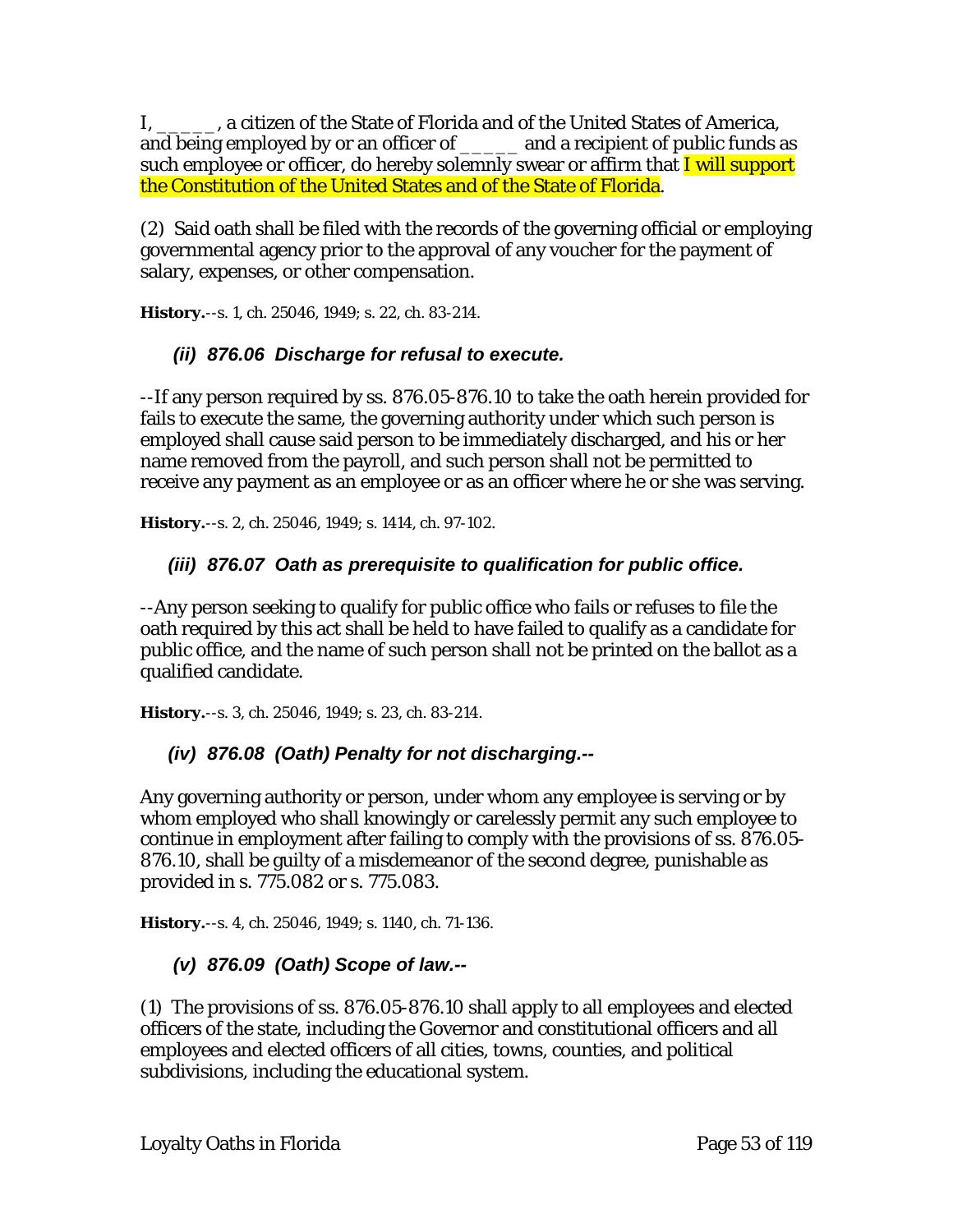I, _____, a citizen of the State of Florida and of the United States of America, and being employed by or an officer of _____ and a recipient of public funds as such employee or officer, do hereby solemnly swear or affirm that I will support the Constitution of the United States and of the State of Florida.

(2) Said oath shall be filed with the records of the governing official or employing governmental agency prior to the approval of any voucher for the payment of salary, expenses, or other compensation.

**History.**--s. 1, ch. 25046, 1949; s. 22, ch. 83-214.

### *(ii) 876.06 Discharge for refusal to execute.*

--If any person required by ss. 876.05-876.10 to take the oath herein provided for fails to execute the same, the governing authority under which such person is employed shall cause said person to be immediately discharged, and his or her name removed from the payroll, and such person shall not be permitted to receive any payment as an employee or as an officer where he or she was serving.

**History.**--s. 2, ch. 25046, 1949; s. 1414, ch. 97-102.

### *(iii) 876.07 Oath as prerequisite to qualification for public office.*

--Any person seeking to qualify for public office who fails or refuses to file the oath required by this act shall be held to have failed to qualify as a candidate for public office, and the name of such person shall not be printed on the ballot as a qualified candidate.

**History.**--s. 3, ch. 25046, 1949; s. 23, ch. 83-214.

### *(iv) 876.08 (Oath) Penalty for not discharging.--*

Any governing authority or person, under whom any employee is serving or by whom employed who shall knowingly or carelessly permit any such employee to continue in employment after failing to comply with the provisions of ss. 876.05-876.10, shall be guilty of a misdemeanor of the second degree, punishable as provided in s. 775.082 or s. 775.083.

**History.**--s. 4, ch. 25046, 1949; s. 1140, ch. 71-136.

### *(v) 876.09 (Oath) Scope of law.--*

(1) The provisions of ss. 876.05-876.10 shall apply to all employees and elected officers of the state, including the Governor and constitutional officers and all employees and elected officers of all cities, towns, counties, and political subdivisions, including the educational system.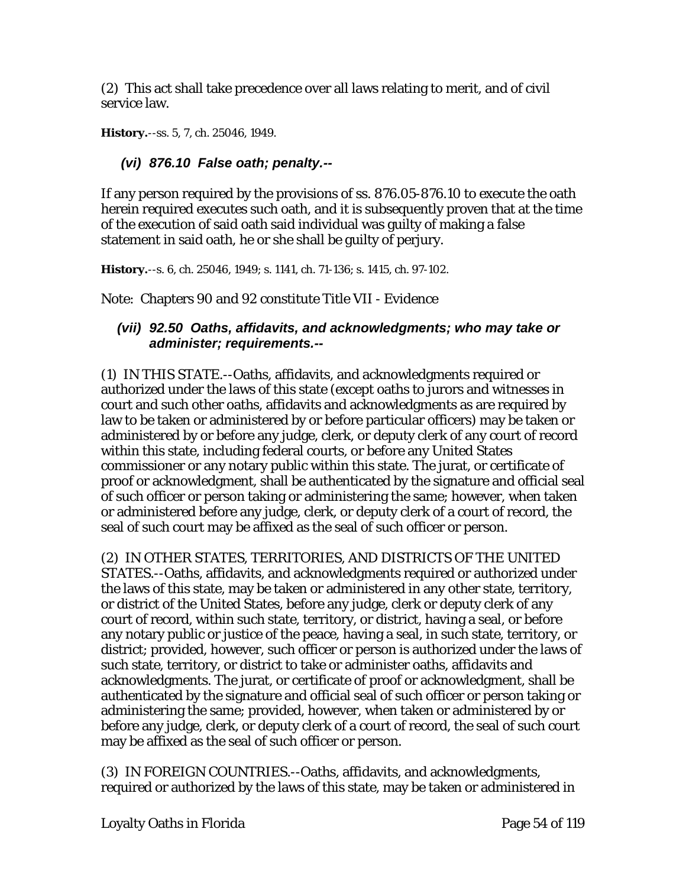(2) This act shall take precedence over all laws relating to merit, and of civil service law.

**History.**--ss. 5, 7, ch. 25046, 1949.

### *(vi) 876.10 False oath; penalty.--*

If any person required by the provisions of ss. 876.05-876.10 to execute the oath herein required executes such oath, and it is subsequently proven that at the time of the execution of said oath said individual was guilty of making a false statement in said oath, he or she shall be guilty of perjury.

**History.**--s. 6, ch. 25046, 1949; s. 1141, ch. 71-136; s. 1415, ch. 97-102.

Note: Chapters 90 and 92 constitute Title VII - Evidence

### *(vii) 92.50 Oaths, affidavits, and acknowledgments; who may take or administer; requirements.--*

(1) IN THIS STATE.--Oaths, affidavits, and acknowledgments required or authorized under the laws of this state (except oaths to jurors and witnesses in court and such other oaths, affidavits and acknowledgments as are required by law to be taken or administered by or before particular officers) may be taken or administered by or before any judge, clerk, or deputy clerk of any court of record within this state, including federal courts, or before any United States commissioner or any notary public within this state. The jurat, or certificate of proof or acknowledgment, shall be authenticated by the signature and official seal of such officer or person taking or administering the same; however, when taken or administered before any judge, clerk, or deputy clerk of a court of record, the seal of such court may be affixed as the seal of such officer or person.

(2) IN OTHER STATES, TERRITORIES, AND DISTRICTS OF THE UNITED STATES.--Oaths, affidavits, and acknowledgments required or authorized under the laws of this state, may be taken or administered in any other state, territory, or district of the United States, before any judge, clerk or deputy clerk of any court of record, within such state, territory, or district, having a seal, or before any notary public or justice of the peace, having a seal, in such state, territory, or district; provided, however, such officer or person is authorized under the laws of such state, territory, or district to take or administer oaths, affidavits and acknowledgments. The jurat, or certificate of proof or acknowledgment, shall be authenticated by the signature and official seal of such officer or person taking or administering the same; provided, however, when taken or administered by or before any judge, clerk, or deputy clerk of a court of record, the seal of such court may be affixed as the seal of such officer or person.

(3) IN FOREIGN COUNTRIES.--Oaths, affidavits, and acknowledgments, required or authorized by the laws of this state, may be taken or administered in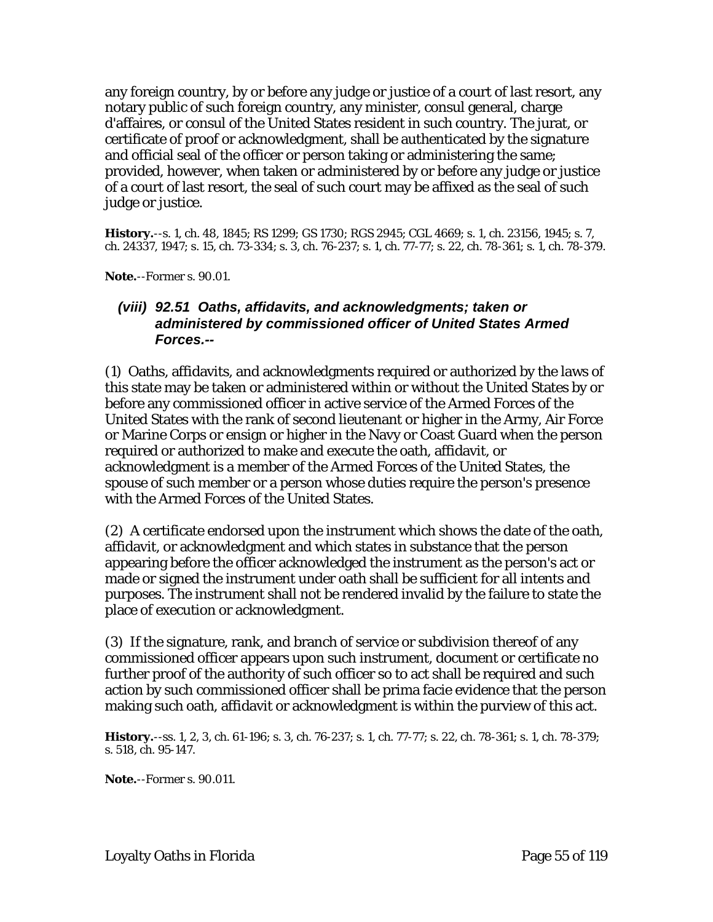any foreign country, by or before any judge or justice of a court of last resort, any notary public of such foreign country, any minister, consul general, charge d'affaires, or consul of the United States resident in such country. The jurat, or certificate of proof or acknowledgment, shall be authenticated by the signature and official seal of the officer or person taking or administering the same; provided, however, when taken or administered by or before any judge or justice of a court of last resort, the seal of such court may be affixed as the seal of such judge or justice.

**History.**--s. 1, ch. 48, 1845; RS 1299; GS 1730; RGS 2945; CGL 4669; s. 1, ch. 23156, 1945; s. 7, ch. 24337, 1947; s. 15, ch. 73-334; s. 3, ch. 76-237; s. 1, ch. 77-77; s. 22, ch. 78-361; s. 1, ch. 78-379.

**Note.**--Former s. 90.01.

### *(viii) 92.51 Oaths, affidavits, and acknowledgments; taken or administered by commissioned officer of United States Armed Forces.--*

(1) Oaths, affidavits, and acknowledgments required or authorized by the laws of this state may be taken or administered within or without the United States by or before any commissioned officer in active service of the Armed Forces of the United States with the rank of second lieutenant or higher in the Army, Air Force or Marine Corps or ensign or higher in the Navy or Coast Guard when the person required or authorized to make and execute the oath, affidavit, or acknowledgment is a member of the Armed Forces of the United States, the spouse of such member or a person whose duties require the person's presence with the Armed Forces of the United States.

(2) A certificate endorsed upon the instrument which shows the date of the oath, affidavit, or acknowledgment and which states in substance that the person appearing before the officer acknowledged the instrument as the person's act or made or signed the instrument under oath shall be sufficient for all intents and purposes. The instrument shall not be rendered invalid by the failure to state the place of execution or acknowledgment.

(3) If the signature, rank, and branch of service or subdivision thereof of any commissioned officer appears upon such instrument, document or certificate no further proof of the authority of such officer so to act shall be required and such action by such commissioned officer shall be prima facie evidence that the person making such oath, affidavit or acknowledgment is within the purview of this act.

**History.**--ss. 1, 2, 3, ch. 61-196; s. 3, ch. 76-237; s. 1, ch. 77-77; s. 22, ch. 78-361; s. 1, ch. 78-379; s. 518, ch. 95-147.

**Note.**--Former s. 90.011.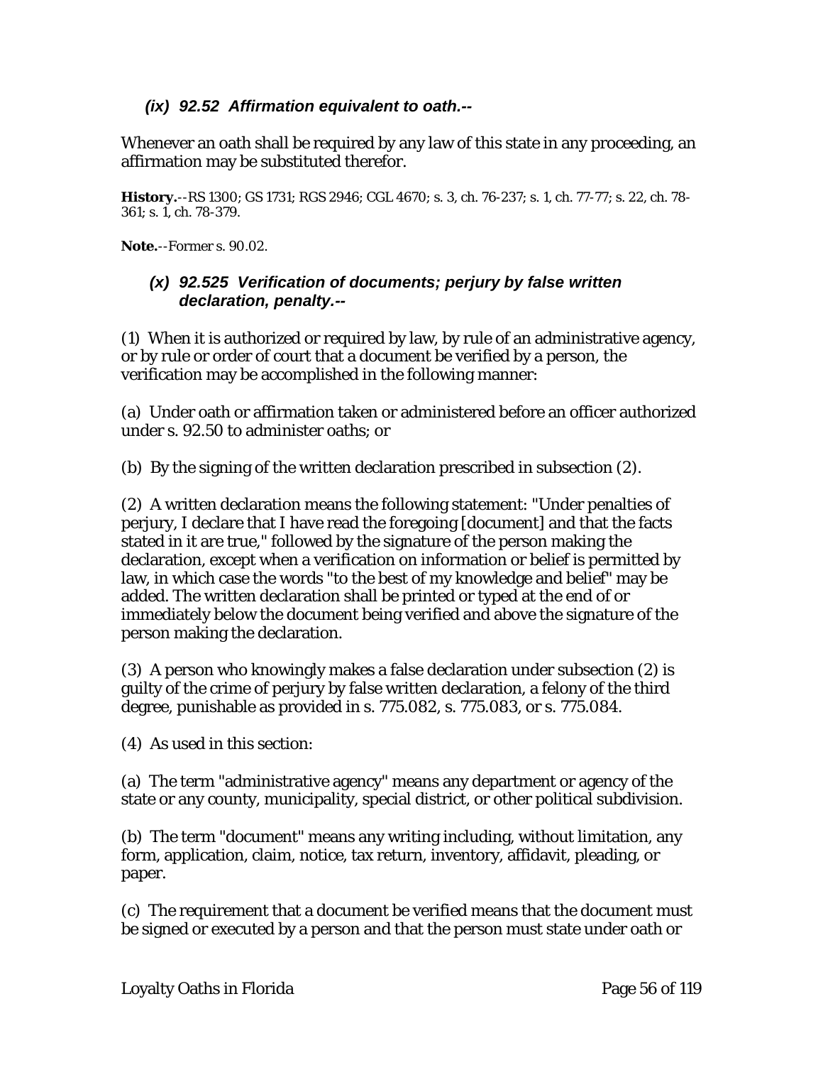### *(ix) 92.52 Affirmation equivalent to oath.--*

Whenever an oath shall be required by any law of this state in any proceeding, an affirmation may be substituted therefor.

**History.**--RS 1300; GS 1731; RGS 2946; CGL 4670; s. 3, ch. 76-237; s. 1, ch. 77-77; s. 22, ch. 78-361; s. 1, ch. 78-379.

**Note.**--Former s. 90.02.

### *(x) 92.525 Verification of documents; perjury by false written declaration, penalty.--*

(1) When it is authorized or required by law, by rule of an administrative agency, or by rule or order of court that a document be verified by a person, the verification may be accomplished in the following manner:

(a) Under oath or affirmation taken or administered before an officer authorized under s. 92.50 to administer oaths; or

(b) By the signing of the written declaration prescribed in subsection (2).

(2) A written declaration means the following statement: "Under penalties of perjury, I declare that I have read the foregoing [document] and that the facts stated in it are true," followed by the signature of the person making the declaration, except when a verification on information or belief is permitted by law, in which case the words "to the best of my knowledge and belief" may be added. The written declaration shall be printed or typed at the end of or immediately below the document being verified and above the signature of the person making the declaration.

(3) A person who knowingly makes a false declaration under subsection (2) is guilty of the crime of perjury by false written declaration, a felony of the third degree, punishable as provided in s. 775.082, s. 775.083, or s. 775.084.

(4) As used in this section:

(a) The term "administrative agency" means any department or agency of the state or any county, municipality, special district, or other political subdivision.

(b) The term "document" means any writing including, without limitation, any form, application, claim, notice, tax return, inventory, affidavit, pleading, or paper.

(c) The requirement that a document be verified means that the document must be signed or executed by a person and that the person must state under oath or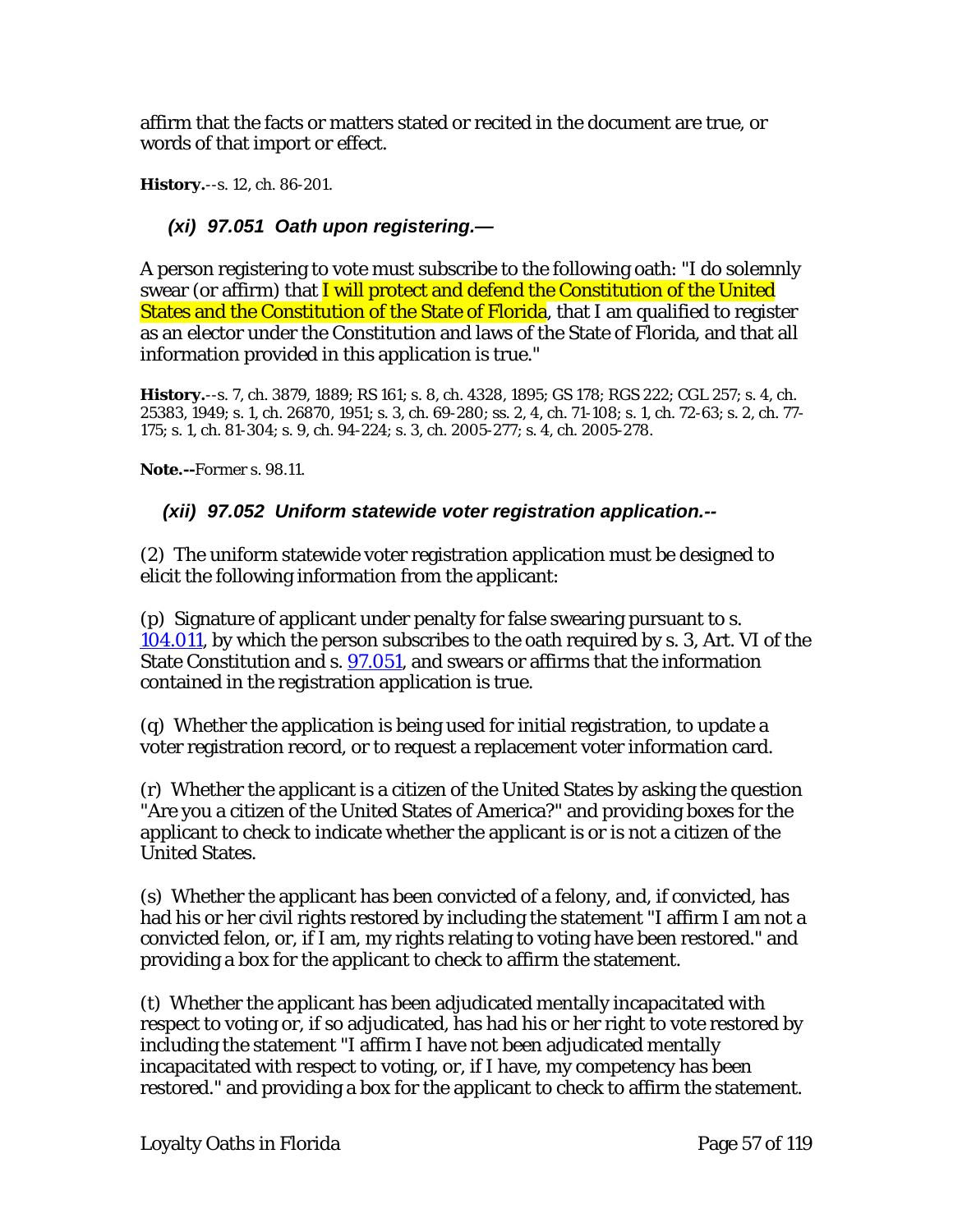affirm that the facts or matters stated or recited in the document are true, or words of that import or effect.

**History.**--s. 12, ch. 86-201.

### *(xi) 97.051 Oath upon registering.—*

A person registering to vote must subscribe to the following oath: "I do solemnly swear (or affirm) that I will protect and defend the Constitution of the United States and the Constitution of the State of Florida, that I am qualified to register as an elector under the Constitution and laws of the State of Florida, and that all information provided in this application is true."

**History.**--s. 7, ch. 3879, 1889; RS 161; s. 8, ch. 4328, 1895; GS 178; RGS 222; CGL 257; s. 4, ch. 25383, 1949; s. 1, ch. 26870, 1951; s. 3, ch. 69-280; ss. 2, 4, ch. 71-108; s. 1, ch. 72-63; s. 2, ch. 77-175; s. 1, ch. 81-304; s. 9, ch. 94-224; s. 3, ch. 2005-277; s. 4, ch. 2005-278.

**Note.--**Former s. 98.11.

### *(xii) 97.052 Uniform statewide voter registration application.--*

(2) The uniform statewide voter registration application must be designed to elicit the following information from the applicant:

(p) Signature of applicant under penalty for false swearing pursuant to s. 104.011, by which the person subscribes to the oath required by s. 3, Art. VI of the State Constitution and s. 97.051, and swears or affirms that the information contained in the registration application is true.

(q) Whether the application is being used for initial registration, to update a voter registration record, or to request a replacement voter information card.

(r) Whether the applicant is a citizen of the United States by asking the question "Are you a citizen of the United States of America?" and providing boxes for the applicant to check to indicate whether the applicant is or is not a citizen of the United States.

(s) Whether the applicant has been convicted of a felony, and, if convicted, has had his or her civil rights restored by including the statement "I affirm I am not a convicted felon, or, if I am, my rights relating to voting have been restored." and providing a box for the applicant to check to affirm the statement.

(t) Whether the applicant has been adjudicated mentally incapacitated with respect to voting or, if so adjudicated, has had his or her right to vote restored by including the statement "I affirm I have not been adjudicated mentally incapacitated with respect to voting, or, if I have, my competency has been restored." and providing a box for the applicant to check to affirm the statement.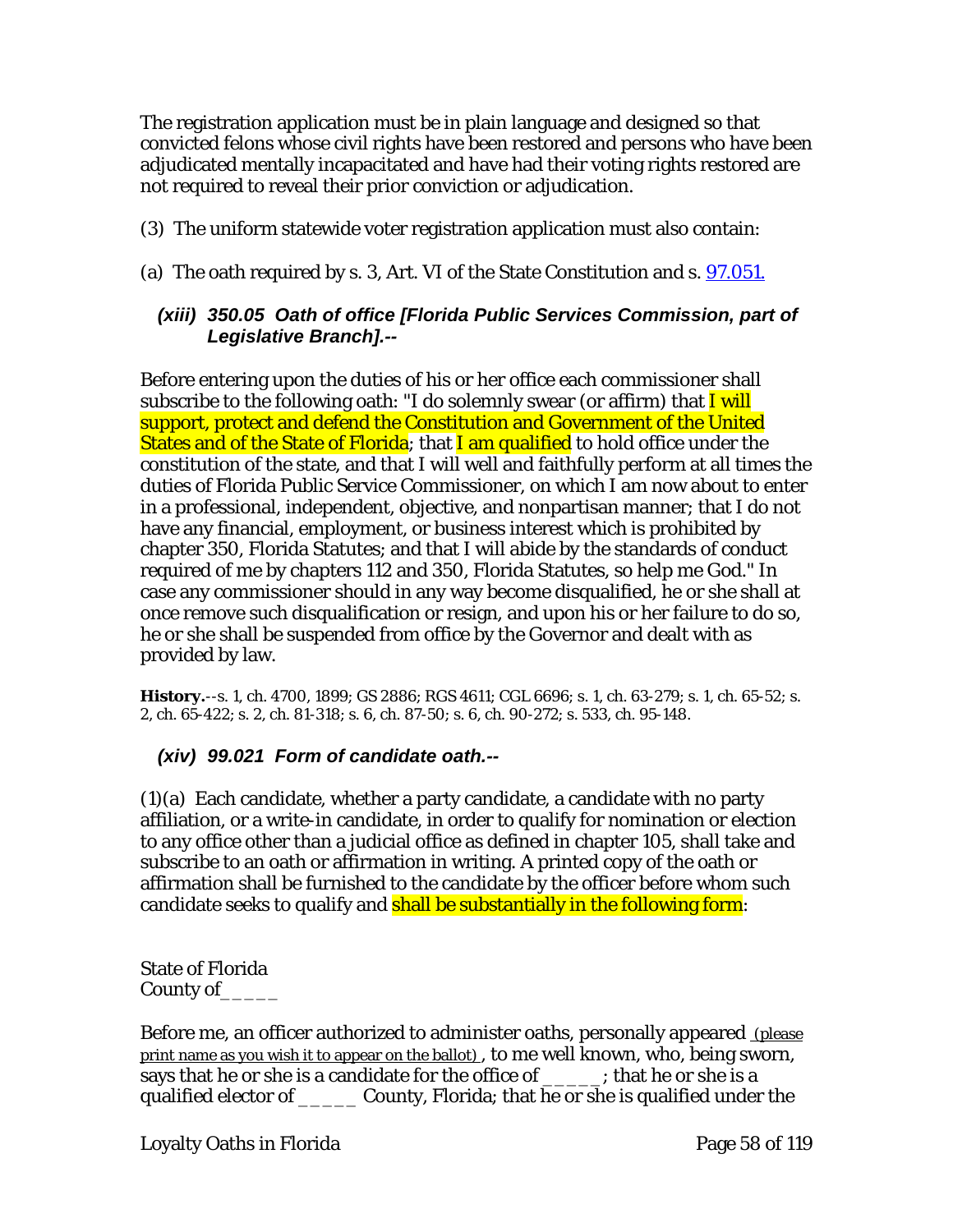The registration application must be in plain language and designed so that convicted felons whose civil rights have been restored and persons who have been adjudicated mentally incapacitated and have had their voting rights restored are not required to reveal their prior conviction or adjudication.

(3) The uniform statewide voter registration application must also contain:

(a) The oath required by s. 3, Art. VI of the State Constitution and s. [97.051.](#)

### *(xiii) 350.05 Oath of office [Florida Public Services Commission, part of Legislative Branch].--*

Before entering upon the duties of his or her office each commissioner shall subscribe to the following oath: "I do solemnly swear (or affirm) that I will support, protect and defend the Constitution and Government of the United States and of the State of Florida; that I am qualified to hold office under the constitution of the state, and that I will well and faithfully perform at all times the duties of Florida Public Service Commissioner, on which I am now about to enter in a professional, independent, objective, and nonpartisan manner; that I do not have any financial, employment, or business interest which is prohibited by chapter 350, Florida Statutes; and that I will abide by the standards of conduct required of me by chapters 112 and 350, Florida Statutes, so help me God." In case any commissioner should in any way become disqualified, he or she shall at once remove such disqualification or resign, and upon his or her failure to do so, he or she shall be suspended from office by the Governor and dealt with as provided by law.

**History.**--s. 1, ch. 4700, 1899; GS 2886; RGS 4611; CGL 6696; s. 1, ch. 63-279; s. 1, ch. 65-52; s. 2, ch. 65-422; s. 2, ch. 81-318; s. 6, ch. 87-50; s. 6, ch. 90-272; s. 533, ch. 95-148.

### *(xiv) 99.021 Form of candidate oath.--*

(1)(a) Each candidate, whether a party candidate, a candidate with no party affiliation, or a write-in candidate, in order to qualify for nomination or election to any office other than a judicial office as defined in chapter 105, shall take and subscribe to an oath or affirmation in writing. A printed copy of the oath or affirmation shall be furnished to the candidate by the officer before whom such candidate seeks to qualify and shall be substantially in the following form:

State of Florida
County of_____

Before me, an officer authorized to administer oaths, personally appeared (please print name as you wish it to appear on the ballot) , to me well known, who, being sworn, says that he or she is a candidate for the office of _____; that he or she is a qualified elector of _____ County, Florida; that he or she is qualified under the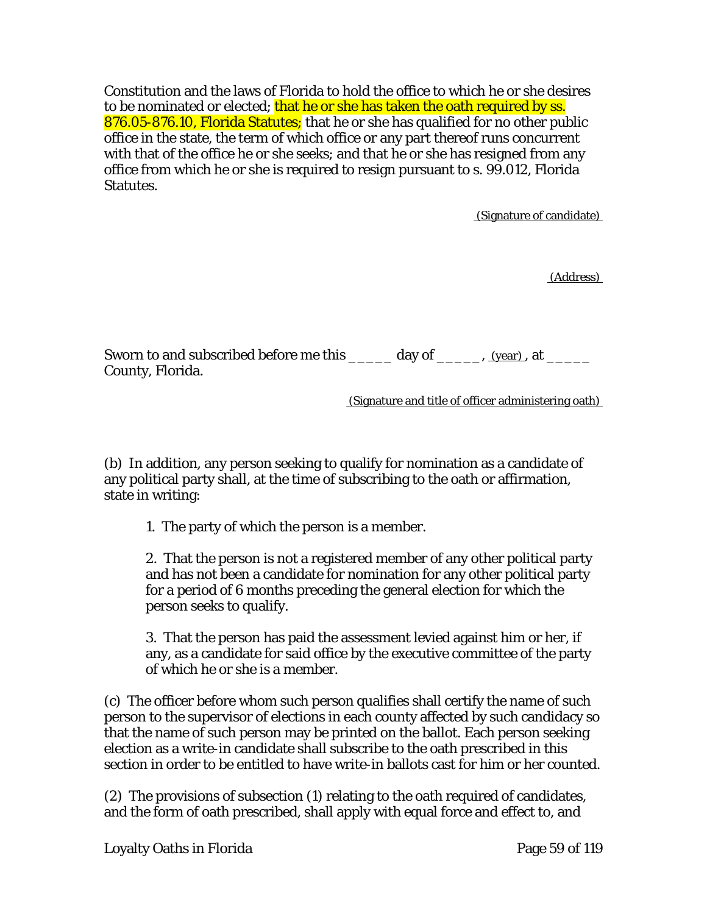Constitution and the laws of Florida to hold the office to which he or she desires to be nominated or elected; that he or she has taken the oath required by ss. 876.05-876.10, Florida Statutes; that he or she has qualified for no other public office in the state, the term of which office or any part thereof runs concurrent with that of the office he or she seeks; and that he or she has resigned from any office from which he or she is required to resign pursuant to s. 99.012, Florida Statutes.

(Signature of candidate)

(Address)

Sworn to and subscribed before me this _____ day of _____, (year), at _____ County, Florida.

(Signature and title of officer administering oath)

(b) In addition, any person seeking to qualify for nomination as a candidate of any political party shall, at the time of subscribing to the oath or affirmation, state in writing:

1. The party of which the person is a member.

2. That the person is not a registered member of any other political party and has not been a candidate for nomination for any other political party for a period of 6 months preceding the general election for which the person seeks to qualify.

3. That the person has paid the assessment levied against him or her, if any, as a candidate for said office by the executive committee of the party of which he or she is a member.

(c) The officer before whom such person qualifies shall certify the name of such person to the supervisor of elections in each county affected by such candidacy so that the name of such person may be printed on the ballot. Each person seeking election as a write-in candidate shall subscribe to the oath prescribed in this section in order to be entitled to have write-in ballots cast for him or her counted.

(2) The provisions of subsection (1) relating to the oath required of candidates, and the form of oath prescribed, shall apply with equal force and effect to, and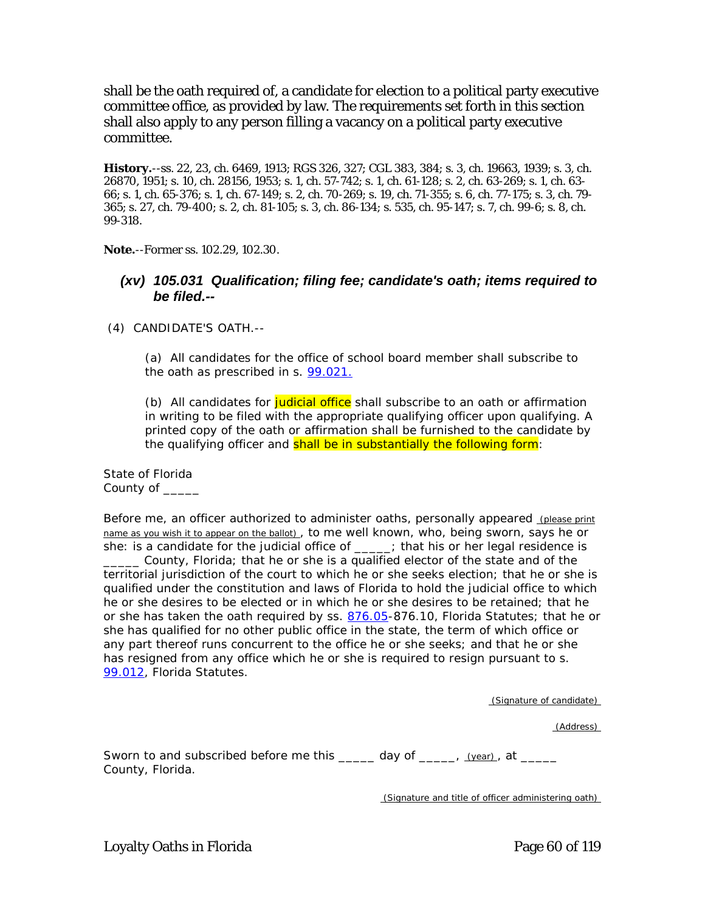shall be the oath required of, a candidate for election to a political party executive committee office, as provided by law. The requirements set forth in this section shall also apply to any person filling a vacancy on a political party executive committee.

**History.**--ss. 22, 23, ch. 6469, 1913; RGS 326, 327; CGL 383, 384; s. 3, ch. 19663, 1939; s. 3, ch. 26870, 1951; s. 10, ch. 28156, 1953; s. 1, ch. 57-742; s. 1, ch. 61-128; s. 2, ch. 63-269; s. 1, ch. 63-66; s. 1, ch. 65-376; s. 1, ch. 67-149; s. 2, ch. 70-269; s. 19, ch. 71-355; s. 6, ch. 77-175; s. 3, ch. 79-365; s. 27, ch. 79-400; s. 2, ch. 81-105; s. 3, ch. 86-134; s. 535, ch. 95-147; s. 7, ch. 99-6; s. 8, ch. 99-318.

**Note.**--Former ss. 102.29, 102.30.

### *(xv) 105.031 Qualification; filing fee; candidate's oath; items required to be filed.--*

(4) CANDIDATE'S OATH.--

(a) All candidates for the office of school board member shall subscribe to the oath as prescribed in s. 99.021.

(b) All candidates for judicial office shall subscribe to an oath or affirmation in writing to be filed with the appropriate qualifying officer upon qualifying. A printed copy of the oath or affirmation shall be furnished to the candidate by the qualifying officer and shall be in substantially the following form:

State of Florida
County of _____

Before me, an officer authorized to administer oaths, personally appeared (please print name as you wish it to appear on the ballot), to me well known, who, being sworn, says he or she: is a candidate for the judicial office of _____; that his or her legal residence is _____ County, Florida; that he or she is a qualified elector of the state and of the territorial jurisdiction of the court to which he or she seeks election; that he or she is qualified under the constitution and laws of Florida to hold the judicial office to which he or she desires to be elected or in which he or she desires to be retained; that he or she has taken the oath required by ss. 876.05-876.10, Florida Statutes; that he or she has qualified for no other public office in the state, the term of which office or any part thereof runs concurrent to the office he or she seeks; and that he or she has resigned from any office which he or she is required to resign pursuant to s. 99.012, Florida Statutes.

(Signature of candidate)

(Address)

Sworn to and subscribed before me this _____ day of _____, (year), at _____ County, Florida.

(Signature and title of officer administering oath)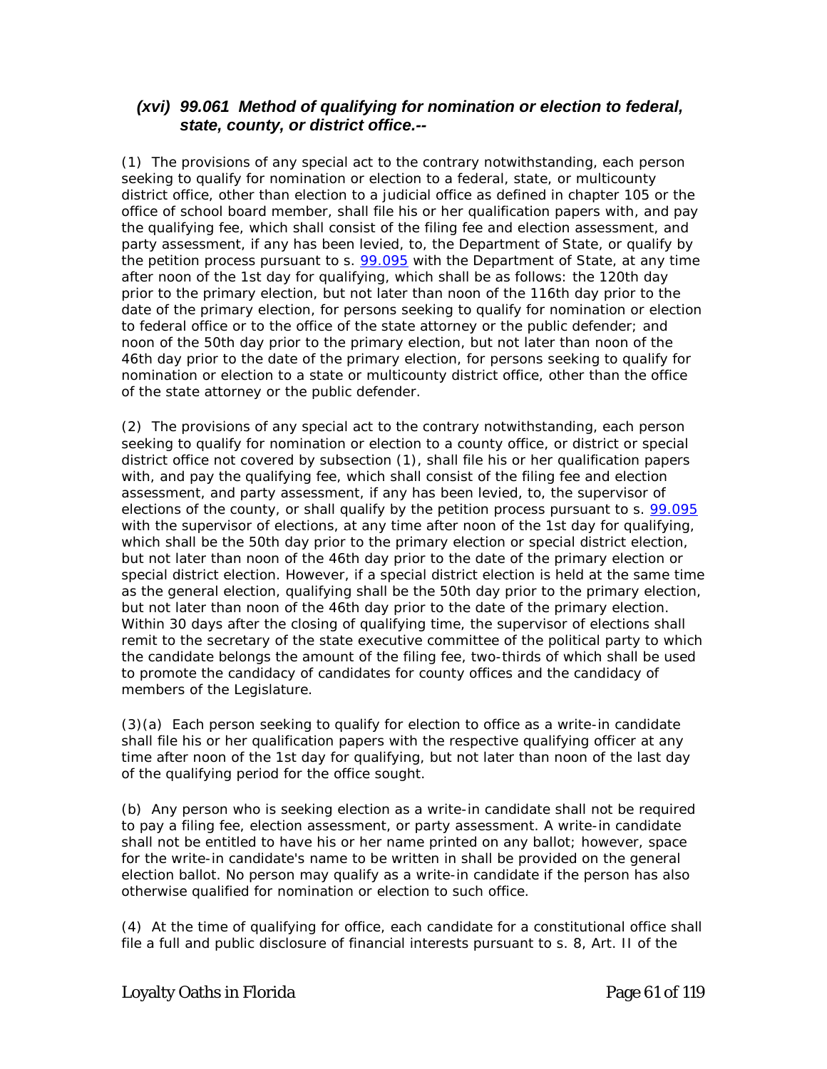### *(xvi) 99.061 Method of qualifying for nomination or election to federal, state, county, or district office.--*

(1) The provisions of any special act to the contrary notwithstanding, each person seeking to qualify for nomination or election to a federal, state, or multicounty district office, other than election to a judicial office as defined in chapter 105 or the office of school board member, shall file his or her qualification papers with, and pay the qualifying fee, which shall consist of the filing fee and election assessment, and party assessment, if any has been levied, to, the Department of State, or qualify by the petition process pursuant to s. 99.095 with the Department of State, at any time after noon of the 1st day for qualifying, which shall be as follows: the 120th day prior to the primary election, but not later than noon of the 116th day prior to the date of the primary election, for persons seeking to qualify for nomination or election to federal office or to the office of the state attorney or the public defender; and noon of the 50th day prior to the primary election, but not later than noon of the 46th day prior to the date of the primary election, for persons seeking to qualify for nomination or election to a state or multicounty district office, other than the office of the state attorney or the public defender.

(2) The provisions of any special act to the contrary notwithstanding, each person seeking to qualify for nomination or election to a county office, or district or special district office not covered by subsection (1), shall file his or her qualification papers with, and pay the qualifying fee, which shall consist of the filing fee and election assessment, and party assessment, if any has been levied, to, the supervisor of elections of the county, or shall qualify by the petition process pursuant to s. 99.095 with the supervisor of elections, at any time after noon of the 1st day for qualifying, which shall be the 50th day prior to the primary election or special district election, but not later than noon of the 46th day prior to the date of the primary election or special district election. However, if a special district election is held at the same time as the general election, qualifying shall be the 50th day prior to the primary election, but not later than noon of the 46th day prior to the date of the primary election. Within 30 days after the closing of qualifying time, the supervisor of elections shall remit to the secretary of the state executive committee of the political party to which the candidate belongs the amount of the filing fee, two-thirds of which shall be used to promote the candidacy of candidates for county offices and the candidacy of members of the Legislature.

(3)(a) Each person seeking to qualify for election to office as a write-in candidate shall file his or her qualification papers with the respective qualifying officer at any time after noon of the 1st day for qualifying, but not later than noon of the last day of the qualifying period for the office sought.

(b) Any person who is seeking election as a write-in candidate shall not be required to pay a filing fee, election assessment, or party assessment. A write-in candidate shall not be entitled to have his or her name printed on any ballot; however, space for the write-in candidate's name to be written in shall be provided on the general election ballot. No person may qualify as a write-in candidate if the person has also otherwise qualified for nomination or election to such office.

(4) At the time of qualifying for office, each candidate for a constitutional office shall file a full and public disclosure of financial interests pursuant to s. 8, Art. II of the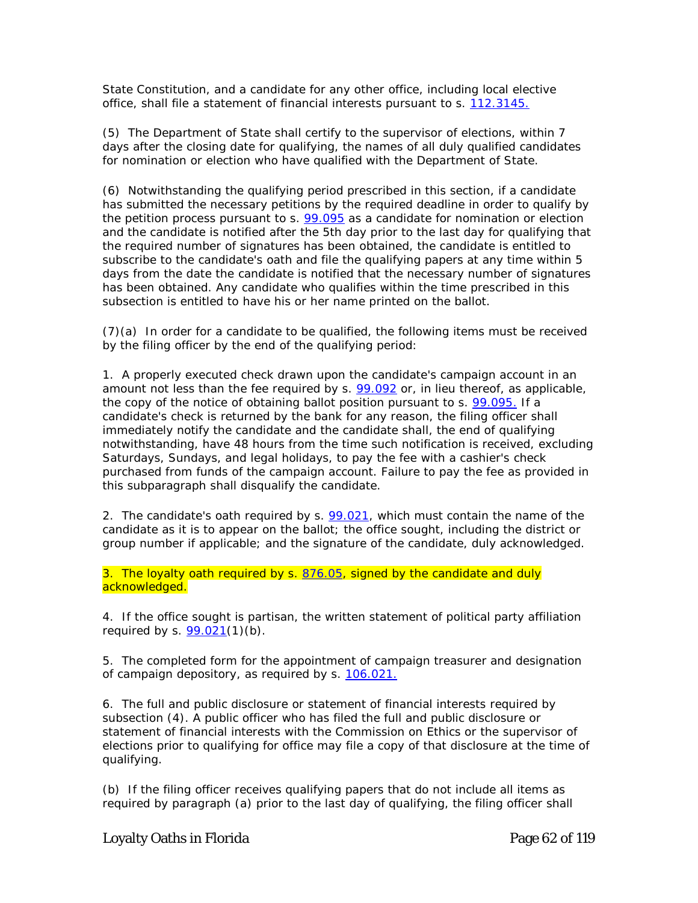State Constitution, and a candidate for any other office, including local elective office, shall file a statement of financial interests pursuant to s. 112.3145.

(5) The Department of State shall certify to the supervisor of elections, within 7 days after the closing date for qualifying, the names of all duly qualified candidates for nomination or election who have qualified with the Department of State.

(6) Notwithstanding the qualifying period prescribed in this section, if a candidate has submitted the necessary petitions by the required deadline in order to qualify by the petition process pursuant to s. 99.095 as a candidate for nomination or election and the candidate is notified after the 5th day prior to the last day for qualifying that the required number of signatures has been obtained, the candidate is entitled to subscribe to the candidate's oath and file the qualifying papers at any time within 5 days from the date the candidate is notified that the necessary number of signatures has been obtained. Any candidate who qualifies within the time prescribed in this subsection is entitled to have his or her name printed on the ballot.

(7)(a) In order for a candidate to be qualified, the following items must be received by the filing officer by the end of the qualifying period:

1. A properly executed check drawn upon the candidate's campaign account in an amount not less than the fee required by s. 99.092 or, in lieu thereof, as applicable, the copy of the notice of obtaining ballot position pursuant to s. 99.095. If a candidate's check is returned by the bank for any reason, the filing officer shall immediately notify the candidate and the candidate shall, the end of qualifying notwithstanding, have 48 hours from the time such notification is received, excluding Saturdays, Sundays, and legal holidays, to pay the fee with a cashier's check purchased from funds of the campaign account. Failure to pay the fee as provided in this subparagraph shall disqualify the candidate.

2. The candidate's oath required by s. 99.021, which must contain the name of the candidate as it is to appear on the ballot; the office sought, including the district or group number if applicable; and the signature of the candidate, duly acknowledged.

3. The loyalty oath required by s. 876.05, signed by the candidate and duly acknowledged.

4. If the office sought is partisan, the written statement of political party affiliation required by s. 99.021(1)(b).

5. The completed form for the appointment of campaign treasurer and designation of campaign depository, as required by s. 106.021.

6. The full and public disclosure or statement of financial interests required by subsection (4). A public officer who has filed the full and public disclosure or statement of financial interests with the Commission on Ethics or the supervisor of elections prior to qualifying for office may file a copy of that disclosure at the time of qualifying.

(b) If the filing officer receives qualifying papers that do not include all items as required by paragraph (a) prior to the last day of qualifying, the filing officer shall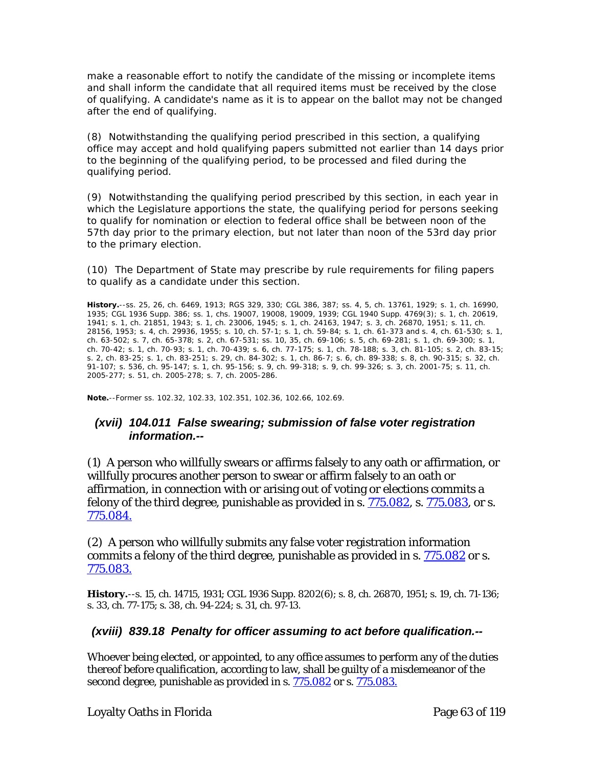make a reasonable effort to notify the candidate of the missing or incomplete items and shall inform the candidate that all required items must be received by the close of qualifying. A candidate's name as it is to appear on the ballot may not be changed after the end of qualifying.

(8) Notwithstanding the qualifying period prescribed in this section, a qualifying office may accept and hold qualifying papers submitted not earlier than 14 days prior to the beginning of the qualifying period, to be processed and filed during the qualifying period.

(9) Notwithstanding the qualifying period prescribed by this section, in each year in which the Legislature apportions the state, the qualifying period for persons seeking to qualify for nomination or election to federal office shall be between noon of the 57th day prior to the primary election, but not later than noon of the 53rd day prior to the primary election.

(10) The Department of State may prescribe by rule requirements for filing papers to qualify as a candidate under this section.

**History.**--ss. 25, 26, ch. 6469, 1913; RGS 329, 330; CGL 386, 387; ss. 4, 5, ch. 13761, 1929; s. 1, ch. 16990, 1935; CGL 1936 Supp. 386; ss. 1, chs. 19007, 19008, 19009, 1939; CGL 1940 Supp. 4769(3); s. 1, ch. 20619, 1941; s. 1, ch. 21851, 1943; s. 1, ch. 23006, 1945; s. 1, ch. 24163, 1947; s. 3, ch. 26870, 1951; s. 11, ch. 28156, 1953; s. 4, ch. 29936, 1955; s. 10, ch. 57-1; s. 1, ch. 59-84; s. 1, ch. 61-373 and s. 4, ch. 61-530; s. 1, ch. 63-502; s. 7, ch. 65-378; s. 2, ch. 67-531; ss. 10, 35, ch. 69-106; s. 5, ch. 69-281; s. 1, ch. 69-300; s. 1, ch. 70-42; s. 1, ch. 70-93; s. 1, ch. 70-439; s. 6, ch. 77-175; s. 1, ch. 78-188; s. 3, ch. 81-105; s. 2, ch. 83-15; s. 2, ch. 83-25; s. 1, ch. 83-251; s. 29, ch. 84-302; s. 1, ch. 86-7; s. 6, ch. 89-338; s. 8, ch. 90-315; s. 32, ch. 91-107; s. 536, ch. 95-147; s. 1, ch. 95-156; s. 9, ch. 99-318; s. 9, ch. 99-326; s. 3, ch. 2001-75; s. 11, ch. 2005-277; s. 51, ch. 2005-278; s. 7, ch. 2005-286.

**Note.**--Former ss. 102.32, 102.33, 102.351, 102.36, 102.66, 102.69.

### *(xvii) 104.011 False swearing; submission of false voter registration information.--*

(1) A person who willfully swears or affirms falsely to any oath or affirmation, or willfully procures another person to swear or affirm falsely to an oath or affirmation, in connection with or arising out of voting or elections commits a felony of the third degree, punishable as provided in s. 775.082, s. 775.083, or s. 775.084.

(2) A person who willfully submits any false voter registration information commits a felony of the third degree, punishable as provided in s. 775.082 or s. 775.083.

**History.**--s. 15, ch. 14715, 1931; CGL 1936 Supp. 8202(6); s. 8, ch. 26870, 1951; s. 19, ch. 71-136; s. 33, ch. 77-175; s. 38, ch. 94-224; s. 31, ch. 97-13.

### *(xviii) 839.18 Penalty for officer assuming to act before qualification.--*

Whoever being elected, or appointed, to any office assumes to perform any of the duties thereof before qualification, according to law, shall be guilty of a misdemeanor of the second degree, punishable as provided in s. 775.082 or s. 775.083.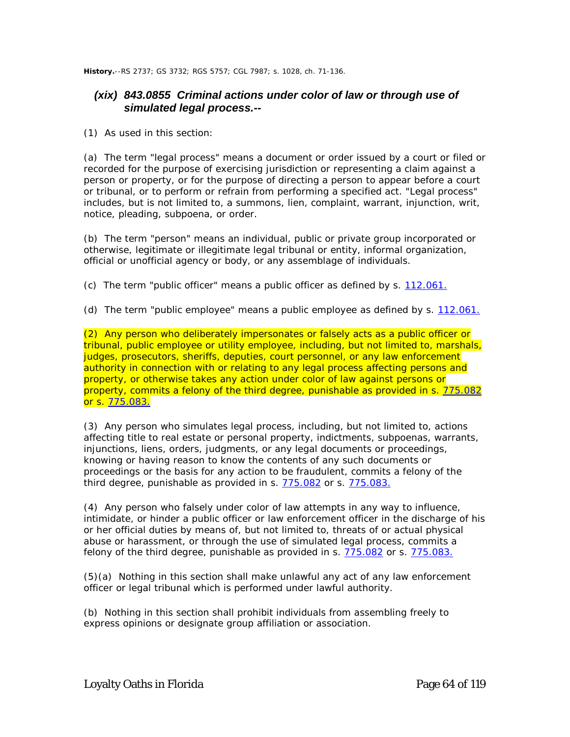**History.**--RS 2737; GS 3732; RGS 5757; CGL 7987; s. 1028, ch. 71-136.

### *(xix) 843.0855 Criminal actions under color of law or through use of simulated legal process.--*

(1) As used in this section:

(a) The term "legal process" means a document or order issued by a court or filed or recorded for the purpose of exercising jurisdiction or representing a claim against a person or property, or for the purpose of directing a person to appear before a court or tribunal, or to perform or refrain from performing a specified act. "Legal process" includes, but is not limited to, a summons, lien, complaint, warrant, injunction, writ, notice, pleading, subpoena, or order.

(b) The term "person" means an individual, public or private group incorporated or otherwise, legitimate or illegitimate legal tribunal or entity, informal organization, official or unofficial agency or body, or any assemblage of individuals.

(c) The term "public officer" means a public officer as defined by s. 112.061.

(d) The term "public employee" means a public employee as defined by s. 112.061.

(2) Any person who deliberately impersonates or falsely acts as a public officer or tribunal, public employee or utility employee, including, but not limited to, marshals, judges, prosecutors, sheriffs, deputies, court personnel, or any law enforcement authority in connection with or relating to any legal process affecting persons and property, or otherwise takes any action under color of law against persons or property, commits a felony of the third degree, punishable as provided in s. 775.082 or s. 775.083.

(3) Any person who simulates legal process, including, but not limited to, actions affecting title to real estate or personal property, indictments, subpoenas, warrants, injunctions, liens, orders, judgments, or any legal documents or proceedings, knowing or having reason to know the contents of any such documents or proceedings or the basis for any action to be fraudulent, commits a felony of the third degree, punishable as provided in s. 775.082 or s. 775.083.

(4) Any person who falsely under color of law attempts in any way to influence, intimidate, or hinder a public officer or law enforcement officer in the discharge of his or her official duties by means of, but not limited to, threats of or actual physical abuse or harassment, or through the use of simulated legal process, commits a felony of the third degree, punishable as provided in s. 775.082 or s. 775.083.

(5)(a) Nothing in this section shall make unlawful any act of any law enforcement officer or legal tribunal which is performed under lawful authority.

(b) Nothing in this section shall prohibit individuals from assembling freely to express opinions or designate group affiliation or association.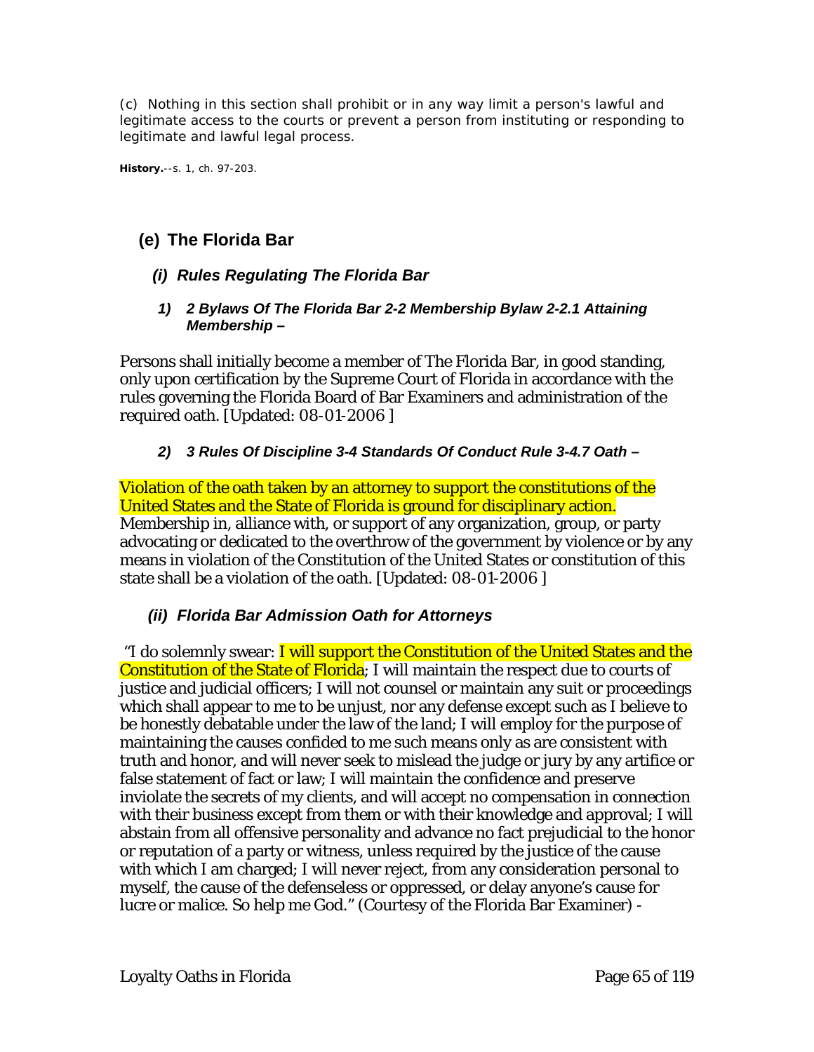(c) Nothing in this section shall prohibit or in any way limit a person's lawful and legitimate access to the courts or prevent a person from instituting or responding to legitimate and lawful legal process.

**History.**--s. 1, ch. 97-203.

## (e) The Florida Bar

### *(i) Rules Regulating The Florida Bar*

#### *1) 2 Bylaws Of The Florida Bar 2-2 Membership Bylaw 2-2.1 Attaining Membership –*

Persons shall initially become a member of The Florida Bar, in good standing, only upon certification by the Supreme Court of Florida in accordance with the rules governing the Florida Board of Bar Examiners and administration of the required oath. [Updated: 08-01-2006 ]

#### *2) 3 Rules Of Discipline 3-4 Standards Of Conduct Rule 3-4.7 Oath –*

Violation of the oath taken by an attorney to support the constitutions of the United States and the State of Florida is ground for disciplinary action. Membership in, alliance with, or support of any organization, group, or party advocating or dedicated to the overthrow of the government by violence or by any means in violation of the Constitution of the United States or constitution of this state shall be a violation of the oath. [Updated: 08-01-2006 ]

### *(ii) Florida Bar Admission Oath for Attorneys*

"I do solemnly swear: I will support the Constitution of the United States and the Constitution of the State of Florida; I will maintain the respect due to courts of justice and judicial officers; I will not counsel or maintain any suit or proceedings which shall appear to me to be unjust, nor any defense except such as I believe to be honestly debatable under the law of the land; I will employ for the purpose of maintaining the causes confided to me such means only as are consistent with truth and honor, and will never seek to mislead the judge or jury by any artifice or false statement of fact or law; I will maintain the confidence and preserve inviolate the secrets of my clients, and will accept no compensation in connection with their business except from them or with their knowledge and approval; I will abstain from all offensive personality and advance no fact prejudicial to the honor or reputation of a party or witness, unless required by the justice of the cause with which I am charged; I will never reject, from any consideration personal to myself, the cause of the defenseless or oppressed, or delay anyone's cause for lucre or malice. So help me God." (Courtesy of the Florida Bar Examiner) -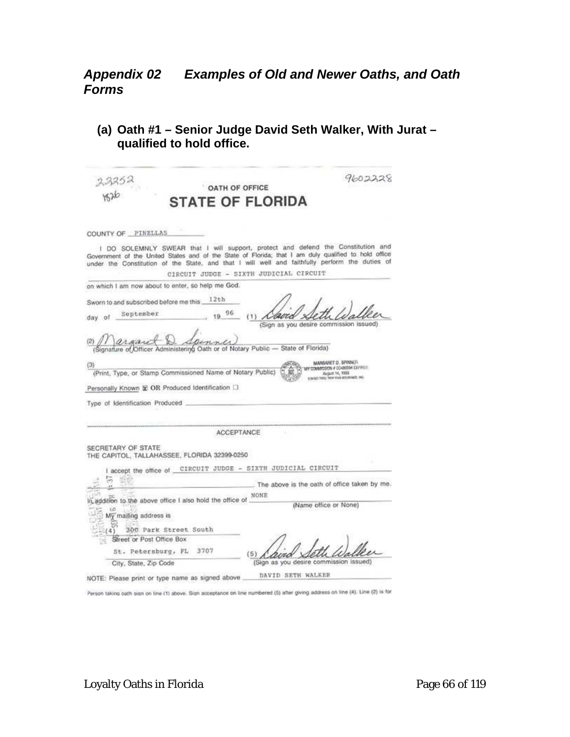## *Appendix 02 Examples of Old and Newer Oaths, and Oath Forms*

**(a) Oath #1 – Senior Judge David Seth Walker, With Jurat – qualified to hold office.**

22352 9602228
1826

OATH OF OFFICE

**STATE OF FLORIDA**

COUNTY OF PINELLAS

I DO SOLEMNLY SWEAR that I will support, protect and defend the Constitution and Government of the United States and of the State of Florida; that I am duly qualified to hold office under the Constitution of the State, and that I will well and faithfully perform the duties of

CIRCUIT JUDGE - SIXTH JUDICIAL CIRCUIT

on which I am now about to enter, so help me God.

Sworn to and subscribed before me this 12th day of September, 19 96

(1) David Seth Walker
(Sign as you desire commission issued)

(2) Margaret D. Spinner
(Signature of Officer Administering Oath or of Notary Public — State of Florida)

(3) ______
(Print, Type, or Stamp Commissioned Name of Notary Public)

MARGARET D. SPINNER
MY COMMISSION # CC480594 EXPIRES
August 14, 1999
BONDED THRU TROY FAIN INSURANCE, INC.

Personally Known ☒ OR Produced Identification ☐

Type of Identification Produced ______

ACCEPTANCE

SECRETARY OF STATE
THE CAPITOL, TALLAHASSEE, FLORIDA 32399-0250

I accept the office of CIRCUIT JUDGE - SIXTH JUDICIAL CIRCUIT

______ The above is the oath of office taken by me.

In addition to the above office I also hold the office of NONE
(Name office or None)

My mailing address is

(4) 300 Park Street South
Street or Post Office Box

St. Petersburg, FL 3707
City, State, Zip Code

(5) David Seth Walker
(Sign as you desire commission issued)

NOTE: Please print or type name as signed above DAVID SETH WALKER

Person taking oath sign on line (1) above. Sign acceptance on line numbered (5) after giving address on line (4). Line (2) is for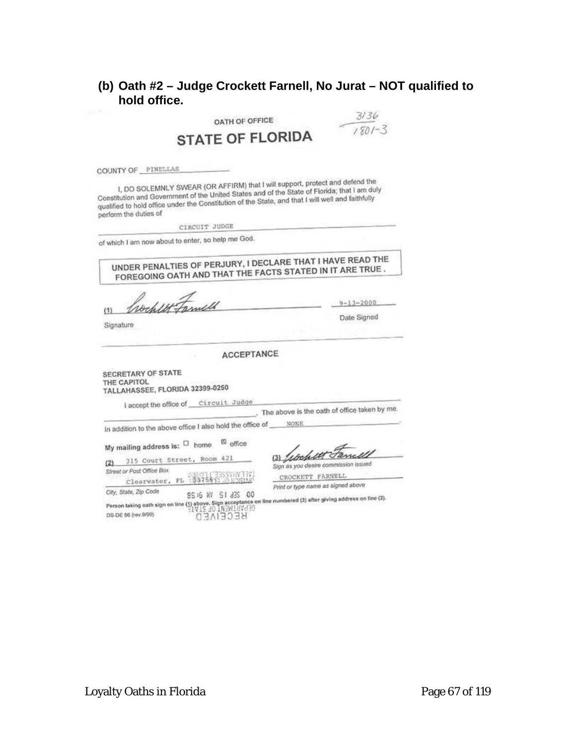**(b) Oath #2 – Judge Crockett Farnell, No Jurat – NOT qualified to hold office.**

3136
1801-3

OATH OF OFFICE

## STATE OF FLORIDA

COUNTY OF PINELLAS

I, DO SOLEMNLY SWEAR (OR AFFIRM) that I will support, protect and defend the Constitution and Government of the United States and of the State of Florida; that I am duly qualified to hold office under the Constitution of the State, and that I will well and faithfully perform the duties of

CIRCUIT JUDGE

of which I am now about to enter, so help me God.

UNDER PENALTIES OF PERJURY, I DECLARE THAT I HAVE READ THE FOREGOING OATH AND THAT THE FACTS STATED IN IT ARE TRUE.

(1) Crockett Farnell — 9-13-2000

Signature — Date Signed

ACCEPTANCE

SECRETARY OF STATE
THE CAPITOL
TALLAHASSEE, FLORIDA 32399-0250

I accept the office of Circuit Judge. The above is the oath of office taken by me.

In addition to the above office I also hold the office of NONE.

My mailing address is: ☐ home ☒ office

(2) 315 Court Street, Room 421
Street or Post Office Box
Clearwater, FL 33756
City, State, Zip Code

(3) Crockett Farnell
Sign as you desire commission issued
CROCKETT FARNELL
Print or type name as signed above

RECEIVED
DEPARTMENT OF STATE
00 SEP 15 AM 9:55
DIVISION OF ELECTIONS
TALLAHASSEE, FLORIDA

Person taking oath sign on line (1) above. Sign acceptance on line numbered (3) after giving address on line (2).

DS-DE 56 (rev.9/99)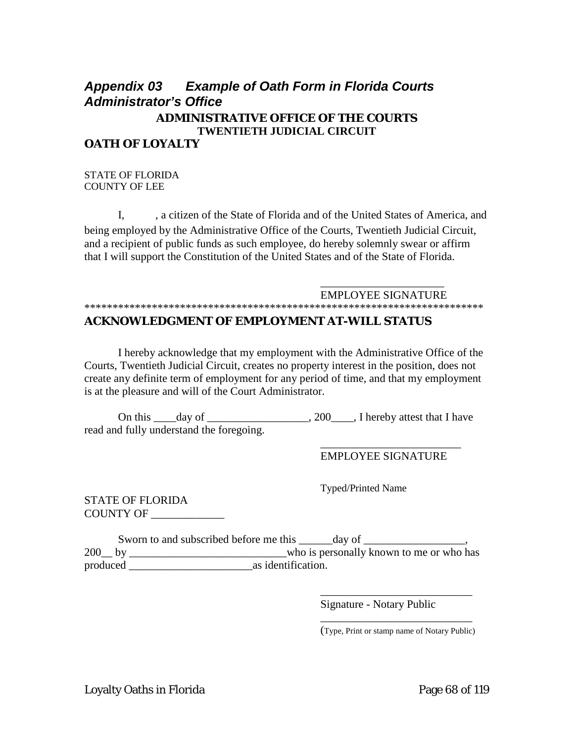## *Appendix 03 Example of Oath Form in Florida Courts Administrator's Office*

**ADMINISTRATIVE OFFICE OF THE COURTS**
**TWENTIETH JUDICIAL CIRCUIT**

**OATH OF LOYALTY**

STATE OF FLORIDA
COUNTY OF LEE

I, , a citizen of the State of Florida and of the United States of America, and being employed by the Administrative Office of the Courts, Twentieth Judicial Circuit, and a recipient of public funds as such employee, do hereby solemnly swear or affirm that I will support the Constitution of the United States and of the State of Florida.

_____________________
EMPLOYEE SIGNATURE

*************************************************************************

**ACKNOWLEDGMENT OF EMPLOYMENT AT-WILL STATUS**

I hereby acknowledge that my employment with the Administrative Office of the Courts, Twentieth Judicial Circuit, creates no property interest in the position, does not create any definite term of employment for any period of time, and that my employment is at the pleasure and will of the Court Administrator.

On this ____day of __________________, 200____, I hereby attest that I have read and fully understand the foregoing.

________________________
EMPLOYEE SIGNATURE

Typed/Printed Name

STATE OF FLORIDA
COUNTY OF _____________

Sworn to and subscribed before me this ______day of __________________, 200__ by ____________________________who is personally known to me or who has produced ______________________as identification.

___________________________
Signature - Notary Public

___________________________
(Type, Print or stamp name of Notary Public)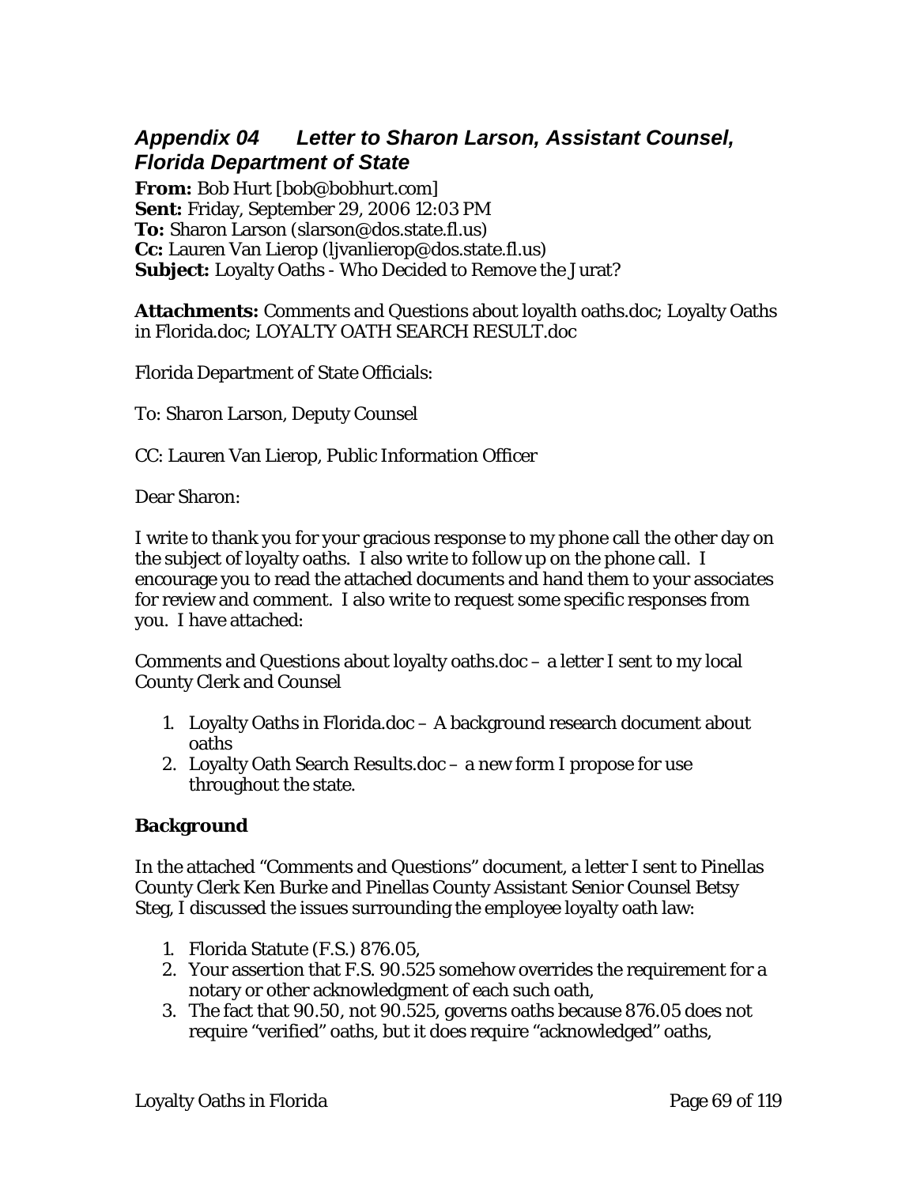## *Appendix 04 Letter to Sharon Larson, Assistant Counsel, Florida Department of State*

**From:** Bob Hurt [bob@bobhurt.com]
**Sent:** Friday, September 29, 2006 12:03 PM
**To:** Sharon Larson (slarson@dos.state.fl.us)
**Cc:** Lauren Van Lierop (ljvanlierop@dos.state.fl.us)
**Subject:** Loyalty Oaths - Who Decided to Remove the Jurat?

**Attachments:** Comments and Questions about loyalth oaths.doc; Loyalty Oaths in Florida.doc; LOYALTY OATH SEARCH RESULT.doc

Florida Department of State Officials:

To: Sharon Larson, Deputy Counsel

CC: Lauren Van Lierop, Public Information Officer

Dear Sharon:

I write to thank you for your gracious response to my phone call the other day on the subject of loyalty oaths. I also write to follow up on the phone call. I encourage you to read the attached documents and hand them to your associates for review and comment. I also write to request some specific responses from you. I have attached:

Comments and Questions about loyalty oaths.doc – a letter I sent to my local County Clerk and Counsel

1. Loyalty Oaths in Florida.doc – A background research document about oaths
2. Loyalty Oath Search Results.doc – a new form I propose for use throughout the state.

### Background

In the attached "Comments and Questions" document, a letter I sent to Pinellas County Clerk Ken Burke and Pinellas County Assistant Senior Counsel Betsy Steg, I discussed the issues surrounding the employee loyalty oath law:

1. Florida Statute (F.S.) 876.05,
2. Your assertion that F.S. 90.525 somehow overrides the requirement for a notary or other acknowledgment of each such oath,
3. The fact that 90.50, not 90.525, governs oaths because 876.05 does not require "verified" oaths, but it does require "acknowledged" oaths,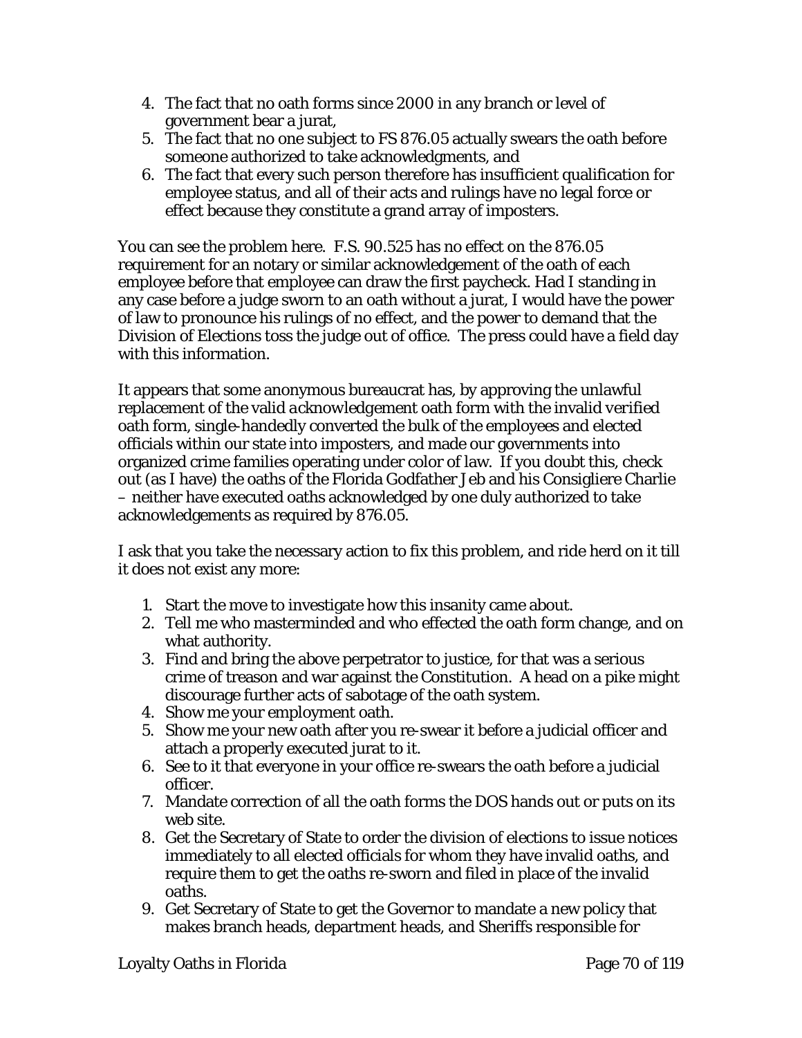4. The fact that no oath forms since 2000 in any branch or level of government bear a jurat,
5. The fact that no one subject to FS 876.05 actually swears the oath before someone authorized to take acknowledgments, and
6. The fact that every such person therefore has insufficient qualification for employee status, and all of their acts and rulings have no legal force or effect because they constitute a grand array of imposters.

You can see the problem here. F.S. 90.525 has no effect on the 876.05 requirement for an notary or similar acknowledgement of the oath of each employee before that employee can draw the first paycheck. Had I standing in any case before a judge sworn to an oath without a jurat, I would have the power of law to pronounce his rulings of no effect, and the power to demand that the Division of Elections toss the judge out of office. The press could have a field day with this information.

It appears that some anonymous bureaucrat has, by approving the unlawful replacement of the valid *acknowledgement* oath form with the invalid verified oath form, single-handedly converted the bulk of the employees and elected officials within our state into imposters, and made our governments into organized crime families operating under color of law. If you doubt this, check out (as I have) the oaths of the Florida Godfather Jeb and his Consigliere Charlie – neither have executed oaths acknowledged by one duly authorized to take acknowledgements as required by 876.05.

I ask that you take the necessary action to fix this problem, and ride herd on it till it does not exist any more:

1. Start the move to investigate how this insanity came about.
2. Tell me who masterminded and who effected the oath form change, and on what authority.
3. Find and bring the above perpetrator to justice, for that was a serious crime of treason and war against the Constitution. A head on a pike might discourage further acts of sabotage of the oath system.
4. Show me your employment oath.
5. Show me your new oath after you re-swear it before a judicial officer and attach a properly executed jurat to it.
6. See to it that everyone in your office re-swears the oath before a judicial officer.
7. Mandate correction of all the oath forms the DOS hands out or puts on its web site.
8. Get the Secretary of State to order the division of elections to issue notices immediately to all elected officials for whom they have invalid oaths, and require them to get the oaths re-sworn and filed in place of the invalid oaths.
9. Get Secretary of State to get the Governor to mandate a new policy that makes branch heads, department heads, and Sheriffs responsible for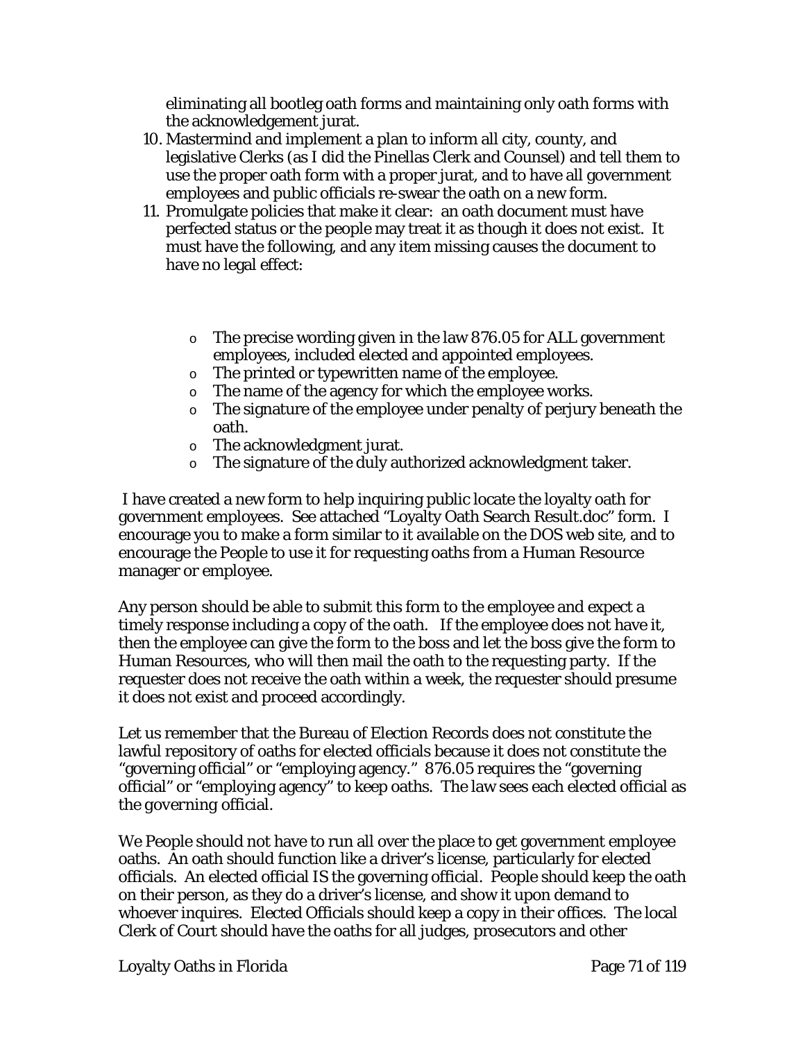eliminating all bootleg oath forms and maintaining only oath forms with the acknowledgement jurat.

10. Mastermind and implement a plan to inform all city, county, and legislative Clerks (as I did the Pinellas Clerk and Counsel) and tell them to use the proper oath form with a proper jurat, and to have all government employees and public officials re-swear the oath on a new form.
11. Promulgate policies that make it clear: an oath document must have perfected status or the people may treat it as though it does not exist. It must have the following, and any item missing causes the document to have no legal effect:

    - The precise wording given in the law 876.05 for ALL government employees, included elected and appointed employees.
    - The printed or typewritten name of the employee.
    - The name of the agency for which the employee works.
    - The signature of the employee under penalty of perjury beneath the oath.
    - The acknowledgment jurat.
    - The signature of the duly authorized acknowledgment taker.

I have created a new form to help inquiring public locate the loyalty oath for government employees. See attached "Loyalty Oath Search Result.doc" form. I encourage you to make a form similar to it available on the DOS web site, and to encourage the People to use it for requesting oaths from a Human Resource manager or employee.

Any person should be able to submit this form to the employee and expect a timely response including a copy of the oath. If the employee does not have it, then the employee can give the form to the boss and let the boss give the form to Human Resources, who will then mail the oath to the requesting party. If the requester does not receive the oath within a week, the requester should presume it does not exist and proceed accordingly.

Let us remember that the Bureau of Election Records does not constitute the lawful repository of oaths for elected officials because it does not constitute the "governing official" or "employing agency." 876.05 requires the "governing official" or "employing agency" to keep oaths. The law sees each elected official as the governing official.

We People should not have to run all over the place to get government employee oaths. An oath should function like a driver's license, particularly for elected officials. An elected official IS the governing official. People should keep the oath on their person, as they do a driver's license, and show it upon demand to whoever inquires. Elected Officials should keep a copy in their offices. The local Clerk of Court should have the oaths for all judges, prosecutors and other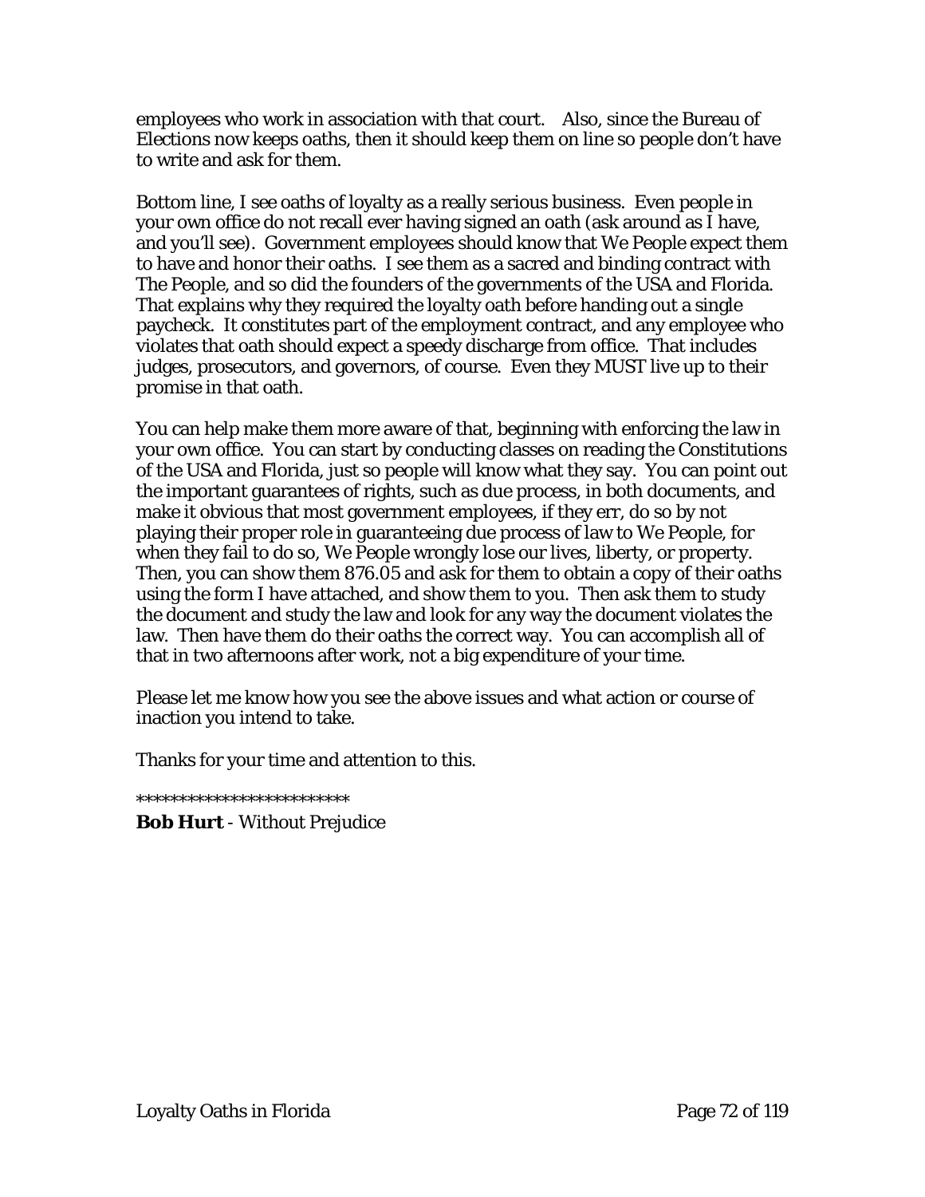employees who work in association with that court. Also, since the Bureau of Elections now keeps oaths, then it should keep them on line so people don't have to write and ask for them.

Bottom line, I see oaths of loyalty as a really serious business. Even people in your own office do not recall ever having signed an oath (ask around as I have, and you'll see). Government employees should know that We People expect them to have and honor their oaths. I see them as a sacred and binding contract with The People, and so did the founders of the governments of the USA and Florida. That explains why they required the loyalty oath before handing out a single paycheck. It constitutes part of the employment contract, and any employee who violates that oath should expect a speedy discharge from office. That includes judges, prosecutors, and governors, of course. Even they MUST live up to their promise in that oath.

You can help make them more aware of that, beginning with enforcing the law in your own office. You can start by conducting classes on reading the Constitutions of the USA and Florida, just so people will know what they say. You can point out the important guarantees of rights, such as due process, in both documents, and make it obvious that most government employees, if they err, do so by not playing their proper role in guaranteeing due process of law to We People, for when they fail to do so, We People wrongly lose our lives, liberty, or property. Then, you can show them 876.05 and ask for them to obtain a copy of their oaths using the form I have attached, and show them to you. Then ask them to study the document and study the law and look for any way the document violates the law. Then have them do their oaths the correct way. You can accomplish all of that in two afternoons after work, not a big expenditure of your time.

Please let me know how you see the above issues and what action or course of inaction you intend to take.

Thanks for your time and attention to this.

*************************

**Bob Hurt** - Without Prejudice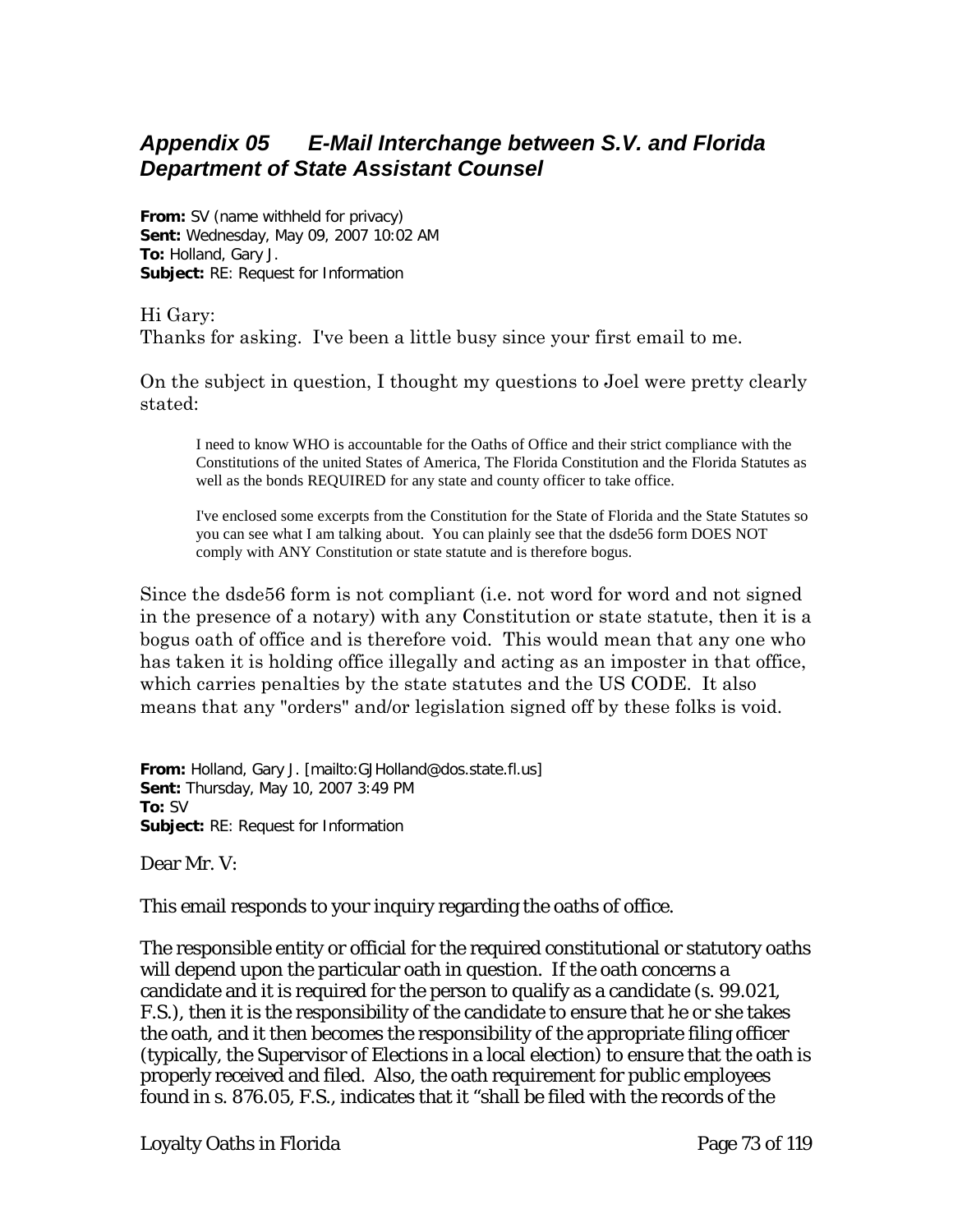## *Appendix 05 E-Mail Interchange between S.V. and Florida Department of State Assistant Counsel*

**From:** SV (name withheld for privacy)
**Sent:** Wednesday, May 09, 2007 10:02 AM
**To:** Holland, Gary J.
**Subject:** RE: Request for Information

Hi Gary:
Thanks for asking. I've been a little busy since your first email to me.

On the subject in question, I thought my questions to Joel were pretty clearly stated:

> I need to know WHO is accountable for the Oaths of Office and their strict compliance with the Constitutions of the united States of America, The Florida Constitution and the Florida Statutes as well as the bonds REQUIRED for any state and county officer to take office.
>
> I've enclosed some excerpts from the Constitution for the State of Florida and the State Statutes so you can see what I am talking about. You can plainly see that the dsde56 form DOES NOT comply with ANY Constitution or state statute and is therefore bogus.

Since the dsde56 form is not compliant (i.e. not word for word and not signed in the presence of a notary) with any Constitution or state statute, then it is a bogus oath of office and is therefore void. This would mean that any one who has taken it is holding office illegally and acting as an imposter in that office, which carries penalties by the state statutes and the US CODE. It also means that any "orders" and/or legislation signed off by these folks is void.

**From:** Holland, Gary J. [mailto:GJHolland@dos.state.fl.us]
**Sent:** Thursday, May 10, 2007 3:49 PM
**To:** SV
**Subject:** RE: Request for Information

Dear Mr. V:

This email responds to your inquiry regarding the oaths of office.

The responsible entity or official for the required constitutional or statutory oaths will depend upon the particular oath in question. If the oath concerns a candidate and it is required for the person to qualify as a candidate (s. 99.021, F.S.), then it is the responsibility of the candidate to ensure that he or she takes the oath, and it then becomes the responsibility of the appropriate filing officer (typically, the Supervisor of Elections in a local election) to ensure that the oath is properly received and filed. Also, the oath requirement for public employees found in s. 876.05, F.S., indicates that it "shall be filed with the records of the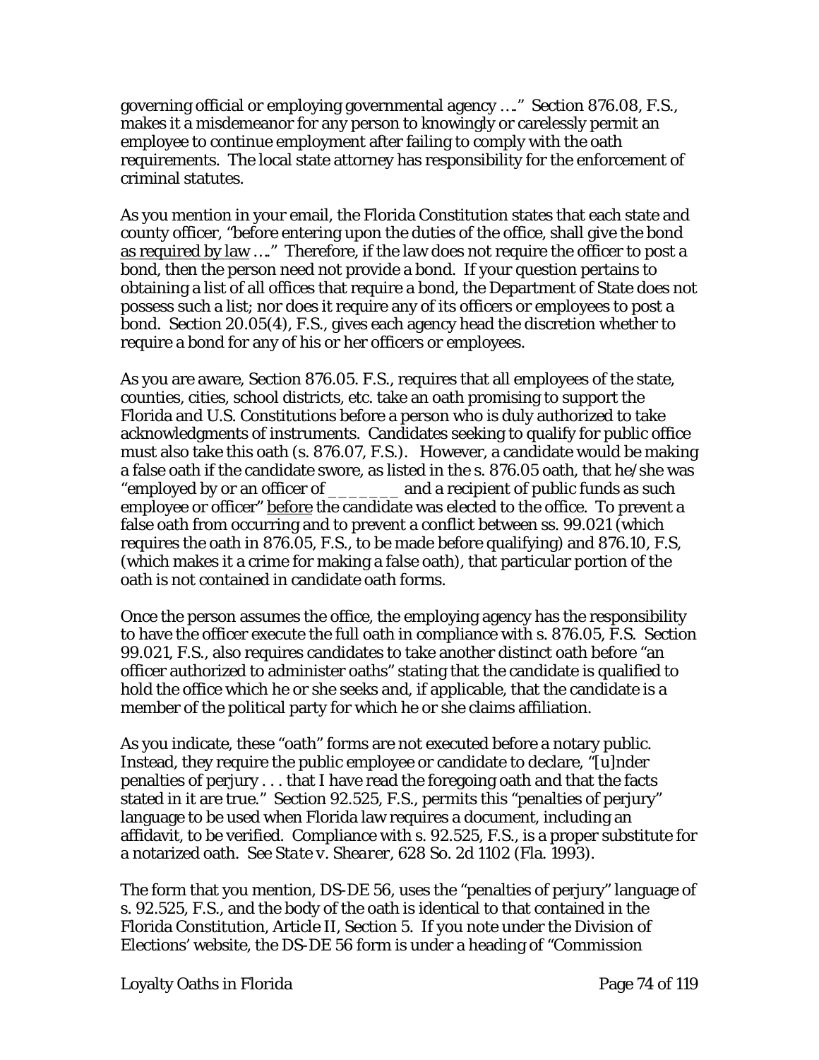governing official or employing governmental agency …." Section 876.08, F.S., makes it a misdemeanor for any person to knowingly or carelessly permit an employee to continue employment after failing to comply with the oath requirements. The local state attorney has responsibility for the enforcement of criminal statutes.

As you mention in your email, the Florida Constitution states that each state and county officer, "before entering upon the duties of the office, shall give the bond <u>as required by law</u> …." Therefore, if the law does not require the officer to post a bond, then the person need not provide a bond. If your question pertains to obtaining a list of all offices that require a bond, the Department of State does not possess such a list; nor does it require any of its officers or employees to post a bond. Section 20.05(4), F.S., gives each agency head the discretion whether to require a bond for any of his or her officers or employees.

As you are aware, Section 876.05. F.S., requires that all employees of the state, counties, cities, school districts, etc. take an oath promising to support the Florida and U.S. Constitutions before a person who is duly authorized to take acknowledgments of instruments. Candidates seeking to qualify for public office must also take this oath (s. 876.07, F.S.). However, a candidate would be making a false oath if the candidate swore, as listed in the s. 876.05 oath, that he/she was "employed by or an officer of _______ and a recipient of public funds as such employee or officer" <u>before</u> the candidate was elected to the office. To prevent a false oath from occurring and to prevent a conflict between ss. 99.021 (which requires the oath in 876.05, F.S., to be made before qualifying) and 876.10, F.S, (which makes it a crime for making a false oath), that particular portion of the oath is not contained in candidate oath forms.

Once the person assumes the office, the employing agency has the responsibility to have the officer execute the full oath in compliance with s. 876.05, F.S. Section 99.021, F.S., also requires candidates to take another distinct oath before "an officer authorized to administer oaths" stating that the candidate is qualified to hold the office which he or she seeks and, if applicable, that the candidate is a member of the political party for which he or she claims affiliation.

As you indicate, these "oath" forms are not executed before a notary public. Instead, they require the public employee or candidate to declare, "[u]nder penalties of perjury . . . that I have read the foregoing oath and that the facts stated in it are true." Section 92.525, F.S., permits this "penalties of perjury" language to be used when Florida law requires a document, including an affidavit, to be verified. Compliance with s. 92.525, F.S., is a proper substitute for a notarized oath. *See State v. Shearer*, 628 So. 2d 1102 (Fla. 1993).

The form that you mention, DS-DE 56, uses the "penalties of perjury" language of s. 92.525, F.S., and the body of the oath is identical to that contained in the Florida Constitution, Article II, Section 5. If you note under the Division of Elections' website, the DS-DE 56 form is under a heading of "Commission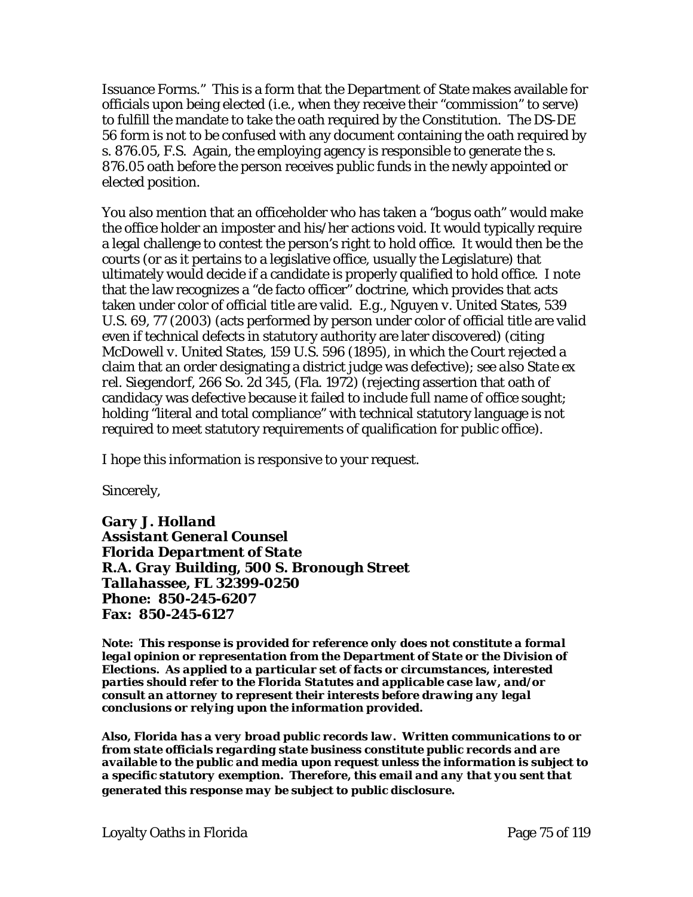Issuance Forms." This is a form that the Department of State makes available for officials upon being elected (i.e., when they receive their "commission" to serve) to fulfill the mandate to take the oath required by the Constitution. The DS-DE 56 form is not to be confused with any document containing the oath required by s. 876.05, F.S. Again, the employing agency is responsible to generate the s. 876.05 oath before the person receives public funds in the newly appointed or elected position.

You also mention that an officeholder who has taken a "bogus oath" would make the office holder an imposter and his/her actions void. It would typically require a legal challenge to contest the person's right to hold office. It would then be the courts (or as it pertains to a legislative office, usually the Legislature) that ultimately would decide if a candidate is properly qualified to hold office. I note that the law recognizes a "de facto officer" doctrine, which provides that acts taken under color of official title are valid. *E.g., Nguyen v. United States*, 539 U.S. 69, 77 (2003) (acts performed by person under color of official title are valid even if technical defects in statutory authority are later discovered) (citing *McDowell v. United States*, 159 U.S. 596 (1895), in which the Court rejected a claim that an order designating a district judge was defective); *see also State ex rel. Siegendorf*, 266 So. 2d 345, (Fla. 1972) (rejecting assertion that oath of candidacy was defective because it failed to include full name of office sought; holding "literal and total compliance" with technical statutory language is not required to meet statutory requirements of qualification for public office).

I hope this information is responsive to your request.

Sincerely,

***Gary J. Holland***
***Assistant General Counsel***
***Florida Department of State***
***R.A. Gray Building, 500 S. Bronough Street***
***Tallahassee, FL 32399-0250***
***Phone: 850-245-6207***
***Fax: 850-245-6127***

***Note: This response is provided for reference only does not constitute a formal legal opinion or representation from the Department of State or the Division of Elections. As applied to a particular set of facts or circumstances, interested parties should refer to the Florida Statutes and applicable case law, and/or consult an attorney to represent their interests before drawing any legal conclusions or relying upon the information provided.***

***Also, Florida has a very broad public records law. Written communications to or from state officials regarding state business constitute public records and are available to the public and media upon request unless the information is subject to a specific statutory exemption. Therefore, this email and any that you sent that generated this response may be subject to public disclosure.***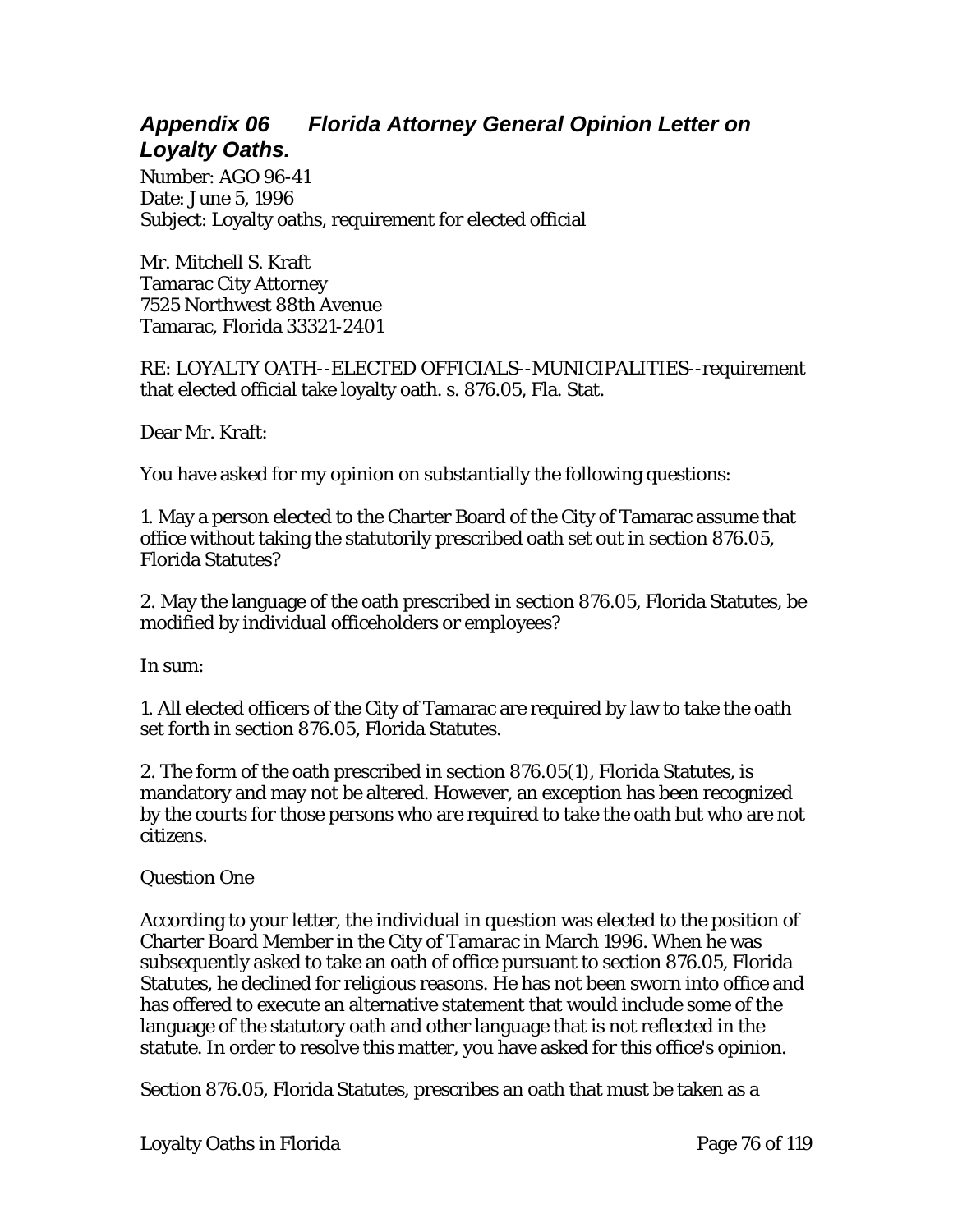## ***Appendix 06 Florida Attorney General Opinion Letter on Loyalty Oaths.***

Number: AGO 96-41
Date: June 5, 1996
Subject: Loyalty oaths, requirement for elected official

Mr. Mitchell S. Kraft
Tamarac City Attorney
7525 Northwest 88th Avenue
Tamarac, Florida 33321-2401

RE: LOYALTY OATH--ELECTED OFFICIALS--MUNICIPALITIES--requirement that elected official take loyalty oath. s. 876.05, Fla. Stat.

Dear Mr. Kraft:

You have asked for my opinion on substantially the following questions:

1. May a person elected to the Charter Board of the City of Tamarac assume that office without taking the statutorily prescribed oath set out in section 876.05, Florida Statutes?

2. May the language of the oath prescribed in section 876.05, Florida Statutes, be modified by individual officeholders or employees?

In sum:

1. All elected officers of the City of Tamarac are required by law to take the oath set forth in section 876.05, Florida Statutes.

2. The form of the oath prescribed in section 876.05(1), Florida Statutes, is mandatory and may not be altered. However, an exception has been recognized by the courts for those persons who are required to take the oath but who are not citizens.

Question One

According to your letter, the individual in question was elected to the position of Charter Board Member in the City of Tamarac in March 1996. When he was subsequently asked to take an oath of office pursuant to section 876.05, Florida Statutes, he declined for religious reasons. He has not been sworn into office and has offered to execute an alternative statement that would include some of the language of the statutory oath and other language that is not reflected in the statute. In order to resolve this matter, you have asked for this office's opinion.

Section 876.05, Florida Statutes, prescribes an oath that must be taken as a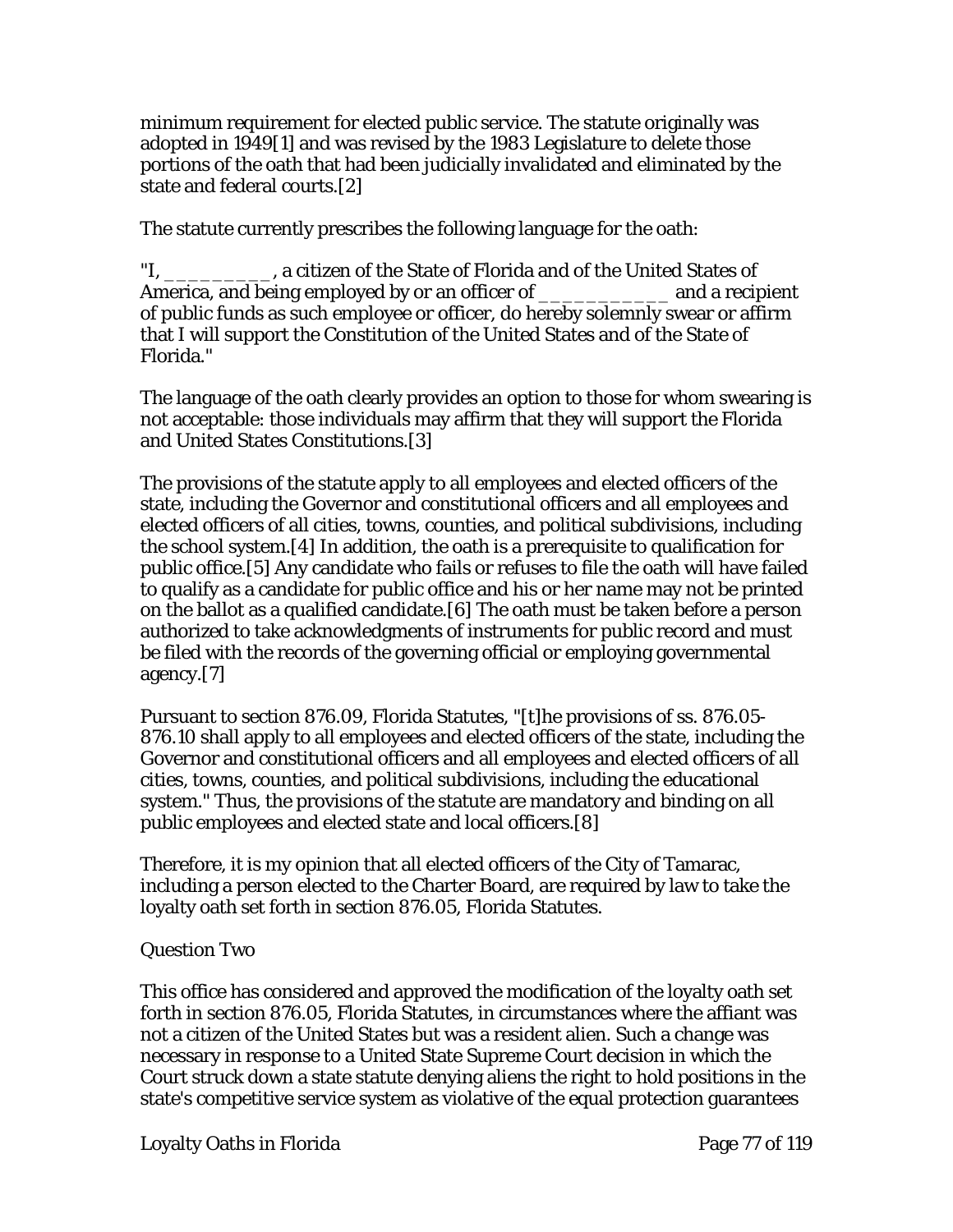minimum requirement for elected public service. The statute originally was adopted in 1949[1] and was revised by the 1983 Legislature to delete those portions of the oath that had been judicially invalidated and eliminated by the state and federal courts.[2]

The statute currently prescribes the following language for the oath:

"I, __________, a citizen of the State of Florida and of the United States of America, and being employed by or an officer of ____________ and a recipient of public funds as such employee or officer, do hereby solemnly swear or affirm that I will support the Constitution of the United States and of the State of Florida."

The language of the oath clearly provides an option to those for whom swearing is not acceptable: those individuals may affirm that they will support the Florida and United States Constitutions.[3]

The provisions of the statute apply to all employees and elected officers of the state, including the Governor and constitutional officers and all employees and elected officers of all cities, towns, counties, and political subdivisions, including the school system.[4] In addition, the oath is a prerequisite to qualification for public office.[5] Any candidate who fails or refuses to file the oath will have failed to qualify as a candidate for public office and his or her name may not be printed on the ballot as a qualified candidate.[6] The oath must be taken before a person authorized to take acknowledgments of instruments for public record and must be filed with the records of the governing official or employing governmental agency.[7]

Pursuant to section 876.09, Florida Statutes, "[t]he provisions of ss. 876.05-876.10 shall apply to all employees and elected officers of the state, including the Governor and constitutional officers and all employees and elected officers of all cities, towns, counties, and political subdivisions, including the educational system." Thus, the provisions of the statute are mandatory and binding on all public employees and elected state and local officers.[8]

Therefore, it is my opinion that all elected officers of the City of Tamarac, including a person elected to the Charter Board, are required by law to take the loyalty oath set forth in section 876.05, Florida Statutes.

Question Two

This office has considered and approved the modification of the loyalty oath set forth in section 876.05, Florida Statutes, in circumstances where the affiant was not a citizen of the United States but was a resident alien. Such a change was necessary in response to a United State Supreme Court decision in which the Court struck down a state statute denying aliens the right to hold positions in the state's competitive service system as violative of the equal protection guarantees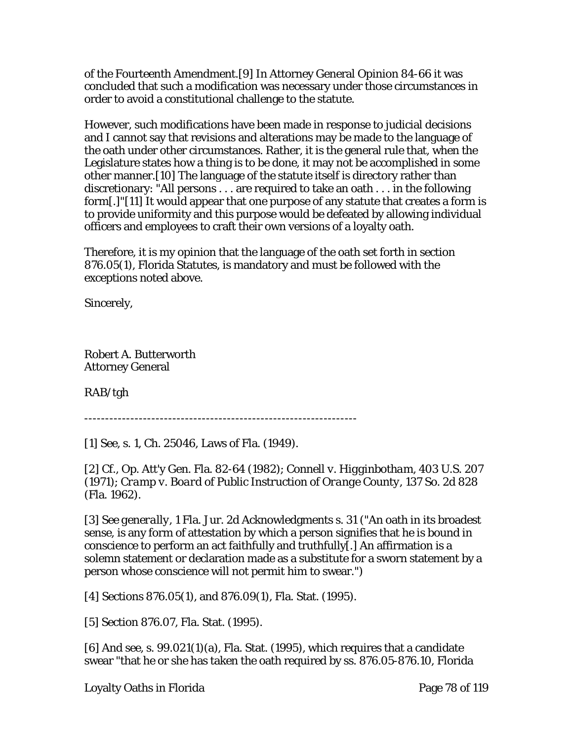of the Fourteenth Amendment.[9] In Attorney General Opinion 84-66 it was concluded that such a modification was necessary under those circumstances in order to avoid a constitutional challenge to the statute.

However, such modifications have been made in response to judicial decisions and I cannot say that revisions and alterations may be made to the language of the oath under other circumstances. Rather, it is the general rule that, when the Legislature states how a thing is to be done, it may not be accomplished in some other manner.[10] The language of the statute itself is directory rather than discretionary: "All persons . . . are required to take an oath . . . in the following form[.]"[11] It would appear that one purpose of any statute that creates a form is to provide uniformity and this purpose would be defeated by allowing individual officers and employees to craft their own versions of a loyalty oath.

Therefore, it is my opinion that the language of the oath set forth in section 876.05(1), Florida Statutes, is mandatory and must be followed with the exceptions noted above.

Sincerely,

Robert A. Butterworth
Attorney General

RAB/tgh

---

[1] See, s. 1, Ch. 25046, Laws of Fla. (1949).

[2] Cf., Op. Att'y Gen. Fla. 82-64 (1982); *Connell v. Higginbotham*, 403 U.S. 207 (1971); *Cramp v. Board of Public Instruction of Orange County*, 137 So. 2d 828 (Fla. 1962).

[3] See *generally*, 1 Fla. Jur. 2d Acknowledgments s. 31 ("An oath in its broadest sense, is any form of attestation by which a person signifies that he is bound in conscience to perform an act faithfully and truthfully[.] An affirmation is a solemn statement or declaration made as a substitute for a sworn statement by a person whose conscience will not permit him to swear.")

[4] Sections 876.05(1), and 876.09(1), Fla. Stat. (1995).

[5] Section 876.07, Fla. Stat. (1995).

[6] And see, s. 99.021(1)(a), Fla. Stat. (1995), which requires that a candidate swear "that he or she has taken the oath required by ss. 876.05-876.10, Florida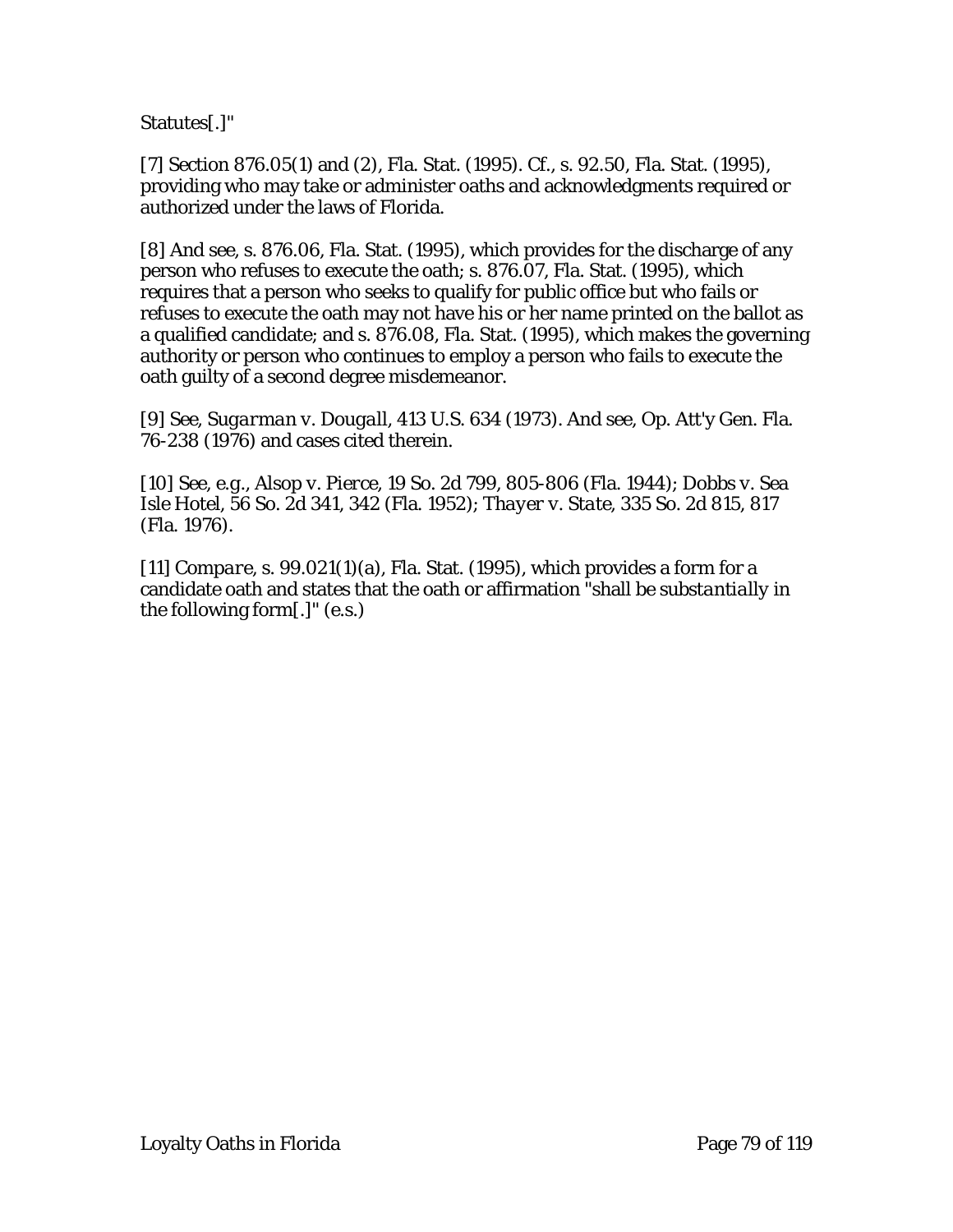Statutes[.]"

[7] Section 876.05(1) and (2), Fla. Stat. (1995). Cf., s. 92.50, Fla. Stat. (1995), providing who may take or administer oaths and acknowledgments required or authorized under the laws of Florida.

[8] And see, s. 876.06, Fla. Stat. (1995), which provides for the discharge of any person who refuses to execute the oath; s. 876.07, Fla. Stat. (1995), which requires that a person who seeks to qualify for public office but who fails or refuses to execute the oath may not have his or her name printed on the ballot as a qualified candidate; and s. 876.08, Fla. Stat. (1995), which makes the governing authority or person who continues to employ a person who fails to execute the oath guilty of a second degree misdemeanor.

[9] See, *Sugarman v. Dougall*, 413 U.S. 634 (1973). And see, Op. Att'y Gen. Fla. 76-238 (1976) and cases cited therein.

[10] See, e.g., *Alsop v. Pierce*, 19 So. 2d 799, 805-806 (Fla. 1944); *Dobbs v. Sea Isle Hotel*, 56 So. 2d 341, 342 (Fla. 1952); *Thayer v. State*, 335 So. 2d 815, 817 (Fla. 1976).

[11] *Compare*, s. 99.021(1)(a), Fla. Stat. (1995), which provides a form for a candidate oath and states that the oath or affirmation "shall be *substantially* in the following form[.]" (e.s.)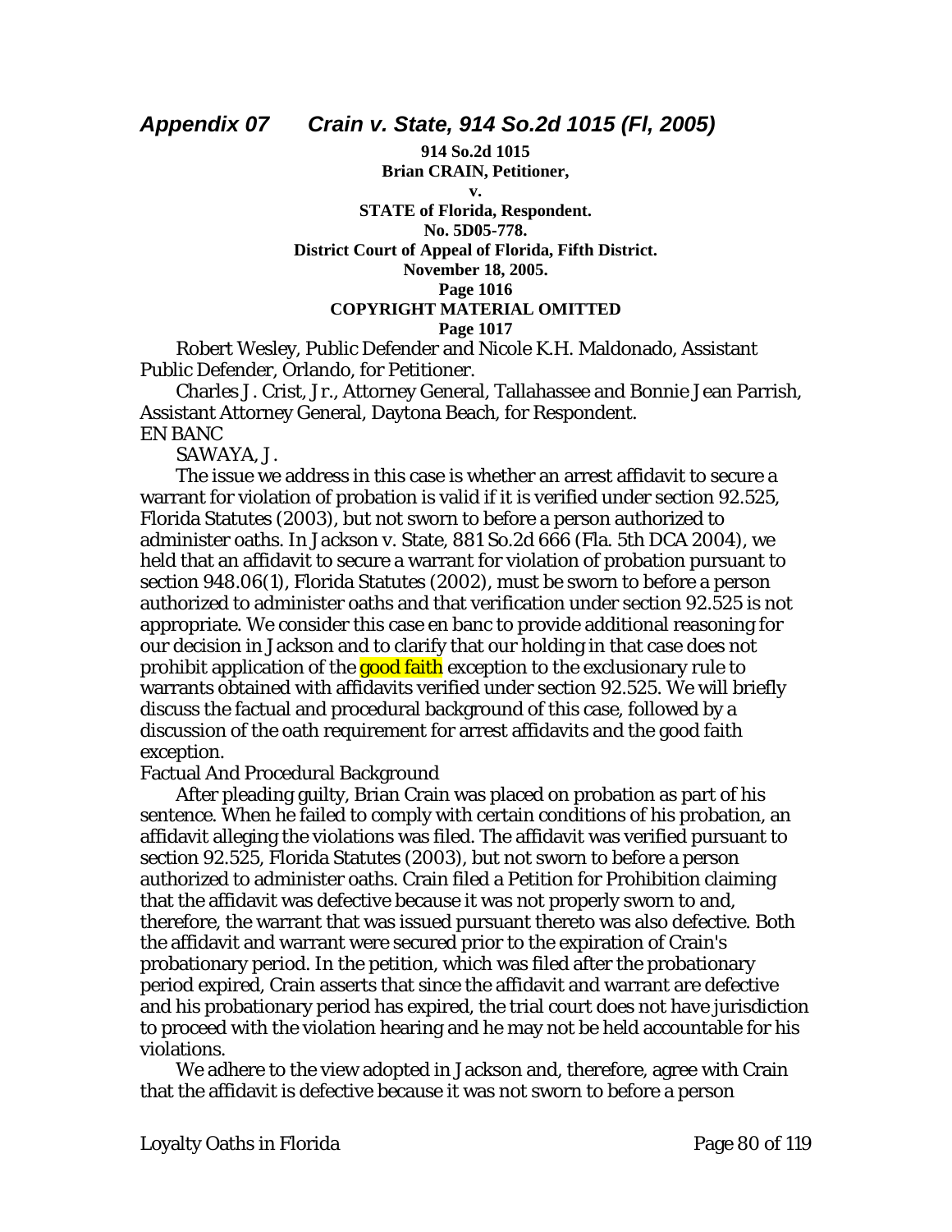## *Appendix 07 Crain v. State, 914 So.2d 1015 (Fl, 2005)*

**914 So.2d 1015**
**Brian CRAIN, Petitioner,**
**v.**
**STATE of Florida, Respondent.**
**No. 5D05-778.**
**District Court of Appeal of Florida, Fifth District.**
**November 18, 2005.**
**Page 1016**
**COPYRIGHT MATERIAL OMITTED**
**Page 1017**

Robert Wesley, Public Defender and Nicole K.H. Maldonado, Assistant Public Defender, Orlando, for Petitioner.

Charles J. Crist, Jr., Attorney General, Tallahassee and Bonnie Jean Parrish, Assistant Attorney General, Daytona Beach, for Respondent.

EN BANC

SAWAYA, J.

The issue we address in this case is whether an arrest affidavit to secure a warrant for violation of probation is valid if it is verified under section 92.525, Florida Statutes (2003), but not sworn to before a person authorized to administer oaths. In Jackson v. State, 881 So.2d 666 (Fla. 5th DCA 2004), we held that an affidavit to secure a warrant for violation of probation pursuant to section 948.06(1), Florida Statutes (2002), must be sworn to before a person authorized to administer oaths and that verification under section 92.525 is not appropriate. We consider this case en banc to provide additional reasoning for our decision in Jackson and to clarify that our holding in that case does not prohibit application of the good faith exception to the exclusionary rule to warrants obtained with affidavits verified under section 92.525. We will briefly discuss the factual and procedural background of this case, followed by a discussion of the oath requirement for arrest affidavits and the good faith exception.

Factual And Procedural Background

After pleading guilty, Brian Crain was placed on probation as part of his sentence. When he failed to comply with certain conditions of his probation, an affidavit alleging the violations was filed. The affidavit was verified pursuant to section 92.525, Florida Statutes (2003), but not sworn to before a person authorized to administer oaths. Crain filed a Petition for Prohibition claiming that the affidavit was defective because it was not properly sworn to and, therefore, the warrant that was issued pursuant thereto was also defective. Both the affidavit and warrant were secured prior to the expiration of Crain's probationary period. In the petition, which was filed after the probationary period expired, Crain asserts that since the affidavit and warrant are defective and his probationary period has expired, the trial court does not have jurisdiction to proceed with the violation hearing and he may not be held accountable for his violations.

We adhere to the view adopted in Jackson and, therefore, agree with Crain that the affidavit is defective because it was not sworn to before a person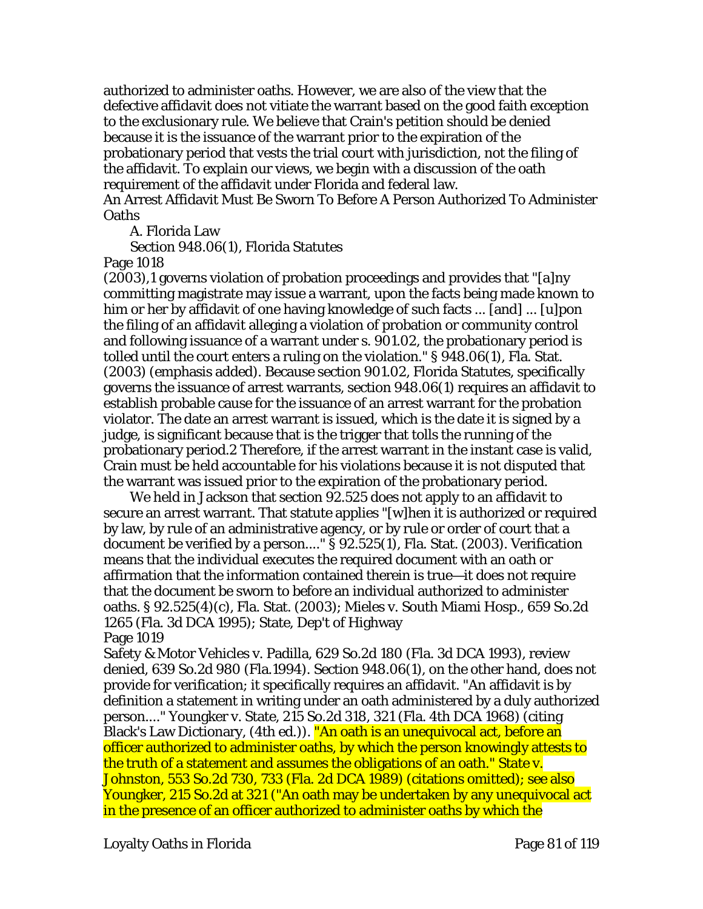authorized to administer oaths. However, we are also of the view that the defective affidavit does not vitiate the warrant based on the good faith exception to the exclusionary rule. We believe that Crain's petition should be denied because it is the issuance of the warrant prior to the expiration of the probationary period that vests the trial court with jurisdiction, not the filing of the affidavit. To explain our views, we begin with a discussion of the oath requirement of the affidavit under Florida and federal law.

An Arrest Affidavit Must Be Sworn To Before A Person Authorized To Administer Oaths

A. Florida Law

Section 948.06(1), Florida Statutes

Page 1018

(2003),1 governs violation of probation proceedings and provides that "[a]ny committing magistrate may issue a warrant, upon the facts being made known to him or her by affidavit of one having knowledge of such facts ... [and] ... [u]pon the filing of an affidavit alleging a violation of probation or community control and following issuance of a warrant under s. 901.02, the probationary period is tolled until the court enters a ruling on the violation." § 948.06(1), Fla. Stat. (2003) (emphasis added). Because section 901.02, Florida Statutes, specifically governs the issuance of arrest warrants, section 948.06(1) requires an affidavit to establish probable cause for the issuance of an arrest warrant for the probation violator. The date an arrest warrant is issued, which is the date it is signed by a judge, is significant because that is the trigger that tolls the running of the probationary period.2 Therefore, if the arrest warrant in the instant case is valid, Crain must be held accountable for his violations because it is not disputed that the warrant was issued prior to the expiration of the probationary period.

We held in Jackson that section 92.525 does not apply to an affidavit to secure an arrest warrant. That statute applies "[w]hen it is authorized or required by law, by rule of an administrative agency, or by rule or order of court that a document be verified by a person...." § 92.525(1), Fla. Stat. (2003). Verification means that the individual executes the required document with an oath or affirmation that the information contained therein is true—it does not require that the document be sworn to before an individual authorized to administer oaths. § 92.525(4)(c), Fla. Stat. (2003); Mieles v. South Miami Hosp., 659 So.2d 1265 (Fla. 3d DCA 1995); State, Dep't of Highway

Page 1019

Safety & Motor Vehicles v. Padilla, 629 So.2d 180 (Fla. 3d DCA 1993), review denied, 639 So.2d 980 (Fla.1994). Section 948.06(1), on the other hand, does not provide for verification; it specifically requires an affidavit. "An affidavit is by definition a statement in writing under an oath administered by a duly authorized person...." Youngker v. State, 215 So.2d 318, 321 (Fla. 4th DCA 1968) (citing Black's Law Dictionary, (4th ed.)). "An oath is an unequivocal act, before an officer authorized to administer oaths, by which the person knowingly attests to the truth of a statement and assumes the obligations of an oath." State v. Johnston, 553 So.2d 730, 733 (Fla. 2d DCA 1989) (citations omitted); see also Youngker, 215 So.2d at 321 ("An oath may be undertaken by any unequivocal act in the presence of an officer authorized to administer oaths by which the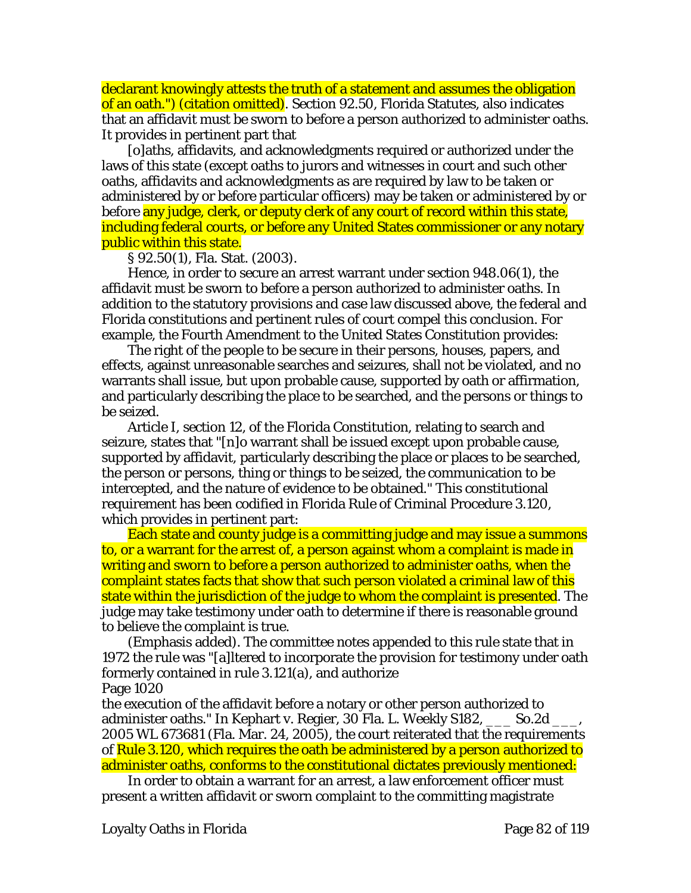declarant knowingly attests the truth of a statement and assumes the obligation of an oath.") (citation omitted). Section 92.50, Florida Statutes, also indicates that an affidavit must be sworn to before a person authorized to administer oaths. It provides in pertinent part that

[o]aths, affidavits, and acknowledgments required or authorized under the laws of this state (except oaths to jurors and witnesses in court and such other oaths, affidavits and acknowledgments as are required by law to be taken or administered by or before particular officers) may be taken or administered by or before any judge, clerk, or deputy clerk of any court of record within this state, including federal courts, or before any United States commissioner or any notary public within this state.

§ 92.50(1), Fla. Stat. (2003).

Hence, in order to secure an arrest warrant under section 948.06(1), the affidavit must be sworn to before a person authorized to administer oaths. In addition to the statutory provisions and case law discussed above, the federal and Florida constitutions and pertinent rules of court compel this conclusion. For example, the Fourth Amendment to the United States Constitution provides:

The right of the people to be secure in their persons, houses, papers, and effects, against unreasonable searches and seizures, shall not be violated, and no warrants shall issue, but upon probable cause, supported by oath or affirmation, and particularly describing the place to be searched, and the persons or things to be seized.

Article I, section 12, of the Florida Constitution, relating to search and seizure, states that "[n]o warrant shall be issued except upon probable cause, supported by affidavit, particularly describing the place or places to be searched, the person or persons, thing or things to be seized, the communication to be intercepted, and the nature of evidence to be obtained." This constitutional requirement has been codified in Florida Rule of Criminal Procedure 3.120, which provides in pertinent part:

Each state and county judge is a committing judge and may issue a summons to, or a warrant for the arrest of, a person against whom a complaint is made in writing and sworn to before a person authorized to administer oaths, when the complaint states facts that show that such person violated a criminal law of this state within the jurisdiction of the judge to whom the complaint is presented. The judge may take testimony under oath to determine if there is reasonable ground to believe the complaint is true.

(Emphasis added). The committee notes appended to this rule state that in 1972 the rule was "[a]ltered to incorporate the provision for testimony under oath formerly contained in rule 3.121(a), and authorize
Page 1020
the execution of the affidavit before a notary or other person authorized to administer oaths." In Kephart v. Regier, 30 Fla. L. Weekly S182, ___ So.2d ___, 2005 WL 673681 (Fla. Mar. 24, 2005), the court reiterated that the requirements of Rule 3.120, which requires the oath be administered by a person authorized to administer oaths, conforms to the constitutional dictates previously mentioned:

In order to obtain a warrant for an arrest, a law enforcement officer must present a written affidavit or sworn complaint to the committing magistrate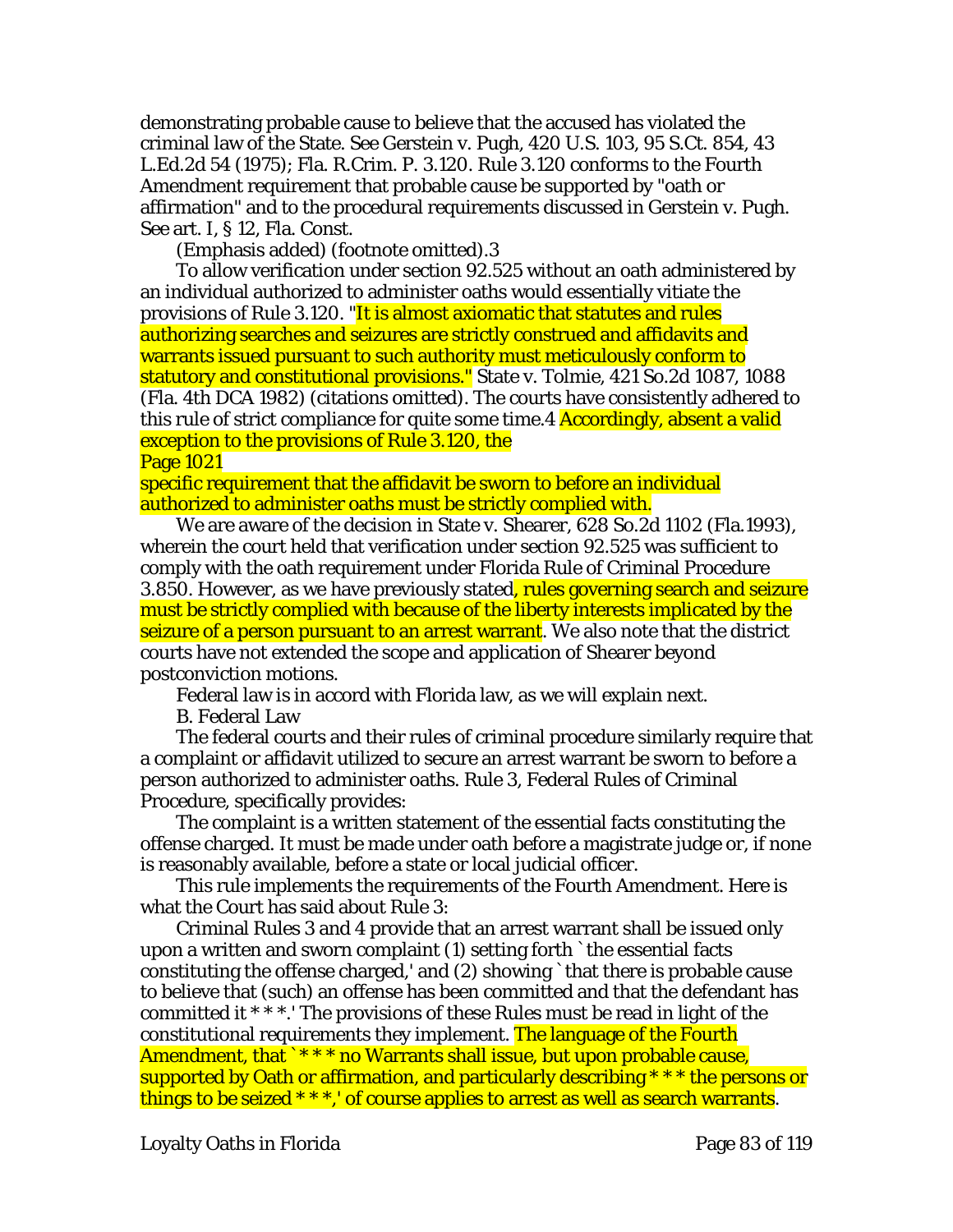demonstrating probable cause to believe that the accused has violated the criminal law of the State. See Gerstein v. Pugh, 420 U.S. 103, 95 S.Ct. 854, 43 L.Ed.2d 54 (1975); Fla. R.Crim. P. 3.120. Rule 3.120 conforms to the Fourth Amendment requirement that probable cause be supported by "oath or affirmation" and to the procedural requirements discussed in Gerstein v. Pugh. See art. I, § 12, Fla. Const.

(Emphasis added) (footnote omitted).3

To allow verification under section 92.525 without an oath administered by an individual authorized to administer oaths would essentially vitiate the provisions of Rule 3.120. "It is almost axiomatic that statutes and rules authorizing searches and seizures are strictly construed and affidavits and warrants issued pursuant to such authority must meticulously conform to statutory and constitutional provisions." State v. Tolmie, 421 So.2d 1087, 1088 (Fla. 4th DCA 1982) (citations omitted). The courts have consistently adhered to this rule of strict compliance for quite some time.4 Accordingly, absent a valid exception to the provisions of Rule 3.120, the

Page 1021

specific requirement that the affidavit be sworn to before an individual authorized to administer oaths must be strictly complied with.

We are aware of the decision in State v. Shearer, 628 So.2d 1102 (Fla.1993), wherein the court held that verification under section 92.525 was sufficient to comply with the oath requirement under Florida Rule of Criminal Procedure 3.850. However, as we have previously stated, rules governing search and seizure must be strictly complied with because of the liberty interests implicated by the seizure of a person pursuant to an arrest warrant. We also note that the district courts have not extended the scope and application of Shearer beyond postconviction motions.

Federal law is in accord with Florida law, as we will explain next.

B. Federal Law

The federal courts and their rules of criminal procedure similarly require that a complaint or affidavit utilized to secure an arrest warrant be sworn to before a person authorized to administer oaths. Rule 3, Federal Rules of Criminal Procedure, specifically provides:

The complaint is a written statement of the essential facts constituting the offense charged. It must be made under oath before a magistrate judge or, if none is reasonably available, before a state or local judicial officer.

This rule implements the requirements of the Fourth Amendment. Here is what the Court has said about Rule 3:

Criminal Rules 3 and 4 provide that an arrest warrant shall be issued only upon a written and sworn complaint (1) setting forth `the essential facts constituting the offense charged,' and (2) showing `that there is probable cause to believe that (such) an offense has been committed and that the defendant has committed it * * *.' The provisions of these Rules must be read in light of the constitutional requirements they implement. The language of the Fourth Amendment, that `* * * no Warrants shall issue, but upon probable cause, supported by Oath or affirmation, and particularly describing * * * the persons or things to be seized * * *,' of course applies to arrest as well as search warrants.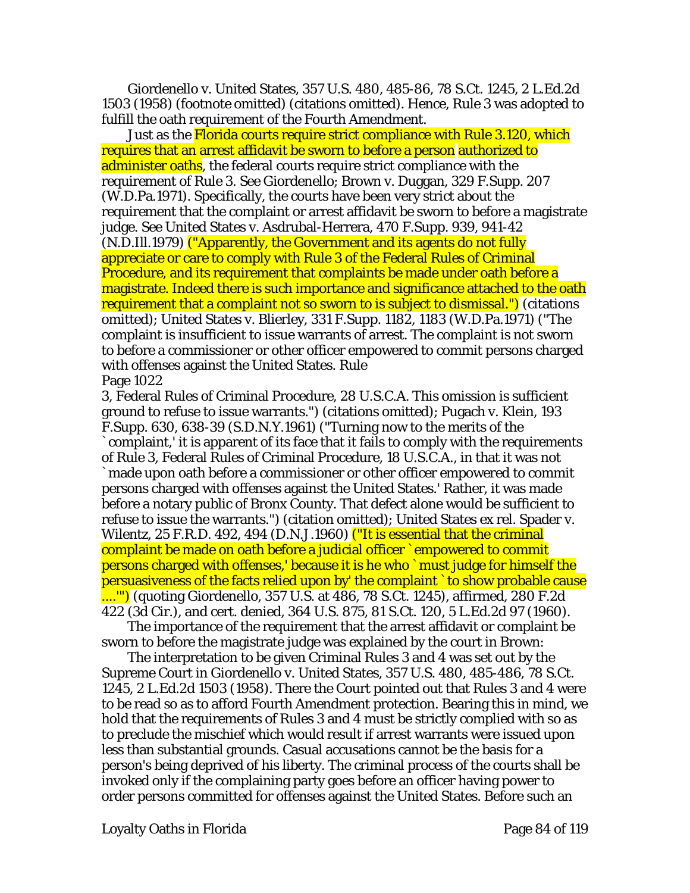Giordenello v. United States, 357 U.S. 480, 485-86, 78 S.Ct. 1245, 2 L.Ed.2d 1503 (1958) (footnote omitted) (citations omitted). Hence, Rule 3 was adopted to fulfill the oath requirement of the Fourth Amendment.

Just as the Florida courts require strict compliance with Rule 3.120, which requires that an arrest affidavit be sworn to before a person authorized to administer oaths, the federal courts require strict compliance with the requirement of Rule 3. See Giordenello; Brown v. Duggan, 329 F.Supp. 207 (W.D.Pa.1971). Specifically, the courts have been very strict about the requirement that the complaint or arrest affidavit be sworn to before a magistrate judge. See United States v. Asdrubal-Herrera, 470 F.Supp. 939, 941-42 (N.D.Ill.1979) ("Apparently, the Government and its agents do not fully appreciate or care to comply with Rule 3 of the Federal Rules of Criminal Procedure, and its requirement that complaints be made under oath before a magistrate. Indeed there is such importance and significance attached to the oath requirement that a complaint not so sworn to is subject to dismissal.") (citations omitted); United States v. Blierley, 331 F.Supp. 1182, 1183 (W.D.Pa.1971) ("The complaint is insufficient to issue warrants of arrest. The complaint is not sworn to before a commissioner or other officer empowered to commit persons charged with offenses against the United States. Rule

Page 1022

3, Federal Rules of Criminal Procedure, 28 U.S.C.A. This omission is sufficient ground to refuse to issue warrants.") (citations omitted); Pugach v. Klein, 193 F.Supp. 630, 638-39 (S.D.N.Y.1961) ("Turning now to the merits of the `complaint,' it is apparent of its face that it fails to comply with the requirements of Rule 3, Federal Rules of Criminal Procedure, 18 U.S.C.A., in that it was not `made upon oath before a commissioner or other officer empowered to commit persons charged with offenses against the United States.' Rather, it was made before a notary public of Bronx County. That defect alone would be sufficient to refuse to issue the warrants.") (citation omitted); United States ex rel. Spader v. Wilentz, 25 F.R.D. 492, 494 (D.N.J.1960) ("It is essential that the criminal complaint be made on oath before a judicial officer `empowered to commit persons charged with offenses,' because it is he who `must judge for himself the persuasiveness of the facts relied upon by' the complaint `to show probable cause ....'") (quoting Giordenello, 357 U.S. at 486, 78 S.Ct. 1245), affirmed, 280 F.2d 422 (3d Cir.), and cert. denied, 364 U.S. 875, 81 S.Ct. 120, 5 L.Ed.2d 97 (1960).

The importance of the requirement that the arrest affidavit or complaint be sworn to before the magistrate judge was explained by the court in Brown:

The interpretation to be given Criminal Rules 3 and 4 was set out by the Supreme Court in Giordenello v. United States, 357 U.S. 480, 485-486, 78 S.Ct. 1245, 2 L.Ed.2d 1503 (1958). There the Court pointed out that Rules 3 and 4 were to be read so as to afford Fourth Amendment protection. Bearing this in mind, we hold that the requirements of Rules 3 and 4 must be strictly complied with so as to preclude the mischief which would result if arrest warrants were issued upon less than substantial grounds. Casual accusations cannot be the basis for a person's being deprived of his liberty. The criminal process of the courts shall be invoked only if the complaining party goes before an officer having power to order persons committed for offenses against the United States. Before such an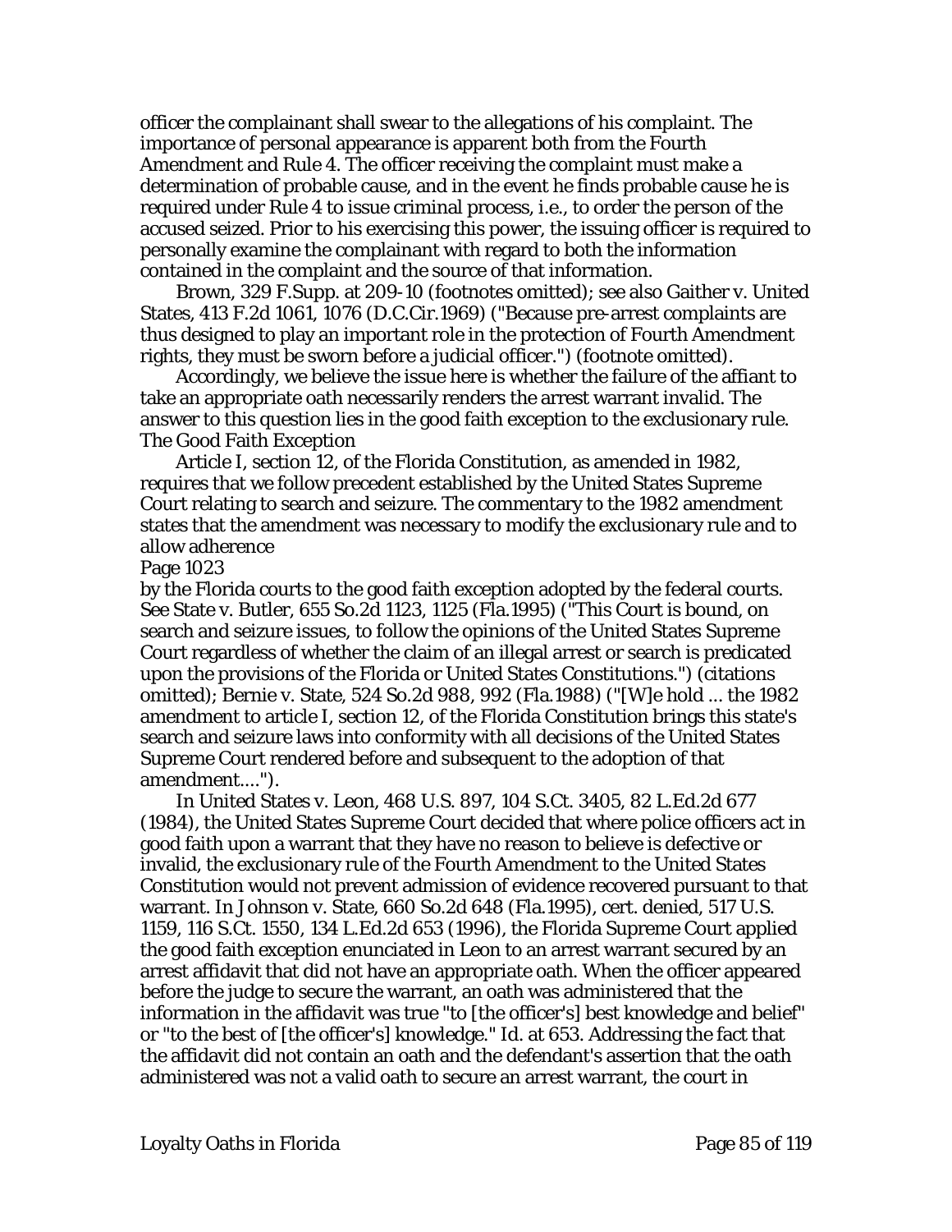officer the complainant shall swear to the allegations of his complaint. The importance of personal appearance is apparent both from the Fourth Amendment and Rule 4. The officer receiving the complaint must make a determination of probable cause, and in the event he finds probable cause he is required under Rule 4 to issue criminal process, i.e., to order the person of the accused seized. Prior to his exercising this power, the issuing officer is required to personally examine the complainant with regard to both the information contained in the complaint and the source of that information.

Brown, 329 F.Supp. at 209-10 (footnotes omitted); see also Gaither v. United States, 413 F.2d 1061, 1076 (D.C.Cir.1969) ("Because pre-arrest complaints are thus designed to play an important role in the protection of Fourth Amendment rights, they must be sworn before a judicial officer.") (footnote omitted).

Accordingly, we believe the issue here is whether the failure of the affiant to take an appropriate oath necessarily renders the arrest warrant invalid. The answer to this question lies in the good faith exception to the exclusionary rule.

The Good Faith Exception

Article I, section 12, of the Florida Constitution, as amended in 1982, requires that we follow precedent established by the United States Supreme Court relating to search and seizure. The commentary to the 1982 amendment states that the amendment was necessary to modify the exclusionary rule and to allow adherence

Page 1023

by the Florida courts to the good faith exception adopted by the federal courts. See State v. Butler, 655 So.2d 1123, 1125 (Fla.1995) ("This Court is bound, on search and seizure issues, to follow the opinions of the United States Supreme Court regardless of whether the claim of an illegal arrest or search is predicated upon the provisions of the Florida or United States Constitutions.") (citations omitted); Bernie v. State, 524 So.2d 988, 992 (Fla.1988) ("[W]e hold ... the 1982 amendment to article I, section 12, of the Florida Constitution brings this state's search and seizure laws into conformity with all decisions of the United States Supreme Court rendered before and subsequent to the adoption of that amendment....").

In United States v. Leon, 468 U.S. 897, 104 S.Ct. 3405, 82 L.Ed.2d 677 (1984), the United States Supreme Court decided that where police officers act in good faith upon a warrant that they have no reason to believe is defective or invalid, the exclusionary rule of the Fourth Amendment to the United States Constitution would not prevent admission of evidence recovered pursuant to that warrant. In Johnson v. State, 660 So.2d 648 (Fla.1995), cert. denied, 517 U.S. 1159, 116 S.Ct. 1550, 134 L.Ed.2d 653 (1996), the Florida Supreme Court applied the good faith exception enunciated in Leon to an arrest warrant secured by an arrest affidavit that did not have an appropriate oath. When the officer appeared before the judge to secure the warrant, an oath was administered that the information in the affidavit was true "to [the officer's] best knowledge and belief" or "to the best of [the officer's] knowledge." Id. at 653. Addressing the fact that the affidavit did not contain an oath and the defendant's assertion that the oath administered was not a valid oath to secure an arrest warrant, the court in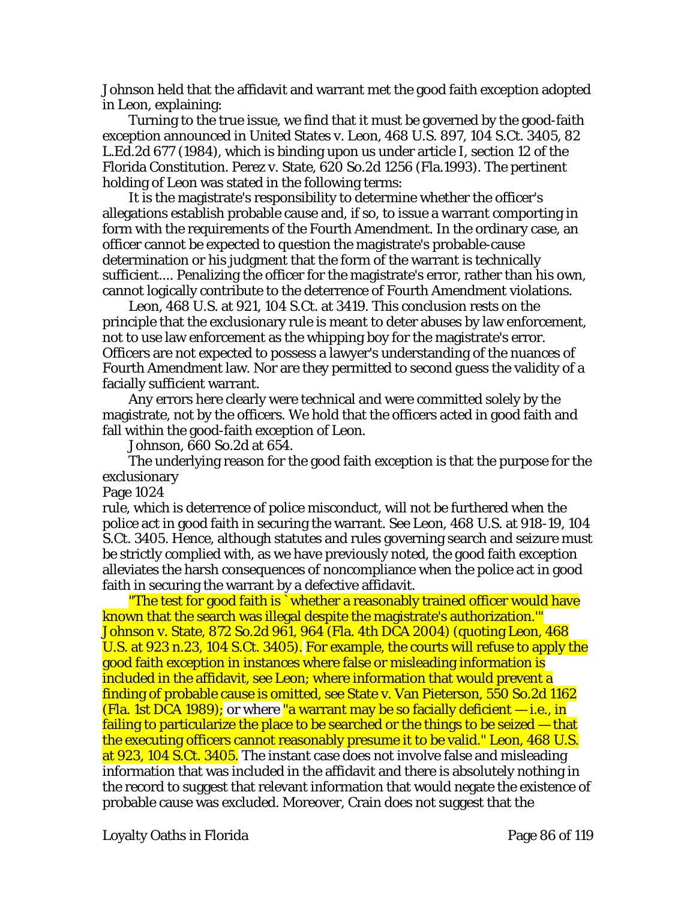Johnson held that the affidavit and warrant met the good faith exception adopted in Leon, explaining:

Turning to the true issue, we find that it must be governed by the good-faith exception announced in United States v. Leon, 468 U.S. 897, 104 S.Ct. 3405, 82 L.Ed.2d 677 (1984), which is binding upon us under article I, section 12 of the Florida Constitution. Perez v. State, 620 So.2d 1256 (Fla.1993). The pertinent holding of Leon was stated in the following terms:

It is the magistrate's responsibility to determine whether the officer's allegations establish probable cause and, if so, to issue a warrant comporting in form with the requirements of the Fourth Amendment. In the ordinary case, an officer cannot be expected to question the magistrate's probable-cause determination or his judgment that the form of the warrant is technically sufficient.... Penalizing the officer for the magistrate's error, rather than his own, cannot logically contribute to the deterrence of Fourth Amendment violations.

Leon, 468 U.S. at 921, 104 S.Ct. at 3419. This conclusion rests on the principle that the exclusionary rule is meant to deter abuses by law enforcement, not to use law enforcement as the whipping boy for the magistrate's error. Officers are not expected to possess a lawyer's understanding of the nuances of Fourth Amendment law. Nor are they permitted to second guess the validity of a facially sufficient warrant.

Any errors here clearly were technical and were committed solely by the magistrate, not by the officers. We hold that the officers acted in good faith and fall within the good-faith exception of Leon.

Johnson, 660 So.2d at 654.

The underlying reason for the good faith exception is that the purpose for the exclusionary

Page 1024

rule, which is deterrence of police misconduct, will not be furthered when the police act in good faith in securing the warrant. See Leon, 468 U.S. at 918-19, 104 S.Ct. 3405. Hence, although statutes and rules governing search and seizure must be strictly complied with, as we have previously noted, the good faith exception alleviates the harsh consequences of noncompliance when the police act in good faith in securing the warrant by a defective affidavit.

"The test for good faith is `whether a reasonably trained officer would have known that the search was illegal despite the magistrate's authorization.'" Johnson v. State, 872 So.2d 961, 964 (Fla. 4th DCA 2004) (quoting Leon, 468 U.S. at 923 n.23, 104 S.Ct. 3405). For example, the courts will refuse to apply the good faith exception in instances where false or misleading information is included in the affidavit, see Leon; where information that would prevent a finding of probable cause is omitted, see State v. Van Pieterson, 550 So.2d 1162 (Fla. 1st DCA 1989); or where "a warrant may be so facially deficient — i.e., in failing to particularize the place to be searched or the things to be seized — that the executing officers cannot reasonably presume it to be valid." Leon, 468 U.S. at 923, 104 S.Ct. 3405. The instant case does not involve false and misleading information that was included in the affidavit and there is absolutely nothing in the record to suggest that relevant information that would negate the existence of probable cause was excluded. Moreover, Crain does not suggest that the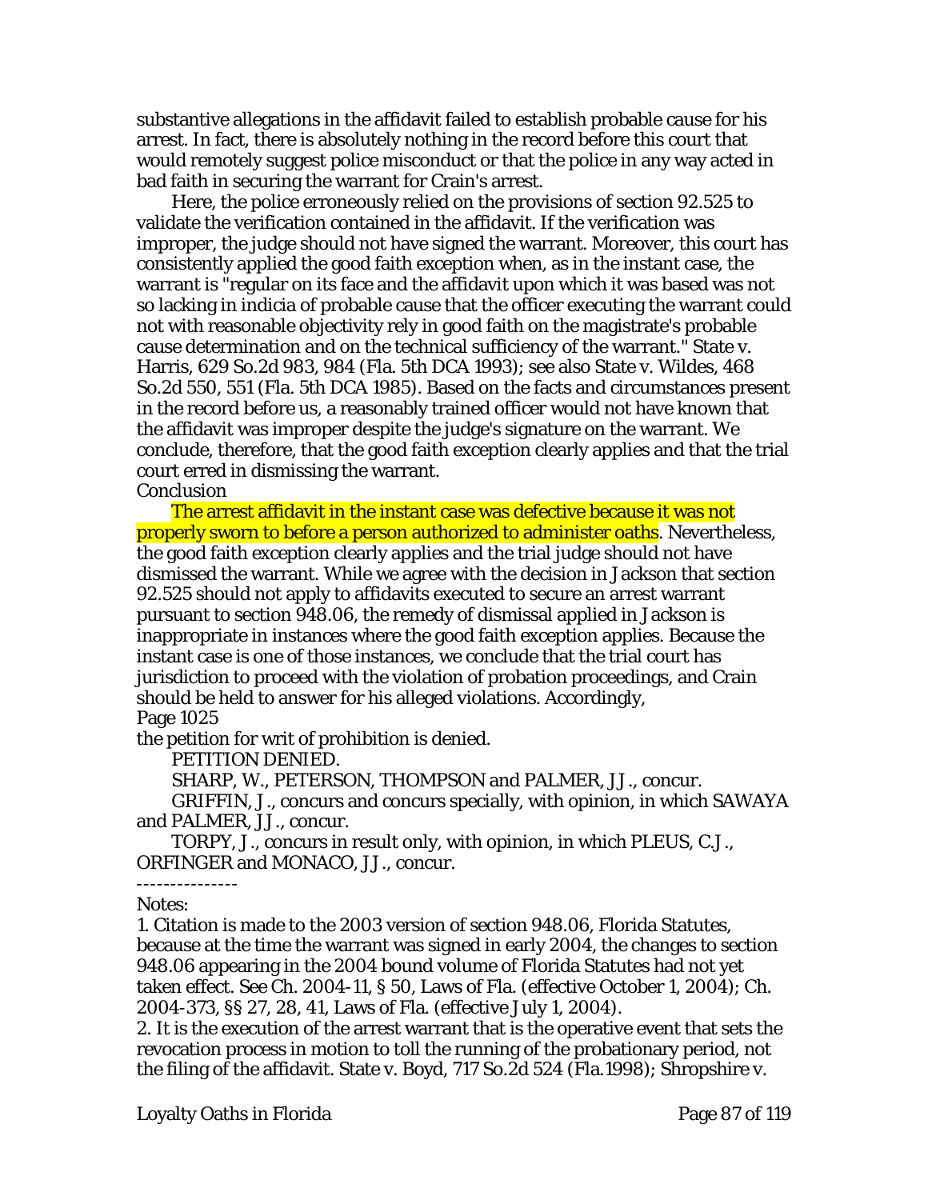substantive allegations in the affidavit failed to establish probable cause for his arrest. In fact, there is absolutely nothing in the record before this court that would remotely suggest police misconduct or that the police in any way acted in bad faith in securing the warrant for Crain's arrest.

Here, the police erroneously relied on the provisions of section 92.525 to validate the verification contained in the affidavit. If the verification was improper, the judge should not have signed the warrant. Moreover, this court has consistently applied the good faith exception when, as in the instant case, the warrant is "regular on its face and the affidavit upon which it was based was not so lacking in indicia of probable cause that the officer executing the warrant could not with reasonable objectivity rely in good faith on the magistrate's probable cause determination and on the technical sufficiency of the warrant." State v. Harris, 629 So.2d 983, 984 (Fla. 5th DCA 1993); see also State v. Wildes, 468 So.2d 550, 551 (Fla. 5th DCA 1985). Based on the facts and circumstances present in the record before us, a reasonably trained officer would not have known that the affidavit was improper despite the judge's signature on the warrant. We conclude, therefore, that the good faith exception clearly applies and that the trial court erred in dismissing the warrant.

Conclusion

The arrest affidavit in the instant case was defective because it was not properly sworn to before a person authorized to administer oaths. Nevertheless, the good faith exception clearly applies and the trial judge should not have dismissed the warrant. While we agree with the decision in Jackson that section 92.525 should not apply to affidavits executed to secure an arrest warrant pursuant to section 948.06, the remedy of dismissal applied in Jackson is inappropriate in instances where the good faith exception applies. Because the instant case is one of those instances, we conclude that the trial court has jurisdiction to proceed with the violation of probation proceedings, and Crain should be held to answer for his alleged violations. Accordingly,

Page 1025

the petition for writ of prohibition is denied.

PETITION DENIED.

SHARP, W., PETERSON, THOMPSON and PALMER, JJ., concur.

GRIFFIN, J., concurs and concurs specially, with opinion, in which SAWAYA and PALMER, JJ., concur.

TORPY, J., concurs in result only, with opinion, in which PLEUS, C.J., ORFINGER and MONACO, JJ., concur.

---------------

Notes:

1. Citation is made to the 2003 version of section 948.06, Florida Statutes, because at the time the warrant was signed in early 2004, the changes to section 948.06 appearing in the 2004 bound volume of Florida Statutes had not yet taken effect. See Ch. 2004-11, § 50, Laws of Fla. (effective October 1, 2004); Ch. 2004-373, §§ 27, 28, 41, Laws of Fla. (effective July 1, 2004).

2. It is the execution of the arrest warrant that is the operative event that sets the revocation process in motion to toll the running of the probationary period, not the filing of the affidavit. State v. Boyd, 717 So.2d 524 (Fla.1998); Shropshire v.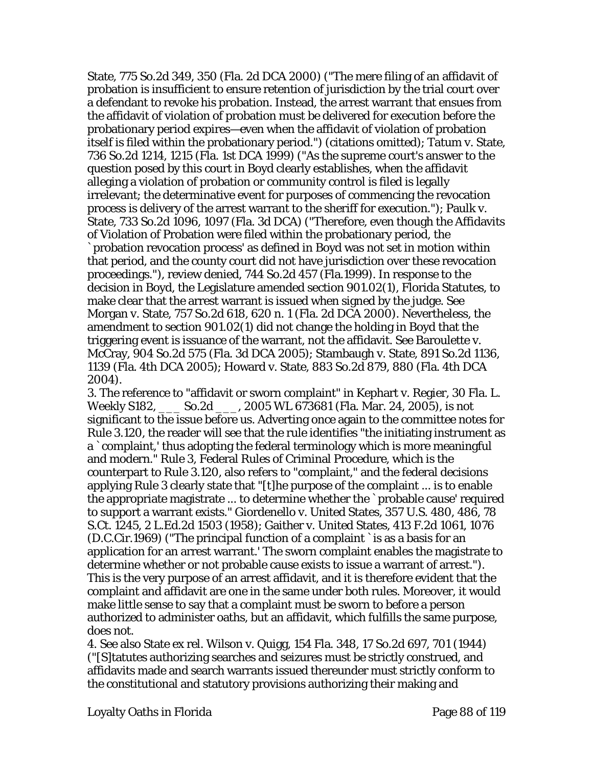State, 775 So.2d 349, 350 (Fla. 2d DCA 2000) ("The mere filing of an affidavit of probation is insufficient to ensure retention of jurisdiction by the trial court over a defendant to revoke his probation. Instead, the arrest warrant that ensues from the affidavit of violation of probation must be delivered for execution before the probationary period expires—even when the affidavit of violation of probation itself is filed within the probationary period.") (citations omitted); Tatum v. State, 736 So.2d 1214, 1215 (Fla. 1st DCA 1999) ("As the supreme court's answer to the question posed by this court in Boyd clearly establishes, when the affidavit alleging a violation of probation or community control is filed is legally irrelevant; the determinative event for purposes of commencing the revocation process is delivery of the arrest warrant to the sheriff for execution."); Paulk v. State, 733 So.2d 1096, 1097 (Fla. 3d DCA) ("Therefore, even though the Affidavits of Violation of Probation were filed within the probationary period, the `probation revocation process' as defined in Boyd was not set in motion within that period, and the county court did not have jurisdiction over these revocation proceedings."), review denied, 744 So.2d 457 (Fla.1999). In response to the decision in Boyd, the Legislature amended section 901.02(1), Florida Statutes, to make clear that the arrest warrant is issued when signed by the judge. See Morgan v. State, 757 So.2d 618, 620 n. 1 (Fla. 2d DCA 2000). Nevertheless, the amendment to section 901.02(1) did not change the holding in Boyd that the triggering event is issuance of the warrant, not the affidavit. See Baroulette v. McCray, 904 So.2d 575 (Fla. 3d DCA 2005); Stambaugh v. State, 891 So.2d 1136, 1139 (Fla. 4th DCA 2005); Howard v. State, 883 So.2d 879, 880 (Fla. 4th DCA 2004).

3. The reference to "affidavit or sworn complaint" in Kephart v. Regier, 30 Fla. L. Weekly S182, ___ So.2d ___, 2005 WL 673681 (Fla. Mar. 24, 2005), is not significant to the issue before us. Adverting once again to the committee notes for Rule 3.120, the reader will see that the rule identifies "the initiating instrument as a `complaint,' thus adopting the federal terminology which is more meaningful and modern." Rule 3, Federal Rules of Criminal Procedure, which is the counterpart to Rule 3.120, also refers to "complaint," and the federal decisions applying Rule 3 clearly state that "[t]he purpose of the complaint ... is to enable the appropriate magistrate ... to determine whether the `probable cause' required to support a warrant exists." Giordenello v. United States, 357 U.S. 480, 486, 78 S.Ct. 1245, 2 L.Ed.2d 1503 (1958); Gaither v. United States, 413 F.2d 1061, 1076 (D.C.Cir.1969) ("The principal function of a complaint `is as a basis for an application for an arrest warrant.' The sworn complaint enables the magistrate to determine whether or not probable cause exists to issue a warrant of arrest."). This is the very purpose of an arrest affidavit, and it is therefore evident that the complaint and affidavit are one in the same under both rules. Moreover, it would make little sense to say that a complaint must be sworn to before a person authorized to administer oaths, but an affidavit, which fulfills the same purpose, does not.

4. See also State ex rel. Wilson v. Quigg, 154 Fla. 348, 17 So.2d 697, 701 (1944) ("[S]tatutes authorizing searches and seizures must be strictly construed, and affidavits made and search warrants issued thereunder must strictly conform to the constitutional and statutory provisions authorizing their making and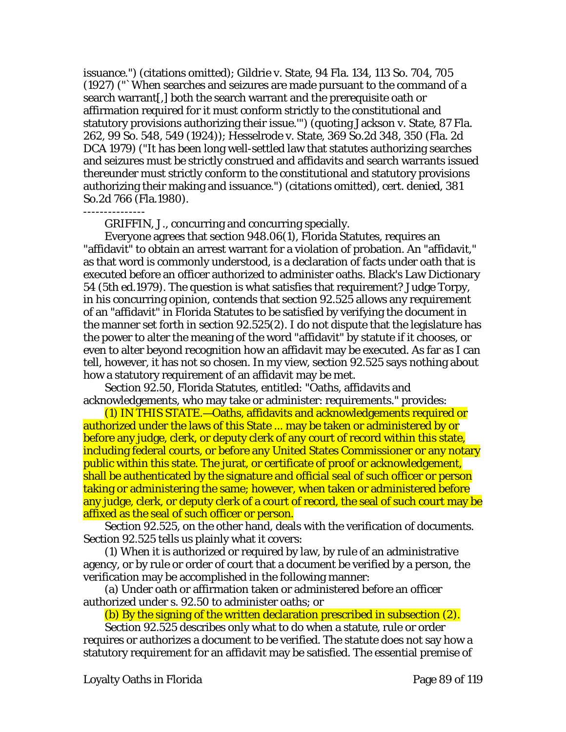issuance.") (citations omitted); Gildrie v. State, 94 Fla. 134, 113 So. 704, 705 (1927) ("`When searches and seizures are made pursuant to the command of a search warrant[,] both the search warrant and the prerequisite oath or affirmation required for it must conform strictly to the constitutional and statutory provisions authorizing their issue.'") (quoting Jackson v. State, 87 Fla. 262, 99 So. 548, 549 (1924)); Hesselrode v. State, 369 So.2d 348, 350 (Fla. 2d DCA 1979) ("It has been long well-settled law that statutes authorizing searches and seizures must be strictly construed and affidavits and search warrants issued thereunder must strictly conform to the constitutional and statutory provisions authorizing their making and issuance.") (citations omitted), cert. denied, 381 So.2d 766 (Fla.1980).

---------------

GRIFFIN, J., concurring and concurring specially.

Everyone agrees that section 948.06(1), Florida Statutes, requires an "affidavit" to obtain an arrest warrant for a violation of probation. An "affidavit," as that word is commonly understood, is a declaration of facts under oath that is executed before an officer authorized to administer oaths. Black's Law Dictionary 54 (5th ed.1979). The question is what satisfies that requirement? Judge Torpy, in his concurring opinion, contends that section 92.525 allows any requirement of an "affidavit" in Florida Statutes to be satisfied by verifying the document in the manner set forth in section 92.525(2). I do not dispute that the legislature has the power to alter the meaning of the word "affidavit" by statute if it chooses, or even to alter beyond recognition how an affidavit may be executed. As far as I can tell, however, it has not so chosen. In my view, section 92.525 says nothing about how a statutory requirement of an affidavit may be met.

Section 92.50, Florida Statutes, entitled: "Oaths, affidavits and acknowledgements, who may take or administer: requirements." provides:

(1) IN THIS STATE.—Oaths, affidavits and acknowledgements required or authorized under the laws of this State ... may be taken or administered by or before any judge, clerk, or deputy clerk of any court of record within this state, including federal courts, or before any United States Commissioner or any notary public within this state. The jurat, or certificate of proof or acknowledgement, shall be authenticated by the signature and official seal of such officer or person taking or administering the same; however, when taken or administered before any judge, clerk, or deputy clerk of a court of record, the seal of such court may be affixed as the seal of such officer or person.

Section 92.525, on the other hand, deals with the verification of documents. Section 92.525 tells us plainly what it covers:

(1) When it is authorized or required by law, by rule of an administrative agency, or by rule or order of court that a document be verified by a person, the verification may be accomplished in the following manner:

(a) Under oath or affirmation taken or administered before an officer authorized under s. 92.50 to administer oaths; or

(b) By the signing of the written declaration prescribed in subsection (2).

Section 92.525 describes only what to do when a statute, rule or order requires or authorizes a document to be verified. The statute does not say how a statutory requirement for an affidavit may be satisfied. The essential premise of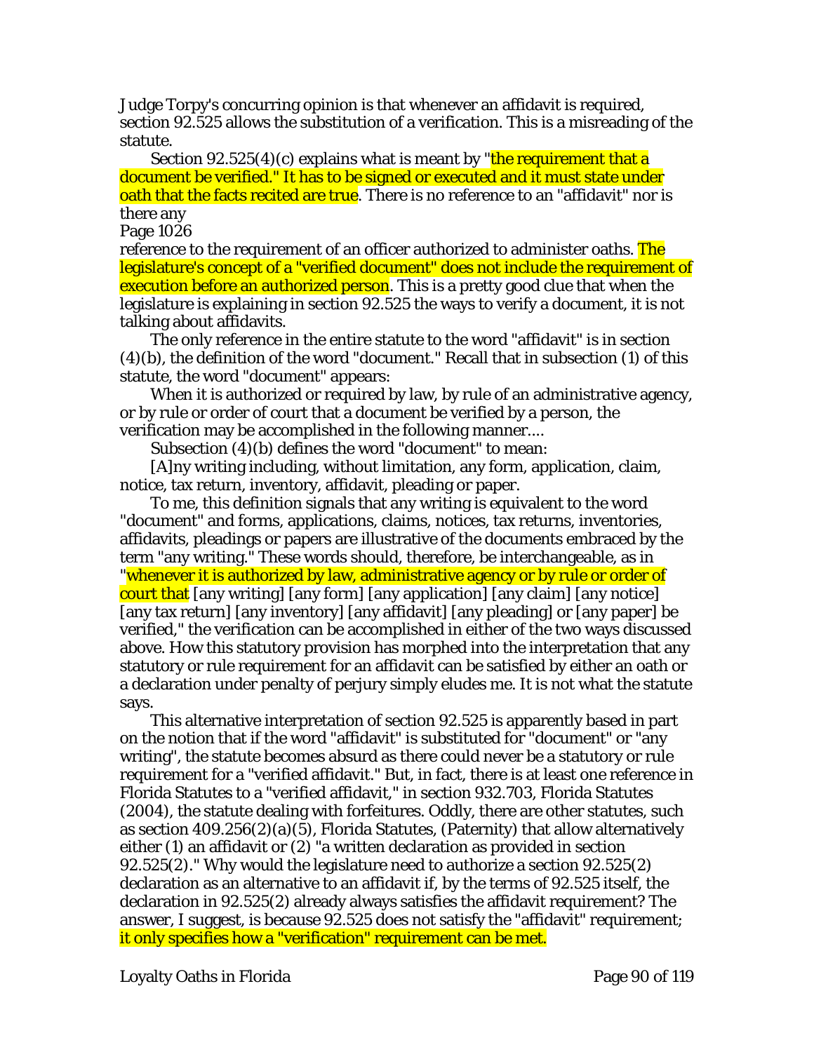Judge Torpy's concurring opinion is that whenever an affidavit is required, section 92.525 allows the substitution of a verification. This is a misreading of the statute.

Section 92.525(4)(c) explains what is meant by "the requirement that a document be verified." It has to be signed or executed and it must state under oath that the facts recited are true. There is no reference to an "affidavit" nor is there any

Page 1026

reference to the requirement of an officer authorized to administer oaths. The legislature's concept of a "verified document" does not include the requirement of execution before an authorized person. This is a pretty good clue that when the legislature is explaining in section 92.525 the ways to verify a document, it is not talking about affidavits.

The only reference in the entire statute to the word "affidavit" is in section (4)(b), the definition of the word "document." Recall that in subsection (1) of this statute, the word "document" appears:

When it is authorized or required by law, by rule of an administrative agency, or by rule or order of court that a document be verified by a person, the verification may be accomplished in the following manner....

Subsection (4)(b) defines the word "document" to mean:

[A]ny writing including, without limitation, any form, application, claim, notice, tax return, inventory, affidavit, pleading or paper.

To me, this definition signals that any writing is equivalent to the word "document" and forms, applications, claims, notices, tax returns, inventories, affidavits, pleadings or papers are illustrative of the documents embraced by the term "any writing." These words should, therefore, be interchangeable, as in "whenever it is authorized by law, administrative agency or by rule or order of court that [any writing] [any form] [any application] [any claim] [any notice] [any tax return] [any inventory] [any affidavit] [any pleading] or [any paper] be verified," the verification can be accomplished in either of the two ways discussed above. How this statutory provision has morphed into the interpretation that any statutory or rule requirement for an affidavit can be satisfied by either an oath or a declaration under penalty of perjury simply eludes me. It is not what the statute says.

This alternative interpretation of section 92.525 is apparently based in part on the notion that if the word "affidavit" is substituted for "document" or "any writing", the statute becomes absurd as there could never be a statutory or rule requirement for a "verified affidavit." But, in fact, there is at least one reference in Florida Statutes to a "verified affidavit," in section 932.703, Florida Statutes (2004), the statute dealing with forfeitures. Oddly, there are other statutes, such as section 409.256(2)(a)(5), Florida Statutes, (Paternity) that allow alternatively either (1) an affidavit or (2) "a written declaration as provided in section 92.525(2)." Why would the legislature need to authorize a section 92.525(2) declaration as an alternative to an affidavit if, by the terms of 92.525 itself, the declaration in 92.525(2) already always satisfies the affidavit requirement? The answer, I suggest, is because 92.525 does not satisfy the "affidavit" requirement; it only specifies how a "verification" requirement can be met.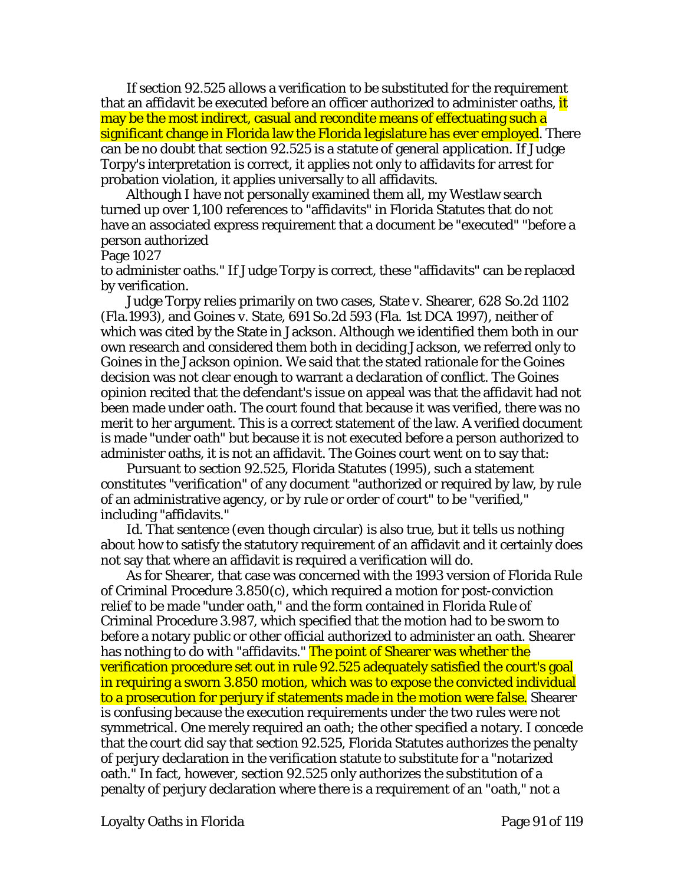If section 92.525 allows a verification to be substituted for the requirement that an affidavit be executed before an officer authorized to administer oaths, it may be the most indirect, casual and recondite means of effectuating such a significant change in Florida law the Florida legislature has ever employed. There can be no doubt that section 92.525 is a statute of general application. If Judge Torpy's interpretation is correct, it applies not only to affidavits for arrest for probation violation, it applies universally to all affidavits.

Although I have not personally examined them all, my Westlaw search turned up over 1,100 references to "affidavits" in Florida Statutes that do not have an associated express requirement that a document be "executed" "before a person authorized

Page 1027

to administer oaths." If Judge Torpy is correct, these "affidavits" can be replaced by verification.

Judge Torpy relies primarily on two cases, State v. Shearer, 628 So.2d 1102 (Fla.1993), and Goines v. State, 691 So.2d 593 (Fla. 1st DCA 1997), neither of which was cited by the State in Jackson. Although we identified them both in our own research and considered them both in deciding Jackson, we referred only to Goines in the Jackson opinion. We said that the stated rationale for the Goines decision was not clear enough to warrant a declaration of conflict. The Goines opinion recited that the defendant's issue on appeal was that the affidavit had not been made under oath. The court found that because it was verified, there was no merit to her argument. This is a correct statement of the law. A verified document is made "under oath" but because it is not executed before a person authorized to administer oaths, it is not an affidavit. The Goines court went on to say that:

Pursuant to section 92.525, Florida Statutes (1995), such a statement constitutes "verification" of any document "authorized or required by law, by rule of an administrative agency, or by rule or order of court" to be "verified," including "affidavits."

Id. That sentence (even though circular) is also true, but it tells us nothing about how to satisfy the statutory requirement of an affidavit and it certainly does not say that where an affidavit is required a verification will do.

As for Shearer, that case was concerned with the 1993 version of Florida Rule of Criminal Procedure 3.850(c), which required a motion for post-conviction relief to be made "under oath," and the form contained in Florida Rule of Criminal Procedure 3.987, which specified that the motion had to be sworn to before a notary public or other official authorized to administer an oath. Shearer has nothing to do with "affidavits." The point of Shearer was whether the verification procedure set out in rule 92.525 adequately satisfied the court's goal in requiring a sworn 3.850 motion, which was to expose the convicted individual to a prosecution for perjury if statements made in the motion were false. Shearer is confusing because the execution requirements under the two rules were not symmetrical. One merely required an oath; the other specified a notary. I concede that the court did say that section 92.525, Florida Statutes authorizes the penalty of perjury declaration in the verification statute to substitute for a "notarized oath." In fact, however, section 92.525 only authorizes the substitution of a penalty of perjury declaration where there is a requirement of an "oath," not a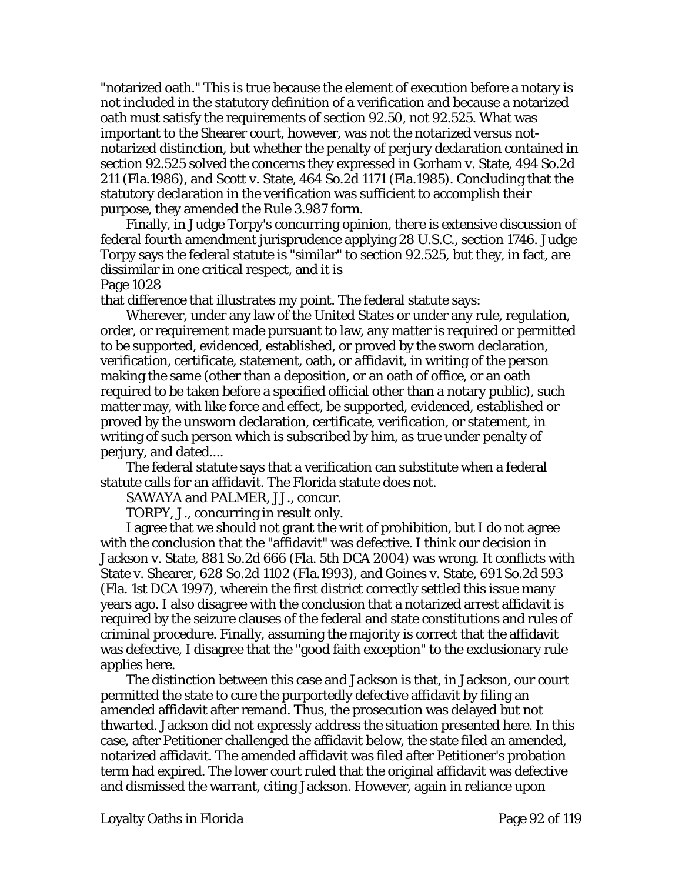"notarized oath." This is true because the element of execution before a notary is not included in the statutory definition of a verification and because a notarized oath must satisfy the requirements of section 92.50, not 92.525. What was important to the Shearer court, however, was not the notarized versus not-notarized distinction, but whether the penalty of perjury declaration contained in section 92.525 solved the concerns they expressed in Gorham v. State, 494 So.2d 211 (Fla.1986), and Scott v. State, 464 So.2d 1171 (Fla.1985). Concluding that the statutory declaration in the verification was sufficient to accomplish their purpose, they amended the Rule 3.987 form.

Finally, in Judge Torpy's concurring opinion, there is extensive discussion of federal fourth amendment jurisprudence applying 28 U.S.C., section 1746. Judge Torpy says the federal statute is "similar" to section 92.525, but they, in fact, are dissimilar in one critical respect, and it is

Page 1028

that difference that illustrates my point. The federal statute says:

Wherever, under any law of the United States or under any rule, regulation, order, or requirement made pursuant to law, any matter is required or permitted to be supported, evidenced, established, or proved by the sworn declaration, verification, certificate, statement, oath, or affidavit, in writing of the person making the same (other than a deposition, or an oath of office, or an oath required to be taken before a specified official other than a notary public), such matter may, with like force and effect, be supported, evidenced, established or proved by the unsworn declaration, certificate, verification, or statement, in writing of such person which is subscribed by him, as true under penalty of perjury, and dated....

The federal statute says that a verification can substitute when a federal statute calls for an affidavit. The Florida statute does not.

SAWAYA and PALMER, JJ., concur.

TORPY, J., concurring in result only.

I agree that we should not grant the writ of prohibition, but I do not agree with the conclusion that the "affidavit" was defective. I think our decision in Jackson v. State, 881 So.2d 666 (Fla. 5th DCA 2004) was wrong. It conflicts with State v. Shearer, 628 So.2d 1102 (Fla.1993), and Goines v. State, 691 So.2d 593 (Fla. 1st DCA 1997), wherein the first district correctly settled this issue many years ago. I also disagree with the conclusion that a notarized arrest affidavit is required by the seizure clauses of the federal and state constitutions and rules of criminal procedure. Finally, assuming the majority is correct that the affidavit was defective, I disagree that the "good faith exception" to the exclusionary rule applies here.

The distinction between this case and Jackson is that, in Jackson, our court permitted the state to cure the purportedly defective affidavit by filing an amended affidavit after remand. Thus, the prosecution was delayed but not thwarted. Jackson did not expressly address the situation presented here. In this case, after Petitioner challenged the affidavit below, the state filed an amended, notarized affidavit. The amended affidavit was filed after Petitioner's probation term had expired. The lower court ruled that the original affidavit was defective and dismissed the warrant, citing Jackson. However, again in reliance upon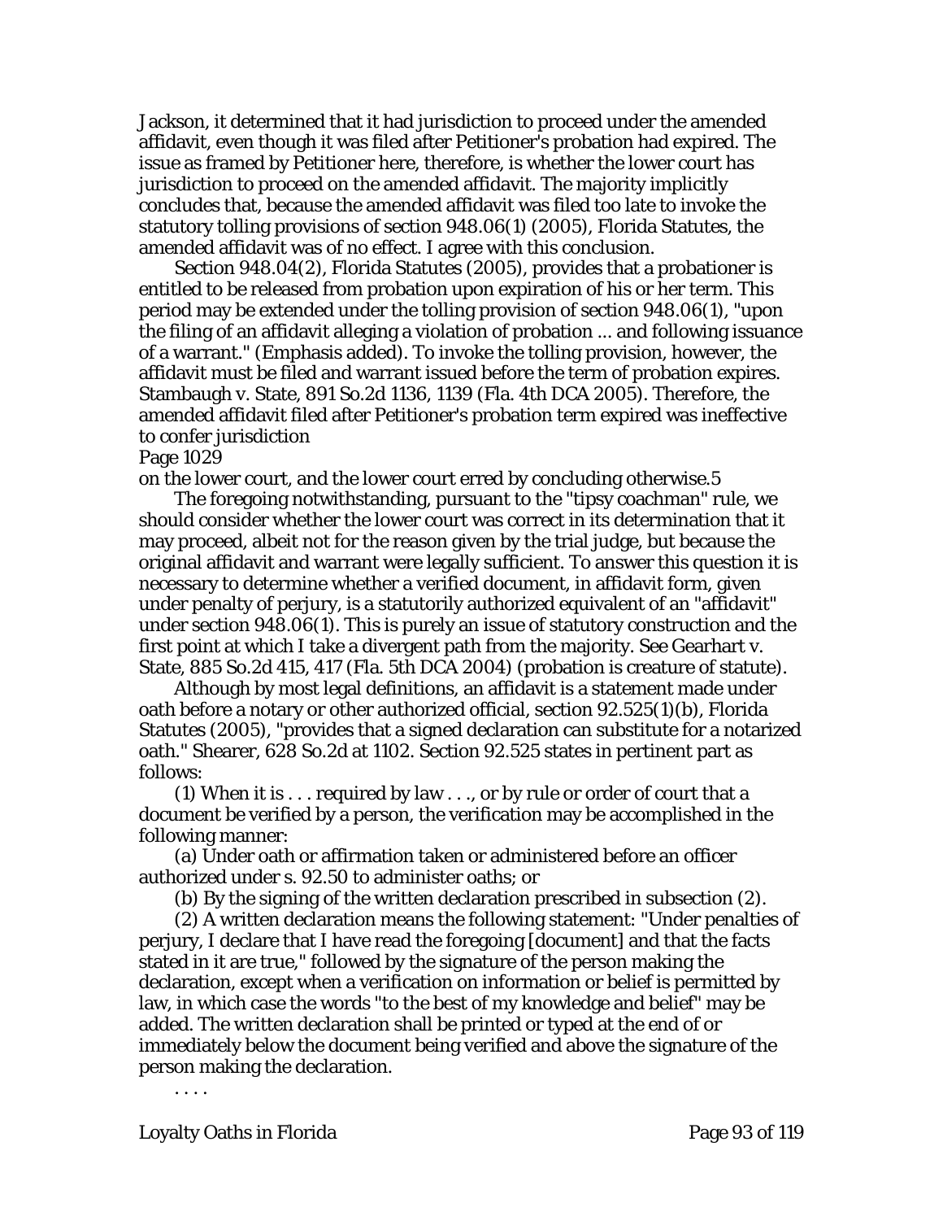Jackson, it determined that it had jurisdiction to proceed under the amended affidavit, even though it was filed after Petitioner's probation had expired. The issue as framed by Petitioner here, therefore, is whether the lower court has jurisdiction to proceed on the amended affidavit. The majority implicitly concludes that, because the amended affidavit was filed too late to invoke the statutory tolling provisions of section 948.06(1) (2005), Florida Statutes, the amended affidavit was of no effect. I agree with this conclusion.

Section 948.04(2), Florida Statutes (2005), provides that a probationer is entitled to be released from probation upon expiration of his or her term. This period may be extended under the tolling provision of section 948.06(1), "upon the filing of an affidavit alleging a violation of probation ... and following issuance of a warrant." (Emphasis added). To invoke the tolling provision, however, the affidavit must be filed and warrant issued before the term of probation expires. Stambaugh v. State, 891 So.2d 1136, 1139 (Fla. 4th DCA 2005). Therefore, the amended affidavit filed after Petitioner's probation term expired was ineffective to confer jurisdiction

Page 1029

on the lower court, and the lower court erred by concluding otherwise.5

The foregoing notwithstanding, pursuant to the "tipsy coachman" rule, we should consider whether the lower court was correct in its determination that it may proceed, albeit not for the reason given by the trial judge, but because the original affidavit and warrant were legally sufficient. To answer this question it is necessary to determine whether a verified document, in affidavit form, given under penalty of perjury, is a statutorily authorized equivalent of an "affidavit" under section 948.06(1). This is purely an issue of statutory construction and the first point at which I take a divergent path from the majority. See Gearhart v. State, 885 So.2d 415, 417 (Fla. 5th DCA 2004) (probation is creature of statute).

Although by most legal definitions, an affidavit is a statement made under oath before a notary or other authorized official, section 92.525(1)(b), Florida Statutes (2005), "provides that a signed declaration can substitute for a notarized oath." Shearer, 628 So.2d at 1102. Section 92.525 states in pertinent part as follows:

(1) When it is . . . required by law . . ., or by rule or order of court that a document be verified by a person, the verification may be accomplished in the following manner:

(a) Under oath or affirmation taken or administered before an officer authorized under s. 92.50 to administer oaths; or

(b) By the signing of the written declaration prescribed in subsection (2).

(2) A written declaration means the following statement: "Under penalties of perjury, I declare that I have read the foregoing [document] and that the facts stated in it are true," followed by the signature of the person making the declaration, except when a verification on information or belief is permitted by law, in which case the words "to the best of my knowledge and belief" may be added. The written declaration shall be printed or typed at the end of or immediately below the document being verified and above the signature of the person making the declaration.

. . . .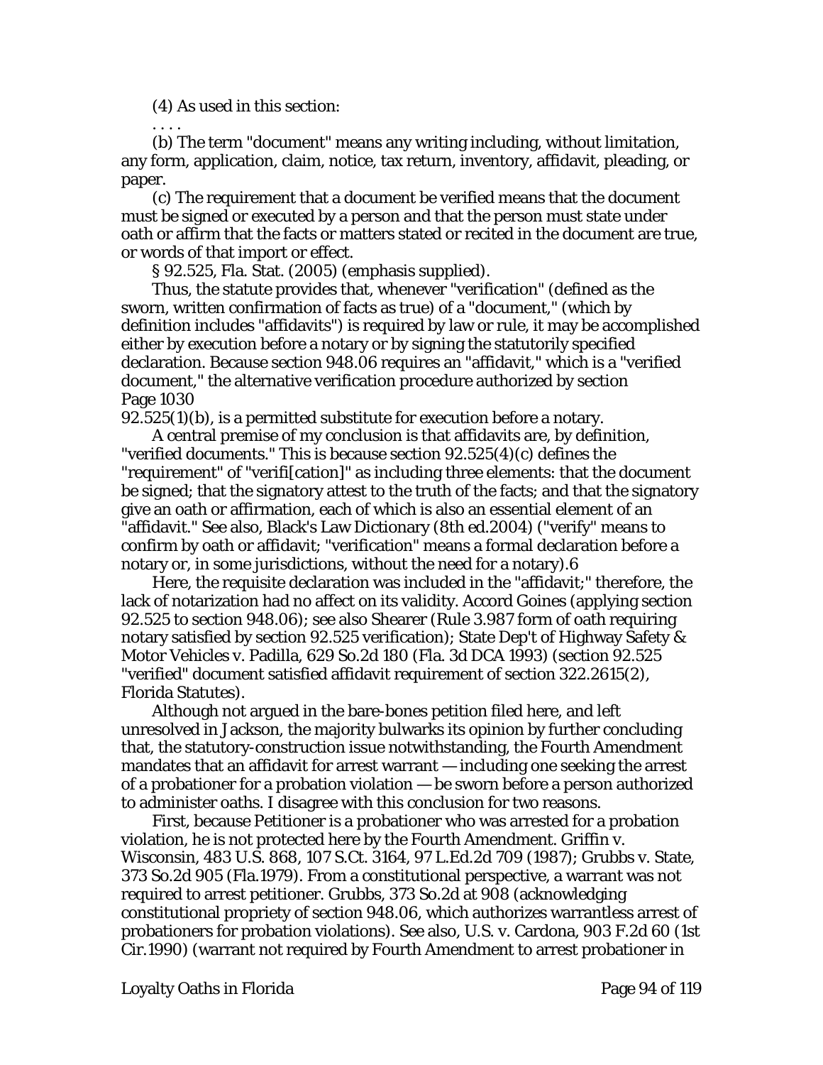(4) As used in this section:

. . . .

(b) The term "document" means any writing including, without limitation, any form, application, claim, notice, tax return, inventory, affidavit, pleading, or paper.

(c) The requirement that a document be verified means that the document must be signed or executed by a person and that the person must state under oath or affirm that the facts or matters stated or recited in the document are true, or words of that import or effect.

§ 92.525, Fla. Stat. (2005) (emphasis supplied).

Thus, the statute provides that, whenever "verification" (defined as the sworn, written confirmation of facts as true) of a "document," (which by definition includes "affidavits") is required by law or rule, it may be accomplished either by execution before a notary or by signing the statutorily specified declaration. Because section 948.06 requires an "affidavit," which is a "verified document," the alternative verification procedure authorized by section Page 1030 92.525(1)(b), is a permitted substitute for execution before a notary.

A central premise of my conclusion is that affidavits are, by definition, "verified documents." This is because section 92.525(4)(c) defines the "requirement" of "verifi[cation]" as including three elements: that the document be signed; that the signatory attest to the truth of the facts; and that the signatory give an oath or affirmation, each of which is also an essential element of an "affidavit." See also, Black's Law Dictionary (8th ed.2004) ("verify" means to confirm by oath or affidavit; "verification" means a formal declaration before a notary or, in some jurisdictions, without the need for a notary).6

Here, the requisite declaration was included in the "affidavit;" therefore, the lack of notarization had no affect on its validity. Accord Goines (applying section 92.525 to section 948.06); see also Shearer (Rule 3.987 form of oath requiring notary satisfied by section 92.525 verification); State Dep't of Highway Safety & Motor Vehicles v. Padilla, 629 So.2d 180 (Fla. 3d DCA 1993) (section 92.525 "verified" document satisfied affidavit requirement of section 322.2615(2), Florida Statutes).

Although not argued in the bare-bones petition filed here, and left unresolved in Jackson, the majority bulwarks its opinion by further concluding that, the statutory-construction issue notwithstanding, the Fourth Amendment mandates that an affidavit for arrest warrant — including one seeking the arrest of a probationer for a probation violation — be sworn before a person authorized to administer oaths. I disagree with this conclusion for two reasons.

First, because Petitioner is a probationer who was arrested for a probation violation, he is not protected here by the Fourth Amendment. Griffin v. Wisconsin, 483 U.S. 868, 107 S.Ct. 3164, 97 L.Ed.2d 709 (1987); Grubbs v. State, 373 So.2d 905 (Fla.1979). From a constitutional perspective, a warrant was not required to arrest petitioner. Grubbs, 373 So.2d at 908 (acknowledging constitutional propriety of section 948.06, which authorizes warrantless arrest of probationers for probation violations). See also, U.S. v. Cardona, 903 F.2d 60 (1st Cir.1990) (warrant not required by Fourth Amendment to arrest probationer in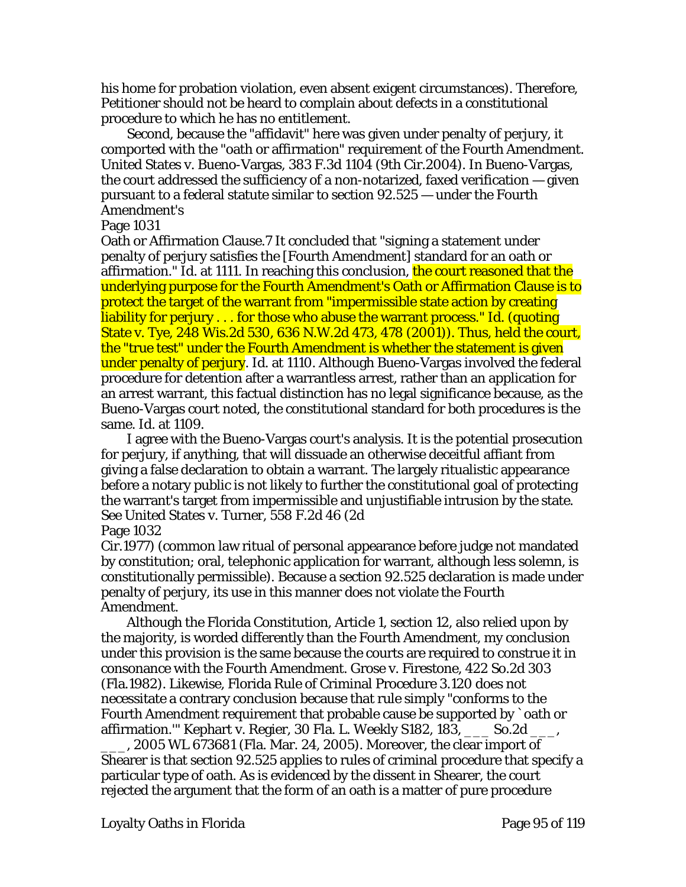his home for probation violation, even absent exigent circumstances). Therefore, Petitioner should not be heard to complain about defects in a constitutional procedure to which he has no entitlement.

Second, because the "affidavit" here was given under penalty of perjury, it comported with the "oath or affirmation" requirement of the Fourth Amendment. United States v. Bueno-Vargas, 383 F.3d 1104 (9th Cir.2004). In Bueno-Vargas, the court addressed the sufficiency of a non-notarized, faxed verification — given pursuant to a federal statute similar to section 92.525 — under the Fourth Amendment's

Page 1031

Oath or Affirmation Clause.7 It concluded that "signing a statement under penalty of perjury satisfies the [Fourth Amendment] standard for an oath or affirmation." Id. at 1111. In reaching this conclusion, the court reasoned that the underlying purpose for the Fourth Amendment's Oath or Affirmation Clause is to protect the target of the warrant from "impermissible state action by creating liability for perjury . . . for those who abuse the warrant process." Id. (quoting State v. Tye, 248 Wis.2d 530, 636 N.W.2d 473, 478 (2001)). Thus, held the court, the "true test" under the Fourth Amendment is whether the statement is given under penalty of perjury. Id. at 1110. Although Bueno-Vargas involved the federal procedure for detention after a warrantless arrest, rather than an application for an arrest warrant, this factual distinction has no legal significance because, as the Bueno-Vargas court noted, the constitutional standard for both procedures is the same. Id. at 1109.

I agree with the Bueno-Vargas court's analysis. It is the potential prosecution for perjury, if anything, that will dissuade an otherwise deceitful affiant from giving a false declaration to obtain a warrant. The largely ritualistic appearance before a notary public is not likely to further the constitutional goal of protecting the warrant's target from impermissible and unjustifiable intrusion by the state. See United States v. Turner, 558 F.2d 46 (2d

Page 1032

Cir.1977) (common law ritual of personal appearance before judge not mandated by constitution; oral, telephonic application for warrant, although less solemn, is constitutionally permissible). Because a section 92.525 declaration is made under penalty of perjury, its use in this manner does not violate the Fourth Amendment.

Although the Florida Constitution, Article 1, section 12, also relied upon by the majority, is worded differently than the Fourth Amendment, my conclusion under this provision is the same because the courts are required to construe it in consonance with the Fourth Amendment. Grose v. Firestone, 422 So.2d 303 (Fla.1982). Likewise, Florida Rule of Criminal Procedure 3.120 does not necessitate a contrary conclusion because that rule simply "conforms to the Fourth Amendment requirement that probable cause be supported by `oath or affirmation.'" Kephart v. Regier, 30 Fla. L. Weekly S182, 183, ___ So.2d ___, ___, 2005 WL 673681 (Fla. Mar. 24, 2005). Moreover, the clear import of Shearer is that section 92.525 applies to rules of criminal procedure that specify a particular type of oath. As is evidenced by the dissent in Shearer, the court rejected the argument that the form of an oath is a matter of pure procedure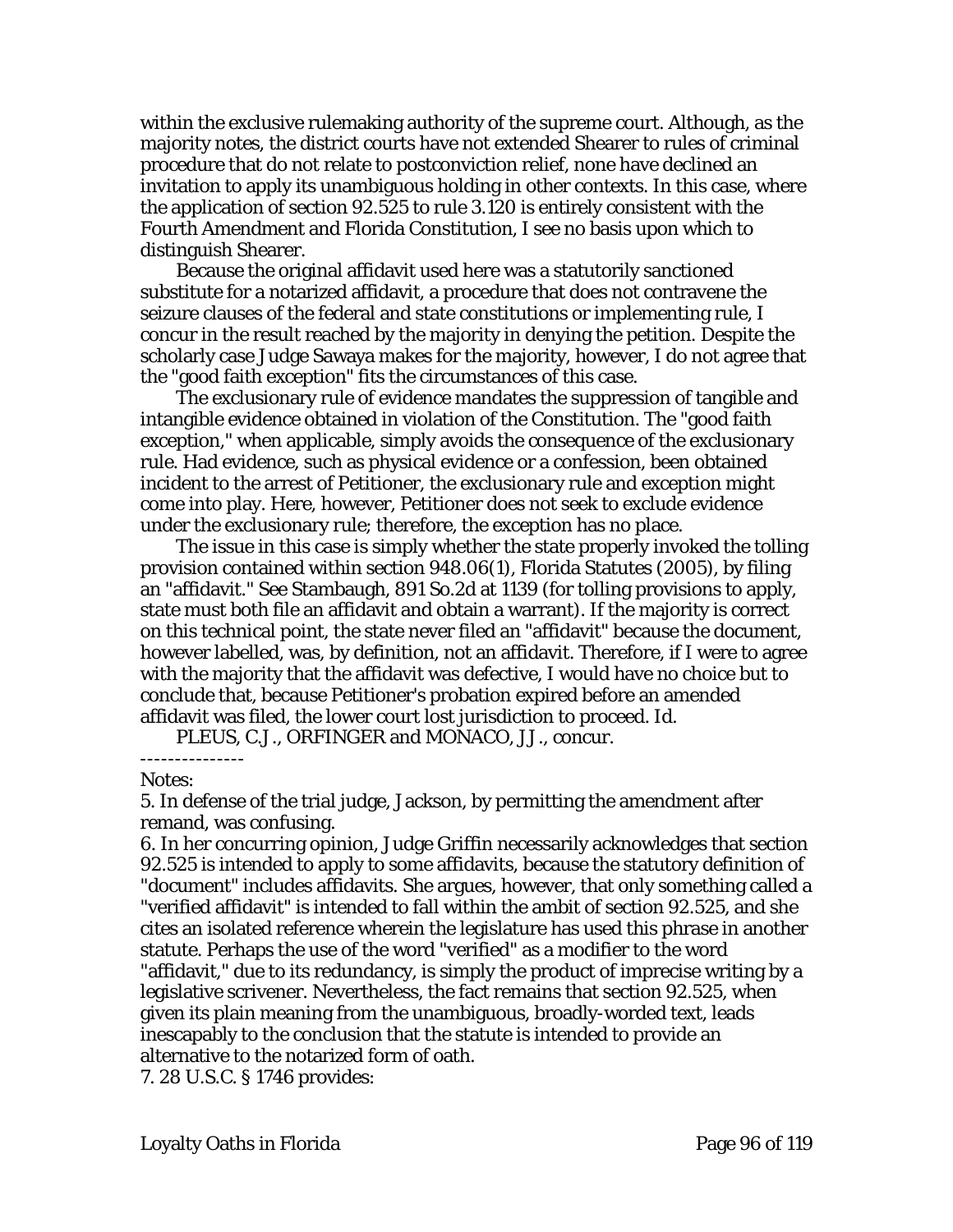within the exclusive rulemaking authority of the supreme court. Although, as the majority notes, the district courts have not extended Shearer to rules of criminal procedure that do not relate to postconviction relief, none have declined an invitation to apply its unambiguous holding in other contexts. In this case, where the application of section 92.525 to rule 3.120 is entirely consistent with the Fourth Amendment and Florida Constitution, I see no basis upon which to distinguish Shearer.

Because the original affidavit used here was a statutorily sanctioned substitute for a notarized affidavit, a procedure that does not contravene the seizure clauses of the federal and state constitutions or implementing rule, I concur in the result reached by the majority in denying the petition. Despite the scholarly case Judge Sawaya makes for the majority, however, I do not agree that the "good faith exception" fits the circumstances of this case.

The exclusionary rule of evidence mandates the suppression of tangible and intangible evidence obtained in violation of the Constitution. The "good faith exception," when applicable, simply avoids the consequence of the exclusionary rule. Had evidence, such as physical evidence or a confession, been obtained incident to the arrest of Petitioner, the exclusionary rule and exception might come into play. Here, however, Petitioner does not seek to exclude evidence under the exclusionary rule; therefore, the exception has no place.

The issue in this case is simply whether the state properly invoked the tolling provision contained within section 948.06(1), Florida Statutes (2005), by filing an "affidavit." See Stambaugh, 891 So.2d at 1139 (for tolling provisions to apply, state must both file an affidavit and obtain a warrant). If the majority is correct on this technical point, the state never filed an "affidavit" because the document, however labelled, was, by definition, not an affidavit. Therefore, if I were to agree with the majority that the affidavit was defective, I would have no choice but to conclude that, because Petitioner's probation expired before an amended affidavit was filed, the lower court lost jurisdiction to proceed. Id.

PLEUS, C.J., ORFINGER and MONACO, JJ., concur.

---------------

Notes:

5. In defense of the trial judge, Jackson, by permitting the amendment after remand, was confusing.

6. In her concurring opinion, Judge Griffin necessarily acknowledges that section 92.525 is intended to apply to some affidavits, because the statutory definition of "document" includes affidavits. She argues, however, that only something called a "verified affidavit" is intended to fall within the ambit of section 92.525, and she cites an isolated reference wherein the legislature has used this phrase in another statute. Perhaps the use of the word "verified" as a modifier to the word "affidavit," due to its redundancy, is simply the product of imprecise writing by a legislative scrivener. Nevertheless, the fact remains that section 92.525, when given its plain meaning from the unambiguous, broadly-worded text, leads inescapably to the conclusion that the statute is intended to provide an alternative to the notarized form of oath.

7. 28 U.S.C. § 1746 provides: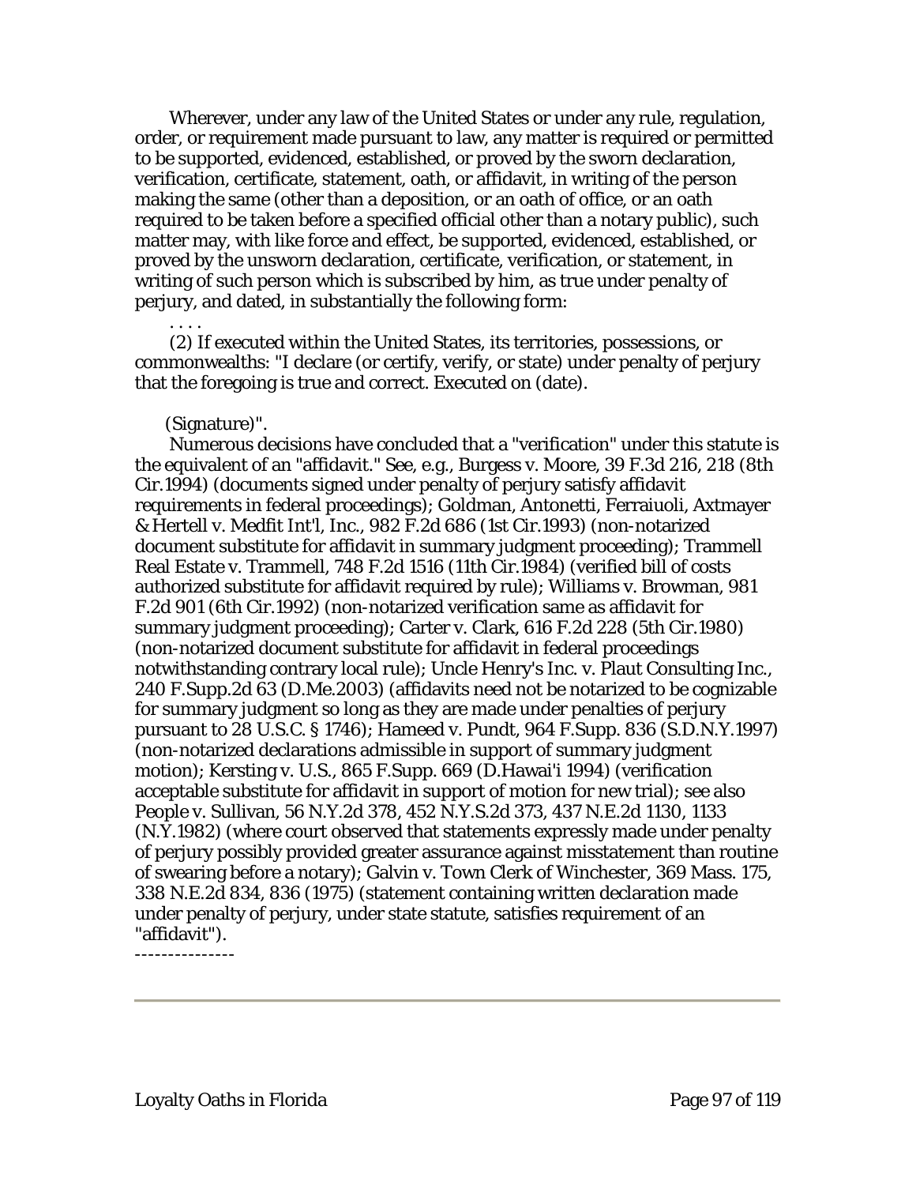Wherever, under any law of the United States or under any rule, regulation, order, or requirement made pursuant to law, any matter is required or permitted to be supported, evidenced, established, or proved by the sworn declaration, verification, certificate, statement, oath, or affidavit, in writing of the person making the same (other than a deposition, or an oath of office, or an oath required to be taken before a specified official other than a notary public), such matter may, with like force and effect, be supported, evidenced, established, or proved by the unsworn declaration, certificate, verification, or statement, in writing of such person which is subscribed by him, as true under penalty of perjury, and dated, in substantially the following form:

. . . .

(2) If executed within the United States, its territories, possessions, or commonwealths: "I declare (or certify, verify, or state) under penalty of perjury that the foregoing is true and correct. Executed on (date).

(Signature)".

Numerous decisions have concluded that a "verification" under this statute is the equivalent of an "affidavit." See, e.g., Burgess v. Moore, 39 F.3d 216, 218 (8th Cir.1994) (documents signed under penalty of perjury satisfy affidavit requirements in federal proceedings); Goldman, Antonetti, Ferraiuoli, Axtmayer & Hertell v. Medfit Int'l, Inc., 982 F.2d 686 (1st Cir.1993) (non-notarized document substitute for affidavit in summary judgment proceeding); Trammell Real Estate v. Trammell, 748 F.2d 1516 (11th Cir.1984) (verified bill of costs authorized substitute for affidavit required by rule); Williams v. Browman, 981 F.2d 901 (6th Cir.1992) (non-notarized verification same as affidavit for summary judgment proceeding); Carter v. Clark, 616 F.2d 228 (5th Cir.1980) (non-notarized document substitute for affidavit in federal proceedings notwithstanding contrary local rule); Uncle Henry's Inc. v. Plaut Consulting Inc., 240 F.Supp.2d 63 (D.Me.2003) (affidavits need not be notarized to be cognizable for summary judgment so long as they are made under penalties of perjury pursuant to 28 U.S.C. § 1746); Hameed v. Pundt, 964 F.Supp. 836 (S.D.N.Y.1997) (non-notarized declarations admissible in support of summary judgment motion); Kersting v. U.S., 865 F.Supp. 669 (D.Hawai'i 1994) (verification acceptable substitute for affidavit in support of motion for new trial); see also People v. Sullivan, 56 N.Y.2d 378, 452 N.Y.S.2d 373, 437 N.E.2d 1130, 1133 (N.Y.1982) (where court observed that statements expressly made under penalty of perjury possibly provided greater assurance against misstatement than routine of swearing before a notary); Galvin v. Town Clerk of Winchester, 369 Mass. 175, 338 N.E.2d 834, 836 (1975) (statement containing written declaration made under penalty of perjury, under state statute, satisfies requirement of an "affidavit").

---------------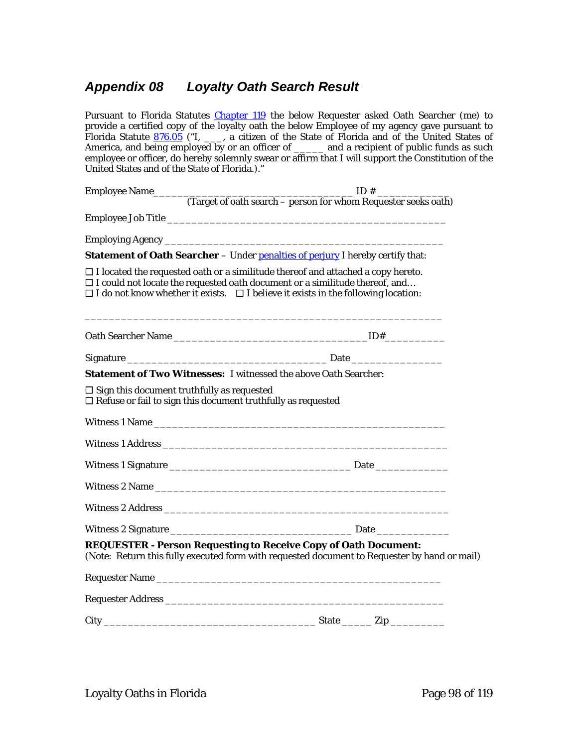## *Appendix 08 Loyalty Oath Search Result*

Pursuant to Florida Statutes Chapter 119 the below Requester asked Oath Searcher (me) to provide a certified copy of the loyalty oath the below Employee of my agency gave pursuant to Florida Statute 876.05 ("I, ___, a citizen of the State of Florida and of the United States of America, and being employed by or an officer of _____ and a recipient of public funds as such employee or officer, do hereby solemnly swear or affirm that I will support the Constitution of the United States and of the State of Florida.)."

Employee Name _________________________________ ID # ____________
(Target of oath search – person for whom Requester seeks oath)

Employee Job Title _______________________________________________

Employing Agency ________________________________________________

**Statement of Oath Searcher** – Under penalties of perjury I hereby certify that:

☐ I located the requested oath or a similitude thereof and attached a copy hereto.
☐ I could not locate the requested oath document or a similitude thereof, and…
☐ I do not know whether it exists. ☐ I believe it exists in the following location:

__________________________________________________________

Oath Searcher Name ________________________________ID#_________

Signature __________________________________ Date _______________

**Statement of Two Witnesses:** I witnessed the above Oath Searcher:

☐ Sign this document truthfully as requested
☐ Refuse or fail to sign this document truthfully as requested

Witness 1 Name _________________________________________________

Witness 1 Address ________________________________________________

Witness 1 Signature ______________________________ Date ____________

Witness 2 Name _________________________________________________

Witness 2 Address ________________________________________________

Witness 2 Signature ______________________________ Date ____________

**REQUESTER - Person Requesting to Receive Copy of Oath Document:**
(Note: Return this fully executed form with requested document to Requester by hand or mail)

Requester Name _________________________________________________

Requester Address ________________________________________________

City ___________________________________ State _____ Zip _________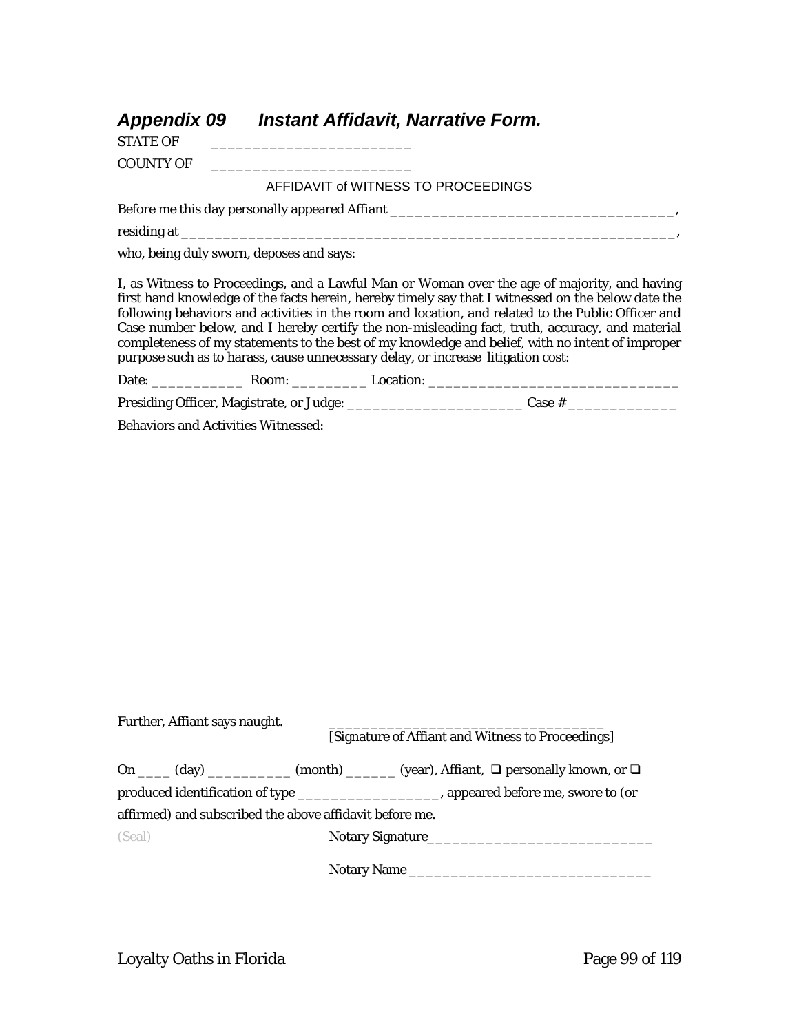## *Appendix 09 Instant Affidavit, Narrative Form.*

STATE OF ________________________

COUNTY OF ________________________

AFFIDAVIT of WITNESS TO PROCEEDINGS

Before me this day personally appeared Affiant __________________________________,

residing at __________________________________________________________,

who, being duly sworn, deposes and says:

I, as Witness to Proceedings, and a Lawful Man or Woman over the age of majority, and having first hand knowledge of the facts herein, hereby timely say that I witnessed on the below date the following behaviors and activities in the room and location, and related to the Public Officer and Case number below, and I hereby certify the non-misleading fact, truth, accuracy, and material completeness of my statements to the best of my knowledge and belief, with no intent of improper purpose such as to harass, cause unnecessary delay, or increase litigation cost:

Date: ___________ Room: _________ Location: ______________________________

Presiding Officer, Magistrate, or Judge: _____________________ Case # _____________

Behaviors and Activities Witnessed:

Further, Affiant says naught.

_________________________________
[Signature of Affiant and Witness to Proceedings]

On ____ (day) __________ (month) ______ (year), Affiant, ❑ personally known, or ❑ produced identification of type _________________, appeared before me, swore to (or affirmed) and subscribed the above affidavit before me.

(Seal)

Notary Signature___________________________

Notary Name ____________________________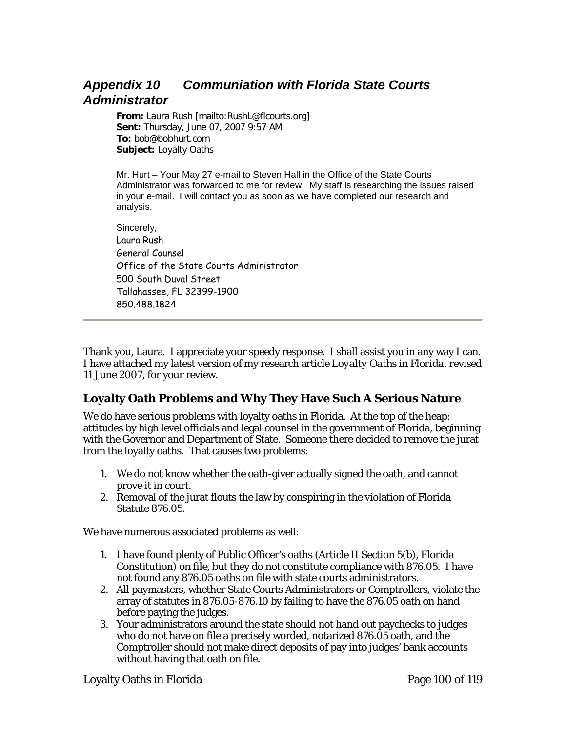## *Appendix 10 Communiation with Florida State Courts Administrator*

**From:** Laura Rush [mailto:RushL@flcourts.org]
**Sent:** Thursday, June 07, 2007 9:57 AM
**To:** bob@bobhurt.com
**Subject:** Loyalty Oaths

Mr. Hurt – Your May 27 e-mail to Steven Hall in the Office of the State Courts Administrator was forwarded to me for review. My staff is researching the issues raised in your e-mail. I will contact you as soon as we have completed our research and analysis.

Sincerely,
Laura Rush
General Counsel
Office of the State Courts Administrator
500 South Duval Street
Tallahassee, FL 32399-1900
850.488.1824

---

Thank you, Laura. I appreciate your speedy response. I shall assist you in any way I can. I have attached my latest version of my research article *Loyalty Oaths in Florida*, revised 11 June 2007, for your review.

### Loyalty Oath Problems and Why They Have Such A Serious Nature

We do have serious problems with loyalty oaths in Florida. At the top of the heap: attitudes by high level officials and legal counsel in the government of Florida, beginning with the Governor and Department of State. Someone there decided to remove the jurat from the loyalty oaths. That causes two problems:

1. We do not know whether the oath-giver actually signed the oath, and cannot prove it in court.
2. Removal of the jurat flouts the law by conspiring in the violation of Florida Statute 876.05.

We have numerous associated problems as well:

1. I have found plenty of Public Officer's oaths (Article II Section 5(b), Florida Constitution) on file, but they do not constitute compliance with 876.05. I have not found any 876.05 oaths on file with state courts administrators.
2. All paymasters, whether State Courts Administrators or Comptrollers, violate the array of statutes in 876.05-876.10 by failing to have the 876.05 oath on hand before paying the judges.
3. Your administrators around the state should not hand out paychecks to judges who do not have on file a precisely worded, notarized 876.05 oath, and the Comptroller should not make direct deposits of pay into judges' bank accounts without having that oath on file.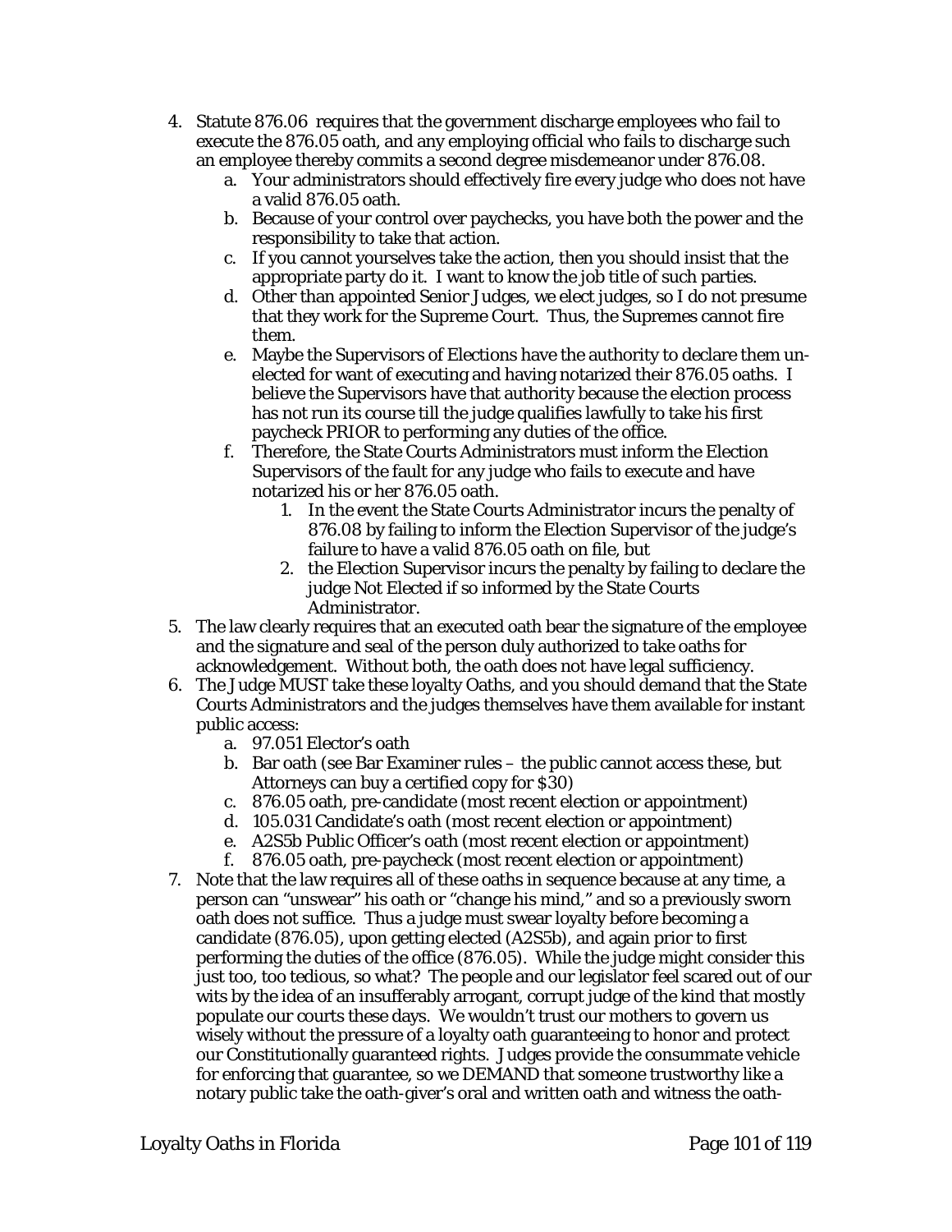4. Statute 876.06 requires that the government discharge employees who fail to execute the 876.05 oath, and any employing official who fails to discharge such an employee thereby commits a second degree misdemeanor under 876.08.
    a. Your administrators should effectively fire every judge who does not have a valid 876.05 oath.
    b. Because of your control over paychecks, you have both the power and the responsibility to take that action.
    c. If you cannot yourselves take the action, then you should insist that the appropriate party do it. I want to know the job title of such parties.
    d. Other than appointed Senior Judges, we elect judges, so I do not presume that they work for the Supreme Court. Thus, the Supremes cannot fire them.
    e. Maybe the Supervisors of Elections have the authority to declare them un-elected for want of executing and having notarized their 876.05 oaths. I believe the Supervisors have that authority because the election process has not run its course till the judge qualifies lawfully to take his first paycheck PRIOR to performing any duties of the office.
    f. Therefore, the State Courts Administrators must inform the Election Supervisors of the fault for any judge who fails to execute and have notarized his or her 876.05 oath.
        1. In the event the State Courts Administrator incurs the penalty of 876.08 by failing to inform the Election Supervisor of the judge's failure to have a valid 876.05 oath on file, but
        2. the Election Supervisor incurs the penalty by failing to declare the judge Not Elected if so informed by the State Courts Administrator.
5. The law clearly requires that an executed oath bear the signature of the employee and the signature and seal of the person duly authorized to take oaths for acknowledgement. Without both, the oath does not have legal sufficiency.
6. The Judge MUST take these loyalty Oaths, and you should demand that the State Courts Administrators and the judges themselves have them available for instant public access:
    a. 97.051 Elector's oath
    b. Bar oath (see Bar Examiner rules – the public cannot access these, but Attorneys can buy a certified copy for $30)
    c. 876.05 oath, pre-candidate (most recent election or appointment)
    d. 105.031 Candidate's oath (most recent election or appointment)
    e. A2S5b Public Officer's oath (most recent election or appointment)
    f. 876.05 oath, pre-paycheck (most recent election or appointment)
7. Note that the law requires all of these oaths in sequence because at any time, a person can "unswear" his oath or "change his mind," and so a previously sworn oath does not suffice. Thus a judge must swear loyalty before becoming a candidate (876.05), upon getting elected (A2S5b), and again prior to first performing the duties of the office (876.05). While the judge might consider this just too, too tedious, so what? The people and our legislator feel scared out of our wits by the idea of an insufferably arrogant, corrupt judge of the kind that mostly populate our courts these days. We wouldn't trust our mothers to govern us wisely without the pressure of a loyalty oath guaranteeing to honor and protect our Constitutionally guaranteed rights. Judges provide the consummate vehicle for enforcing that guarantee, so we DEMAND that someone trustworthy like a notary public take the oath-giver's oral and written oath and witness the oath-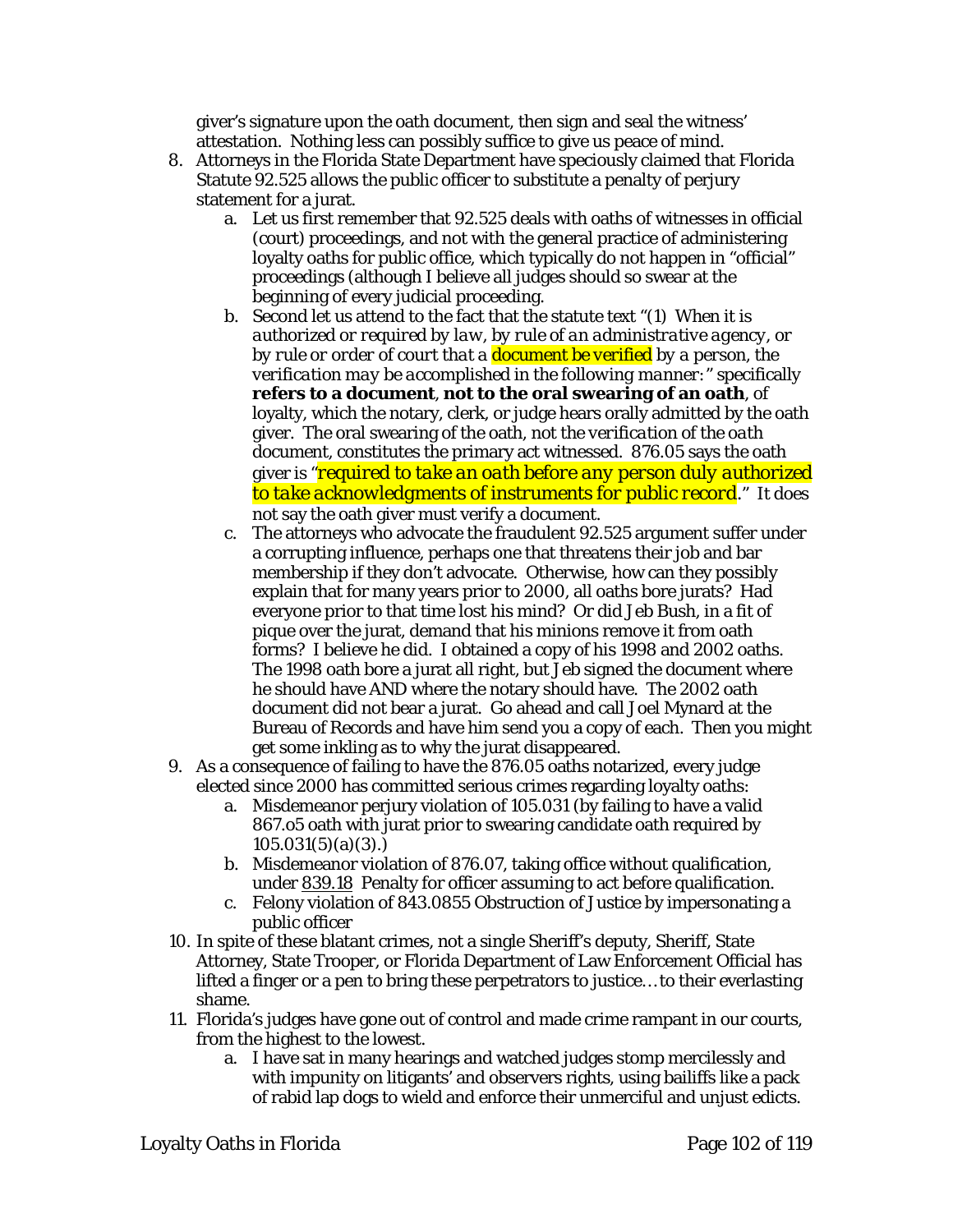giver's signature upon the oath document, then sign and seal the witness' attestation. Nothing less can possibly suffice to give us peace of mind.

8. Attorneys in the Florida State Department have speciously claimed that Florida Statute 92.525 allows the public officer to substitute a penalty of perjury statement for a jurat.
    a. Let us first remember that 92.525 deals with oaths of witnesses in official (court) proceedings, and not with the general practice of administering loyalty oaths for public office, which typically do not happen in "official" proceedings (although I believe all judges should so swear at the beginning of every judicial proceeding.
    b. Second let us attend to the fact that the statute text "*(1) When it is authorized or required by law, by rule of an administrative agency, or by rule or order of court that a* document be verified *by a person, the verification may be accomplished in the following manner:*" specifically **refers to a document**, **not to the oral swearing of an oath**, of loyalty, which the notary, clerk, or judge hears orally admitted by the oath giver. The oral swearing of the oath, not the *verification of the oath* document, constitutes the primary act witnessed. 876.05 says the oath giver is "*required to take an oath before any person duly authorized to take acknowledgments of instruments for public record*." It does not say the oath giver must verify a document.
    c. The attorneys who advocate the fraudulent 92.525 argument suffer under a corrupting influence, perhaps one that threatens their job and bar membership if they don't advocate. Otherwise, how can they possibly explain that for many years prior to 2000, all oaths bore jurats? Had everyone prior to that time lost his mind? Or did Jeb Bush, in a fit of pique over the jurat, demand that his minions remove it from oath forms? I believe he did. I obtained a copy of his 1998 and 2002 oaths. The 1998 oath bore a jurat all right, but Jeb signed the document where he should have AND where the notary should have. The 2002 oath document did not bear a jurat. Go ahead and call Joel Mynard at the Bureau of Records and have him send you a copy of each. Then you might get some inkling as to why the jurat disappeared.
9. As a consequence of failing to have the 876.05 oaths notarized, every judge elected since 2000 has committed serious crimes regarding loyalty oaths:
    a. Misdemeanor perjury violation of 105.031 (by failing to have a valid 867.o5 oath with jurat prior to swearing candidate oath required by 105.031(5)(a)(3).)
    b. Misdemeanor violation of 876.07, taking office without qualification, under 839.18 Penalty for officer assuming to act before qualification.
    c. Felony violation of 843.0855 Obstruction of Justice by impersonating a public officer
10. In spite of these blatant crimes, not a single Sheriff's deputy, Sheriff, State Attorney, State Trooper, or Florida Department of Law Enforcement Official has lifted a finger or a pen to bring these perpetrators to justice… to their everlasting shame.
11. Florida's judges have gone out of control and made crime rampant in our courts, from the highest to the lowest.
    a. I have sat in many hearings and watched judges stomp mercilessly and with impunity on litigants' and observers rights, using bailiffs like a pack of rabid lap dogs to wield and enforce their unmerciful and unjust edicts.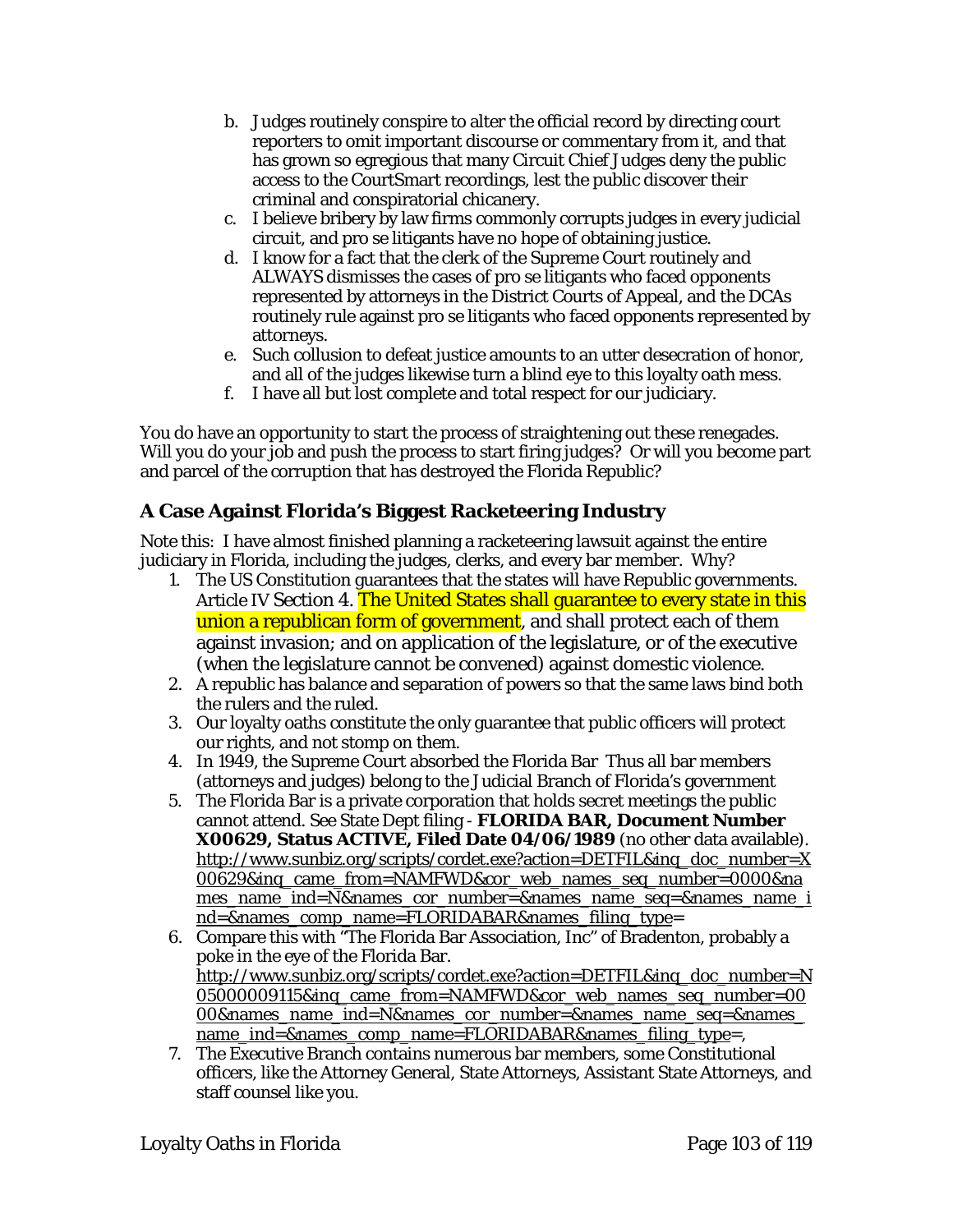b. Judges routinely conspire to alter the official record by directing court reporters to omit important discourse or commentary from it, and that has grown so egregious that many Circuit Chief Judges deny the public access to the CourtSmart recordings, lest the public discover their criminal and conspiratorial chicanery.
c. I believe bribery by law firms commonly corrupts judges in every judicial circuit, and pro se litigants have no hope of obtaining justice.
d. I know for a fact that the clerk of the Supreme Court routinely and ALWAYS dismisses the cases of pro se litigants who faced opponents represented by attorneys in the District Courts of Appeal, and the DCAs routinely rule against pro se litigants who faced opponents represented by attorneys.
e. Such collusion to defeat justice amounts to an utter desecration of honor, and all of the judges likewise turn a blind eye to this loyalty oath mess.
f. I have all but lost complete and total respect for our judiciary.

You do have an opportunity to start the process of straightening out these renegades. Will you do your job and push the process to start firing judges? Or will you become part and parcel of the corruption that has destroyed the Florida Republic?

### A Case Against Florida's Biggest Racketeering Industry

Note this: I have almost finished planning a racketeering lawsuit against the entire judiciary in Florida, including the judges, clerks, and every bar member. Why?

1. The US Constitution guarantees that the states will have Republic governments. Article IV Section 4. The United States shall guarantee to every state in this union a republican form of government, and shall protect each of them against invasion; and on application of the legislature, or of the executive (when the legislature cannot be convened) against domestic violence.
2. A republic has balance and separation of powers so that the same laws bind both the rulers and the ruled.
3. Our loyalty oaths constitute the only guarantee that public officers will protect our rights, and not stomp on them.
4. In 1949, the Supreme Court absorbed the Florida Bar Thus all bar members (attorneys and judges) belong to the Judicial Branch of Florida's government
5. The Florida Bar is a private corporation that holds secret meetings the public cannot attend. See State Dept filing - **FLORIDA BAR, Document Number X00629, Status ACTIVE, Filed Date 04/06/1989** (no other data available). http://www.sunbiz.org/scripts/cordet.exe?action=DETFIL&inq_doc_number=X00629&inq_came_from=NAMFWD&cor_web_names_seq_number=0000&names_name_ind=N&names_cor_number=&names_name_seq=&names_name_ind=&names_comp_name=FLORIDABAR&names_filing_type=
6. Compare this with "The Florida Bar Association, Inc" of Bradenton, probably a poke in the eye of the Florida Bar. http://www.sunbiz.org/scripts/cordet.exe?action=DETFIL&inq_doc_number=N05000009115&inq_came_from=NAMFWD&cor_web_names_seq_number=0000&names_name_ind=N&names_cor_number=&names_name_seq=&names_name_ind=&names_comp_name=FLORIDABAR&names_filing_type=,
7. The Executive Branch contains numerous bar members, some Constitutional officers, like the Attorney General, State Attorneys, Assistant State Attorneys, and staff counsel like you.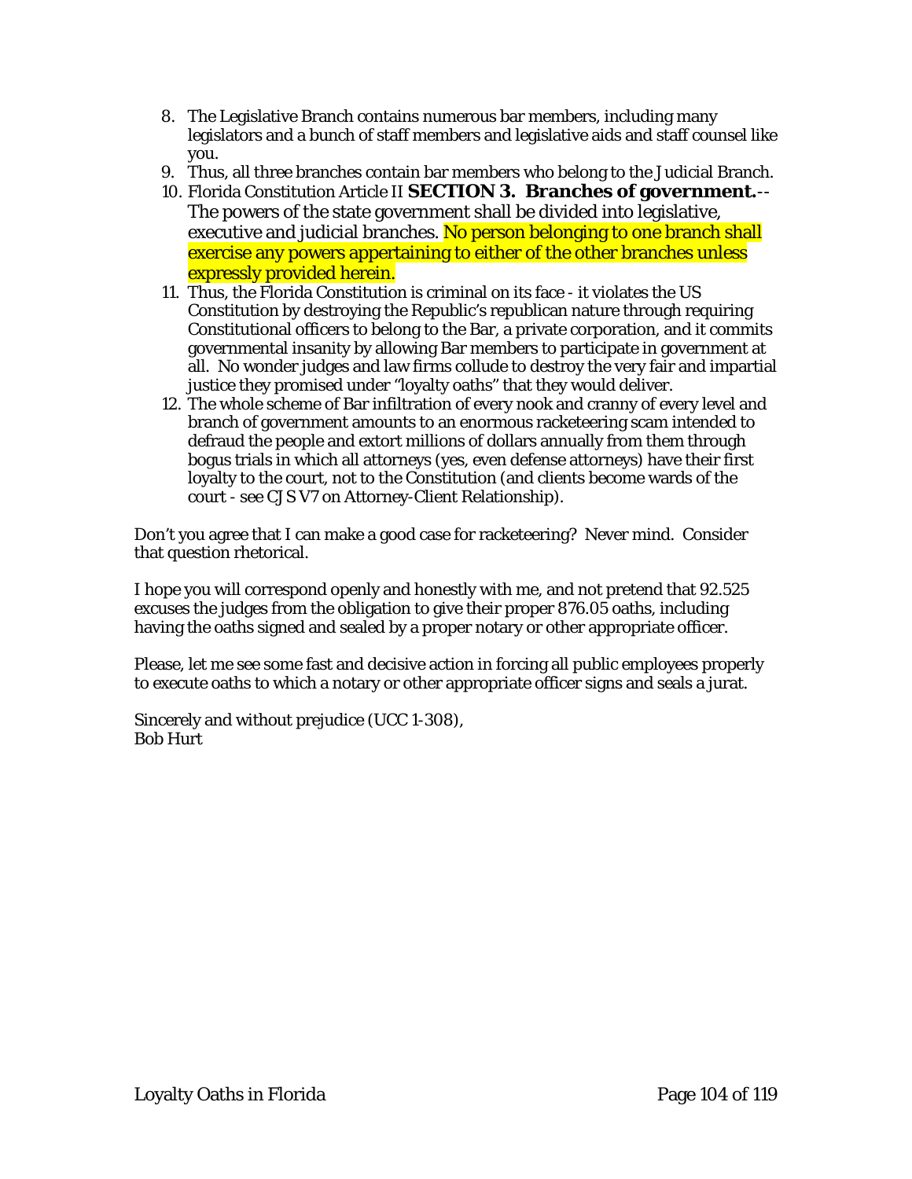8. The Legislative Branch contains numerous bar members, including many legislators and a bunch of staff members and legislative aids and staff counsel like you.
9. Thus, all three branches contain bar members who belong to the Judicial Branch.
10. Florida Constitution Article II **SECTION 3. Branches of government.**--The powers of the state government shall be divided into legislative, executive and judicial branches. No person belonging to one branch shall exercise any powers appertaining to either of the other branches unless expressly provided herein.
11. Thus, the Florida Constitution is criminal on its face - it violates the US Constitution by destroying the Republic's republican nature through requiring Constitutional officers to belong to the Bar, a private corporation, and it commits governmental insanity by allowing Bar members to participate in government at all. No wonder judges and law firms collude to destroy the very fair and impartial justice they promised under "loyalty oaths" that they would deliver.
12. The whole scheme of Bar infiltration of every nook and cranny of every level and branch of government amounts to an enormous racketeering scam intended to defraud the people and extort millions of dollars annually from them through bogus trials in which all attorneys (yes, even defense attorneys) have their first loyalty to the court, not to the Constitution (and clients become wards of the court - see CJS V7 on Attorney-Client Relationship).

Don't you agree that I can make a good case for racketeering? Never mind. Consider that question rhetorical.

I hope you will correspond openly and honestly with me, and not pretend that 92.525 excuses the judges from the obligation to give their proper 876.05 oaths, including having the oaths signed and sealed by a proper notary or other appropriate officer.

Please, let me see some fast and decisive action in forcing all public employees properly to execute oaths to which a notary or other appropriate officer signs and seals a jurat.

Sincerely and without prejudice (UCC 1-308),
Bob Hurt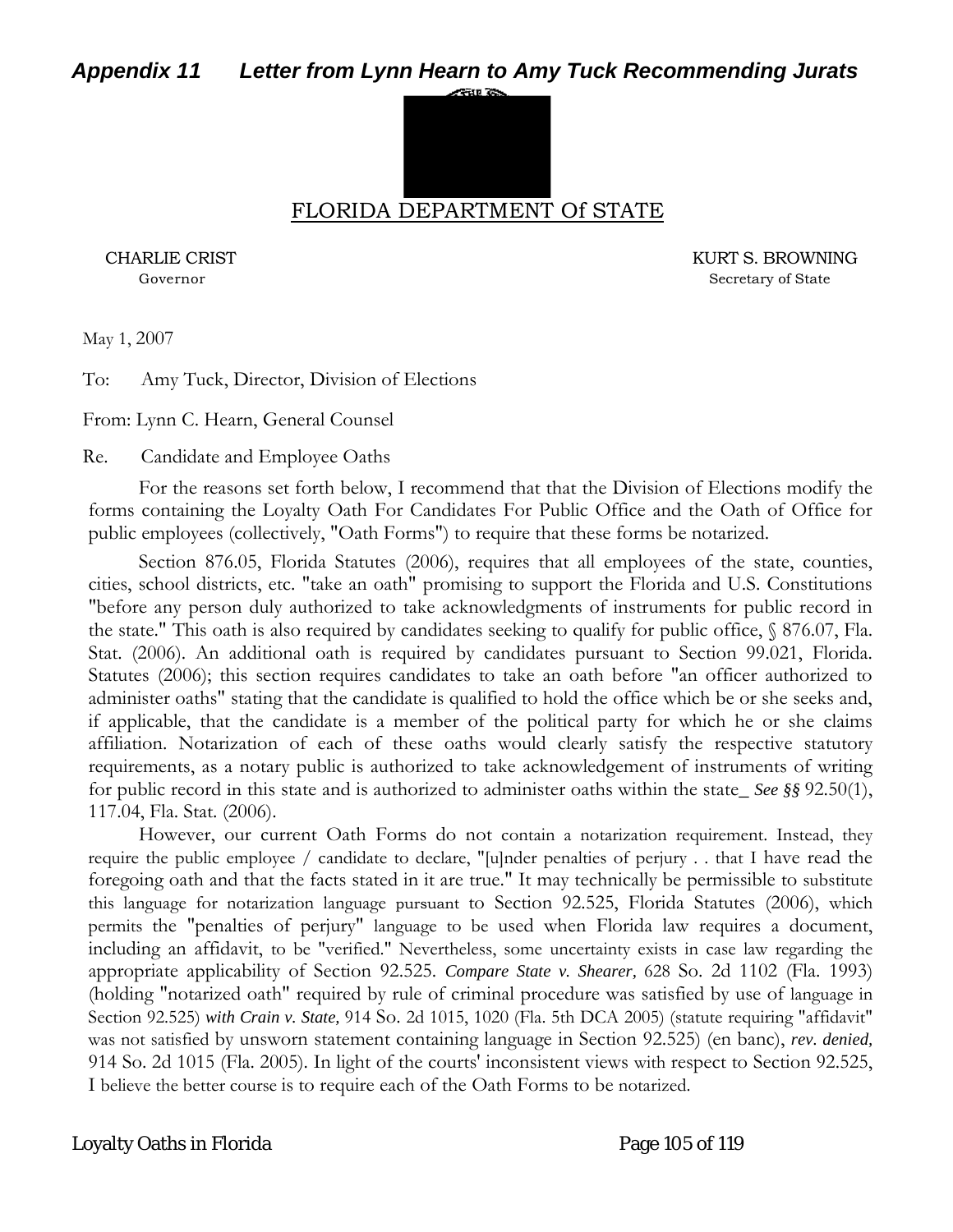## *Appendix 11 Letter from Lynn Hearn to Amy Tuck Recommending Jurats*

FLORIDA DEPARTMENT Of STATE

CHARLIE CRIST
Governor

KURT S. BROWNING
Secretary of State

May 1, 2007

To: Amy Tuck, Director, Division of Elections

From: Lynn C. Hearn, General Counsel

Re. Candidate and Employee Oaths

For the reasons set forth below, I recommend that that the Division of Elections modify the forms containing the Loyalty Oath For Candidates For Public Office and the Oath of Office for public employees (collectively, "Oath Forms") to require that these forms be notarized.

Section 876.05, Florida Statutes (2006), requires that all employees of the state, counties, cities, school districts, etc. "take an oath" promising to support the Florida and U.S. Constitutions "before any person duly authorized to take acknowledgments of instruments for public record in the state." This oath is also required by candidates seeking to qualify for public office, § 876.07, Fla. Stat. (2006). An additional oath is required by candidates pursuant to Section 99.021, Florida. Statutes (2006); this section requires candidates to take an oath before "an officer authorized to administer oaths" stating that the candidate is qualified to hold the office which be or she seeks and, if applicable, that the candidate is a member of the political party for which he or she claims affiliation. Notarization of each of these oaths would clearly satisfy the respective statutory requirements, as a notary public is authorized to take acknowledgement of instruments of writing for public record in this state and is authorized to administer oaths within the state_ *See §§* 92.50(1), 117.04, Fla. Stat. (2006).

However, our current Oath Forms do not contain a notarization requirement. Instead, they require the public employee / candidate to declare, "[u]nder penalties of perjury . . that I have read the foregoing oath and that the facts stated in it are true." It may technically be permissible to substitute this language for notarization language pursuant to Section 92.525, Florida Statutes (2006), which permits the "penalties of perjury" language to be used when Florida law requires a document, including an affidavit, to be "verified." Nevertheless, some uncertainty exists in case law regarding the appropriate applicability of Section 92.525. *Compare State v. Shearer,* 628 So. 2d 1102 (Fla. 1993) (holding "notarized oath" required by rule of criminal procedure was satisfied by use of language in Section 92.525) *with Crain v. State,* 914 So. 2d 1015, 1020 (Fla. 5th DCA 2005) (statute requiring "affidavit" was not satisfied by unsworn statement containing language in Section 92.525) (en banc), *rev. denied,* 914 So. 2d 1015 (Fla. 2005). In light of the courts' inconsistent views with respect to Section 92.525, I believe the better course is to require each of the Oath Forms to be notarized.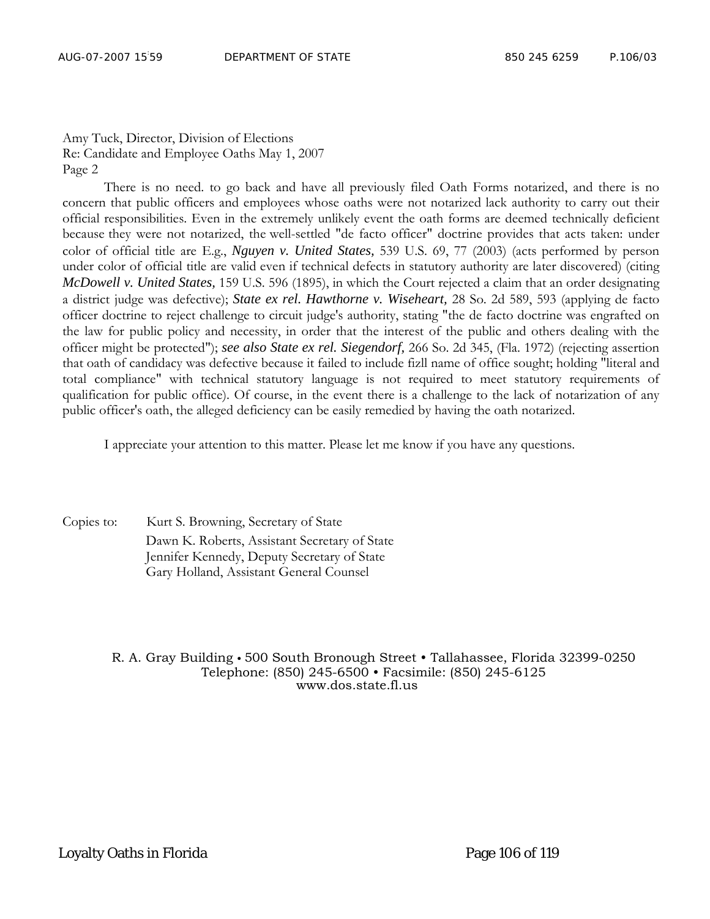Amy Tuck, Director, Division of Elections
Re: Candidate and Employee Oaths May 1, 2007
Page 2

There is no need. to go back and have all previously filed Oath Forms notarized, and there is no concern that public officers and employees whose oaths were not notarized lack authority to carry out their official responsibilities. Even in the extremely unlikely event the oath forms are deemed technically deficient because they were not notarized, the well-settled "de facto officer" doctrine provides that acts taken: under color of official title are E.g., ***Nguyen v. United States,*** 539 U.S. 69, 77 (2003) (acts performed by person under color of official title are valid even if technical defects in statutory authority are later discovered) (citing ***McDowell v. United States,*** 159 U.S. 596 (1895), in which the Court rejected a claim that an order designating a district judge was defective); ***State ex rel. Hawthorne v. Wiseheart,*** 28 So. 2d 589, 593 (applying de facto officer doctrine to reject challenge to circuit judge's authority, stating "the de facto doctrine was engrafted on the law for public policy and necessity, in order that the interest of the public and others dealing with the officer might be protected"); ***see also State ex rel. Siegendorf,*** 266 So. 2d 345, (Fla. 1972) (rejecting assertion that oath of candidacy was defective because it failed to include fizll name of office sought; holding "literal and total compliance" with technical statutory language is not required to meet statutory requirements of qualification for public office). Of course, in the event there is a challenge to the lack of notarization of any public officer's oath, the alleged deficiency can be easily remedied by having the oath notarized.

I appreciate your attention to this matter. Please let me know if you have any questions.

Copies to: Kurt S. Browning, Secretary of State
Dawn K. Roberts, Assistant Secretary of State
Jennifer Kennedy, Deputy Secretary of State
Gary Holland, Assistant General Counsel

R. A. Gray Building • 500 South Bronough Street • Tallahassee, Florida 32399-0250
Telephone: (850) 245-6500 • Facsimile: (850) 245-6125
www.dos.state.fl.us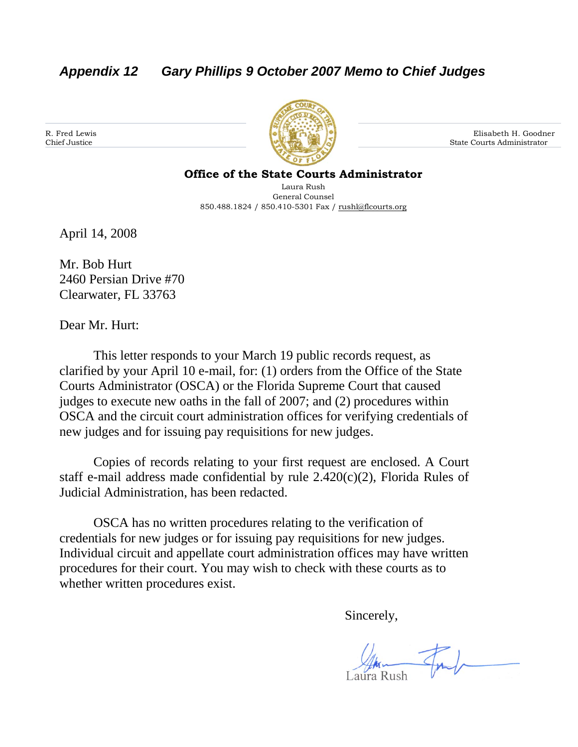*Appendix 12 Gary Phillips 9 October 2007 Memo to Chief Judges*

R. Fred Lewis
Chief Justice

Elisabeth H. Goodner
State Courts Administrator

**Office of the State Courts Administrator**

Laura Rush
General Counsel
850.488.1824 / 850.410-5301 Fax / rushl@flcourts.org

April 14, 2008

Mr. Bob Hurt
2460 Persian Drive #70
Clearwater, FL 33763

Dear Mr. Hurt:

This letter responds to your March 19 public records request, as clarified by your April 10 e-mail, for: (1) orders from the Office of the State Courts Administrator (OSCA) or the Florida Supreme Court that caused judges to execute new oaths in the fall of 2007; and (2) procedures within OSCA and the circuit court administration offices for verifying credentials of new judges and for issuing pay requisitions for new judges.

Copies of records relating to your first request are enclosed. A Court staff e-mail address made confidential by rule 2.420(c)(2), Florida Rules of Judicial Administration, has been redacted.

OSCA has no written procedures relating to the verification of credentials for new judges or for issuing pay requisitions for new judges. Individual circuit and appellate court administration offices may have written procedures for their court. You may wish to check with these courts as to whether written procedures exist.

Sincerely,

Laura Rush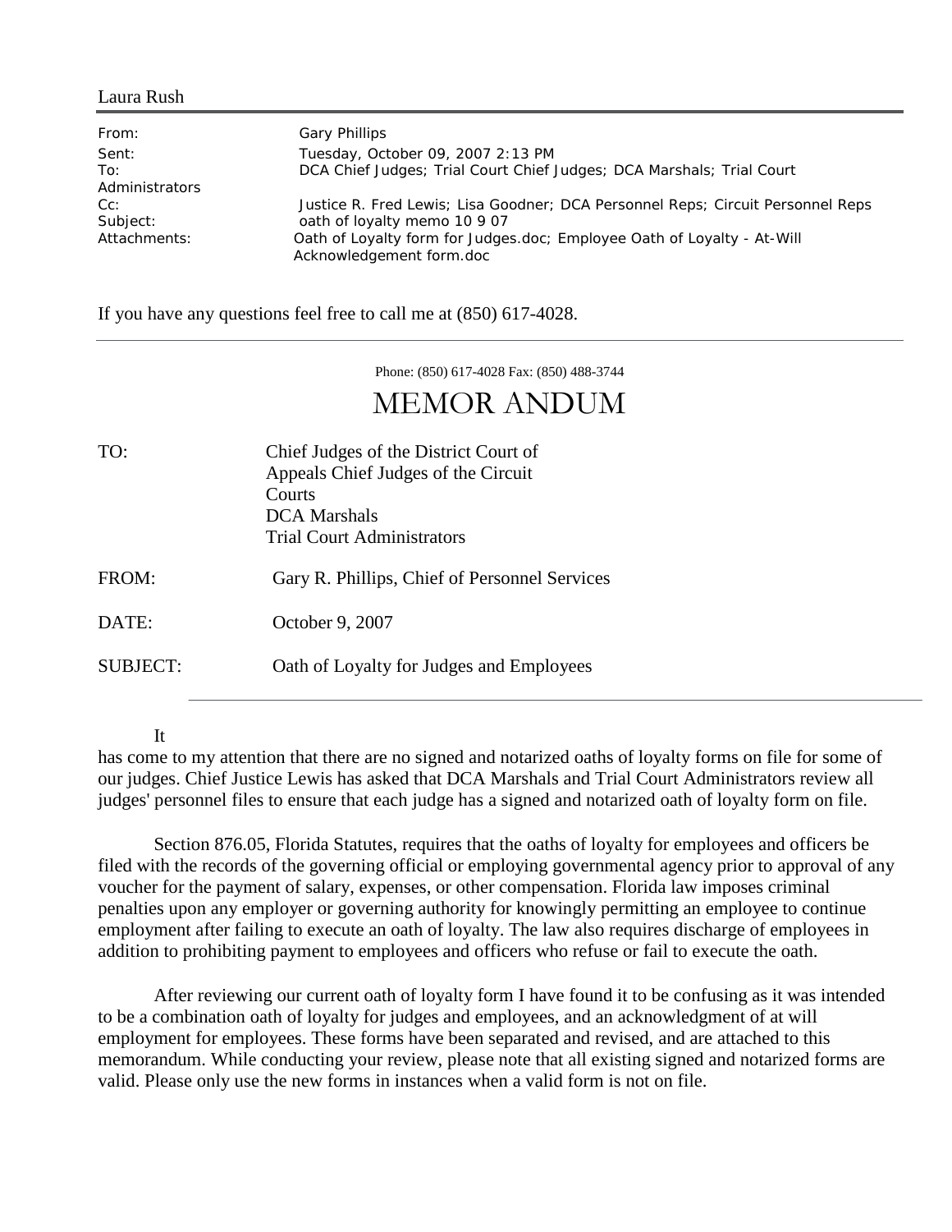Laura Rush

| | |
|---|---|
| From: | Gary Phillips |
| Sent: | Tuesday, October 09, 2007 2:13 PM |
| To: | DCA Chief Judges; Trial Court Chief Judges; DCA Marshals; Trial Court Administrators |
| Cc: | Justice R. Fred Lewis; Lisa Goodner; DCA Personnel Reps; Circuit Personnel Reps |
| Subject: | oath of loyalty memo 10 9 07 |
| Attachments: | Oath of Loyalty form for Judges.doc; Employee Oath of Loyalty - At-Will Acknowledgement form.doc |

If you have any questions feel free to call me at (850) 617-4028.

---

Phone: (850) 617-4028 Fax: (850) 488-3744

# MEMOR ANDUM

| | |
|---|---|
| TO: | Chief Judges of the District Court of Appeals Chief Judges of the Circuit Courts<br>DCA Marshals<br>Trial Court Administrators |
| FROM: | Gary R. Phillips, Chief of Personnel Services |
| DATE: | October 9, 2007 |
| SUBJECT: | Oath of Loyalty for Judges and Employees |

---

It has come to my attention that there are no signed and notarized oaths of loyalty forms on file for some of our judges. Chief Justice Lewis has asked that DCA Marshals and Trial Court Administrators review all judges' personnel files to ensure that each judge has a signed and notarized oath of loyalty form on file.

Section 876.05, Florida Statutes, requires that the oaths of loyalty for employees and officers be filed with the records of the governing official or employing governmental agency prior to approval of any voucher for the payment of salary, expenses, or other compensation. Florida law imposes criminal penalties upon any employer or governing authority for knowingly permitting an employee to continue employment after failing to execute an oath of loyalty. The law also requires discharge of employees in addition to prohibiting payment to employees and officers who refuse or fail to execute the oath.

After reviewing our current oath of loyalty form I have found it to be confusing as it was intended to be a combination oath of loyalty for judges and employees, and an acknowledgment of at will employment for employees. These forms have been separated and revised, and are attached to this memorandum. While conducting your review, please note that all existing signed and notarized forms are valid. Please only use the new forms in instances when a valid form is not on file.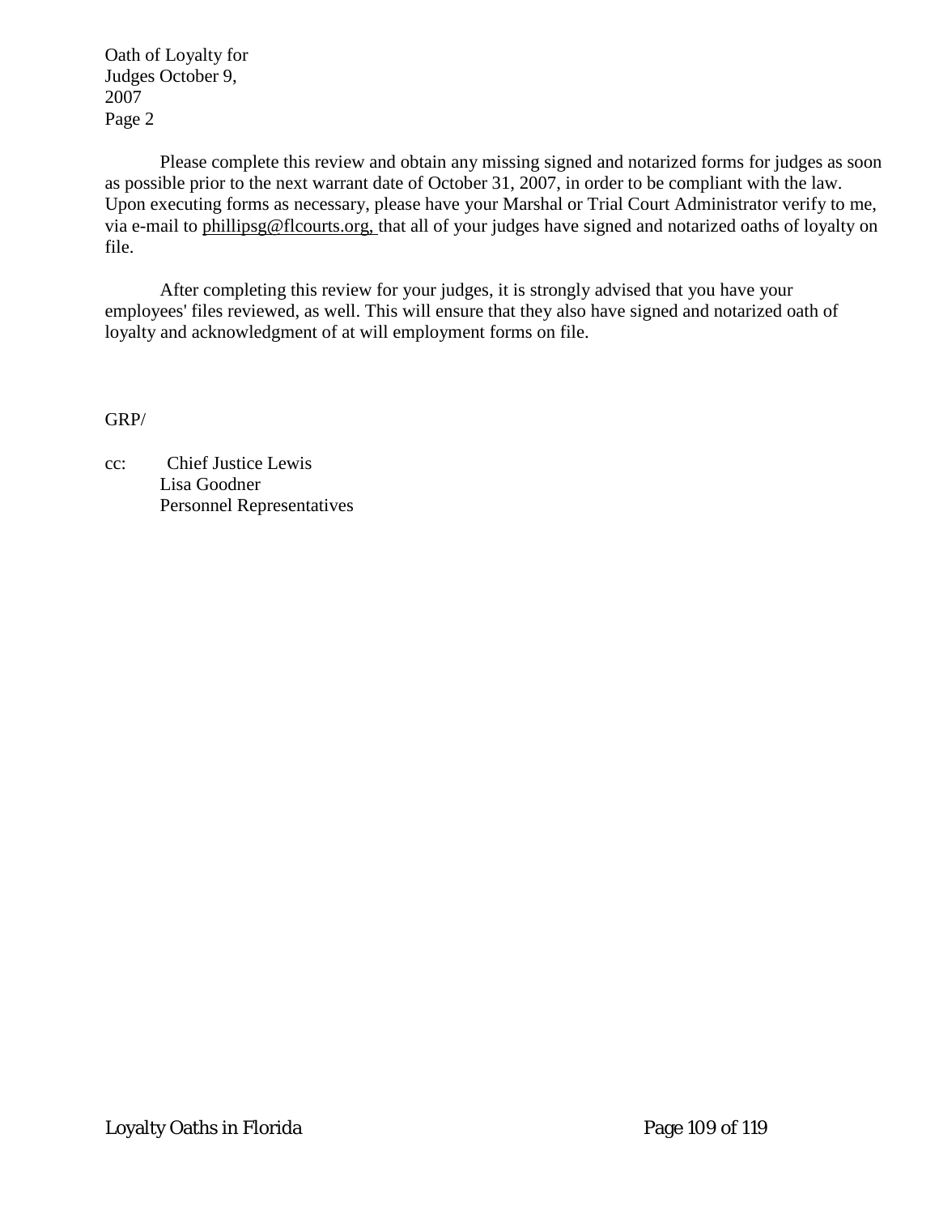Oath of Loyalty for Judges October 9, 2007
Page 2

Please complete this review and obtain any missing signed and notarized forms for judges as soon as possible prior to the next warrant date of October 31, 2007, in order to be compliant with the law. Upon executing forms as necessary, please have your Marshal or Trial Court Administrator verify to me, via e-mail to phillipsg@flcourts.org, that all of your judges have signed and notarized oaths of loyalty on file.

After completing this review for your judges, it is strongly advised that you have your employees' files reviewed, as well. This will ensure that they also have signed and notarized oath of loyalty and acknowledgment of at will employment forms on file.

GRP/

cc: Chief Justice Lewis
Lisa Goodner
Personnel Representatives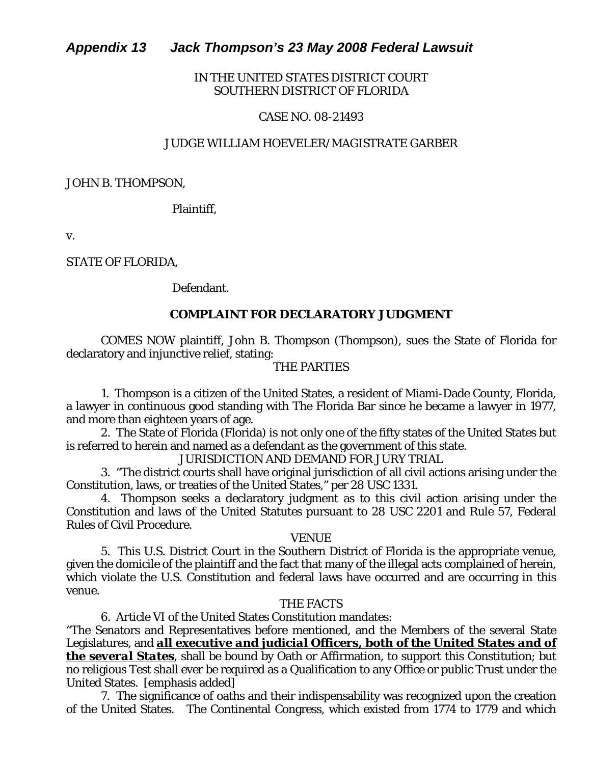## *Appendix 13 Jack Thompson's 23 May 2008 Federal Lawsuit*

IN THE UNITED STATES DISTRICT COURT
SOUTHERN DISTRICT OF FLORIDA

CASE NO. 08-21493

JUDGE WILLIAM HOEVELER/MAGISTRATE GARBER

JOHN B. THOMPSON,

Plaintiff,

v.

STATE OF FLORIDA,

Defendant.

**COMPLAINT FOR DECLARATORY JUDGMENT**

COMES NOW plaintiff, John B. Thompson (Thompson), sues the State of Florida for declaratory and injunctive relief, stating:

THE PARTIES

1. Thompson is a citizen of the United States, a resident of Miami-Dade County, Florida, a lawyer in continuous good standing with The Florida Bar since he became a lawyer in 1977, and more than eighteen years of age.

2. The State of Florida (Florida) is not only one of the fifty states of the United States but is referred to herein and named as a defendant as the government of this state.

JURISDICTION AND DEMAND FOR JURY TRIAL

3. "The district courts shall have original jurisdiction of all civil actions arising under the Constitution, laws, or treaties of the United States," per 28 USC 1331.

4. Thompson seeks a declaratory judgment as to this civil action arising under the Constitution and laws of the United Statutes pursuant to 28 USC 2201 and Rule 57, Federal Rules of Civil Procedure.

VENUE

5. This U.S. District Court in the Southern District of Florida is the appropriate venue, given the domicile of the plaintiff and the fact that many of the illegal acts complained of herein, which violate the U.S. Constitution and federal laws have occurred and are occurring in this venue.

THE FACTS

6. Article VI of the United States Constitution mandates:

"The Senators and Representatives before mentioned, and the Members of the several State Legislatures, and ***all executive and judicial Officers, both of the United States and of the several States***, shall be bound by Oath or Affirmation, to support this Constitution; but no religious Test shall ever be required as a Qualification to any Office or public Trust under the United States. [emphasis added]

7. The significance of oaths and their indispensability was recognized upon the creation of the United States. The Continental Congress, which existed from 1774 to 1779 and which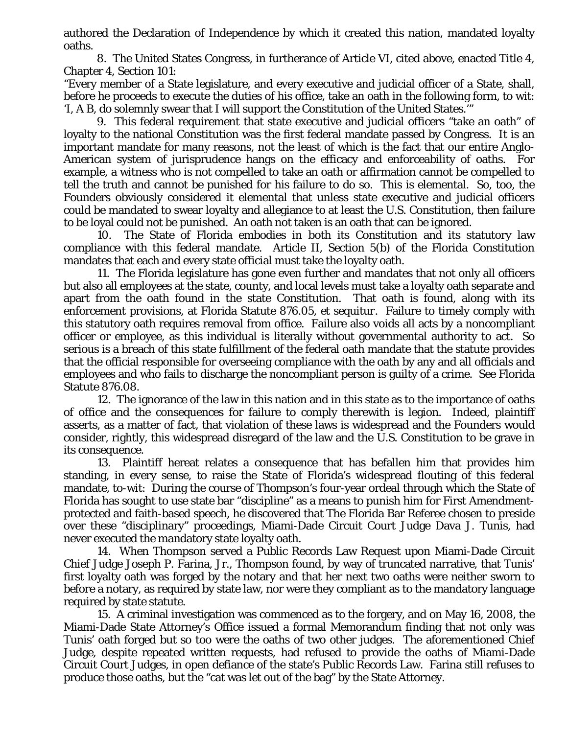authored the Declaration of Independence by which it created this nation, mandated loyalty oaths.

8. The United States Congress, in furtherance of Article VI, cited above, enacted Title 4, Chapter 4, Section 101:

"Every member of a State legislature, and every executive and judicial officer of a State, shall, before he proceeds to execute the duties of his office, take an oath in the following form, to wit: 'I, A B, do solemnly swear that I will support the Constitution of the United States.'"

9. This federal requirement that state executive and judicial officers "take an oath" of loyalty to the national Constitution was the first federal mandate passed by Congress. It is an important mandate for many reasons, not the least of which is the fact that our entire Anglo-American system of jurisprudence hangs on the efficacy and enforceability of oaths. For example, a witness who is not compelled to take an oath or affirmation cannot be compelled to tell the truth and cannot be punished for his failure to do so. This is elemental. So, too, the Founders obviously considered it elemental that unless state executive and judicial officers could be mandated to swear loyalty and allegiance to at least the U.S. Constitution, then failure to be loyal could not be punished. An oath not taken is an oath that can be ignored.

10. The State of Florida embodies in both its Constitution and its statutory law compliance with this federal mandate. Article II, Section 5(b) of the Florida Constitution mandates that each and every state official must take the loyalty oath.

11. The Florida legislature has gone even further and mandates that not only all officers but also all employees at the state, county, and local levels must take a loyalty oath separate and apart from the oath found in the state Constitution. That oath is found, along with its enforcement provisions, at Florida Statute 876.05, *et sequitur*. Failure to timely comply with this statutory oath requires removal from office. Failure also voids all acts by a noncompliant officer or employee, as this individual is literally without governmental authority to act. So serious is a breach of this state fulfillment of the federal oath mandate that the statute provides that the official responsible for overseeing compliance with the oath by any and all officials and employees and who fails to discharge the noncompliant person is guilty of a crime. See Florida Statute 876.08.

12. The ignorance of the law in this nation and in this state as to the importance of oaths of office and the consequences for failure to comply therewith is legion. Indeed, plaintiff asserts, as a matter of fact, that violation of these laws is widespread and the Founders would consider, rightly, this widespread disregard of the law and the U.S. Constitution to be grave in its consequence.

13. Plaintiff hereat relates a consequence that has befallen him that provides him standing, in every sense, to raise the State of Florida's widespread flouting of this federal mandate, to-wit: During the course of Thompson's four-year ordeal through which the State of Florida has sought to use state bar "discipline" as a means to punish him for First Amendment-protected and faith-based speech, he discovered that The Florida Bar Referee chosen to preside over these "disciplinary" proceedings, Miami-Dade Circuit Court Judge Dava J. Tunis, had never executed the mandatory state loyalty oath.

14. When Thompson served a Public Records Law Request upon Miami-Dade Circuit Chief Judge Joseph P. Farina, Jr., Thompson found, by way of truncated narrative, that Tunis' first loyalty oath was forged by the notary and that her next two oaths were neither sworn to before a notary, as required by state law, nor were they compliant as to the mandatory language required by state statute.

15. A criminal investigation was commenced as to the forgery, and on May 16, 2008, the Miami-Dade State Attorney's Office issued a formal Memorandum finding that not only was Tunis' oath forged but so too were the oaths of two other judges. The aforementioned Chief Judge, despite repeated written requests, had refused to provide the oaths of Miami-Dade Circuit Court Judges, in open defiance of the state's Public Records Law. Farina still refuses to produce those oaths, but the "cat was let out of the bag" by the State Attorney.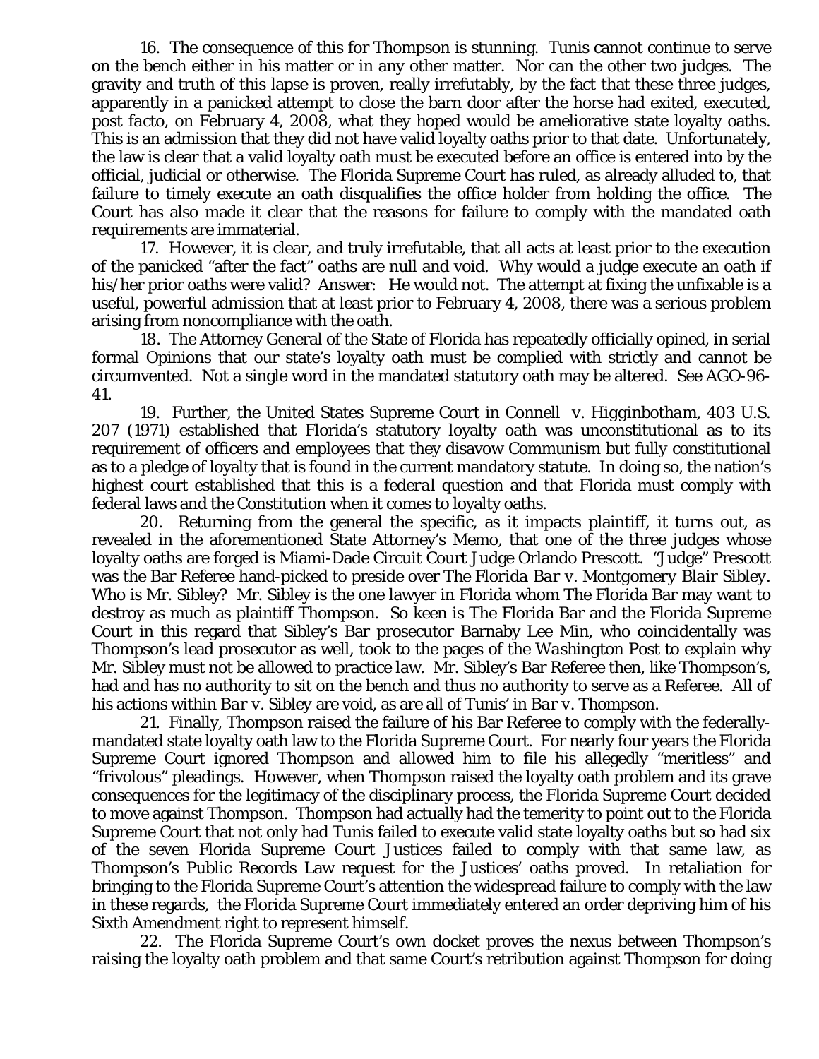16. The consequence of this for Thompson is stunning. Tunis cannot continue to serve on the bench either in his matter or in any other matter. Nor can the other two judges. The gravity and truth of this lapse is proven, really irrefutably, by the fact that these three judges, apparently in a panicked attempt to close the barn door after the horse had exited, executed, *post facto*, on February 4, 2008, what they hoped would be ameliorative state loyalty oaths. This is an admission that they did not have valid loyalty oaths prior to that date. Unfortunately, the law is clear that a valid loyalty oath must be executed *before* an office is entered into by the official, judicial or otherwise. The Florida Supreme Court has ruled, as already alluded to, that failure to timely execute an oath disqualifies the office holder from holding the office. The Court has also made it clear that the reasons for failure to comply with the mandated oath requirements are immaterial.

17. However, it is clear, and truly irrefutable, that all acts at least prior to the execution of the panicked "after the fact" oaths are null and void. Why would a judge execute an oath if his/her prior oaths were valid? Answer: He would not. The attempt at fixing the unfixable is a useful, powerful admission that at least prior to February 4, 2008, there was a serious problem arising from noncompliance with the oath.

18. The Attorney General of the State of Florida has repeatedly officially opined, in serial formal Opinions that our state's loyalty oath must be complied with strictly and cannot be circumvented. Not a single word in the mandated statutory oath may be altered. See AGO-96-41.

19. Further, the United States Supreme Court in *Connell v. Higginbotham*, 403 U.S. 207 (1971) established that Florida's statutory loyalty oath was unconstitutional as to its requirement of officers and employees that they disavow Communism but fully constitutional as to a pledge of loyalty that is found in the current mandatory statute. In doing so, the nation's highest court established that this is a *federal* question and that Florida must comply with federal laws and the Constitution when it comes to loyalty oaths.

20. Returning from the general the specific, as it impacts plaintiff, it turns out, as revealed in the aforementioned State Attorney's Memo, that one of the three judges whose loyalty oaths are forged is Miami-Dade Circuit Court Judge Orlando Prescott. "Judge" Prescott was the Bar Referee hand-picked to preside over *The Florida Bar v. Montgomery Blair Sibley*. Who is Mr. Sibley? Mr. Sibley is the one lawyer in Florida whom The Florida Bar may want to destroy as much as plaintiff Thompson. So keen is The Florida Bar and the Florida Supreme Court in this regard that Sibley's Bar prosecutor Barnaby Lee Min, who coincidentally was Thompson's lead prosecutor as well, took to the pages of the *Washington Post* to explain why Mr. Sibley must not be allowed to practice law. Mr. Sibley's Bar Referee then, like Thompson's, had and has no authority to sit on the bench and thus no authority to serve as a Referee. All of his actions within *Bar v. Sibley* are void, as are all of Tunis' in *Bar v. Thompson*.

21. Finally, Thompson raised the failure of his Bar Referee to comply with the federally-mandated state loyalty oath law to the Florida Supreme Court. For nearly four years the Florida Supreme Court ignored Thompson and allowed him to file his allegedly "meritless" and "frivolous" pleadings. However, when Thompson raised the loyalty oath problem and its grave consequences for the legitimacy of the disciplinary process, the Florida Supreme Court decided to move against Thompson. Thompson had actually had the temerity to point out to the Florida Supreme Court that not only had Tunis failed to execute valid state loyalty oaths but so had six of the seven Florida Supreme Court Justices failed to comply with that same law, as Thompson's Public Records Law request for the Justices' oaths proved. In retaliation for bringing to the Florida Supreme Court's attention the widespread failure to comply with the law in these regards, the Florida Supreme Court immediately entered an order depriving him of his Sixth Amendment right to represent himself.

22. The Florida Supreme Court's own docket proves the nexus between Thompson's raising the loyalty oath problem and that same Court's retribution against Thompson for doing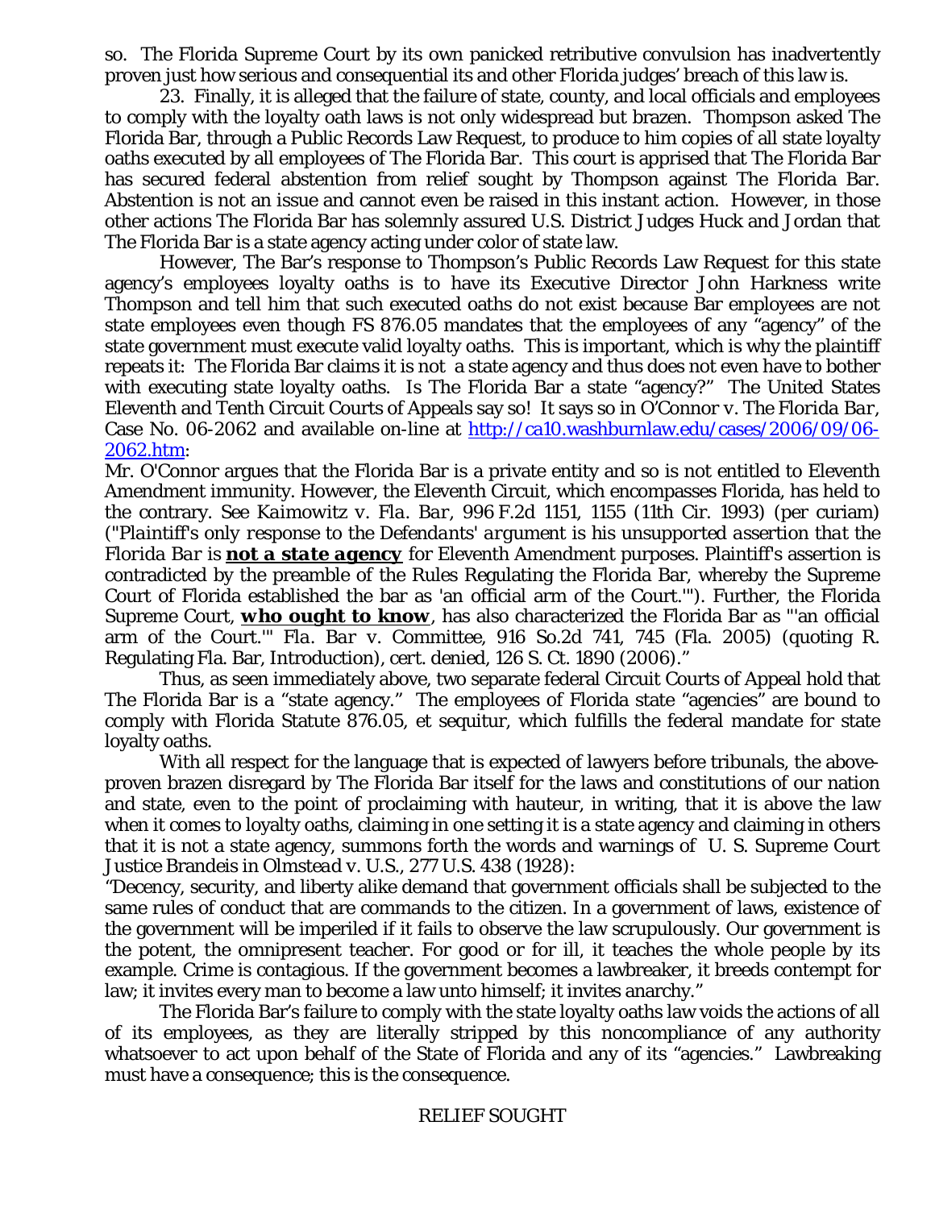so. The Florida Supreme Court by its own panicked retributive convulsion has inadvertently proven just how serious and consequential its and other Florida judges' breach of this law is.

23. Finally, it is alleged that the failure of state, county, and local officials and employees to comply with the loyalty oath laws is not only widespread but brazen. Thompson asked The Florida Bar, through a Public Records Law Request, to produce to him copies of all state loyalty oaths executed by all employees of The Florida Bar. This court is apprised that The Florida Bar has secured federal abstention from relief sought by Thompson against The Florida Bar. Abstention is not an issue and cannot even be raised in this instant action. However, in those other actions The Florida Bar has solemnly assured U.S. District Judges Huck and Jordan that The Florida Bar is a state agency acting under color of state law.

However, The Bar's response to Thompson's Public Records Law Request for this state agency's employees loyalty oaths is to have its Executive Director John Harkness write Thompson and tell him that such executed oaths do not exist because Bar employees are not state employees even though FS 876.05 mandates that the employees of any "agency" of the state government must execute valid loyalty oaths. This is important, which is why the plaintiff repeats it: The Florida Bar claims it is not a state agency and thus does not even have to bother with executing state loyalty oaths. Is The Florida Bar a state "agency?" The United States Eleventh and Tenth Circuit Courts of Appeals say so! It says so in *O'Connor v. The Florida Bar*, Case No. 06-2062 and available on-line at [http://ca10.washburnlaw.edu/cases/2006/09/06-2062.htm](http://ca10.washburnlaw.edu/cases/2006/09/06-2062.htm):

Mr. O'Connor argues that the Florida Bar is a private entity and so is not entitled to Eleventh Amendment immunity. However, the Eleventh Circuit, which encompasses Florida, has held to the contrary. See *Kaimowitz v. Fla. Bar*, 996 F.2d 1151, 1155 (11th Cir. 1993) (per curiam) ("*Plaintiff's only response to the Defendants' argument is his unsupported assertion that the Florida Bar is* ***<u>not a state agency</u>*** for Eleventh Amendment purposes. Plaintiff's assertion is contradicted by the preamble of the Rules Regulating the Florida Bar, whereby the Supreme Court of Florida established the bar as 'an official arm of the Court.'"). Further, the Florida Supreme Court, ***<u>who ought to know</u>***, has also characterized the Florida Bar as "'an official arm of the Court.'" *Fla. Bar v. Committee*, 916 So.2d 741, 745 (Fla. 2005) (quoting R. Regulating Fla. Bar, Introduction), *cert. denied*, 126 S. Ct. 1890 (2006)."

Thus, as seen immediately above, two separate federal Circuit Courts of Appeal hold that The Florida Bar is a "state agency." The employees of Florida state "agencies" are bound to comply with Florida Statute 876.05, et sequitur, which fulfills the federal mandate for state loyalty oaths.

With all respect for the language that is expected of lawyers before tribunals, the above-proven brazen disregard by The Florida Bar itself for the laws and constitutions of our nation and state, even to the point of proclaiming with hauteur, in writing, that it is above the law when it comes to loyalty oaths, claiming in one setting it is a state agency and claiming in others that it is not a state agency, summons forth the words and warnings of U. S. Supreme Court Justice Brandeis in *Olmstead v. U.S.*, 277 U.S. 438 (1928):

"Decency, security, and liberty alike demand that government officials shall be subjected to the same rules of conduct that are commands to the citizen. In a government of laws, existence of the government will be imperiled if it fails to observe the law scrupulously. Our government is the potent, the omnipresent teacher. For good or for ill, it teaches the whole people by its example. Crime is contagious. If the government becomes a lawbreaker, it breeds contempt for law; it invites every man to become a law unto himself; it invites anarchy."

The Florida Bar's failure to comply with the state loyalty oaths law voids the actions of all of its employees, as they are literally stripped by this noncompliance of any authority whatsoever to act upon behalf of the State of Florida and any of its "agencies." Lawbreaking must have a consequence; this is the consequence.

## RELIEF SOUGHT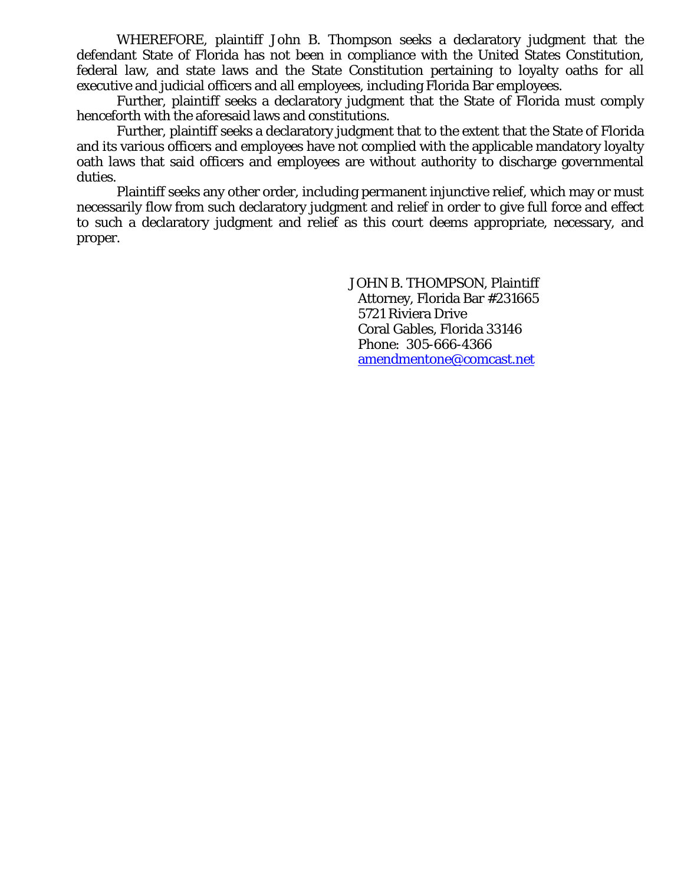WHEREFORE, plaintiff John B. Thompson seeks a declaratory judgment that the defendant State of Florida has not been in compliance with the United States Constitution, federal law, and state laws and the State Constitution pertaining to loyalty oaths for all executive and judicial officers and all employees, including Florida Bar employees.

Further, plaintiff seeks a declaratory judgment that the State of Florida must comply henceforth with the aforesaid laws and constitutions.

Further, plaintiff seeks a declaratory judgment that to the extent that the State of Florida and its various officers and employees have not complied with the applicable mandatory loyalty oath laws that said officers and employees are without authority to discharge governmental duties.

Plaintiff seeks any other order, including permanent injunctive relief, which may or must necessarily flow from such declaratory judgment and relief in order to give full force and effect to such a declaratory judgment and relief as this court deems appropriate, necessary, and proper.

JOHN B. THOMPSON, Plaintiff
Attorney, Florida Bar #231665
5721 Riviera Drive
Coral Gables, Florida 33146
Phone: 305-666-4366
amendmentone@comcast.net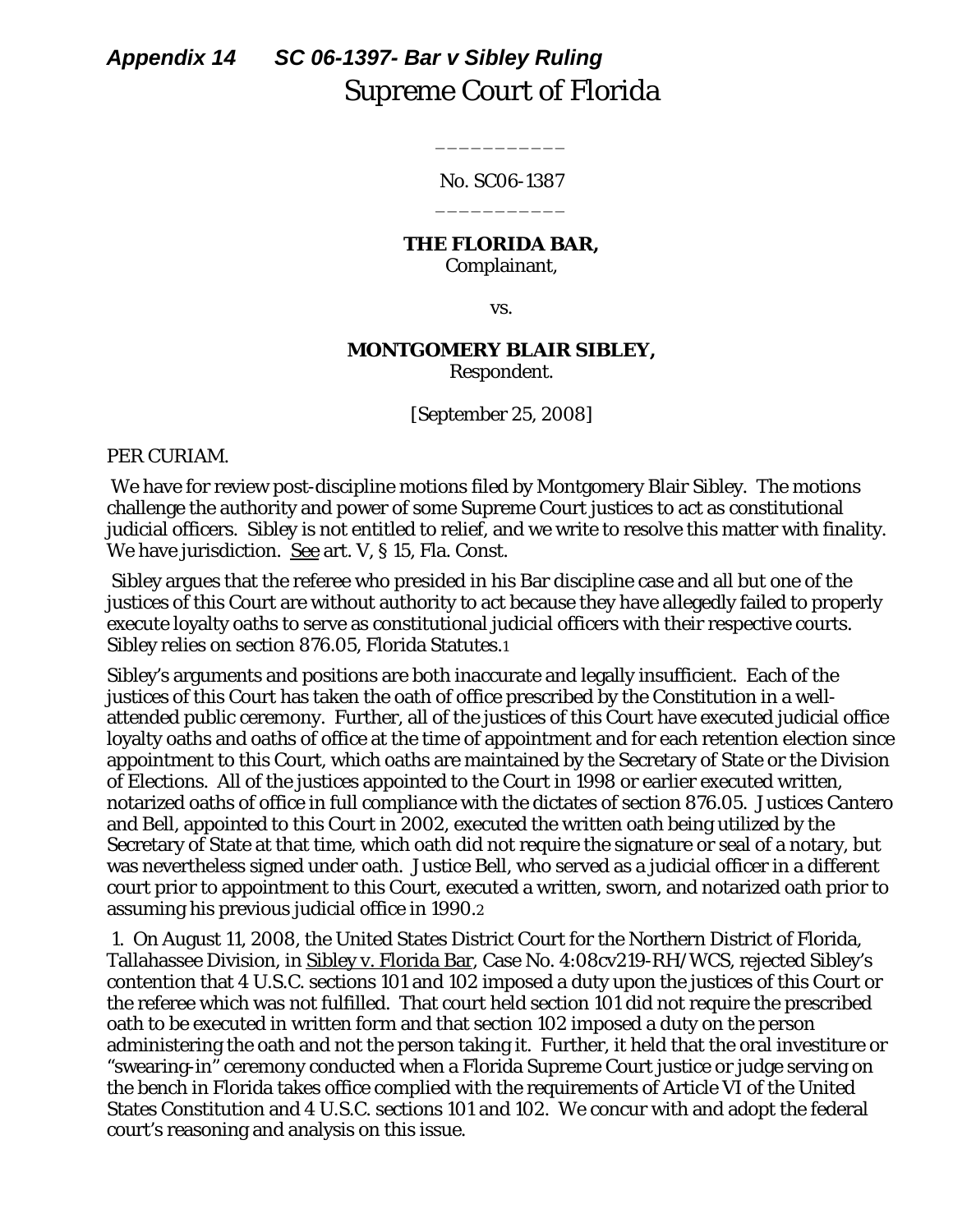## *Appendix 14 SC 06-1397- Bar v Sibley Ruling*

# Supreme Court of Florida

\_\_\_\_\_\_\_\_\_\_\_

No. SC06-1387

\_\_\_\_\_\_\_\_\_\_\_

**THE FLORIDA BAR,**
Complainant,

vs.

**MONTGOMERY BLAIR SIBLEY,**
Respondent.

[September 25, 2008]

PER CURIAM.

We have for review post-discipline motions filed by Montgomery Blair Sibley. The motions challenge the authority and power of some Supreme Court justices to act as constitutional judicial officers. Sibley is not entitled to relief, and we write to resolve this matter with finality. We have jurisdiction. See art. V, § 15, Fla. Const.

Sibley argues that the referee who presided in his Bar discipline case and all but one of the justices of this Court are without authority to act because they have allegedly failed to properly execute loyalty oaths to serve as constitutional judicial officers with their respective courts. Sibley relies on section 876.05, Florida Statutes.[1]

Sibley's arguments and positions are both inaccurate and legally insufficient. Each of the justices of this Court has taken the oath of office prescribed by the Constitution in a well-attended public ceremony. Further, all of the justices of this Court have executed judicial office loyalty oaths and oaths of office at the time of appointment and for each retention election since appointment to this Court, which oaths are maintained by the Secretary of State or the Division of Elections. All of the justices appointed to the Court in 1998 or earlier executed written, notarized oaths of office in full compliance with the dictates of section 876.05. Justices Cantero and Bell, appointed to this Court in 2002, executed the written oath being utilized by the Secretary of State at that time, which oath did not require the signature or seal of a notary, but was nevertheless signed under oath. Justice Bell, who served as a judicial officer in a different court prior to appointment to this Court, executed a written, sworn, and notarized oath prior to assuming his previous judicial office in 1990.[2]

1. On August 11, 2008, the United States District Court for the Northern District of Florida, Tallahassee Division, in Sibley v. Florida Bar, Case No. 4:08cv219-RH/WCS, rejected Sibley's contention that 4 U.S.C. sections 101 and 102 imposed a duty upon the justices of this Court or the referee which was not fulfilled. That court held section 101 did not require the prescribed oath to be executed in written form and that section 102 imposed a duty on the person administering the oath and not the person taking it. Further, it held that the oral investiture or "swearing-in" ceremony conducted when a Florida Supreme Court justice or judge serving on the bench in Florida takes office complied with the requirements of Article VI of the United States Constitution and 4 U.S.C. sections 101 and 102. We concur with and adopt the federal court's reasoning and analysis on this issue.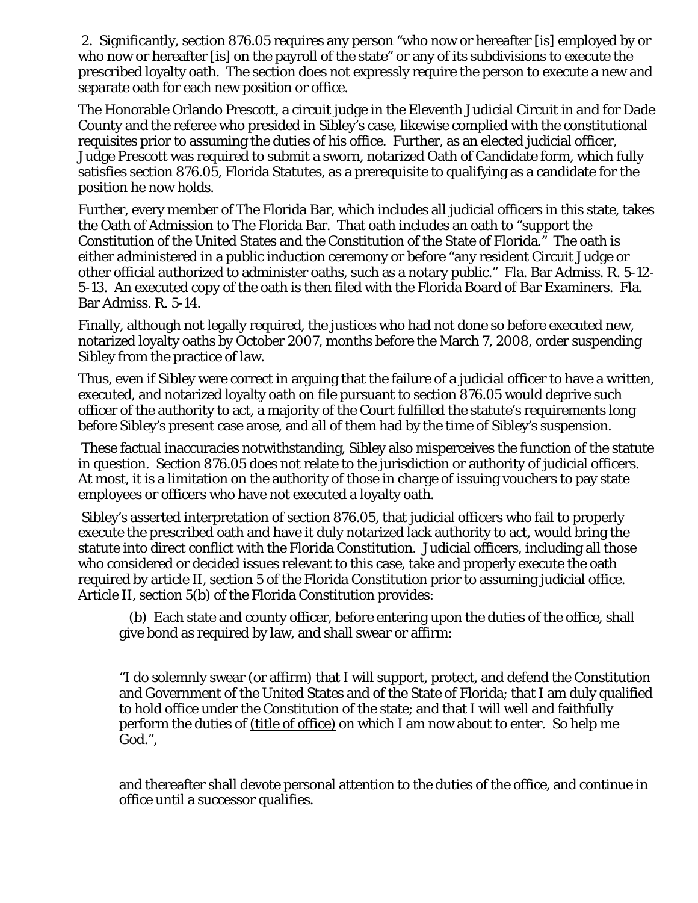2. Significantly, section 876.05 requires any person "who now or hereafter [is] employed by or who now or hereafter [is] on the payroll of the state" or any of its subdivisions to execute the prescribed loyalty oath. The section does not expressly require the person to execute a new and separate oath for each new position or office.

The Honorable Orlando Prescott, a circuit judge in the Eleventh Judicial Circuit in and for Dade County and the referee who presided in Sibley's case, likewise complied with the constitutional requisites prior to assuming the duties of his office. Further, as an elected judicial officer, Judge Prescott was required to submit a sworn, notarized Oath of Candidate form, which fully satisfies section 876.05, Florida Statutes, as a prerequisite to qualifying as a candidate for the position he now holds.

Further, every member of The Florida Bar, which includes all judicial officers in this state, takes the Oath of Admission to The Florida Bar. That oath includes an oath to "support the Constitution of the United States and the Constitution of the State of Florida." The oath is either administered in a public induction ceremony or before "any resident Circuit Judge or other official authorized to administer oaths, such as a notary public." Fla. Bar Admiss. R. 5-12-5-13. An executed copy of the oath is then filed with the Florida Board of Bar Examiners. Fla. Bar Admiss. R. 5-14.

Finally, although not legally required, the justices who had not done so before executed new, notarized loyalty oaths by October 2007, months before the March 7, 2008, order suspending Sibley from the practice of law.

Thus, even if Sibley were correct in arguing that the failure of a judicial officer to have a written, executed, and notarized loyalty oath on file pursuant to section 876.05 would deprive such officer of the authority to act, a majority of the Court fulfilled the statute's requirements long before Sibley's present case arose, and all of them had by the time of Sibley's suspension.

These factual inaccuracies notwithstanding, Sibley also misperceives the function of the statute in question. Section 876.05 does not relate to the jurisdiction or authority of judicial officers. At most, it is a limitation on the authority of those in charge of issuing vouchers to pay state employees or officers who have not executed a loyalty oath.

Sibley's asserted interpretation of section 876.05, that judicial officers who fail to properly execute the prescribed oath and have it duly notarized lack authority to act, would bring the statute into direct conflict with the Florida Constitution. Judicial officers, including all those who considered or decided issues relevant to this case, take and properly execute the oath required by article II, section 5 of the Florida Constitution prior to assuming judicial office. Article II, section 5(b) of the Florida Constitution provides:

> (b) Each state and county officer, before entering upon the duties of the office, shall give bond as required by law, and shall swear or affirm:
>
> "I do solemnly swear (or affirm) that I will support, protect, and defend the Constitution and Government of the United States and of the State of Florida; that I am duly qualified to hold office under the Constitution of the state; and that I will well and faithfully perform the duties of <u>(title of office)</u> on which I am now about to enter. So help me God.",
>
> and thereafter shall devote personal attention to the duties of the office, and continue in office until a successor qualifies.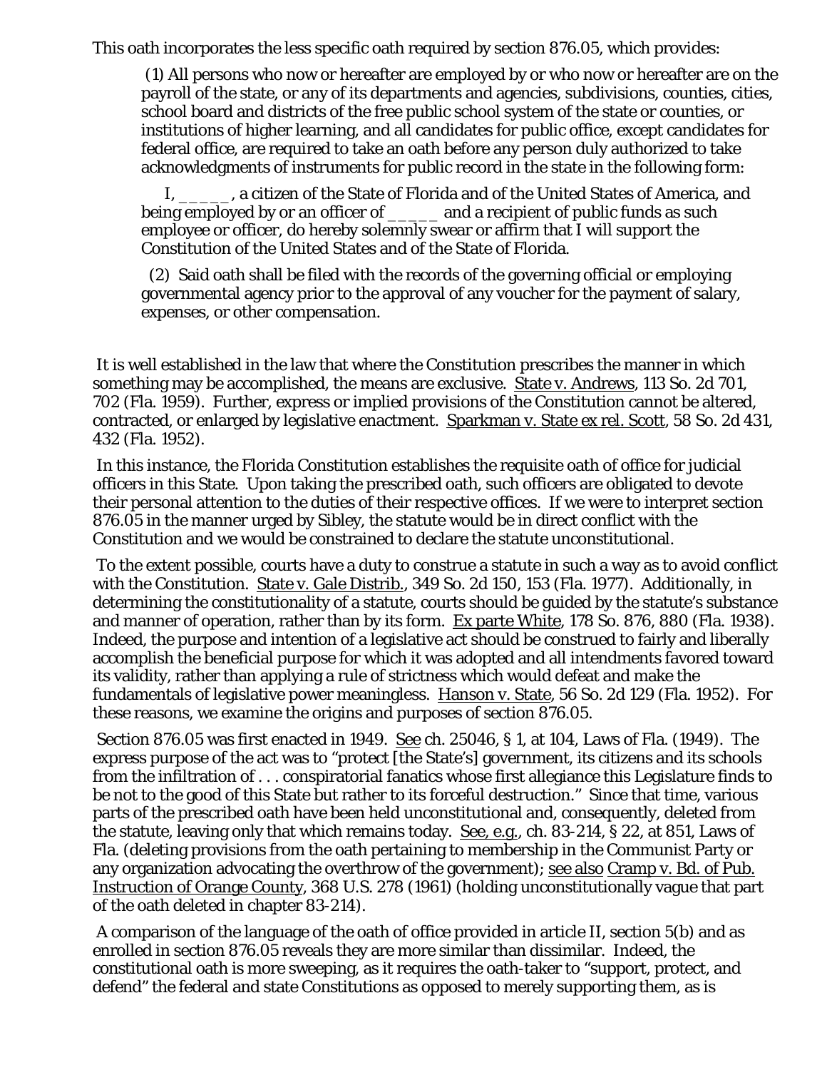This oath incorporates the less specific oath required by section 876.05, which provides:

> (1) All persons who now or hereafter are employed by or who now or hereafter are on the payroll of the state, or any of its departments and agencies, subdivisions, counties, cities, school board and districts of the free public school system of the state or counties, or institutions of higher learning, and all candidates for public office, except candidates for federal office, are required to take an oath before any person duly authorized to take acknowledgments of instruments for public record in the state in the following form:
>
> I, _____, a citizen of the State of Florida and of the United States of America, and being employed by or an officer of _____ and a recipient of public funds as such employee or officer, do hereby solemnly swear or affirm that I will support the Constitution of the United States and of the State of Florida.
>
> (2) Said oath shall be filed with the records of the governing official or employing governmental agency prior to the approval of any voucher for the payment of salary, expenses, or other compensation.

It is well established in the law that where the Constitution prescribes the manner in which something may be accomplished, the means are exclusive. State v. Andrews, 113 So. 2d 701, 702 (Fla. 1959). Further, express or implied provisions of the Constitution cannot be altered, contracted, or enlarged by legislative enactment. Sparkman v. State ex rel. Scott, 58 So. 2d 431, 432 (Fla. 1952).

In this instance, the Florida Constitution establishes the requisite oath of office for judicial officers in this State. Upon taking the prescribed oath, such officers are obligated to devote their personal attention to the duties of their respective offices. If we were to interpret section 876.05 in the manner urged by Sibley, the statute would be in direct conflict with the Constitution and we would be constrained to declare the statute unconstitutional.

To the extent possible, courts have a duty to construe a statute in such a way as to avoid conflict with the Constitution. State v. Gale Distrib., 349 So. 2d 150, 153 (Fla. 1977). Additionally, in determining the constitutionality of a statute, courts should be guided by the statute's substance and manner of operation, rather than by its form. Ex parte White, 178 So. 876, 880 (Fla. 1938). Indeed, the purpose and intention of a legislative act should be construed to fairly and liberally accomplish the beneficial purpose for which it was adopted and all intendments favored toward its validity, rather than applying a rule of strictness which would defeat and make the fundamentals of legislative power meaningless. Hanson v. State, 56 So. 2d 129 (Fla. 1952). For these reasons, we examine the origins and purposes of section 876.05.

Section 876.05 was first enacted in 1949. See ch. 25046, § 1, at 104, Laws of Fla. (1949). The express purpose of the act was to "protect [the State's] government, its citizens and its schools from the infiltration of . . . conspiratorial fanatics whose first allegiance this Legislature finds to be not to the good of this State but rather to its forceful destruction." Since that time, various parts of the prescribed oath have been held unconstitutional and, consequently, deleted from the statute, leaving only that which remains today. See, e.g., ch. 83-214, § 22, at 851, Laws of Fla. (deleting provisions from the oath pertaining to membership in the Communist Party or any organization advocating the overthrow of the government); see also Cramp v. Bd. of Pub. Instruction of Orange County, 368 U.S. 278 (1961) (holding unconstitutionally vague that part of the oath deleted in chapter 83-214).

A comparison of the language of the oath of office provided in article II, section 5(b) and as enrolled in section 876.05 reveals they are more similar than dissimilar. Indeed, the constitutional oath is more sweeping, as it requires the oath-taker to "support, protect, and defend" the federal and state Constitutions as opposed to merely supporting them, as is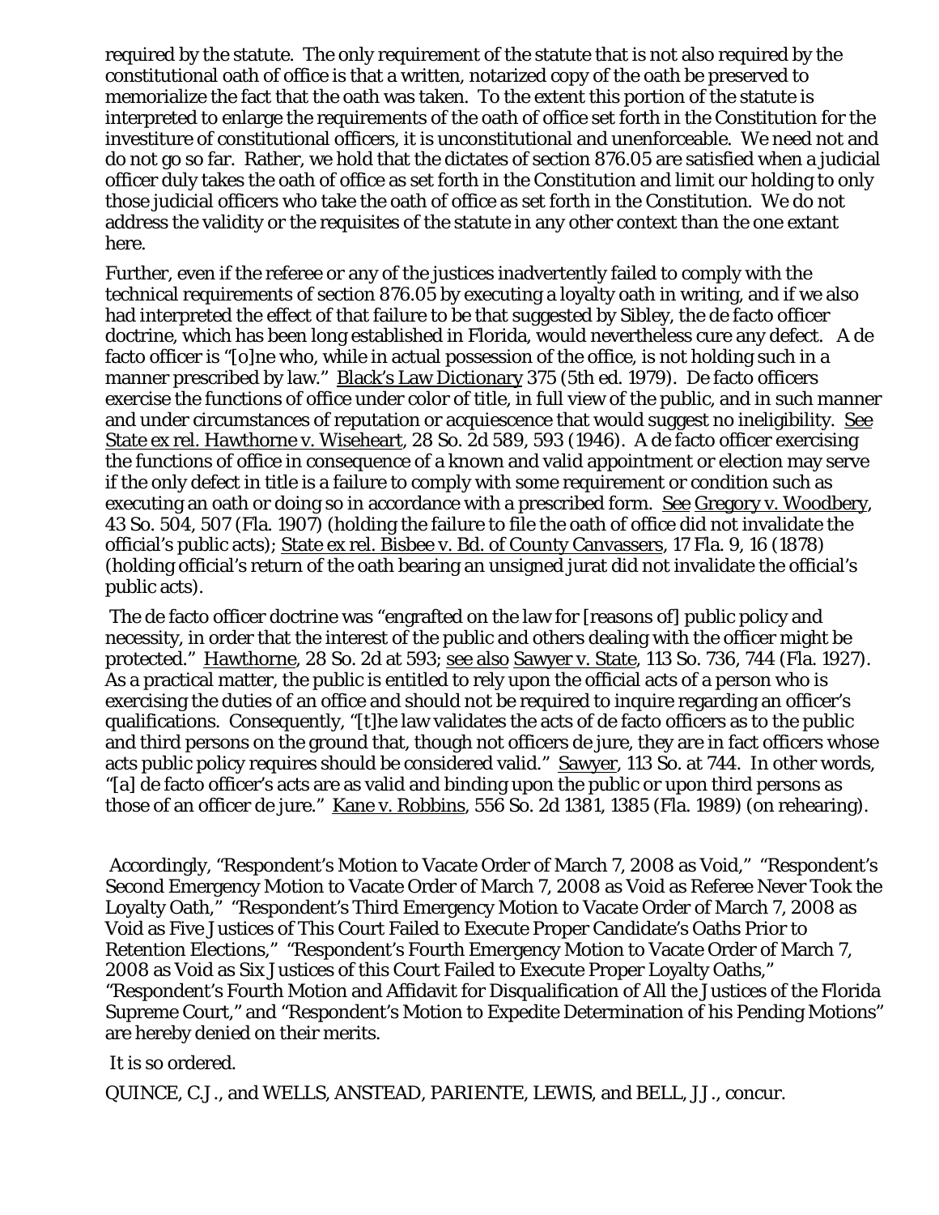required by the statute. The only requirement of the statute that is not also required by the constitutional oath of office is that a written, notarized copy of the oath be preserved to memorialize the fact that the oath was taken. To the extent this portion of the statute is interpreted to enlarge the requirements of the oath of office set forth in the Constitution for the investiture of constitutional officers, it is unconstitutional and unenforceable. We need not and do not go so far. Rather, we hold that the dictates of section 876.05 are satisfied when a judicial officer duly takes the oath of office as set forth in the Constitution and limit our holding to only those judicial officers who take the oath of office as set forth in the Constitution. We do not address the validity or the requisites of the statute in any other context than the one extant here.

Further, even if the referee or any of the justices inadvertently failed to comply with the technical requirements of section 876.05 by executing a loyalty oath in writing, and if we also had interpreted the effect of that failure to be that suggested by Sibley, the de facto officer doctrine, which has been long established in Florida, would nevertheless cure any defect. A de facto officer is "[o]ne who, while in actual possession of the office, is not holding such in a manner prescribed by law." Black's Law Dictionary 375 (5th ed. 1979). De facto officers exercise the functions of office under color of title, in full view of the public, and in such manner and under circumstances of reputation or acquiescence that would suggest no ineligibility. See State ex rel. Hawthorne v. Wiseheart, 28 So. 2d 589, 593 (1946). A de facto officer exercising the functions of office in consequence of a known and valid appointment or election may serve if the only defect in title is a failure to comply with some requirement or condition such as executing an oath or doing so in accordance with a prescribed form. See Gregory v. Woodbery, 43 So. 504, 507 (Fla. 1907) (holding the failure to file the oath of office did not invalidate the official's public acts); State ex rel. Bisbee v. Bd. of County Canvassers, 17 Fla. 9, 16 (1878) (holding official's return of the oath bearing an unsigned jurat did not invalidate the official's public acts).

The de facto officer doctrine was "engrafted on the law for [reasons of] public policy and necessity, in order that the interest of the public and others dealing with the officer might be protected." Hawthorne, 28 So. 2d at 593; see also Sawyer v. State, 113 So. 736, 744 (Fla. 1927). As a practical matter, the public is entitled to rely upon the official acts of a person who is exercising the duties of an office and should not be required to inquire regarding an officer's qualifications. Consequently, "[t]he law validates the acts of de facto officers as to the public and third persons on the ground that, though not officers de jure, they are in fact officers whose acts public policy requires should be considered valid." Sawyer, 113 So. at 744. In other words, "[a] de facto officer's acts are as valid and binding upon the public or upon third persons as those of an officer de jure." Kane v. Robbins, 556 So. 2d 1381, 1385 (Fla. 1989) (on rehearing).

Accordingly, "Respondent's Motion to Vacate Order of March 7, 2008 as Void," "Respondent's Second Emergency Motion to Vacate Order of March 7, 2008 as Void as Referee Never Took the Loyalty Oath," "Respondent's Third Emergency Motion to Vacate Order of March 7, 2008 as Void as Five Justices of This Court Failed to Execute Proper Candidate's Oaths Prior to Retention Elections," "Respondent's Fourth Emergency Motion to Vacate Order of March 7, 2008 as Void as Six Justices of this Court Failed to Execute Proper Loyalty Oaths," "Respondent's Fourth Motion and Affidavit for Disqualification of All the Justices of the Florida Supreme Court," and "Respondent's Motion to Expedite Determination of his Pending Motions" are hereby denied on their merits.

It is so ordered.

QUINCE, C.J., and WELLS, ANSTEAD, PARIENTE, LEWIS, and BELL, JJ., concur.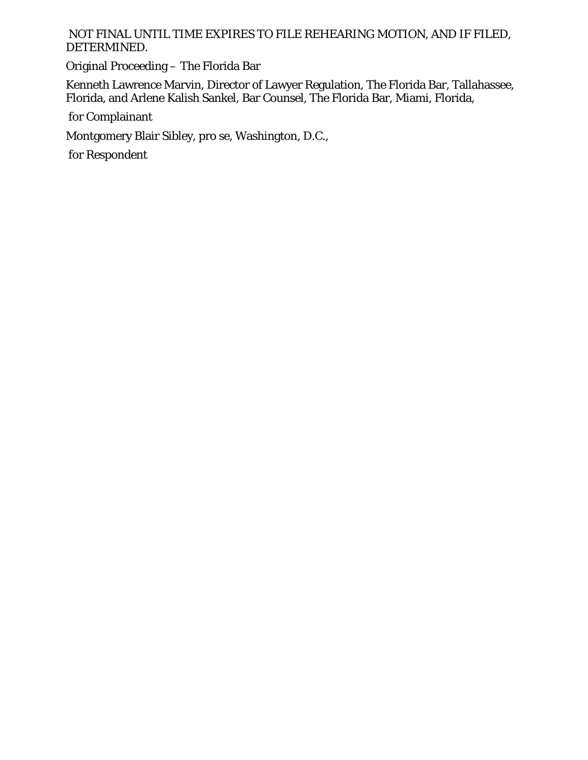NOT FINAL UNTIL TIME EXPIRES TO FILE REHEARING MOTION, AND IF FILED, DETERMINED.

Original Proceeding – The Florida Bar

Kenneth Lawrence Marvin, Director of Lawyer Regulation, The Florida Bar, Tallahassee, Florida, and Arlene Kalish Sankel, Bar Counsel, The Florida Bar, Miami, Florida,

for Complainant

Montgomery Blair Sibley, pro se, Washington, D.C.,

for Respondent